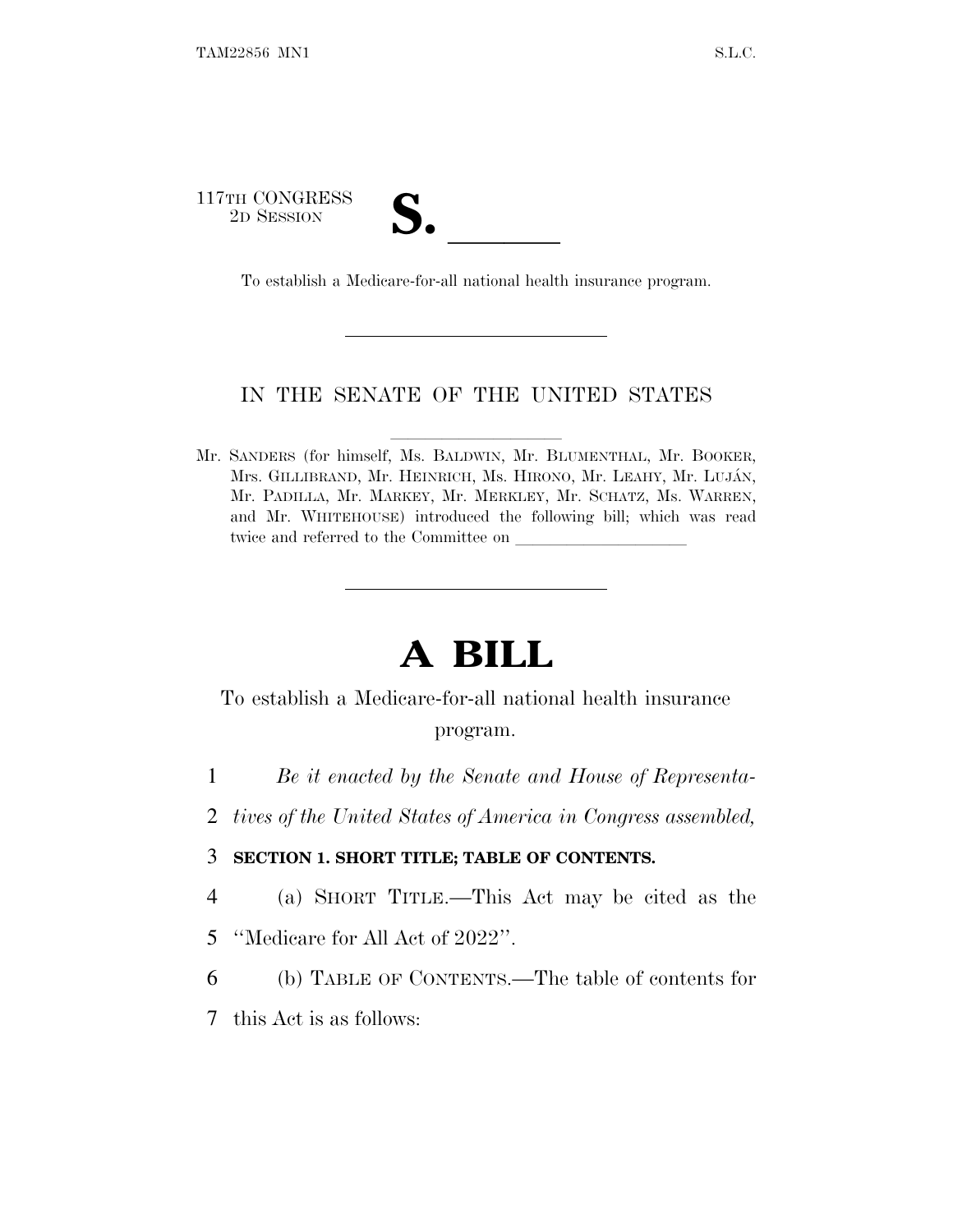117TH CONGRESS
2D SESSION

# S. \_\_\_\_\_\_

To establish a Medicare-for-all national health insurance program.

---

IN THE SENATE OF THE UNITED STATES

Mr. SANDERS (for himself, Ms. BALDWIN, Mr. BLUMENTHAL, Mr. BOOKER, Mrs. GILLIBRAND, Mr. HEINRICH, Ms. HIRONO, Mr. LEAHY, Mr. LUJÁN, Mr. PADILLA, Mr. MARKEY, Mr. MERKLEY, Mr. SCHATZ, Ms. WARREN, and Mr. WHITEHOUSE) introduced the following bill; which was read twice and referred to the Committee on \_\_\_\_\_\_\_\_\_\_\_\_\_\_\_\_\_\_\_\_

---

# A BILL

To establish a Medicare-for-all national health insurance program.

1 *Be it enacted by the Senate and House of Representa-*
2 *tives of the United States of America in Congress assembled,*

3 **SECTION 1. SHORT TITLE; TABLE OF CONTENTS.**

4 (a) SHORT TITLE.—This Act may be cited as the
5 ''Medicare for All Act of 2022''.

6 (b) TABLE OF CONTENTS.—The table of contents for
7 this Act is as follows: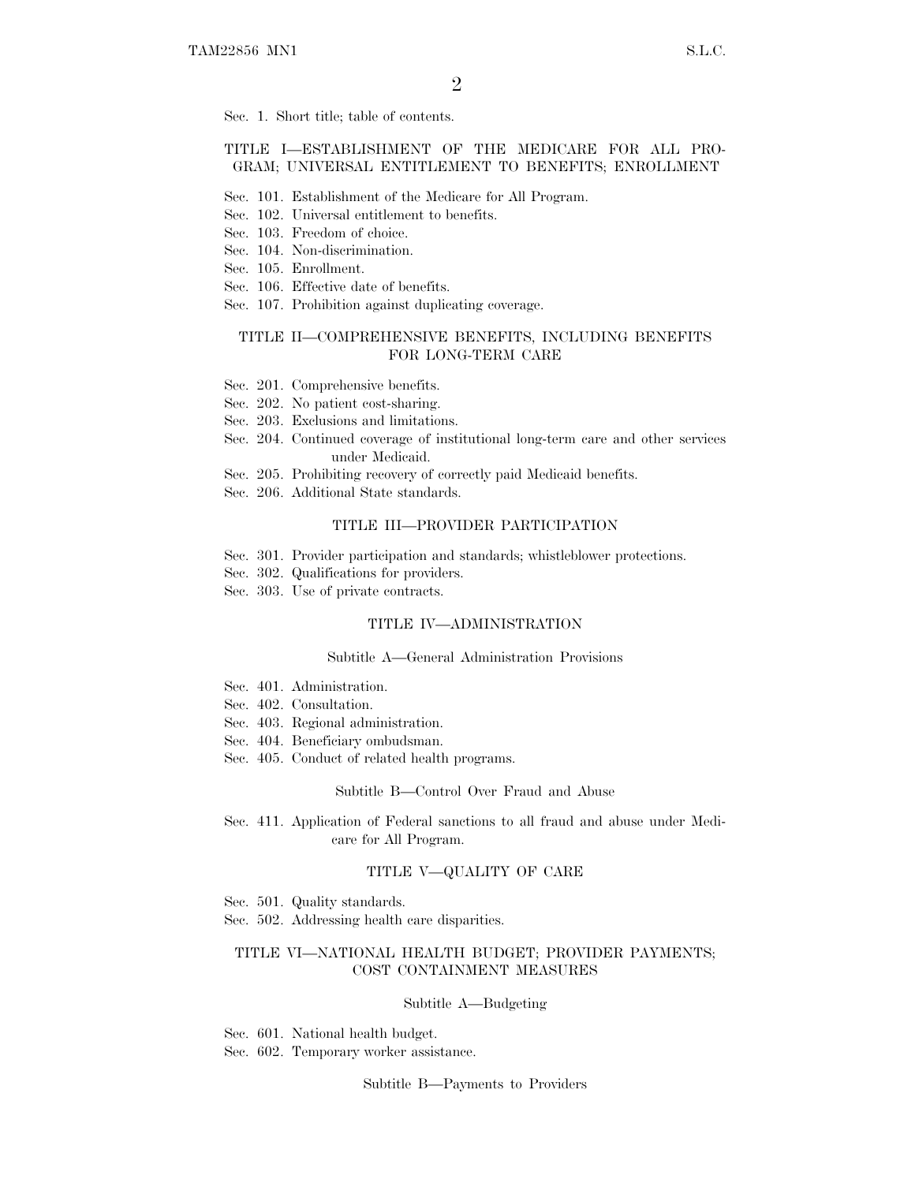Sec. 1. Short title; table of contents.

TITLE I—ESTABLISHMENT OF THE MEDICARE FOR ALL PROGRAM; UNIVERSAL ENTITLEMENT TO BENEFITS; ENROLLMENT

Sec. 101. Establishment of the Medicare for All Program.
Sec. 102. Universal entitlement to benefits.
Sec. 103. Freedom of choice.
Sec. 104. Non-discrimination.
Sec. 105. Enrollment.
Sec. 106. Effective date of benefits.
Sec. 107. Prohibition against duplicating coverage.

TITLE II—COMPREHENSIVE BENEFITS, INCLUDING BENEFITS FOR LONG-TERM CARE

Sec. 201. Comprehensive benefits.
Sec. 202. No patient cost-sharing.
Sec. 203. Exclusions and limitations.
Sec. 204. Continued coverage of institutional long-term care and other services under Medicaid.
Sec. 205. Prohibiting recovery of correctly paid Medicaid benefits.
Sec. 206. Additional State standards.

TITLE III—PROVIDER PARTICIPATION

Sec. 301. Provider participation and standards; whistleblower protections.
Sec. 302. Qualifications for providers.
Sec. 303. Use of private contracts.

TITLE IV—ADMINISTRATION

Subtitle A—General Administration Provisions

Sec. 401. Administration.
Sec. 402. Consultation.
Sec. 403. Regional administration.
Sec. 404. Beneficiary ombudsman.
Sec. 405. Conduct of related health programs.

Subtitle B—Control Over Fraud and Abuse

Sec. 411. Application of Federal sanctions to all fraud and abuse under Medicare for All Program.

TITLE V—QUALITY OF CARE

Sec. 501. Quality standards.
Sec. 502. Addressing health care disparities.

TITLE VI—NATIONAL HEALTH BUDGET; PROVIDER PAYMENTS; COST CONTAINMENT MEASURES

Subtitle A—Budgeting

Sec. 601. National health budget.
Sec. 602. Temporary worker assistance.

Subtitle B—Payments to Providers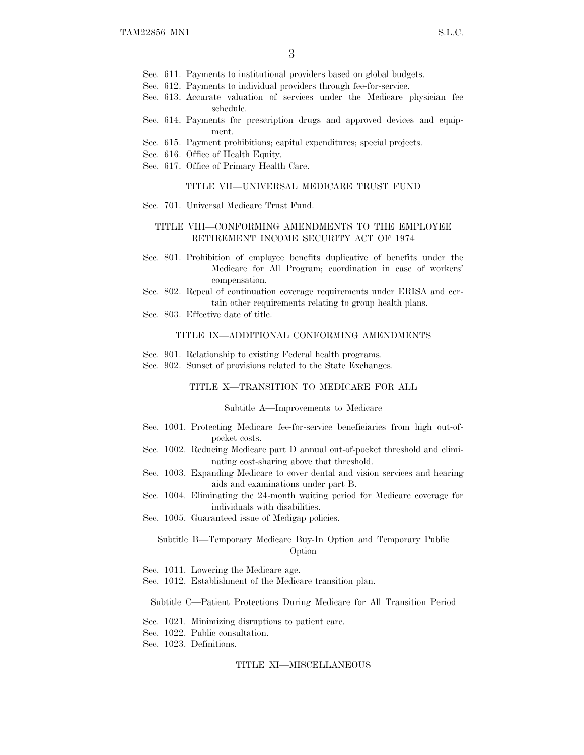Sec. 611. Payments to institutional providers based on global budgets.
Sec. 612. Payments to individual providers through fee-for-service.
Sec. 613. Accurate valuation of services under the Medicare physician fee schedule.
Sec. 614. Payments for prescription drugs and approved devices and equipment.
Sec. 615. Payment prohibitions; capital expenditures; special projects.
Sec. 616. Office of Health Equity.
Sec. 617. Office of Primary Health Care.

TITLE VII—UNIVERSAL MEDICARE TRUST FUND

Sec. 701. Universal Medicare Trust Fund.

TITLE VIII—CONFORMING AMENDMENTS TO THE EMPLOYEE RETIREMENT INCOME SECURITY ACT OF 1974

Sec. 801. Prohibition of employee benefits duplicative of benefits under the Medicare for All Program; coordination in case of workers' compensation.
Sec. 802. Repeal of continuation coverage requirements under ERISA and certain other requirements relating to group health plans.
Sec. 803. Effective date of title.

TITLE IX—ADDITIONAL CONFORMING AMENDMENTS

Sec. 901. Relationship to existing Federal health programs.
Sec. 902. Sunset of provisions related to the State Exchanges.

TITLE X—TRANSITION TO MEDICARE FOR ALL

Subtitle A—Improvements to Medicare

Sec. 1001. Protecting Medicare fee-for-service beneficiaries from high out-of-pocket costs.
Sec. 1002. Reducing Medicare part D annual out-of-pocket threshold and eliminating cost-sharing above that threshold.
Sec. 1003. Expanding Medicare to cover dental and vision services and hearing aids and examinations under part B.
Sec. 1004. Eliminating the 24-month waiting period for Medicare coverage for individuals with disabilities.
Sec. 1005. Guaranteed issue of Medigap policies.

Subtitle B—Temporary Medicare Buy-In Option and Temporary Public Option

Sec. 1011. Lowering the Medicare age.
Sec. 1012. Establishment of the Medicare transition plan.

Subtitle C—Patient Protections During Medicare for All Transition Period

Sec. 1021. Minimizing disruptions to patient care.
Sec. 1022. Public consultation.
Sec. 1023. Definitions.

TITLE XI—MISCELLANEOUS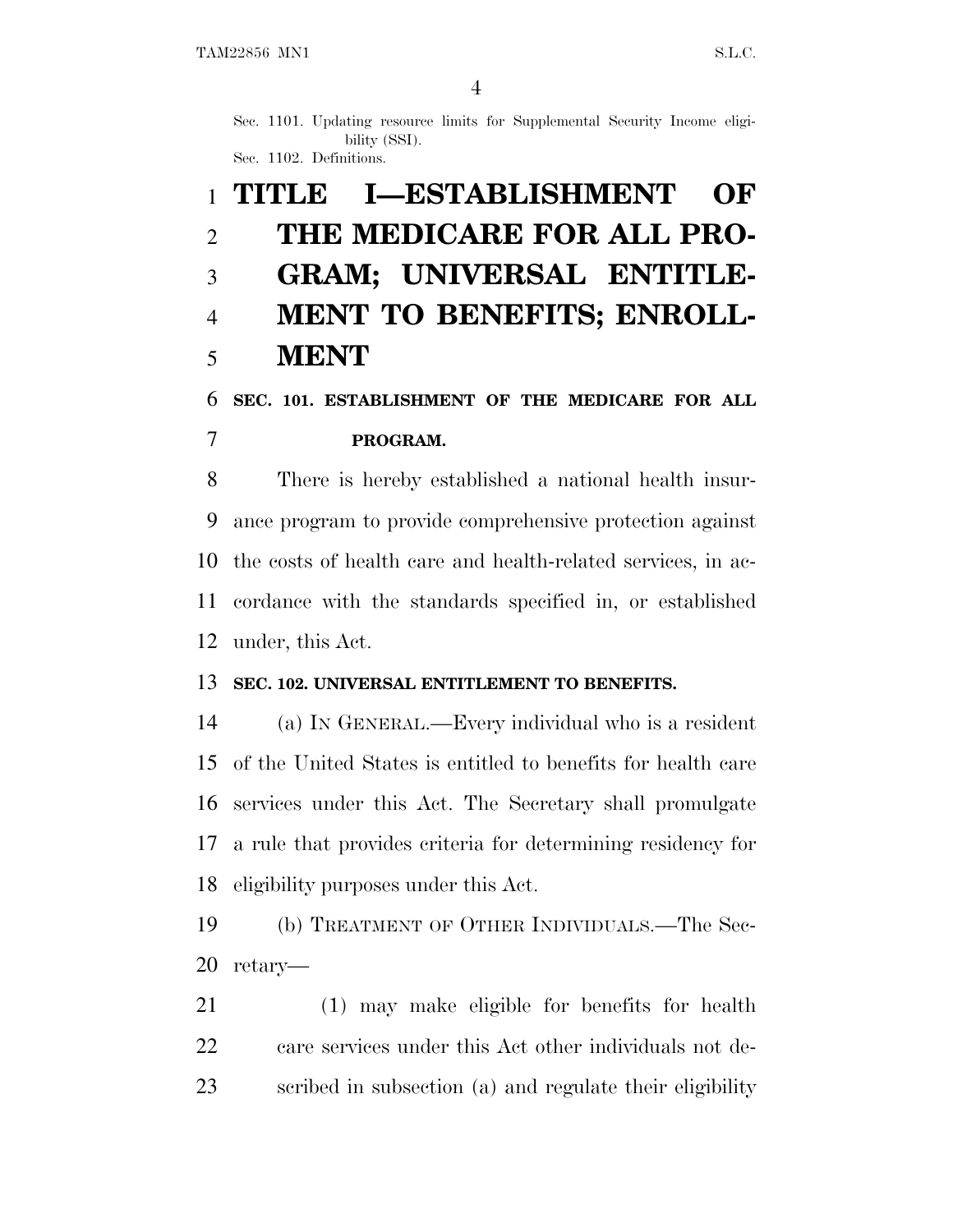Sec. 1101. Updating resource limits for Supplemental Security Income eligibility (SSI).
Sec. 1102. Definitions.

# TITLE I—ESTABLISHMENT OF THE MEDICARE FOR ALL PROGRAM; UNIVERSAL ENTITLEMENT TO BENEFITS; ENROLLMENT

## SEC. 101. ESTABLISHMENT OF THE MEDICARE FOR ALL PROGRAM.

There is hereby established a national health insurance program to provide comprehensive protection against the costs of health care and health-related services, in accordance with the standards specified in, or established under, this Act.

## SEC. 102. UNIVERSAL ENTITLEMENT TO BENEFITS.

(a) IN GENERAL.—Every individual who is a resident of the United States is entitled to benefits for health care services under this Act. The Secretary shall promulgate a rule that provides criteria for determining residency for eligibility purposes under this Act.

(b) TREATMENT OF OTHER INDIVIDUALS.—The Secretary—

(1) may make eligible for benefits for health care services under this Act other individuals not described in subsection (a) and regulate their eligibility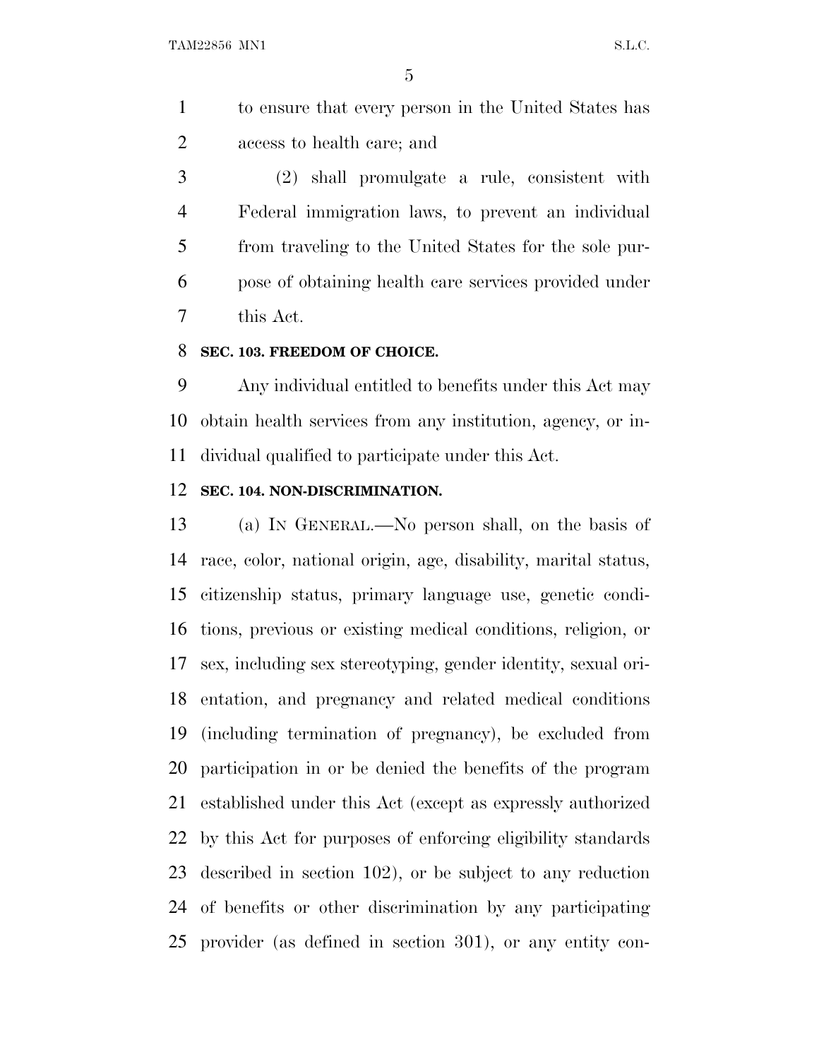to ensure that every person in the United States has access to health care; and

(2) shall promulgate a rule, consistent with Federal immigration laws, to prevent an individual from traveling to the United States for the sole purpose of obtaining health care services provided under this Act.

### SEC. 103. FREEDOM OF CHOICE.

Any individual entitled to benefits under this Act may obtain health services from any institution, agency, or individual qualified to participate under this Act.

### SEC. 104. NON-DISCRIMINATION.

(a) IN GENERAL.—No person shall, on the basis of race, color, national origin, age, disability, marital status, citizenship status, primary language use, genetic conditions, previous or existing medical conditions, religion, or sex, including sex stereotyping, gender identity, sexual orientation, and pregnancy and related medical conditions (including termination of pregnancy), be excluded from participation in or be denied the benefits of the program established under this Act (except as expressly authorized by this Act for purposes of enforcing eligibility standards described in section 102), or be subject to any reduction of benefits or other discrimination by any participating provider (as defined in section 301), or any entity con-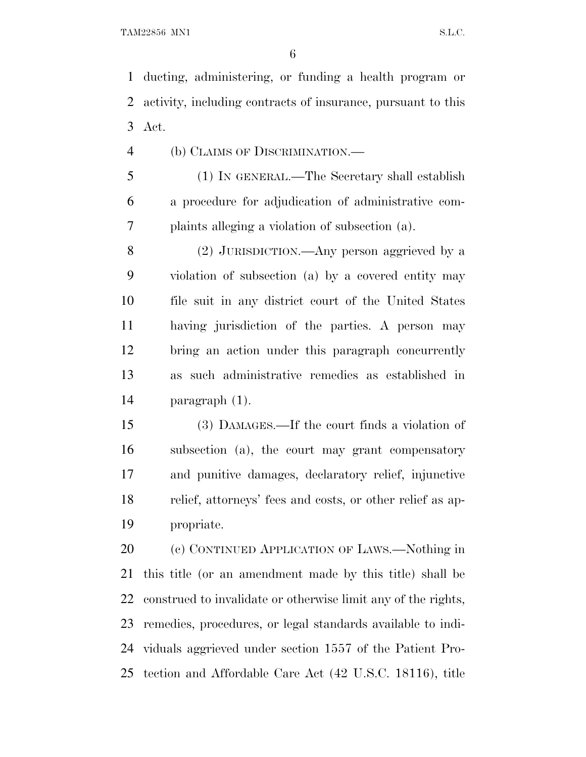ducting, administering, or funding a health program or activity, including contracts of insurance, pursuant to this Act.

(b) CLAIMS OF DISCRIMINATION.—

(1) IN GENERAL.—The Secretary shall establish a procedure for adjudication of administrative complaints alleging a violation of subsection (a).

(2) JURISDICTION.—Any person aggrieved by a violation of subsection (a) by a covered entity may file suit in any district court of the United States having jurisdiction of the parties. A person may bring an action under this paragraph concurrently as such administrative remedies as established in paragraph (1).

(3) DAMAGES.—If the court finds a violation of subsection (a), the court may grant compensatory and punitive damages, declaratory relief, injunctive relief, attorneys' fees and costs, or other relief as appropriate.

(c) CONTINUED APPLICATION OF LAWS.—Nothing in this title (or an amendment made by this title) shall be construed to invalidate or otherwise limit any of the rights, remedies, procedures, or legal standards available to individuals aggrieved under section 1557 of the Patient Protection and Affordable Care Act (42 U.S.C. 18116), title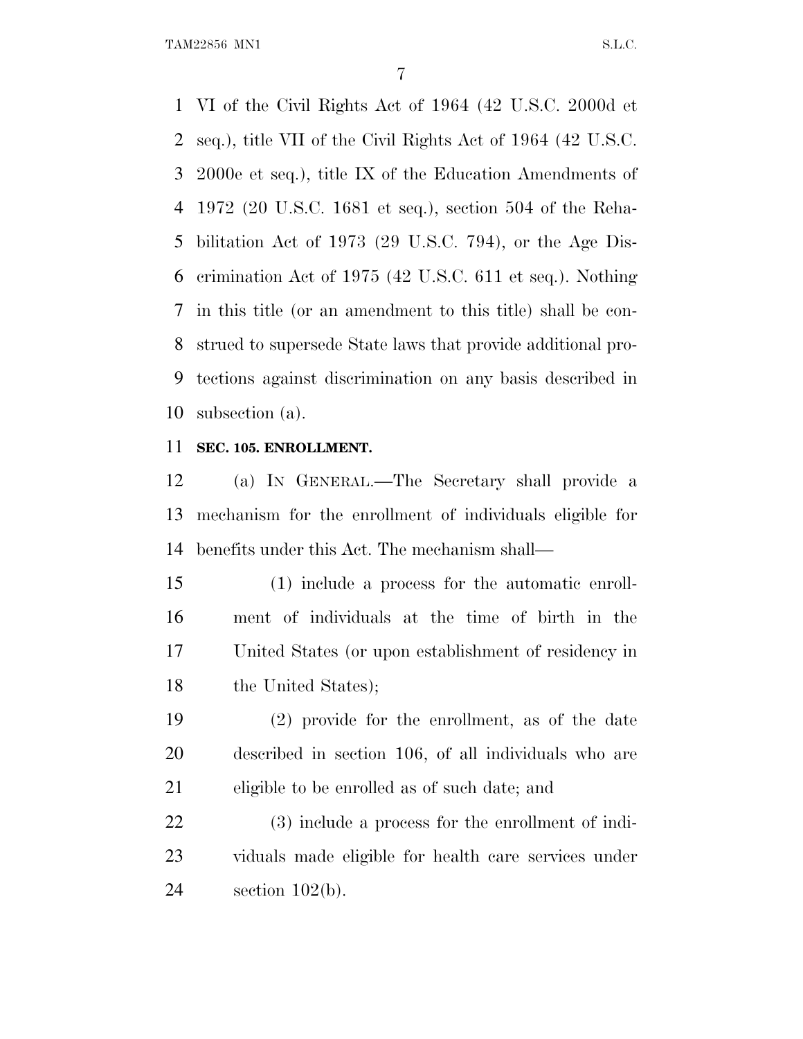VI of the Civil Rights Act of 1964 (42 U.S.C. 2000d et seq.), title VII of the Civil Rights Act of 1964 (42 U.S.C. 2000e et seq.), title IX of the Education Amendments of 1972 (20 U.S.C. 1681 et seq.), section 504 of the Rehabilitation Act of 1973 (29 U.S.C. 794), or the Age Discrimination Act of 1975 (42 U.S.C. 611 et seq.). Nothing in this title (or an amendment to this title) shall be construed to supersede State laws that provide additional protections against discrimination on any basis described in subsection (a).

**SEC. 105. ENROLLMENT.**

(a) IN GENERAL.—The Secretary shall provide a mechanism for the enrollment of individuals eligible for benefits under this Act. The mechanism shall—

(1) include a process for the automatic enrollment of individuals at the time of birth in the United States (or upon establishment of residency in the United States);

(2) provide for the enrollment, as of the date described in section 106, of all individuals who are eligible to be enrolled as of such date; and

(3) include a process for the enrollment of individuals made eligible for health care services under section 102(b).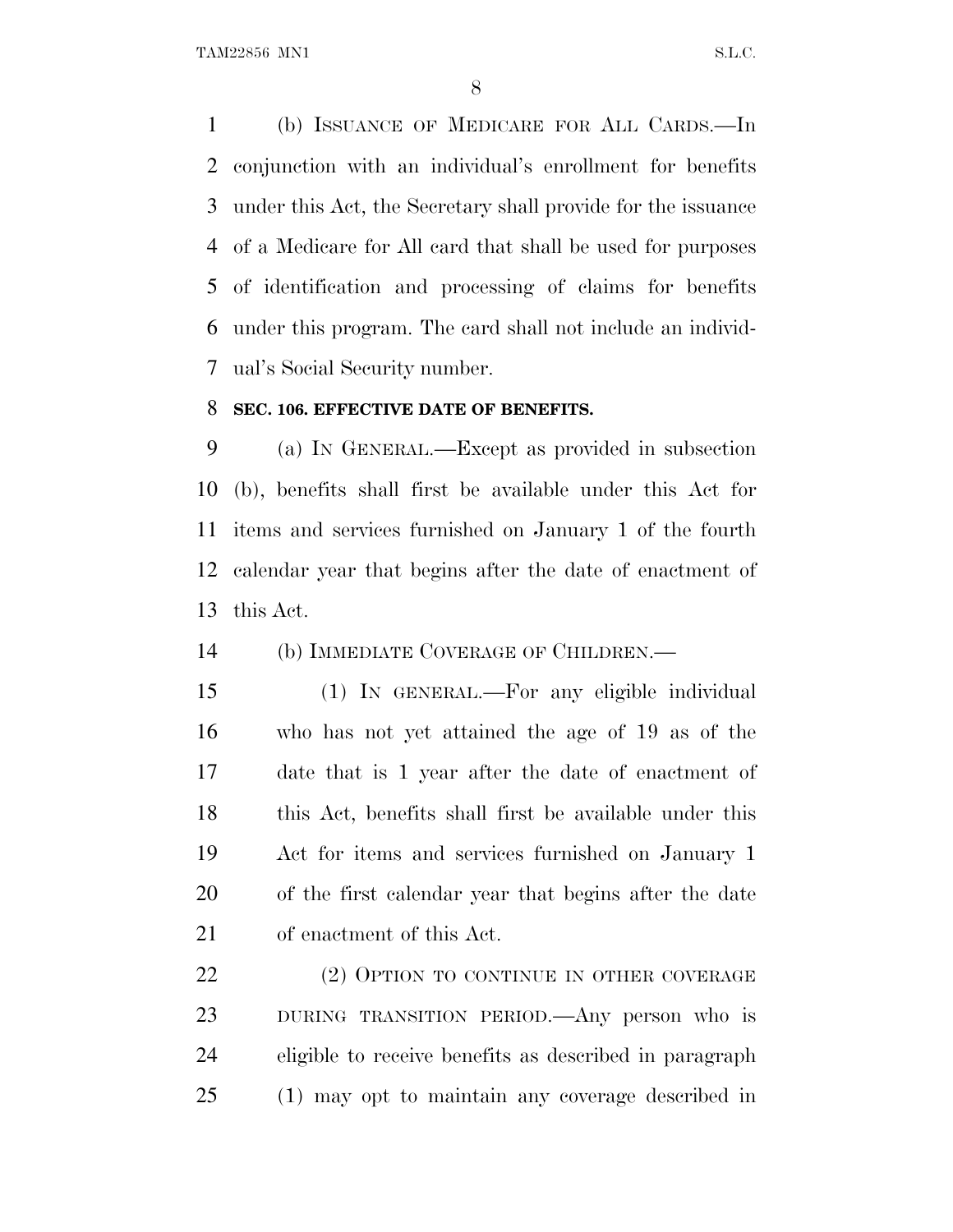(b) ISSUANCE OF MEDICARE FOR ALL CARDS.—In conjunction with an individual's enrollment for benefits under this Act, the Secretary shall provide for the issuance of a Medicare for All card that shall be used for purposes of identification and processing of claims for benefits under this program. The card shall not include an individual's Social Security number.

**SEC. 106. EFFECTIVE DATE OF BENEFITS.**

(a) IN GENERAL.—Except as provided in subsection (b), benefits shall first be available under this Act for items and services furnished on January 1 of the fourth calendar year that begins after the date of enactment of this Act.

(b) IMMEDIATE COVERAGE OF CHILDREN.—

(1) IN GENERAL.—For any eligible individual who has not yet attained the age of 19 as of the date that is 1 year after the date of enactment of this Act, benefits shall first be available under this Act for items and services furnished on January 1 of the first calendar year that begins after the date of enactment of this Act.

(2) OPTION TO CONTINUE IN OTHER COVERAGE DURING TRANSITION PERIOD.—Any person who is eligible to receive benefits as described in paragraph (1) may opt to maintain any coverage described in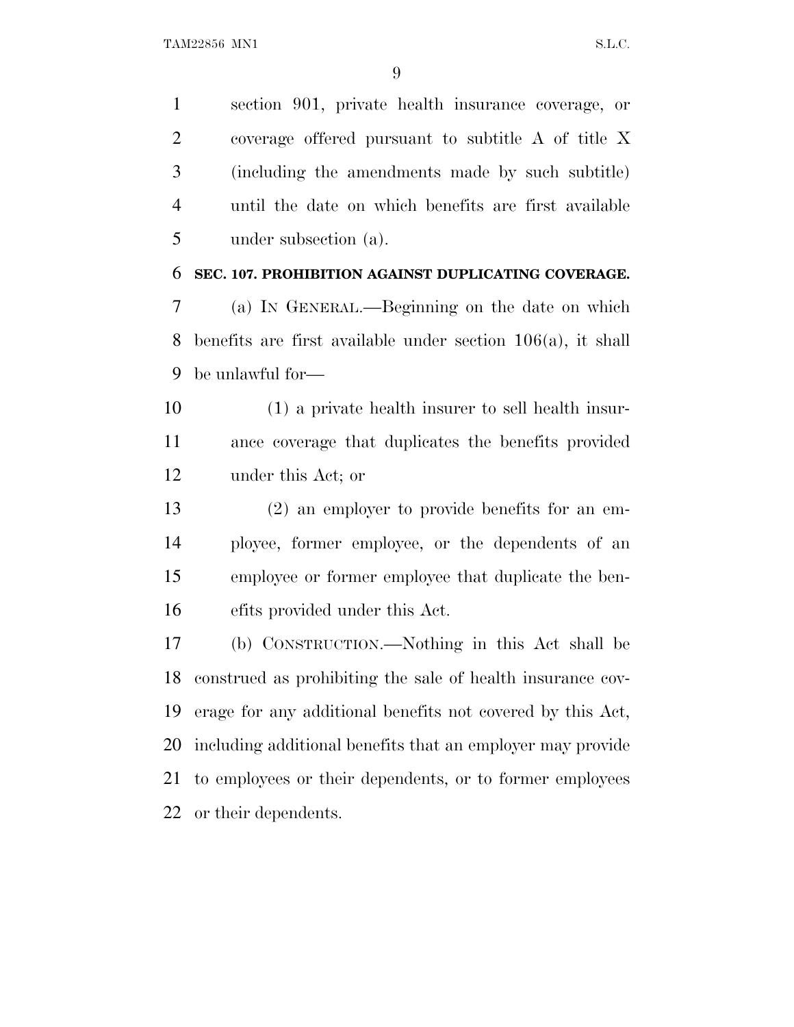section 901, private health insurance coverage, or coverage offered pursuant to subtitle A of title X (including the amendments made by such subtitle) until the date on which benefits are first available under subsection (a).

**SEC. 107. PROHIBITION AGAINST DUPLICATING COVERAGE.**

(a) IN GENERAL.—Beginning on the date on which benefits are first available under section 106(a), it shall be unlawful for—

(1) a private health insurer to sell health insurance coverage that duplicates the benefits provided under this Act; or

(2) an employer to provide benefits for an employee, former employee, or the dependents of an employee or former employee that duplicate the benefits provided under this Act.

(b) CONSTRUCTION.—Nothing in this Act shall be construed as prohibiting the sale of health insurance coverage for any additional benefits not covered by this Act, including additional benefits that an employer may provide to employees or their dependents, or to former employees or their dependents.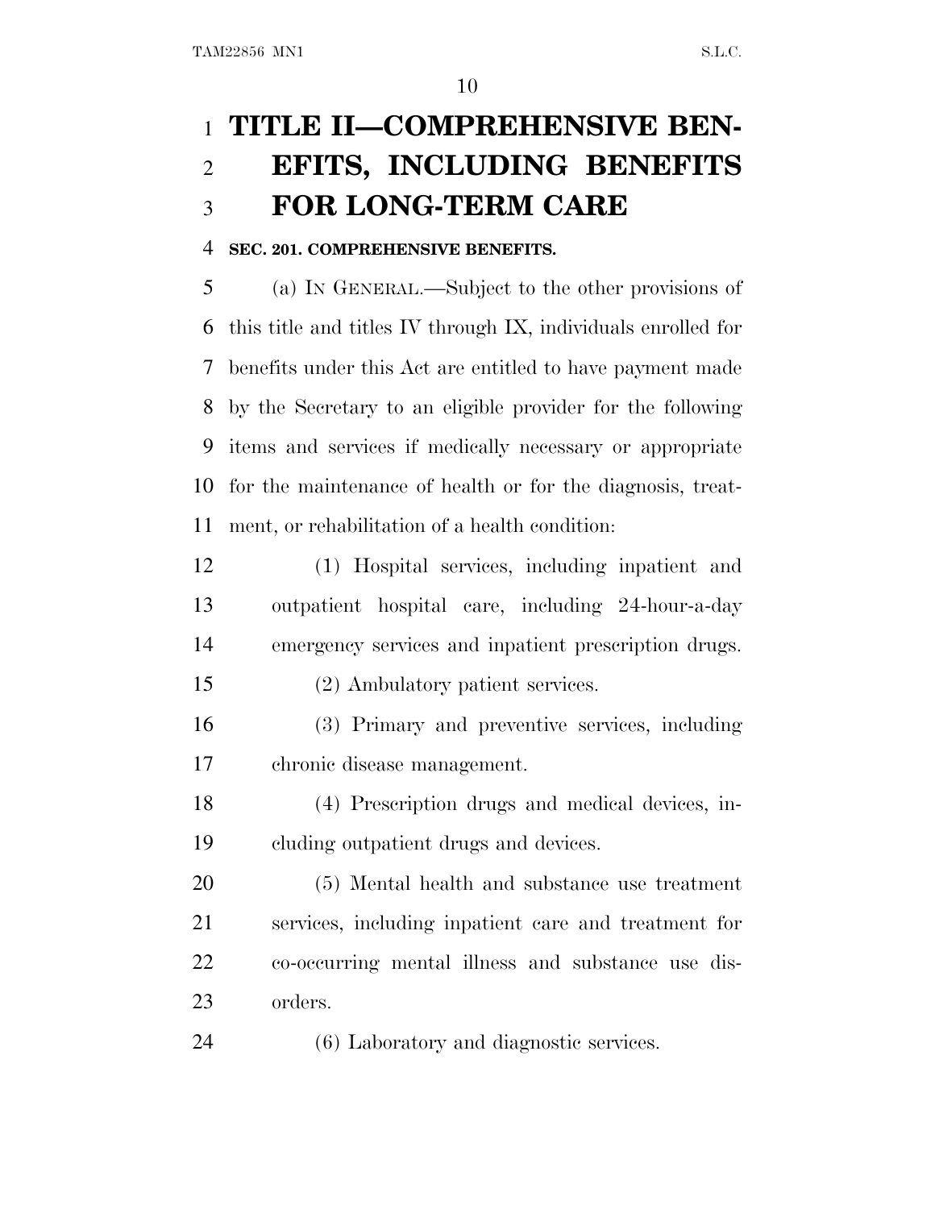# TITLE II—COMPREHENSIVE BENEFITS, INCLUDING BENEFITS FOR LONG-TERM CARE

### SEC. 201. COMPREHENSIVE BENEFITS.

(a) IN GENERAL.—Subject to the other provisions of this title and titles IV through IX, individuals enrolled for benefits under this Act are entitled to have payment made by the Secretary to an eligible provider for the following items and services if medically necessary or appropriate for the maintenance of health or for the diagnosis, treatment, or rehabilitation of a health condition:

(1) Hospital services, including inpatient and outpatient hospital care, including 24-hour-a-day emergency services and inpatient prescription drugs.

(2) Ambulatory patient services.

(3) Primary and preventive services, including chronic disease management.

(4) Prescription drugs and medical devices, including outpatient drugs and devices.

(5) Mental health and substance use treatment services, including inpatient care and treatment for co-occurring mental illness and substance use disorders.

(6) Laboratory and diagnostic services.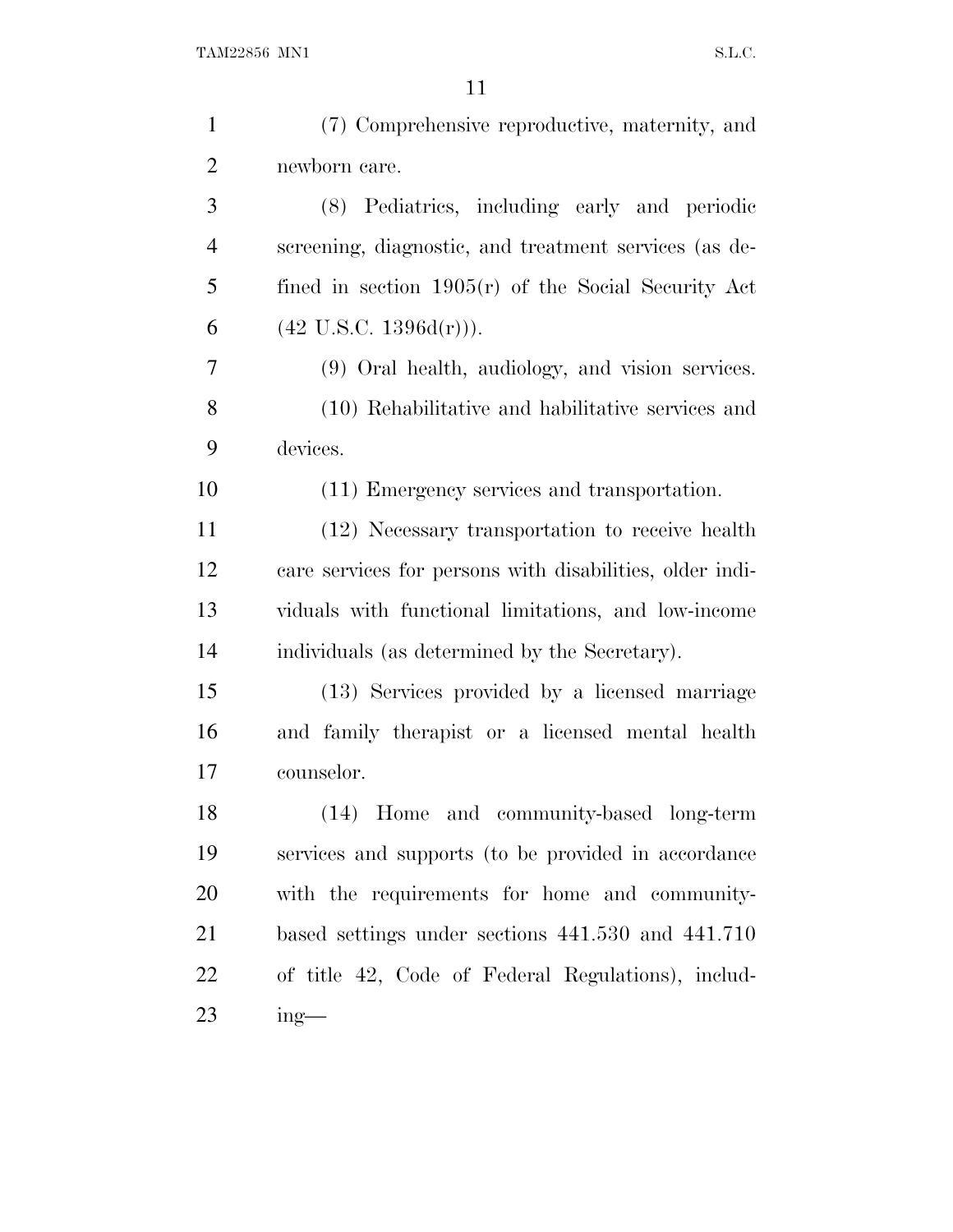(7) Comprehensive reproductive, maternity, and newborn care.

(8) Pediatrics, including early and periodic screening, diagnostic, and treatment services (as defined in section 1905(r) of the Social Security Act (42 U.S.C. 1396d(r))).

(9) Oral health, audiology, and vision services.

(10) Rehabilitative and habilitative services and devices.

(11) Emergency services and transportation.

(12) Necessary transportation to receive health care services for persons with disabilities, older individuals with functional limitations, and low-income individuals (as determined by the Secretary).

(13) Services provided by a licensed marriage and family therapist or a licensed mental health counselor.

(14) Home and community-based long-term services and supports (to be provided in accordance with the requirements for home and community-based settings under sections 441.530 and 441.710 of title 42, Code of Federal Regulations), including—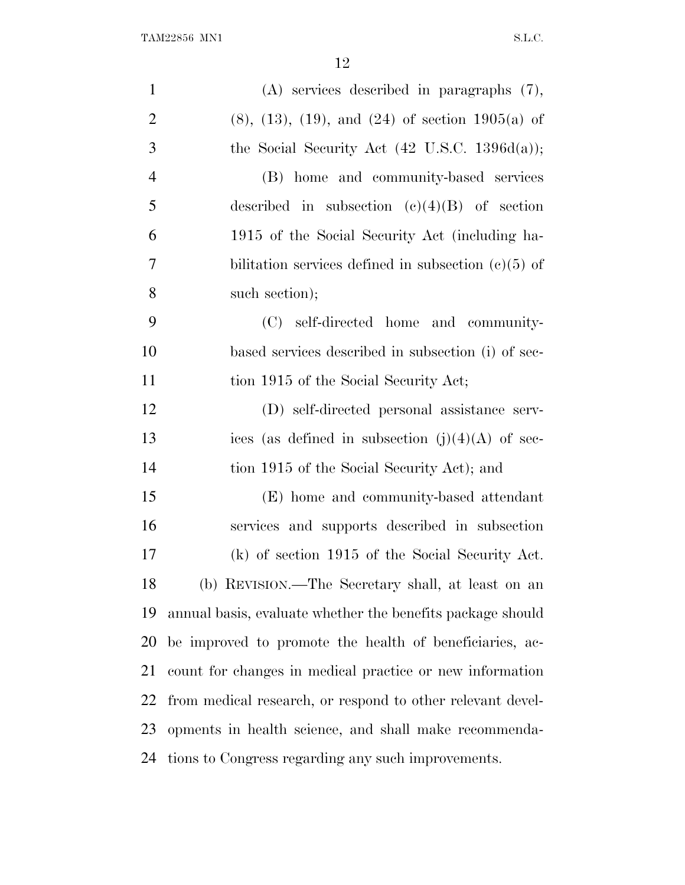(A) services described in paragraphs (7), (8), (13), (19), and (24) of section 1905(a) of the Social Security Act (42 U.S.C. 1396d(a));

(B) home and community-based services described in subsection (c)(4)(B) of section 1915 of the Social Security Act (including habilitation services defined in subsection (c)(5) of such section);

(C) self-directed home and community-based services described in subsection (i) of section 1915 of the Social Security Act;

(D) self-directed personal assistance services (as defined in subsection (j)(4)(A) of section 1915 of the Social Security Act); and

(E) home and community-based attendant services and supports described in subsection (k) of section 1915 of the Social Security Act.

(b) REVISION.—The Secretary shall, at least on an annual basis, evaluate whether the benefits package should be improved to promote the health of beneficiaries, account for changes in medical practice or new information from medical research, or respond to other relevant developments in health science, and shall make recommendations to Congress regarding any such improvements.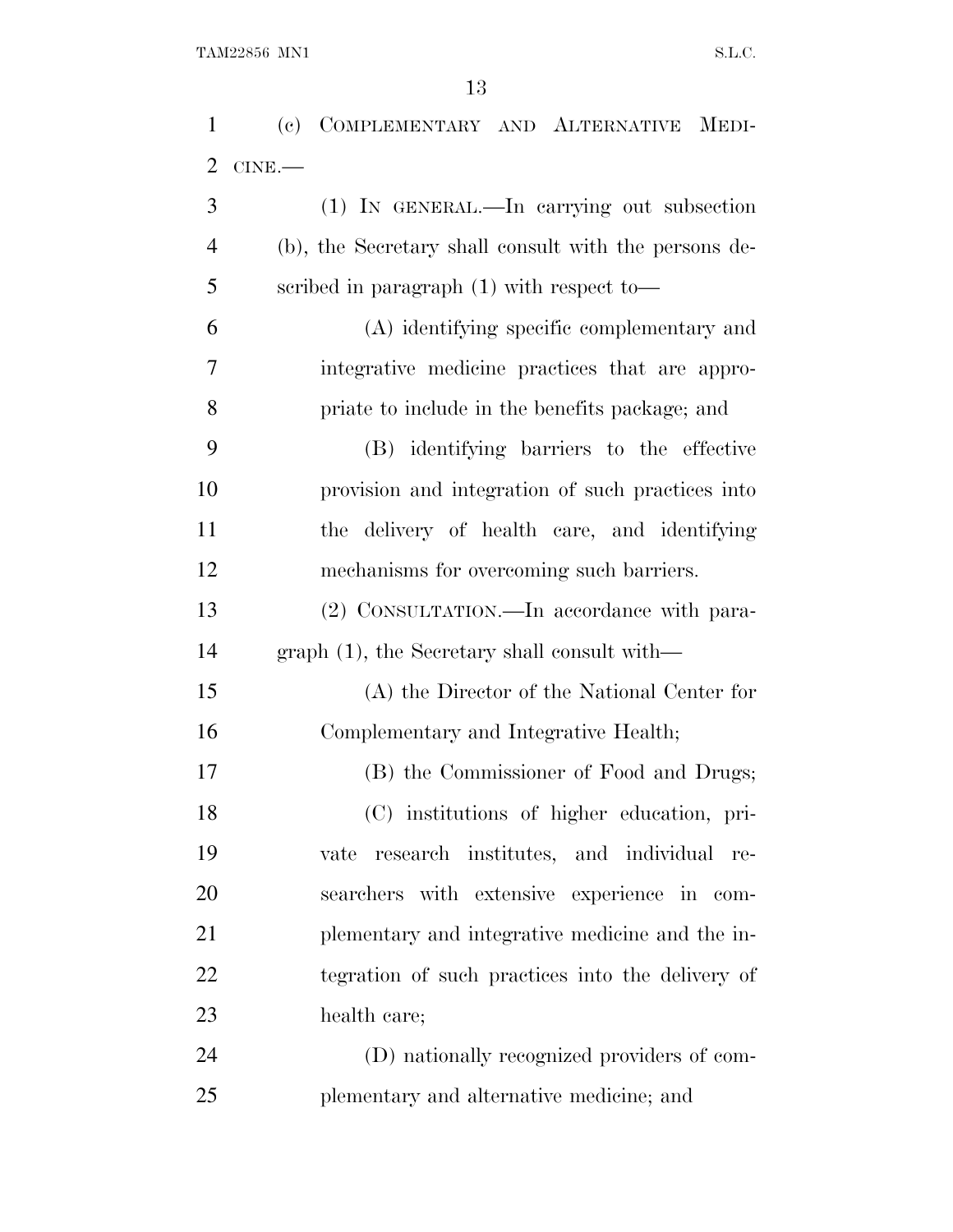(c) COMPLEMENTARY AND ALTERNATIVE MEDICINE.—

(1) IN GENERAL.—In carrying out subsection (b), the Secretary shall consult with the persons described in paragraph (1) with respect to—

(A) identifying specific complementary and integrative medicine practices that are appropriate to include in the benefits package; and

(B) identifying barriers to the effective provision and integration of such practices into the delivery of health care, and identifying mechanisms for overcoming such barriers.

(2) CONSULTATION.—In accordance with paragraph (1), the Secretary shall consult with—

(A) the Director of the National Center for Complementary and Integrative Health;

(B) the Commissioner of Food and Drugs;

(C) institutions of higher education, private research institutes, and individual researchers with extensive experience in complementary and integrative medicine and the integration of such practices into the delivery of health care;

(D) nationally recognized providers of complementary and alternative medicine; and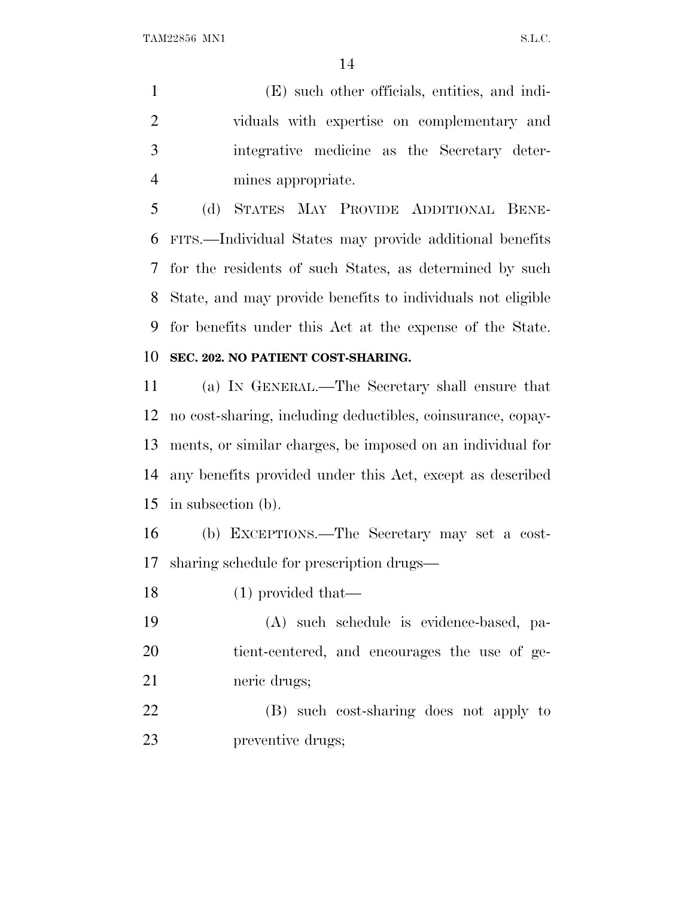(E) such other officials, entities, and individuals with expertise on complementary and integrative medicine as the Secretary determines appropriate.

(d) STATES MAY PROVIDE ADDITIONAL BENEFITS.—Individual States may provide additional benefits for the residents of such States, as determined by such State, and may provide benefits to individuals not eligible for benefits under this Act at the expense of the State.

**SEC. 202. NO PATIENT COST-SHARING.**

(a) IN GENERAL.—The Secretary shall ensure that no cost-sharing, including deductibles, coinsurance, copayments, or similar charges, be imposed on an individual for any benefits provided under this Act, except as described in subsection (b).

(b) EXCEPTIONS.—The Secretary may set a cost-sharing schedule for prescription drugs—

(1) provided that—

(A) such schedule is evidence-based, patient-centered, and encourages the use of generic drugs;

(B) such cost-sharing does not apply to preventive drugs;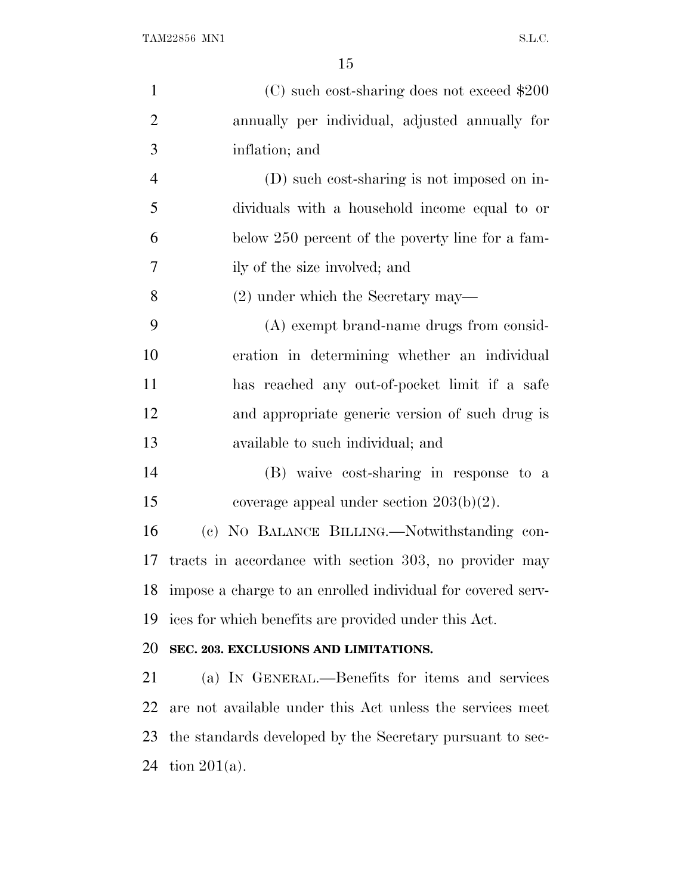(C) such cost-sharing does not exceed $200 annually per individual, adjusted annually for inflation; and

(D) such cost-sharing is not imposed on individuals with a household income equal to or below 250 percent of the poverty line for a family of the size involved; and

(2) under which the Secretary may—

(A) exempt brand-name drugs from consideration in determining whether an individual has reached any out-of-pocket limit if a safe and appropriate generic version of such drug is available to such individual; and

(B) waive cost-sharing in response to a coverage appeal under section 203(b)(2).

(c) NO BALANCE BILLING.—Notwithstanding contracts in accordance with section 303, no provider may impose a charge to an enrolled individual for covered services for which benefits are provided under this Act.

**SEC. 203. EXCLUSIONS AND LIMITATIONS.**

(a) IN GENERAL.—Benefits for items and services are not available under this Act unless the services meet the standards developed by the Secretary pursuant to section 201(a).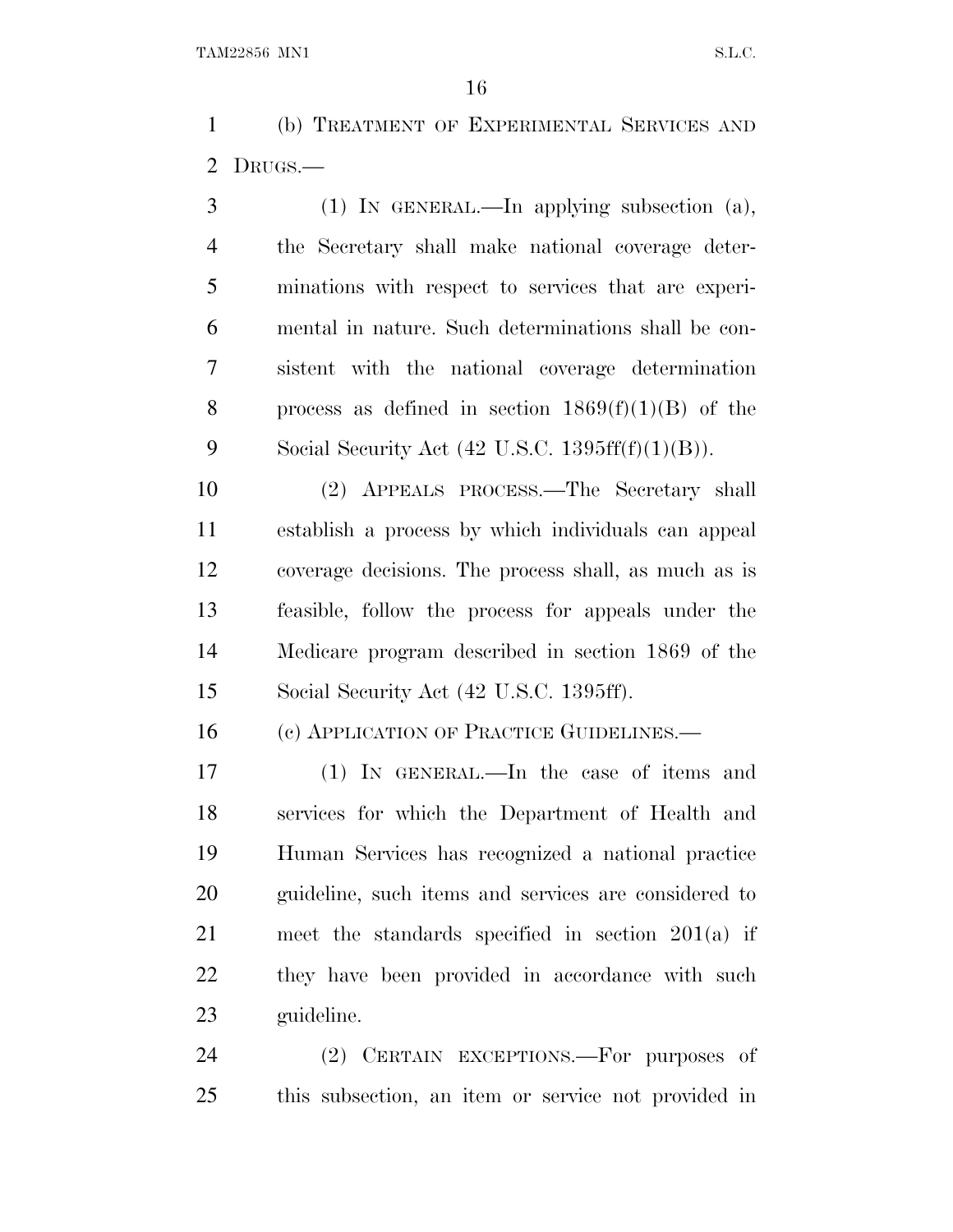(b) Treatment of Experimental Services and Drugs.—

(1) In general.—In applying subsection (a), the Secretary shall make national coverage determinations with respect to services that are experimental in nature. Such determinations shall be consistent with the national coverage determination process as defined in section 1869(f)(1)(B) of the Social Security Act (42 U.S.C. 1395ff(f)(1)(B)).

(2) Appeals process.—The Secretary shall establish a process by which individuals can appeal coverage decisions. The process shall, as much as is feasible, follow the process for appeals under the Medicare program described in section 1869 of the Social Security Act (42 U.S.C. 1395ff).

(c) Application of Practice Guidelines.—

(1) In general.—In the case of items and services for which the Department of Health and Human Services has recognized a national practice guideline, such items and services are considered to meet the standards specified in section 201(a) if they have been provided in accordance with such guideline.

(2) Certain exceptions.—For purposes of this subsection, an item or service not provided in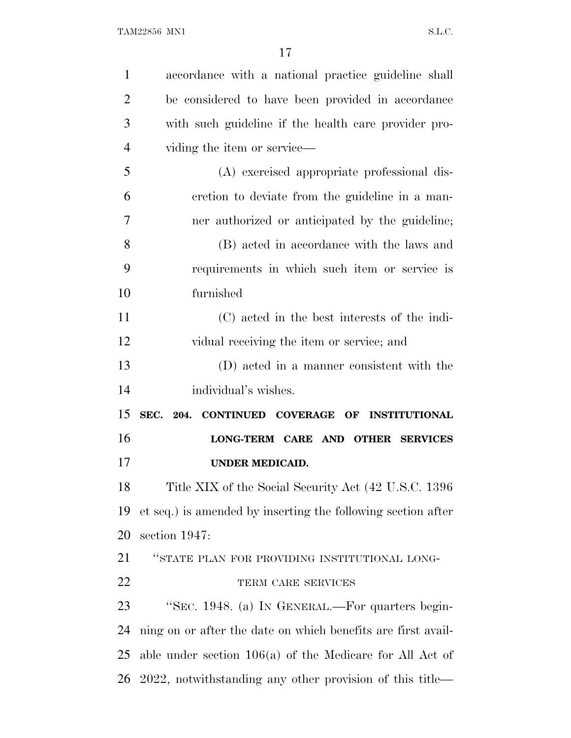accordance with a national practice guideline shall be considered to have been provided in accordance with such guideline if the health care provider providing the item or service—

(A) exercised appropriate professional discretion to deviate from the guideline in a manner authorized or anticipated by the guideline;

(B) acted in accordance with the laws and requirements in which such item or service is furnished

(C) acted in the best interests of the individual receiving the item or service; and

(D) acted in a manner consistent with the individual's wishes.

**SEC. 204. CONTINUED COVERAGE OF INSTITUTIONAL LONG-TERM CARE AND OTHER SERVICES UNDER MEDICAID.**

Title XIX of the Social Security Act (42 U.S.C. 1396 et seq.) is amended by inserting the following section after section 1947:

"STATE PLAN FOR PROVIDING INSTITUTIONAL LONG-TERM CARE SERVICES

"SEC. 1948. (a) IN GENERAL.—For quarters beginning on or after the date on which benefits are first available under section 106(a) of the Medicare for All Act of 2022, notwithstanding any other provision of this title—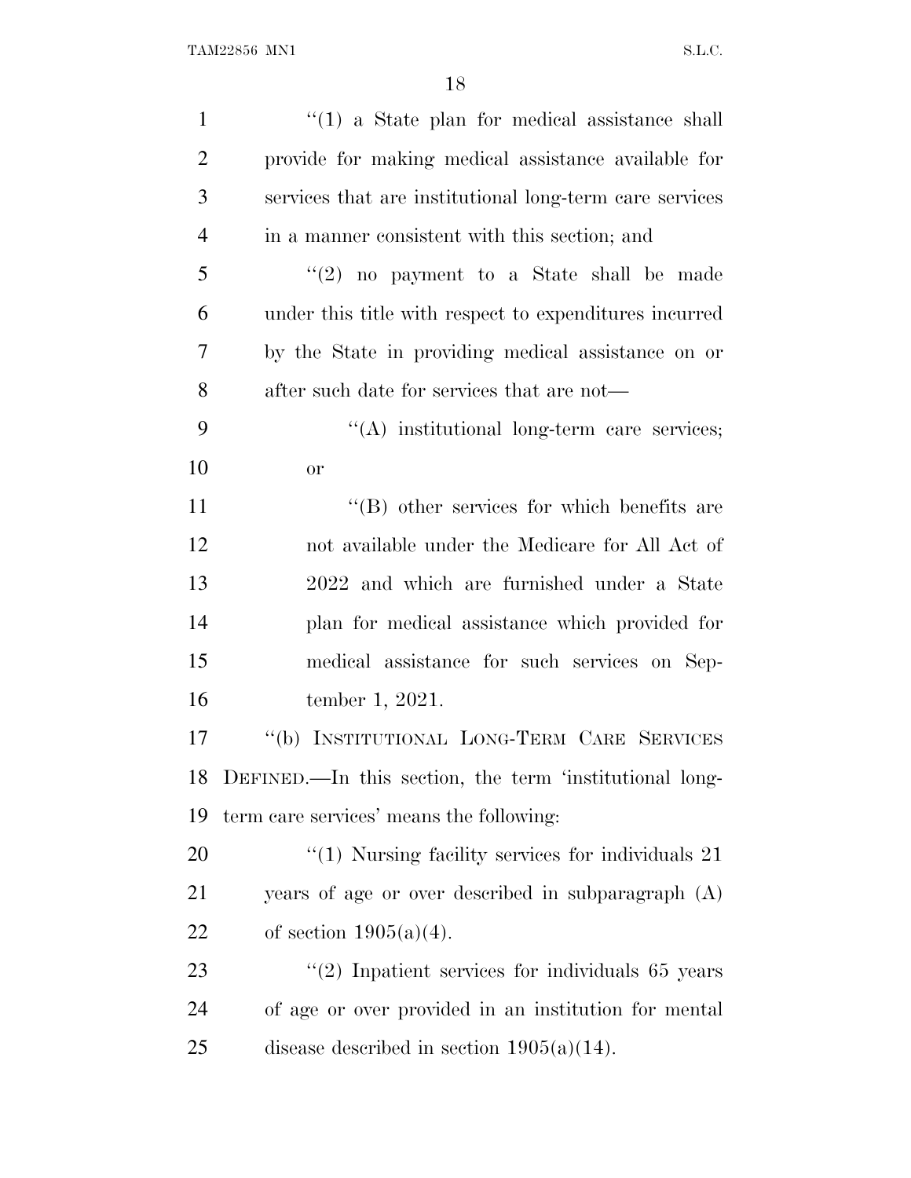''(1) a State plan for medical assistance shall provide for making medical assistance available for services that are institutional long-term care services in a manner consistent with this section; and

''(2) no payment to a State shall be made under this title with respect to expenditures incurred by the State in providing medical assistance on or after such date for services that are not—

''(A) institutional long-term care services; or

''(B) other services for which benefits are not available under the Medicare for All Act of 2022 and which are furnished under a State plan for medical assistance which provided for medical assistance for such services on September 1, 2021.

''(b) INSTITUTIONAL LONG-TERM CARE SERVICES DEFINED.—In this section, the term 'institutional long-term care services' means the following:

''(1) Nursing facility services for individuals 21 years of age or over described in subparagraph (A) of section 1905(a)(4).

''(2) Inpatient services for individuals 65 years of age or over provided in an institution for mental disease described in section 1905(a)(14).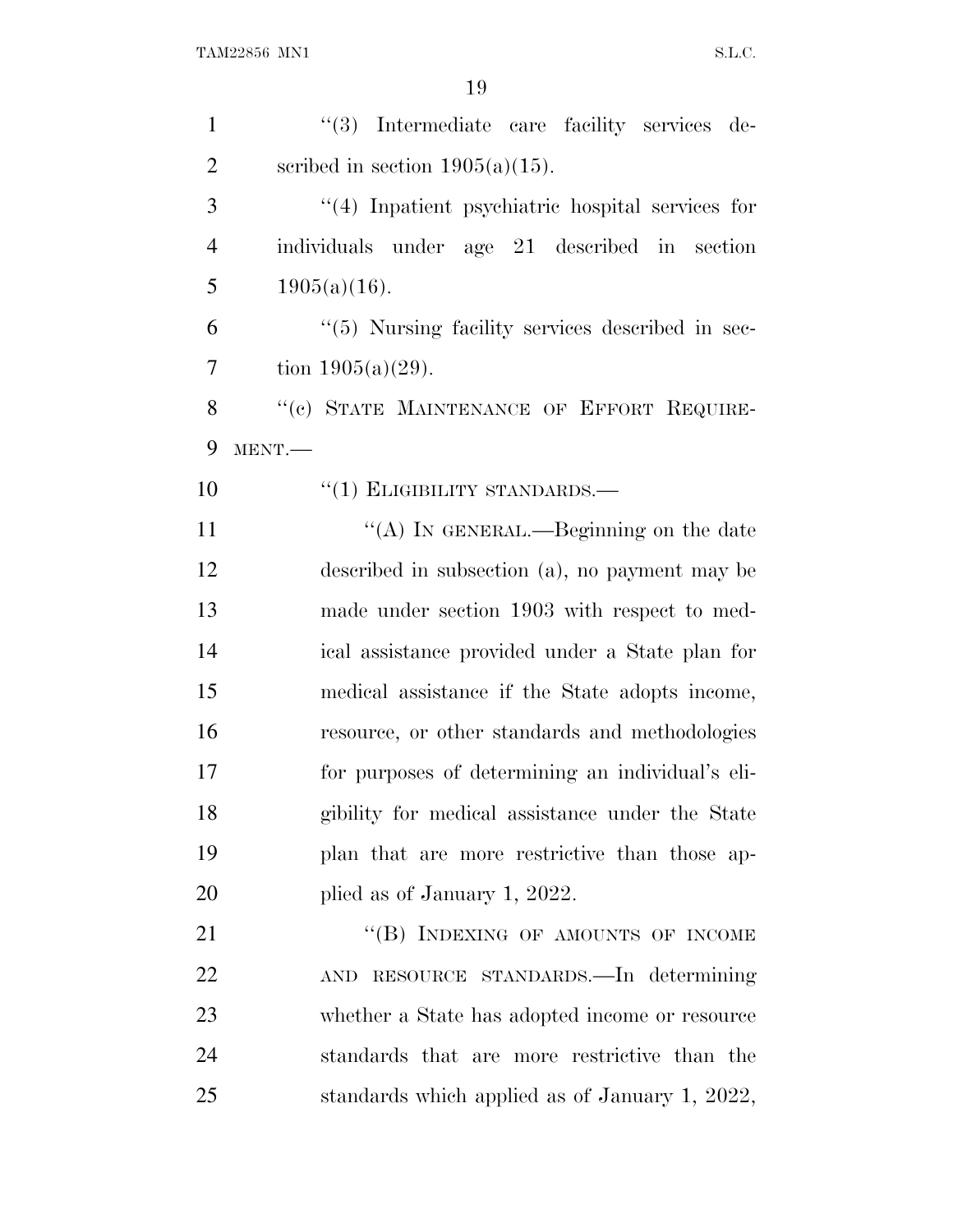"(3) Intermediate care facility services described in section 1905(a)(15).

"(4) Inpatient psychiatric hospital services for individuals under age 21 described in section 1905(a)(16).

"(5) Nursing facility services described in section 1905(a)(29).

"(c) STATE MAINTENANCE OF EFFORT REQUIREMENT.—

"(1) ELIGIBILITY STANDARDS.—

"(A) IN GENERAL.—Beginning on the date described in subsection (a), no payment may be made under section 1903 with respect to medical assistance provided under a State plan for medical assistance if the State adopts income, resource, or other standards and methodologies for purposes of determining an individual's eligibility for medical assistance under the State plan that are more restrictive than those applied as of January 1, 2022.

"(B) INDEXING OF AMOUNTS OF INCOME AND RESOURCE STANDARDS.—In determining whether a State has adopted income or resource standards that are more restrictive than the standards which applied as of January 1, 2022,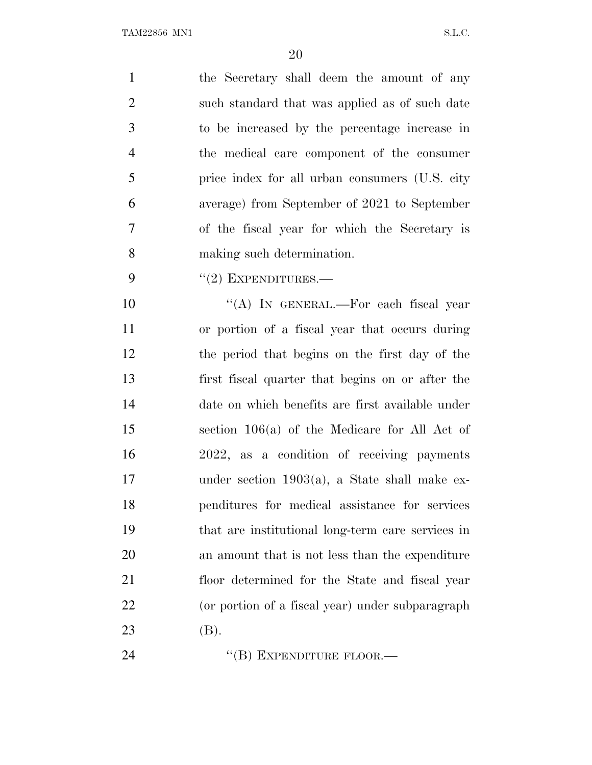the Secretary shall deem the amount of any such standard that was applied as of such date to be increased by the percentage increase in the medical care component of the consumer price index for all urban consumers (U.S. city average) from September of 2021 to September of the fiscal year for which the Secretary is making such determination.

"(2) EXPENDITURES.—

"(A) IN GENERAL.—For each fiscal year or portion of a fiscal year that occurs during the period that begins on the first day of the first fiscal quarter that begins on or after the date on which benefits are first available under section 106(a) of the Medicare for All Act of 2022, as a condition of receiving payments under section 1903(a), a State shall make expenditures for medical assistance for services that are institutional long-term care services in an amount that is not less than the expenditure floor determined for the State and fiscal year (or portion of a fiscal year) under subparagraph (B).

"(B) EXPENDITURE FLOOR.—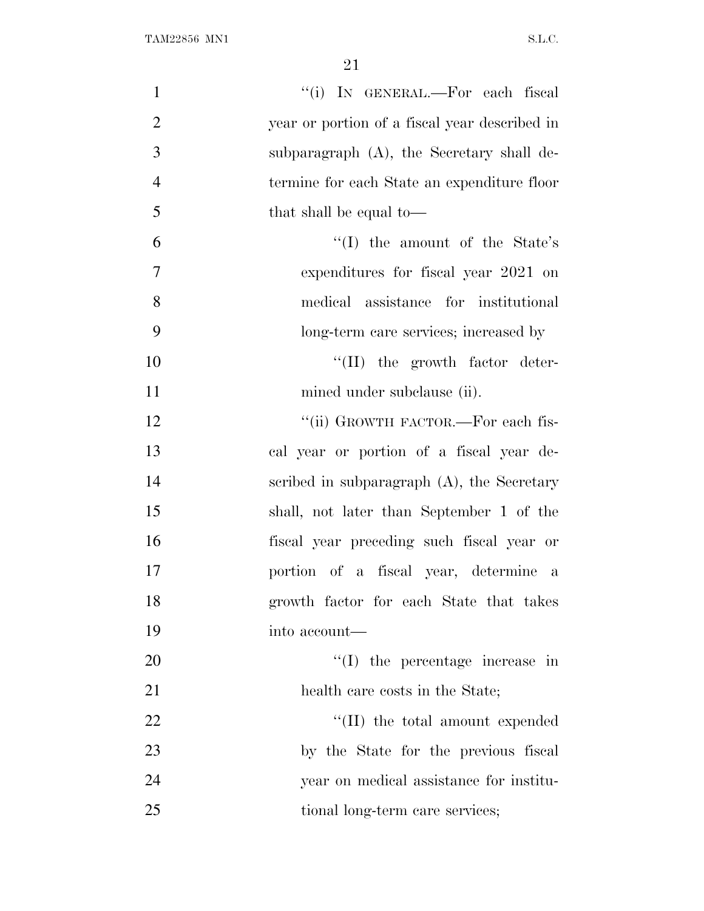"(i) IN GENERAL.—For each fiscal year or portion of a fiscal year described in subparagraph (A), the Secretary shall determine for each State an expenditure floor that shall be equal to—

"(I) the amount of the State's expenditures for fiscal year 2021 on medical assistance for institutional long-term care services; increased by

"(II) the growth factor determined under subclause (ii).

"(ii) GROWTH FACTOR.—For each fiscal year or portion of a fiscal year described in subparagraph (A), the Secretary shall, not later than September 1 of the fiscal year preceding such fiscal year or portion of a fiscal year, determine a growth factor for each State that takes into account—

"(I) the percentage increase in health care costs in the State;

"(II) the total amount expended by the State for the previous fiscal year on medical assistance for institutional long-term care services;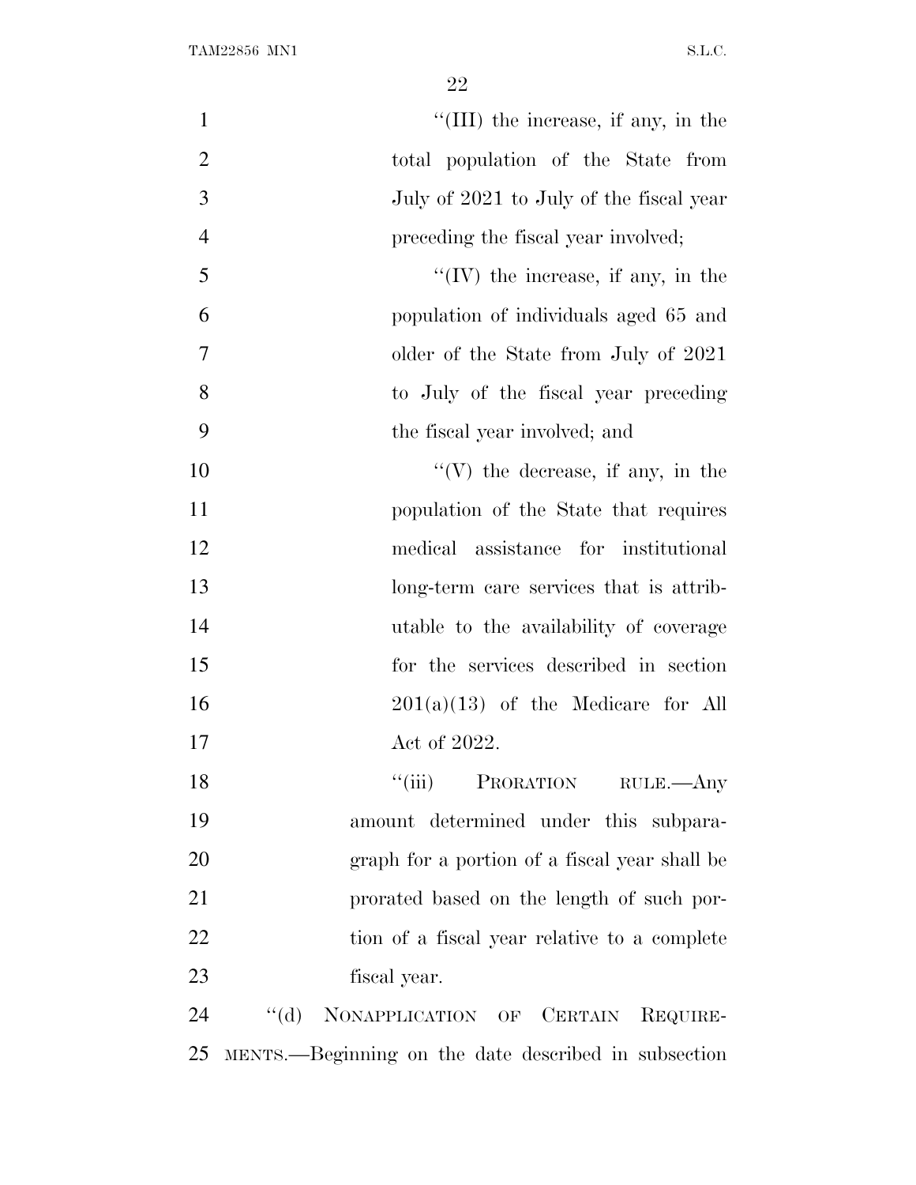"(III) the increase, if any, in the total population of the State from July of 2021 to July of the fiscal year preceding the fiscal year involved;

"(IV) the increase, if any, in the population of individuals aged 65 and older of the State from July of 2021 to July of the fiscal year preceding the fiscal year involved; and

"(V) the decrease, if any, in the population of the State that requires medical assistance for institutional long-term care services that is attributable to the availability of coverage for the services described in section 201(a)(13) of the Medicare for All Act of 2022.

"(iii) PRORATION RULE.—Any amount determined under this subparagraph for a portion of a fiscal year shall be prorated based on the length of such portion of a fiscal year relative to a complete fiscal year.

"(d) NONAPPLICATION OF CERTAIN REQUIREMENTS.—Beginning on the date described in subsection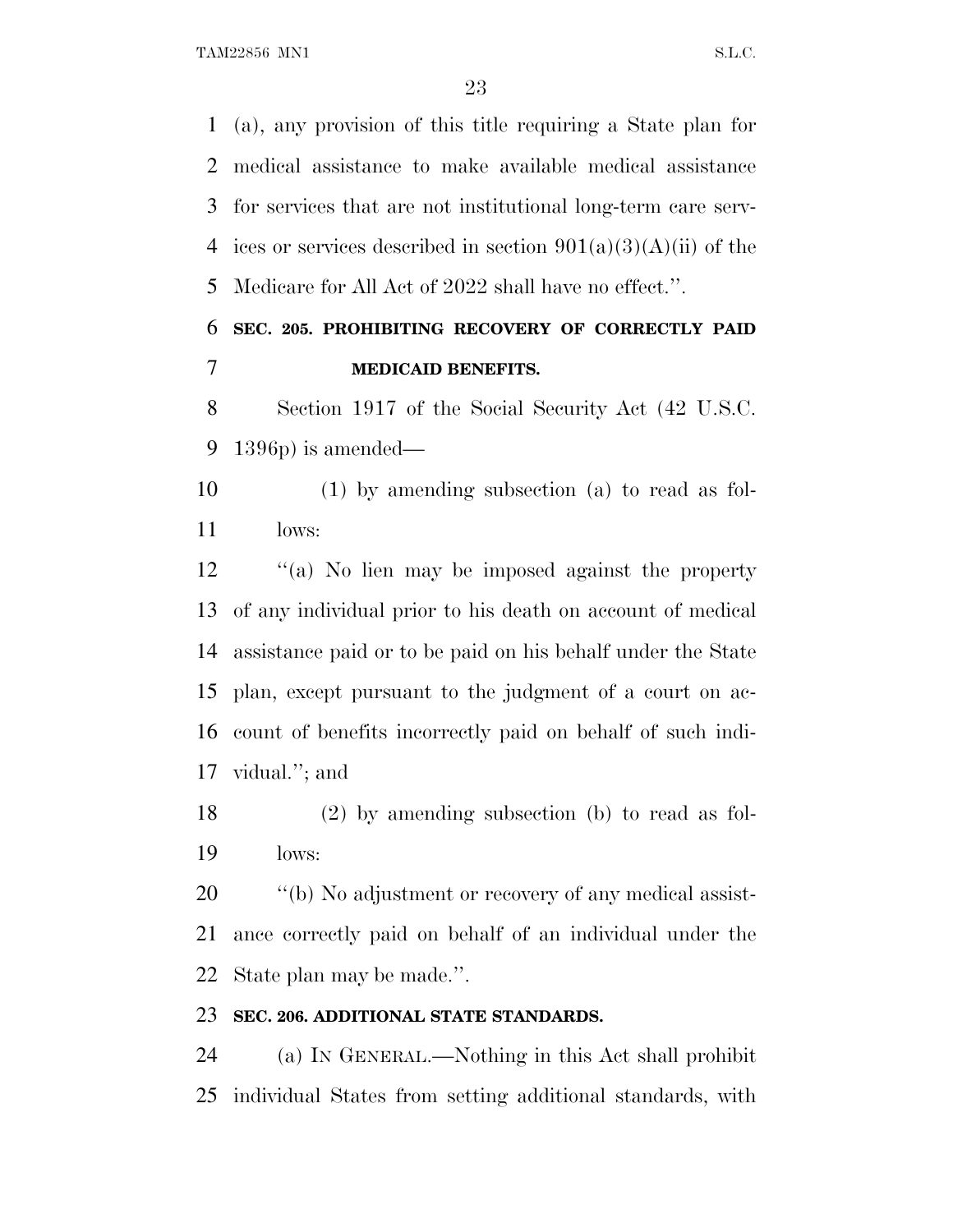(a), any provision of this title requiring a State plan for medical assistance to make available medical assistance for services that are not institutional long-term care services or services described in section 901(a)(3)(A)(ii) of the Medicare for All Act of 2022 shall have no effect.''.

**SEC. 205. PROHIBITING RECOVERY OF CORRECTLY PAID MEDICAID BENEFITS.**

Section 1917 of the Social Security Act (42 U.S.C. 1396p) is amended—

(1) by amending subsection (a) to read as follows:

''(a) No lien may be imposed against the property of any individual prior to his death on account of medical assistance paid or to be paid on his behalf under the State plan, except pursuant to the judgment of a court on account of benefits incorrectly paid on behalf of such individual.''; and

(2) by amending subsection (b) to read as follows:

''(b) No adjustment or recovery of any medical assistance correctly paid on behalf of an individual under the State plan may be made.''.

**SEC. 206. ADDITIONAL STATE STANDARDS.**

(a) IN GENERAL.—Nothing in this Act shall prohibit individual States from setting additional standards, with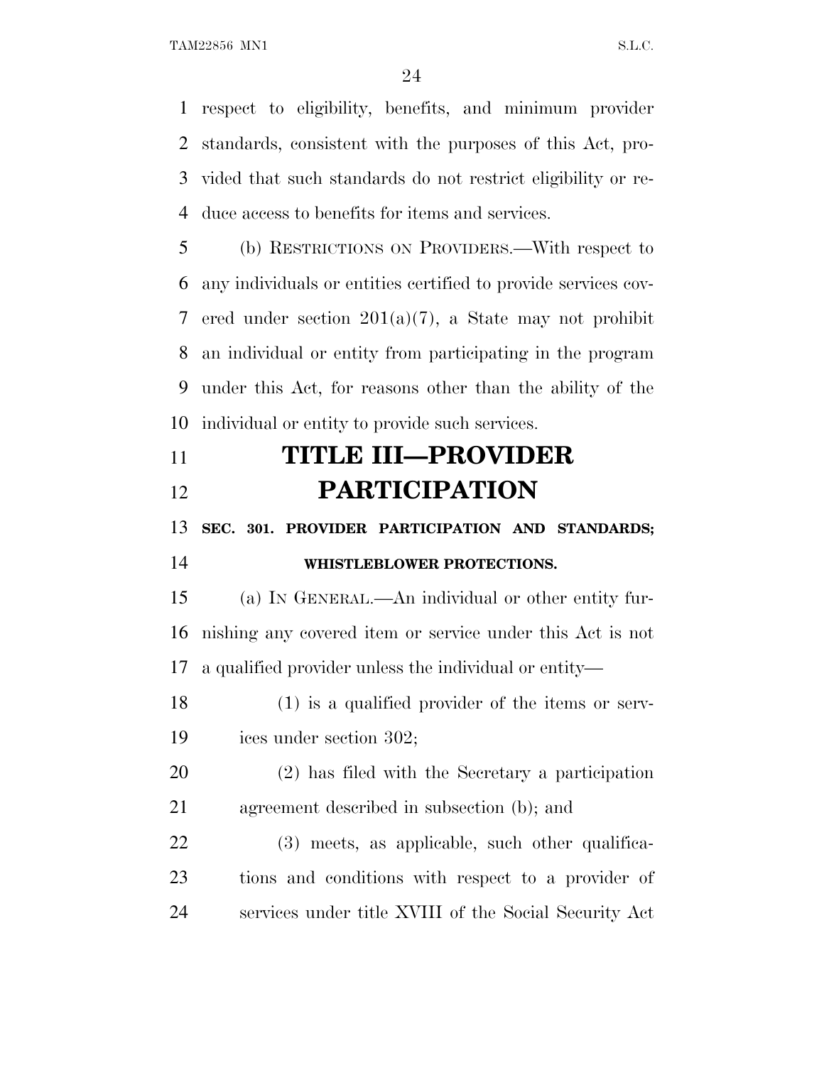respect to eligibility, benefits, and minimum provider standards, consistent with the purposes of this Act, provided that such standards do not restrict eligibility or reduce access to benefits for items and services.

(b) RESTRICTIONS ON PROVIDERS.—With respect to any individuals or entities certified to provide services covered under section 201(a)(7), a State may not prohibit an individual or entity from participating in the program under this Act, for reasons other than the ability of the individual or entity to provide such services.

# TITLE III—PROVIDER PARTICIPATION

## SEC. 301. PROVIDER PARTICIPATION AND STANDARDS; WHISTLEBLOWER PROTECTIONS.

(a) IN GENERAL.—An individual or other entity furnishing any covered item or service under this Act is not a qualified provider unless the individual or entity—

(1) is a qualified provider of the items or services under section 302;

(2) has filed with the Secretary a participation agreement described in subsection (b); and

(3) meets, as applicable, such other qualifications and conditions with respect to a provider of services under title XVIII of the Social Security Act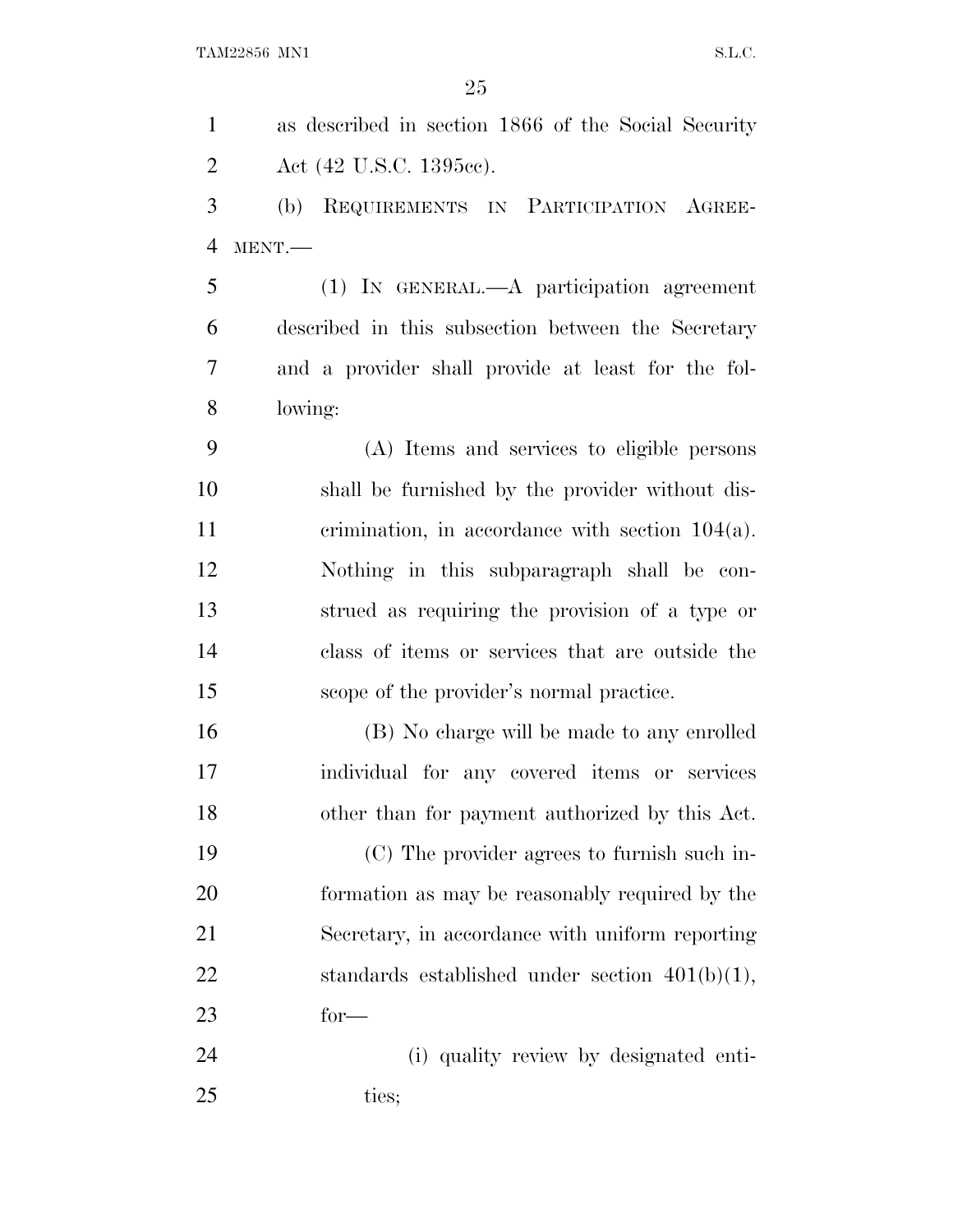as described in section 1866 of the Social Security Act (42 U.S.C. 1395cc).

(b) REQUIREMENTS IN PARTICIPATION AGREEMENT.—

(1) IN GENERAL.—A participation agreement described in this subsection between the Secretary and a provider shall provide at least for the following:

(A) Items and services to eligible persons shall be furnished by the provider without discrimination, in accordance with section 104(a). Nothing in this subparagraph shall be construed as requiring the provision of a type or class of items or services that are outside the scope of the provider's normal practice.

(B) No charge will be made to any enrolled individual for any covered items or services other than for payment authorized by this Act.

(C) The provider agrees to furnish such information as may be reasonably required by the Secretary, in accordance with uniform reporting standards established under section 401(b)(1), for—

(i) quality review by designated entities;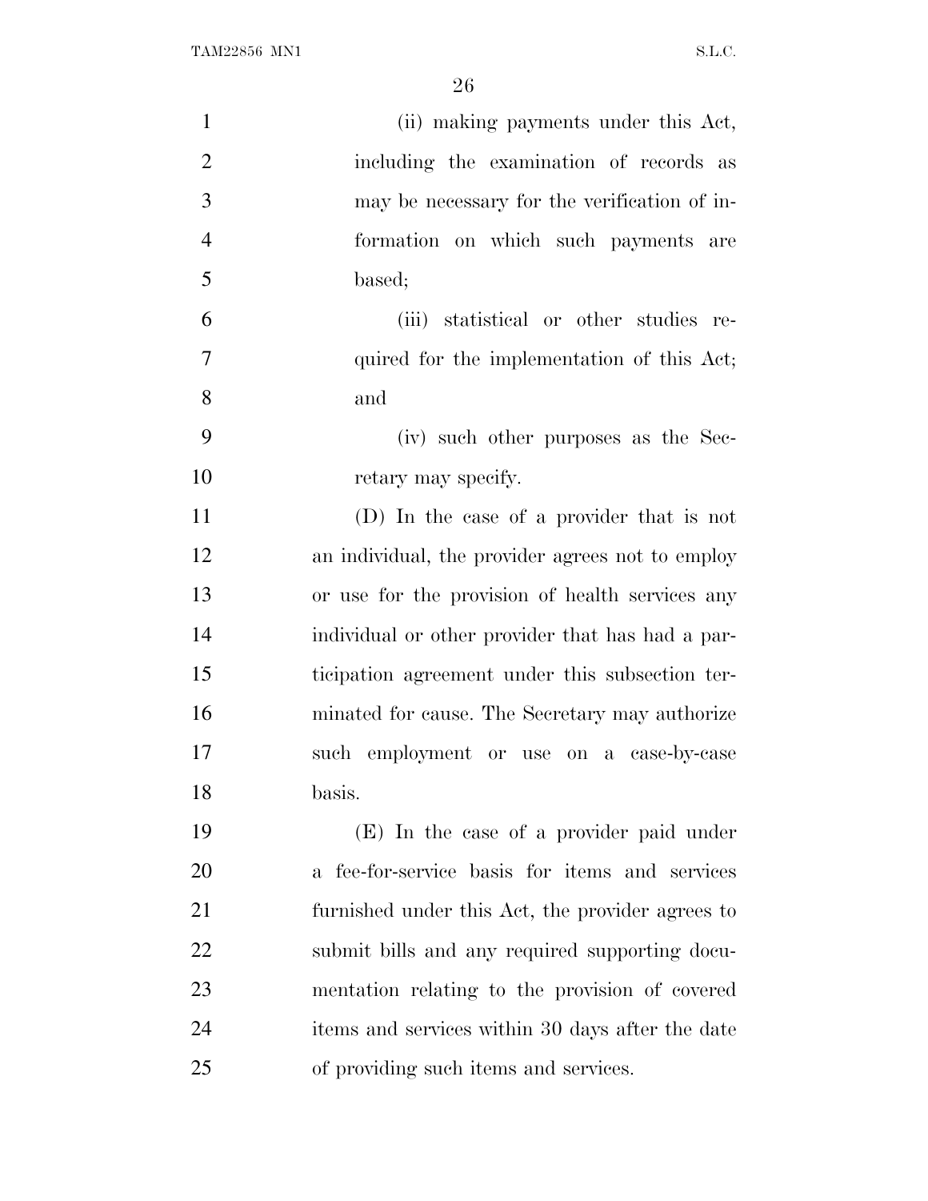(ii) making payments under this Act, including the examination of records as may be necessary for the verification of information on which such payments are based;

(iii) statistical or other studies required for the implementation of this Act; and

(iv) such other purposes as the Secretary may specify.

(D) In the case of a provider that is not an individual, the provider agrees not to employ or use for the provision of health services any individual or other provider that has had a participation agreement under this subsection terminated for cause. The Secretary may authorize such employment or use on a case-by-case basis.

(E) In the case of a provider paid under a fee-for-service basis for items and services furnished under this Act, the provider agrees to submit bills and any required supporting documentation relating to the provision of covered items and services within 30 days after the date of providing such items and services.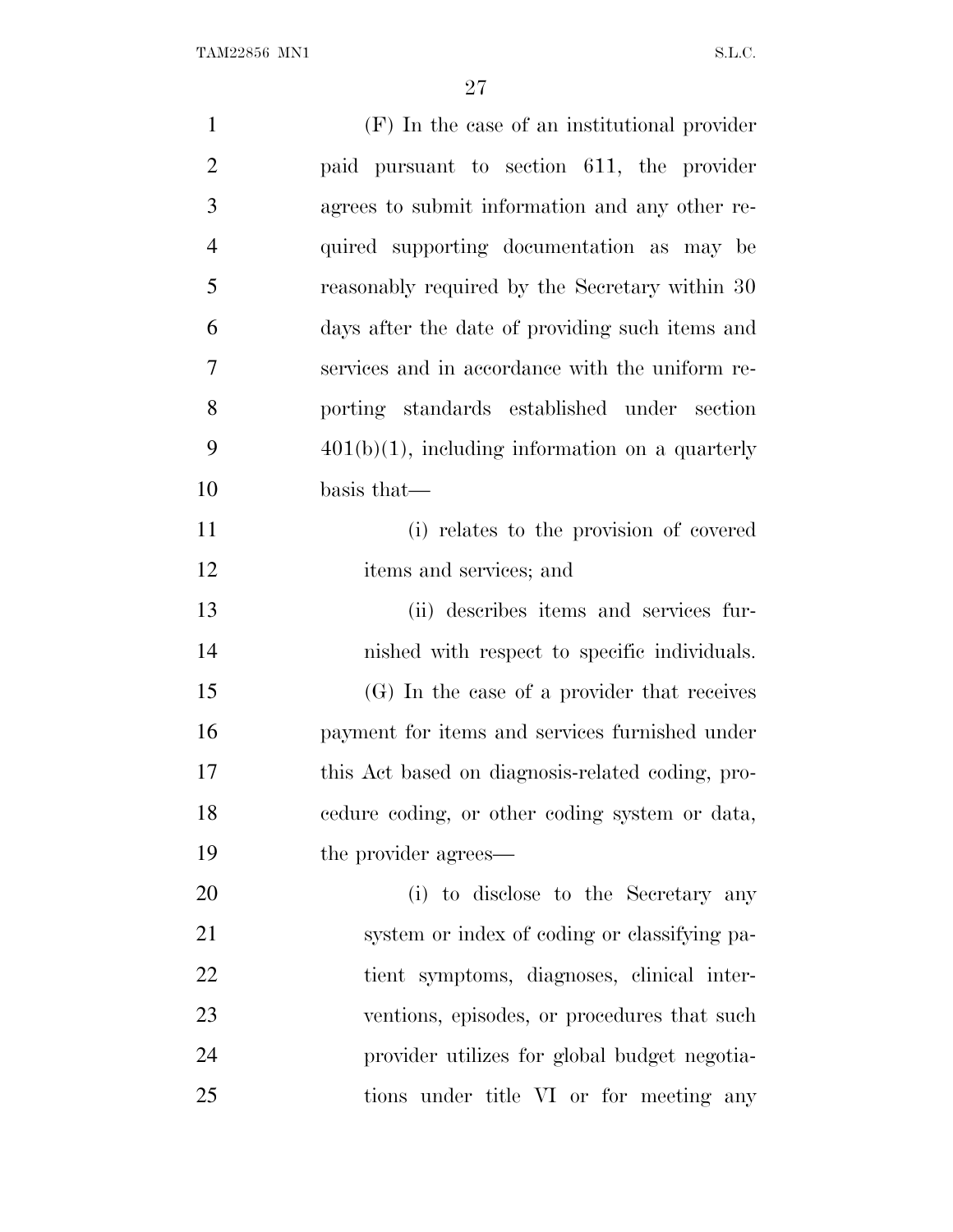(F) In the case of an institutional provider paid pursuant to section 611, the provider agrees to submit information and any other required supporting documentation as may be reasonably required by the Secretary within 30 days after the date of providing such items and services and in accordance with the uniform reporting standards established under section 401(b)(1), including information on a quarterly basis that—

(i) relates to the provision of covered items and services; and

(ii) describes items and services furnished with respect to specific individuals.

(G) In the case of a provider that receives payment for items and services furnished under this Act based on diagnosis-related coding, procedure coding, or other coding system or data, the provider agrees—

(i) to disclose to the Secretary any system or index of coding or classifying patient symptoms, diagnoses, clinical interventions, episodes, or procedures that such provider utilizes for global budget negotiations under title VI or for meeting any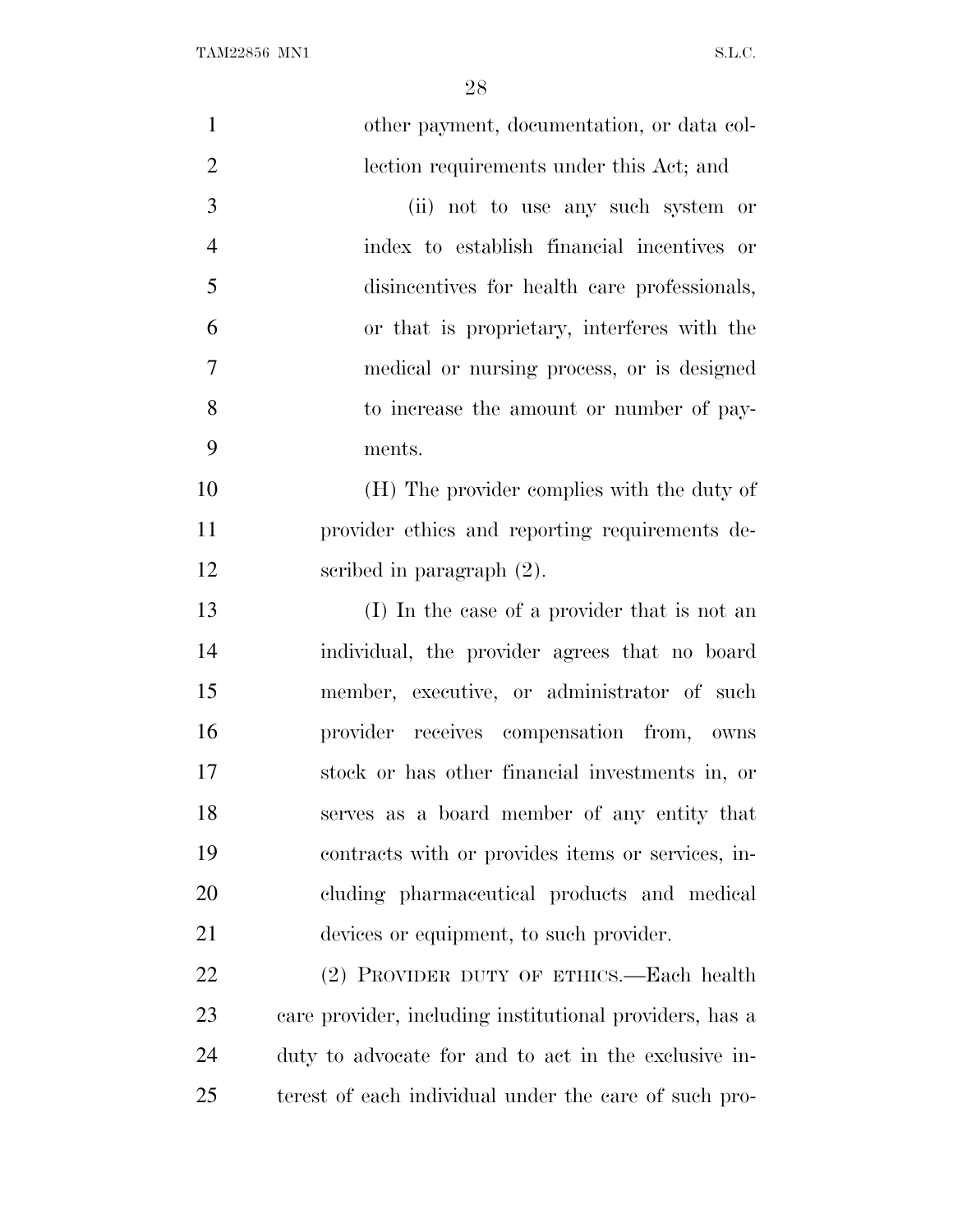other payment, documentation, or data collection requirements under this Act; and

(ii) not to use any such system or index to establish financial incentives or disincentives for health care professionals, or that is proprietary, interferes with the medical or nursing process, or is designed to increase the amount or number of payments.

(H) The provider complies with the duty of provider ethics and reporting requirements described in paragraph (2).

(I) In the case of a provider that is not an individual, the provider agrees that no board member, executive, or administrator of such provider receives compensation from, owns stock or has other financial investments in, or serves as a board member of any entity that contracts with or provides items or services, including pharmaceutical products and medical devices or equipment, to such provider.

(2) PROVIDER DUTY OF ETHICS.—Each health care provider, including institutional providers, has a duty to advocate for and to act in the exclusive interest of each individual under the care of such pro-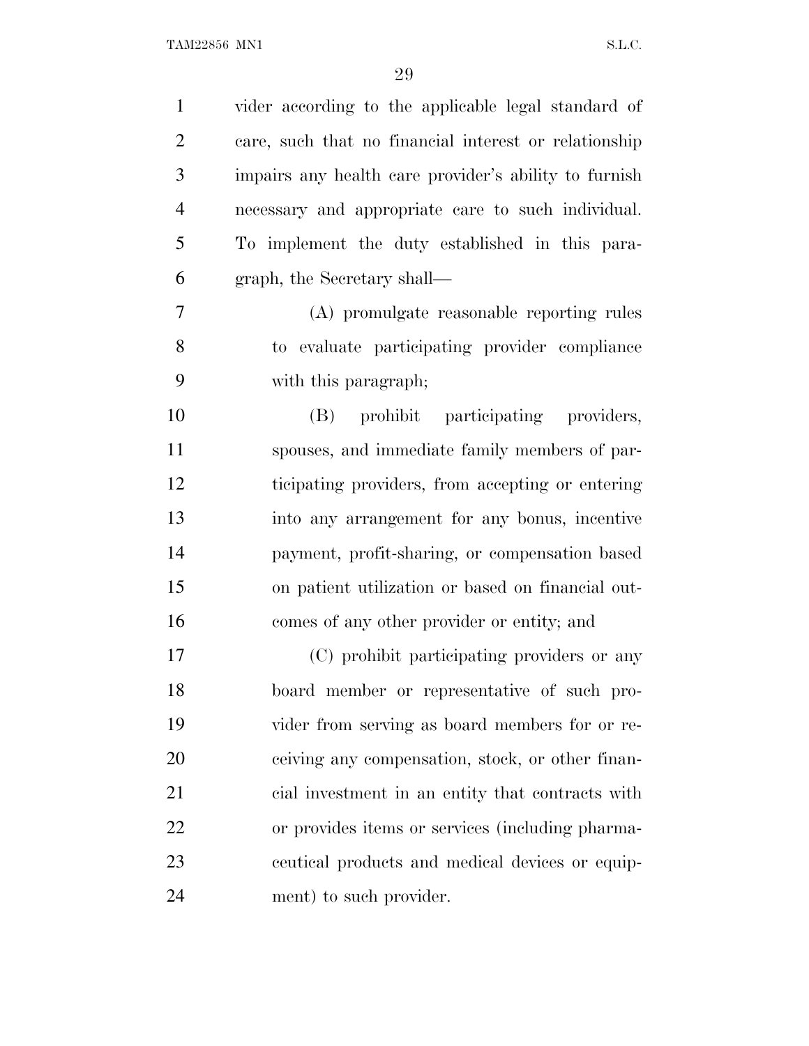vider according to the applicable legal standard of care, such that no financial interest or relationship impairs any health care provider's ability to furnish necessary and appropriate care to such individual. To implement the duty established in this paragraph, the Secretary shall—

(A) promulgate reasonable reporting rules to evaluate participating provider compliance with this paragraph;

(B) prohibit participating providers, spouses, and immediate family members of participating providers, from accepting or entering into any arrangement for any bonus, incentive payment, profit-sharing, or compensation based on patient utilization or based on financial outcomes of any other provider or entity; and

(C) prohibit participating providers or any board member or representative of such provider from serving as board members for or receiving any compensation, stock, or other financial investment in an entity that contracts with or provides items or services (including pharmaceutical products and medical devices or equipment) to such provider.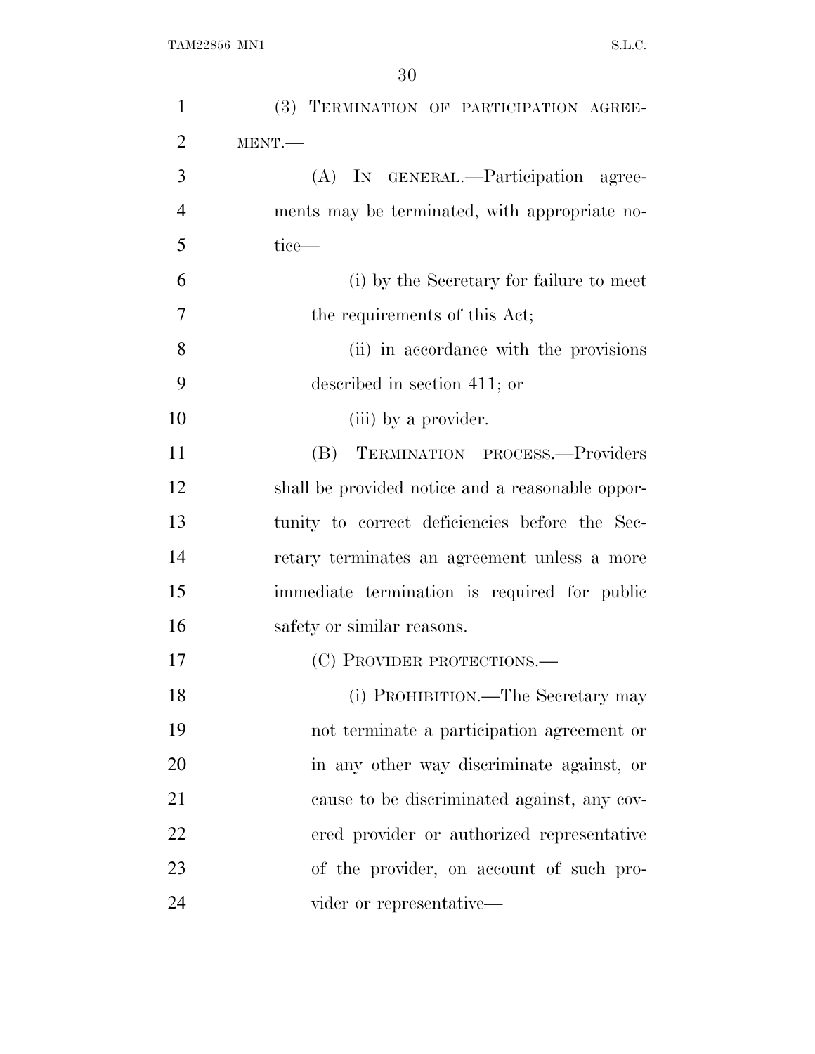(3) TERMINATION OF PARTICIPATION AGREEMENT.—

(A) IN GENERAL.—Participation agreements may be terminated, with appropriate notice—

(i) by the Secretary for failure to meet the requirements of this Act;

(ii) in accordance with the provisions described in section 411; or

(iii) by a provider.

(B) TERMINATION PROCESS.—Providers shall be provided notice and a reasonable opportunity to correct deficiencies before the Secretary terminates an agreement unless a more immediate termination is required for public safety or similar reasons.

(C) PROVIDER PROTECTIONS.—

(i) PROHIBITION.—The Secretary may not terminate a participation agreement or in any other way discriminate against, or cause to be discriminated against, any covered provider or authorized representative of the provider, on account of such provider or representative—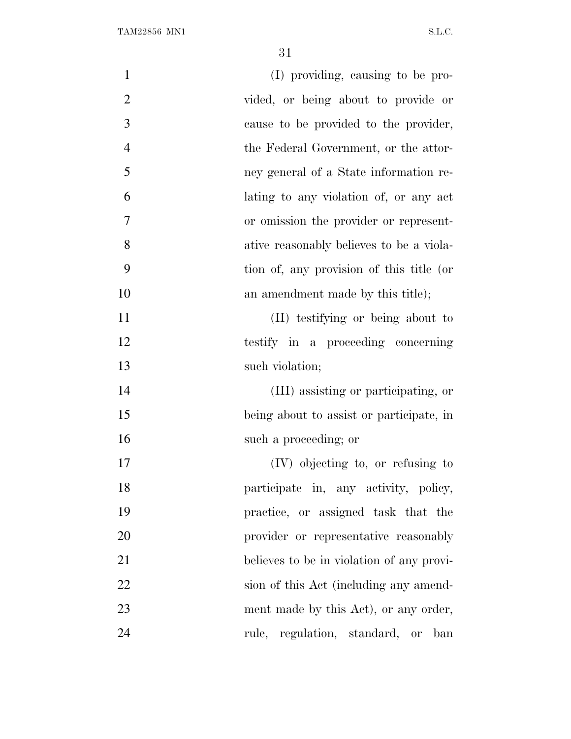(I) providing, causing to be provided, or being about to provide or cause to be provided to the provider, the Federal Government, or the attorney general of a State information relating to any violation of, or any act or omission the provider or representative reasonably believes to be a violation of, any provision of this title (or an amendment made by this title);

(II) testifying or being about to testify in a proceeding concerning such violation;

(III) assisting or participating, or being about to assist or participate, in such a proceeding; or

(IV) objecting to, or refusing to participate in, any activity, policy, practice, or assigned task that the provider or representative reasonably believes to be in violation of any provision of this Act (including any amendment made by this Act), or any order, rule, regulation, standard, or ban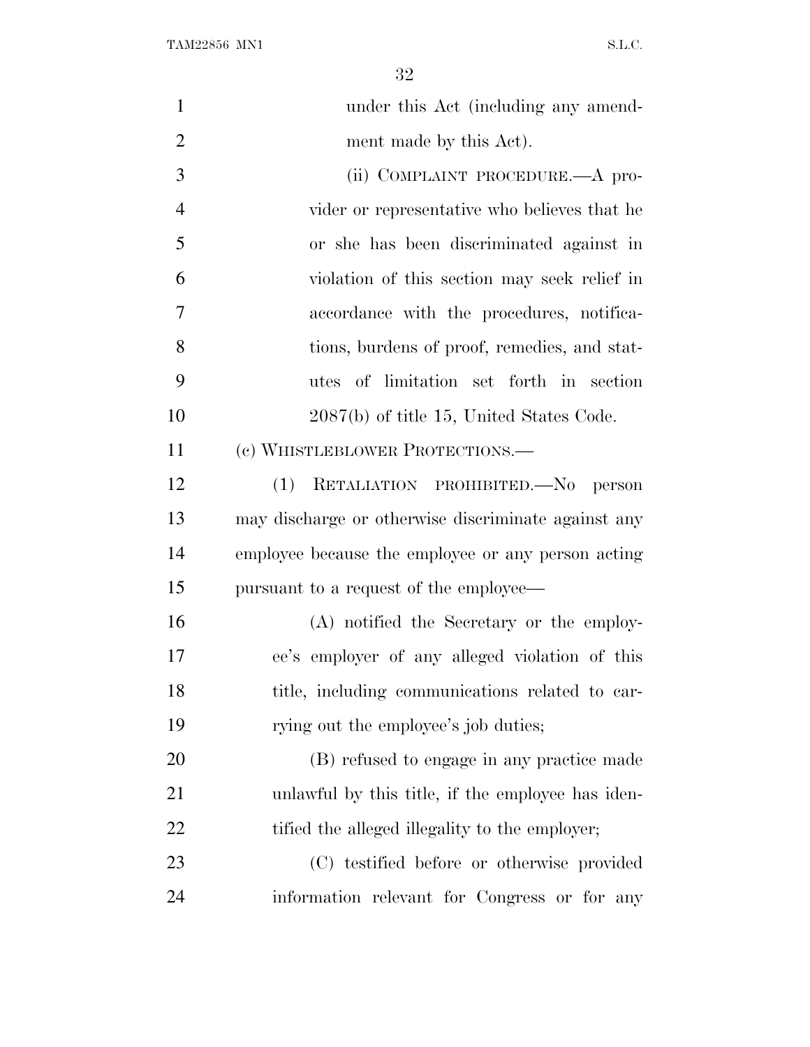under this Act (including any amendment made by this Act).

(ii) COMPLAINT PROCEDURE.—A provider or representative who believes that he or she has been discriminated against in violation of this section may seek relief in accordance with the procedures, notifications, burdens of proof, remedies, and statutes of limitation set forth in section 2087(b) of title 15, United States Code.

(c) WHISTLEBLOWER PROTECTIONS.—

(1) RETALIATION PROHIBITED.—No person may discharge or otherwise discriminate against any employee because the employee or any person acting pursuant to a request of the employee—

(A) notified the Secretary or the employee's employer of any alleged violation of this title, including communications related to carrying out the employee's job duties;

(B) refused to engage in any practice made unlawful by this title, if the employee has identified the alleged illegality to the employer;

(C) testified before or otherwise provided information relevant for Congress or for any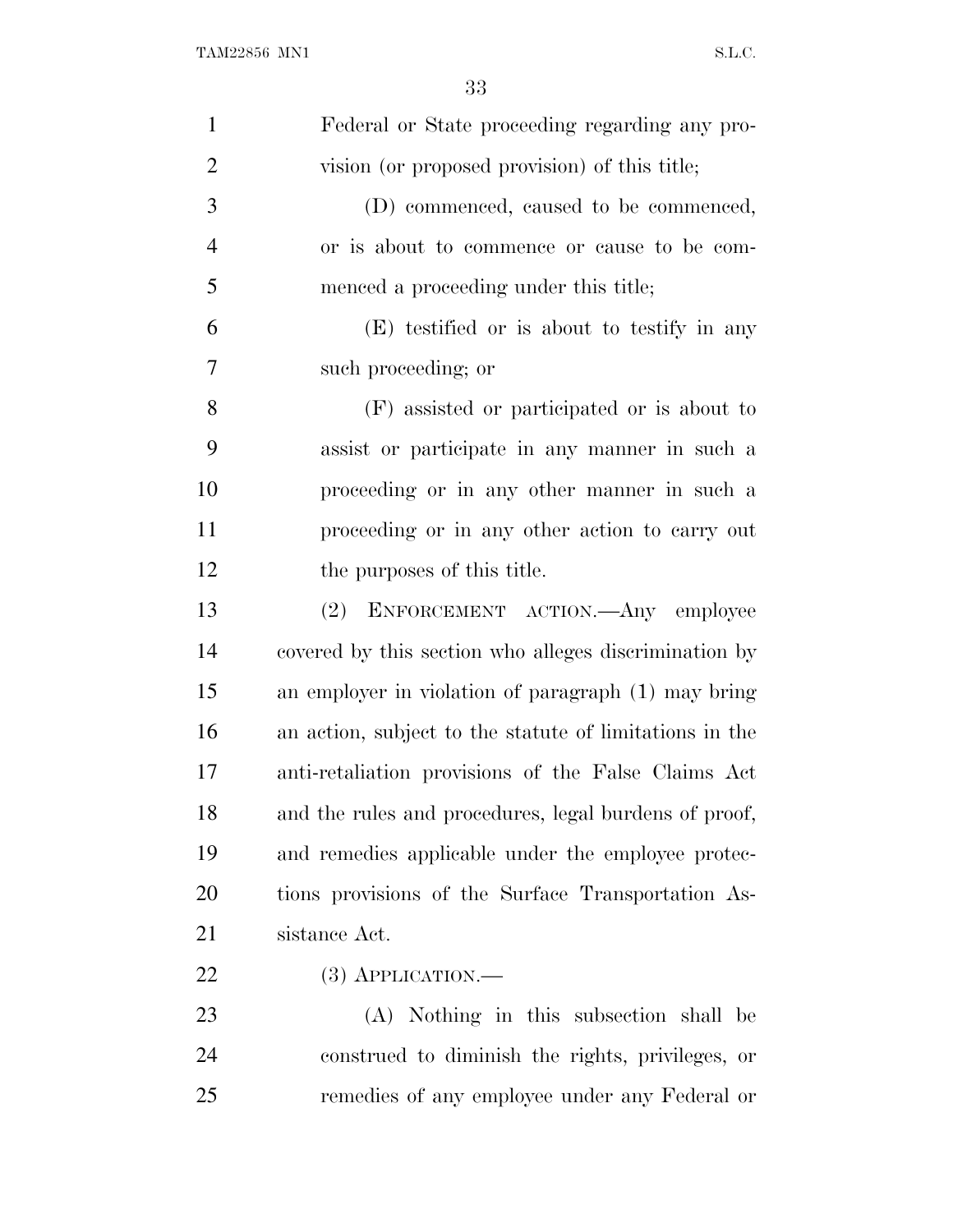Federal or State proceeding regarding any provision (or proposed provision) of this title;

(D) commenced, caused to be commenced, or is about to commence or cause to be commenced a proceeding under this title;

(E) testified or is about to testify in any such proceeding; or

(F) assisted or participated or is about to assist or participate in any manner in such a proceeding or in any other manner in such a proceeding or in any other action to carry out the purposes of this title.

(2) ENFORCEMENT ACTION.—Any employee covered by this section who alleges discrimination by an employer in violation of paragraph (1) may bring an action, subject to the statute of limitations in the anti-retaliation provisions of the False Claims Act and the rules and procedures, legal burdens of proof, and remedies applicable under the employee protections provisions of the Surface Transportation Assistance Act.

(3) APPLICATION.—

(A) Nothing in this subsection shall be construed to diminish the rights, privileges, or remedies of any employee under any Federal or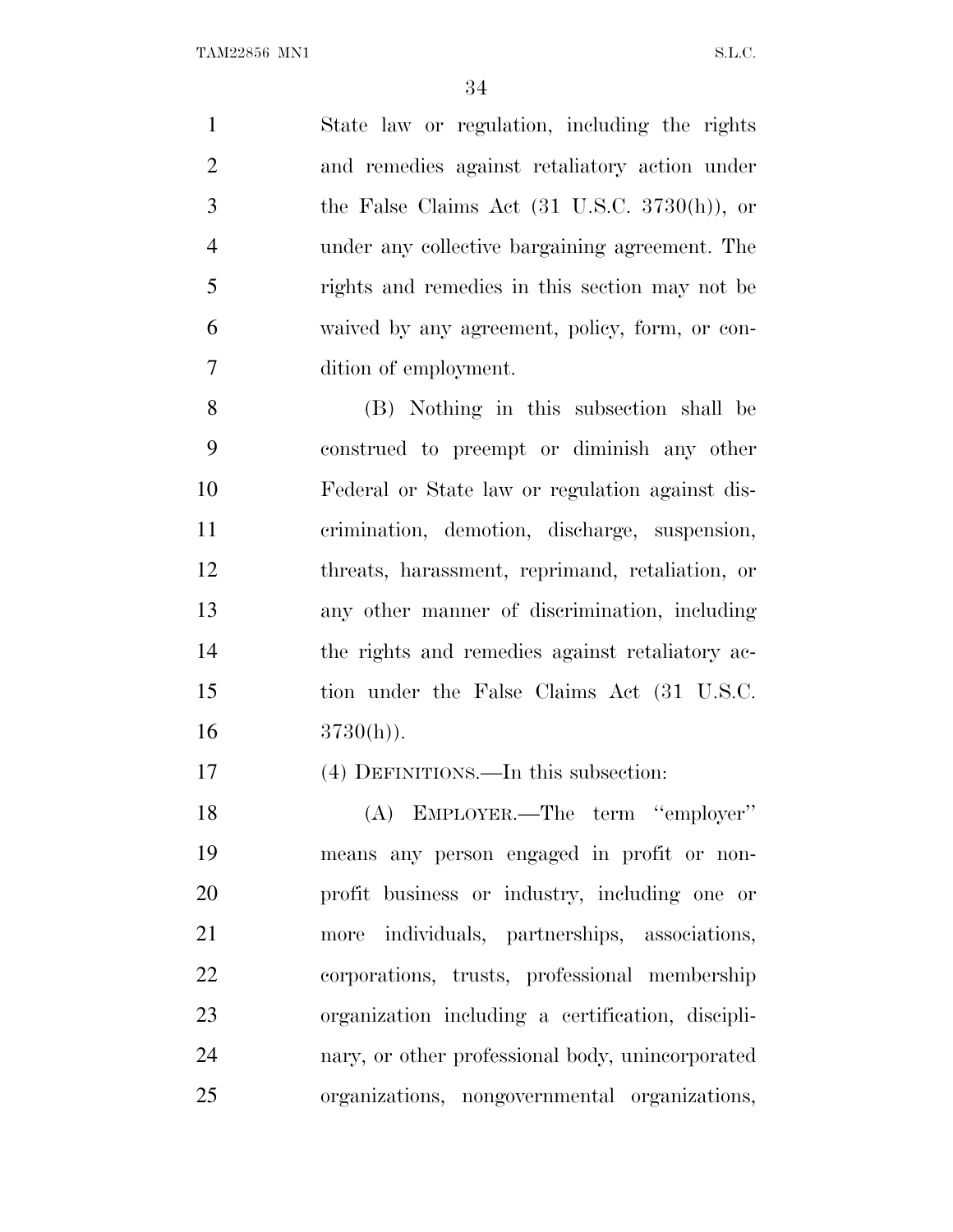State law or regulation, including the rights and remedies against retaliatory action under the False Claims Act (31 U.S.C. 3730(h)), or under any collective bargaining agreement. The rights and remedies in this section may not be waived by any agreement, policy, form, or condition of employment.

(B) Nothing in this subsection shall be construed to preempt or diminish any other Federal or State law or regulation against discrimination, demotion, discharge, suspension, threats, harassment, reprimand, retaliation, or any other manner of discrimination, including the rights and remedies against retaliatory action under the False Claims Act (31 U.S.C. 3730(h)).

(4) DEFINITIONS.—In this subsection:

(A) EMPLOYER.—The term ''employer'' means any person engaged in profit or nonprofit business or industry, including one or more individuals, partnerships, associations, corporations, trusts, professional membership organization including a certification, disciplinary, or other professional body, unincorporated organizations, nongovernmental organizations,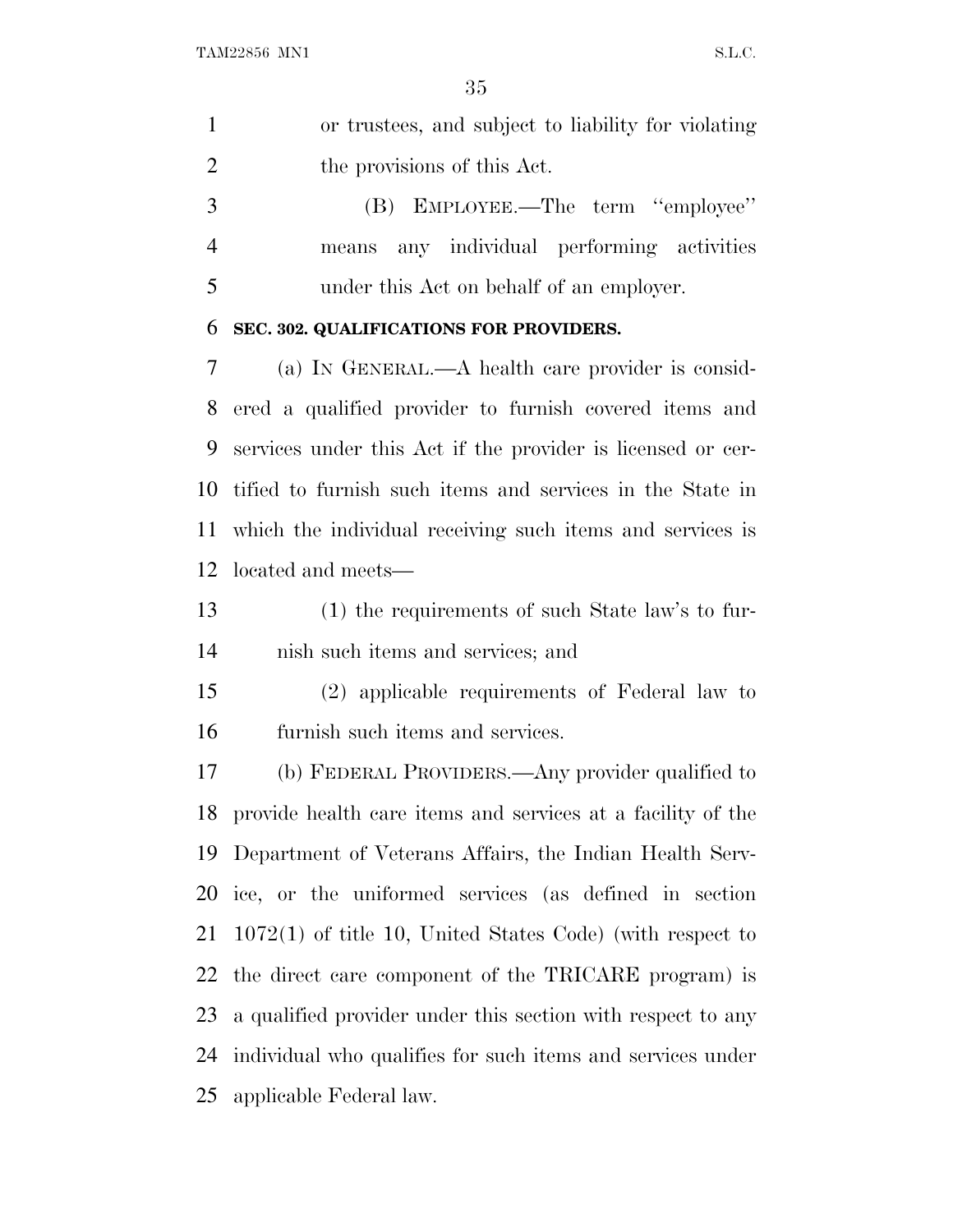or trustees, and subject to liability for violating the provisions of this Act.

(B) EMPLOYEE.—The term ''employee'' means any individual performing activities under this Act on behalf of an employer.

**SEC. 302. QUALIFICATIONS FOR PROVIDERS.**

(a) IN GENERAL.—A health care provider is considered a qualified provider to furnish covered items and services under this Act if the provider is licensed or certified to furnish such items and services in the State in which the individual receiving such items and services is located and meets—

(1) the requirements of such State law's to furnish such items and services; and

(2) applicable requirements of Federal law to furnish such items and services.

(b) FEDERAL PROVIDERS.—Any provider qualified to provide health care items and services at a facility of the Department of Veterans Affairs, the Indian Health Service, or the uniformed services (as defined in section 1072(1) of title 10, United States Code) (with respect to the direct care component of the TRICARE program) is a qualified provider under this section with respect to any individual who qualifies for such items and services under applicable Federal law.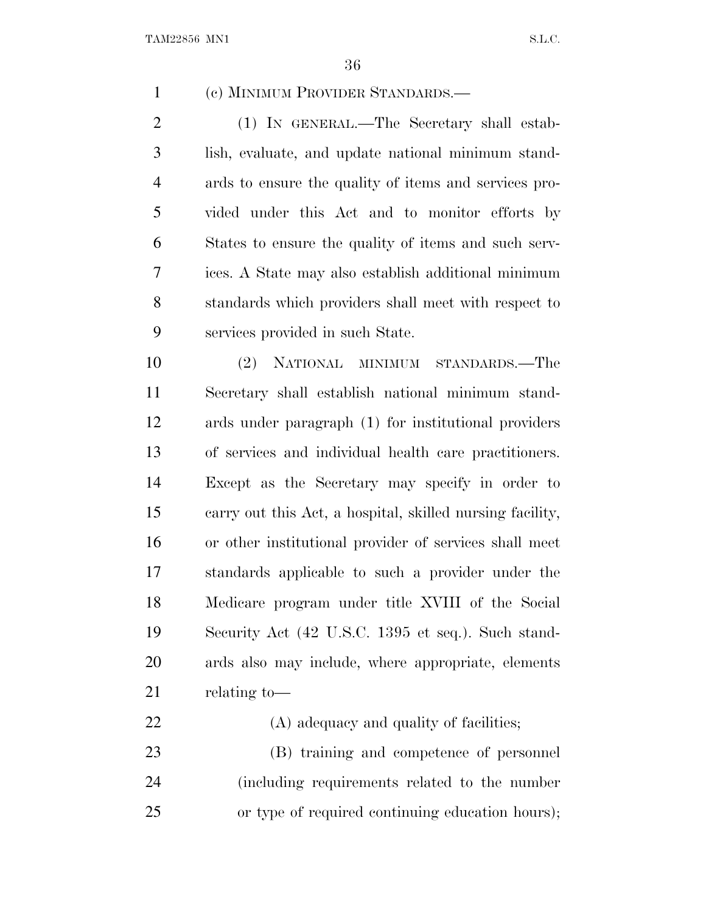(c) MINIMUM PROVIDER STANDARDS.—

(1) IN GENERAL.—The Secretary shall establish, evaluate, and update national minimum standards to ensure the quality of items and services provided under this Act and to monitor efforts by States to ensure the quality of items and such services. A State may also establish additional minimum standards which providers shall meet with respect to services provided in such State.

(2) NATIONAL MINIMUM STANDARDS.—The Secretary shall establish national minimum standards under paragraph (1) for institutional providers of services and individual health care practitioners. Except as the Secretary may specify in order to carry out this Act, a hospital, skilled nursing facility, or other institutional provider of services shall meet standards applicable to such a provider under the Medicare program under title XVIII of the Social Security Act (42 U.S.C. 1395 et seq.). Such standards also may include, where appropriate, elements relating to—

(A) adequacy and quality of facilities;

(B) training and competence of personnel (including requirements related to the number or type of required continuing education hours);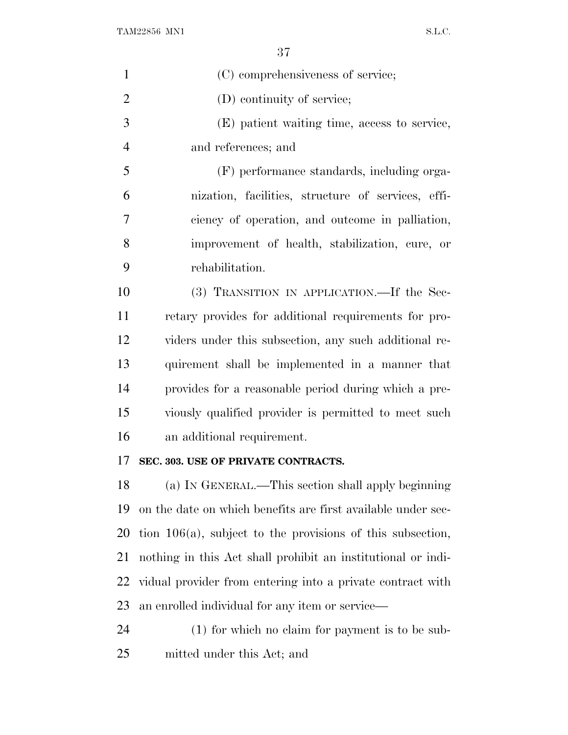(C) comprehensiveness of service;

(D) continuity of service;

(E) patient waiting time, access to service, and references; and

(F) performance standards, including organization, facilities, structure of services, efficiency of operation, and outcome in palliation, improvement of health, stabilization, cure, or rehabilitation.

(3) TRANSITION IN APPLICATION.—If the Secretary provides for additional requirements for providers under this subsection, any such additional requirement shall be implemented in a manner that provides for a reasonable period during which a previously qualified provider is permitted to meet such an additional requirement.

**SEC. 303. USE OF PRIVATE CONTRACTS.**

(a) IN GENERAL.—This section shall apply beginning on the date on which benefits are first available under section 106(a), subject to the provisions of this subsection, nothing in this Act shall prohibit an institutional or individual provider from entering into a private contract with an enrolled individual for any item or service—

(1) for which no claim for payment is to be submitted under this Act; and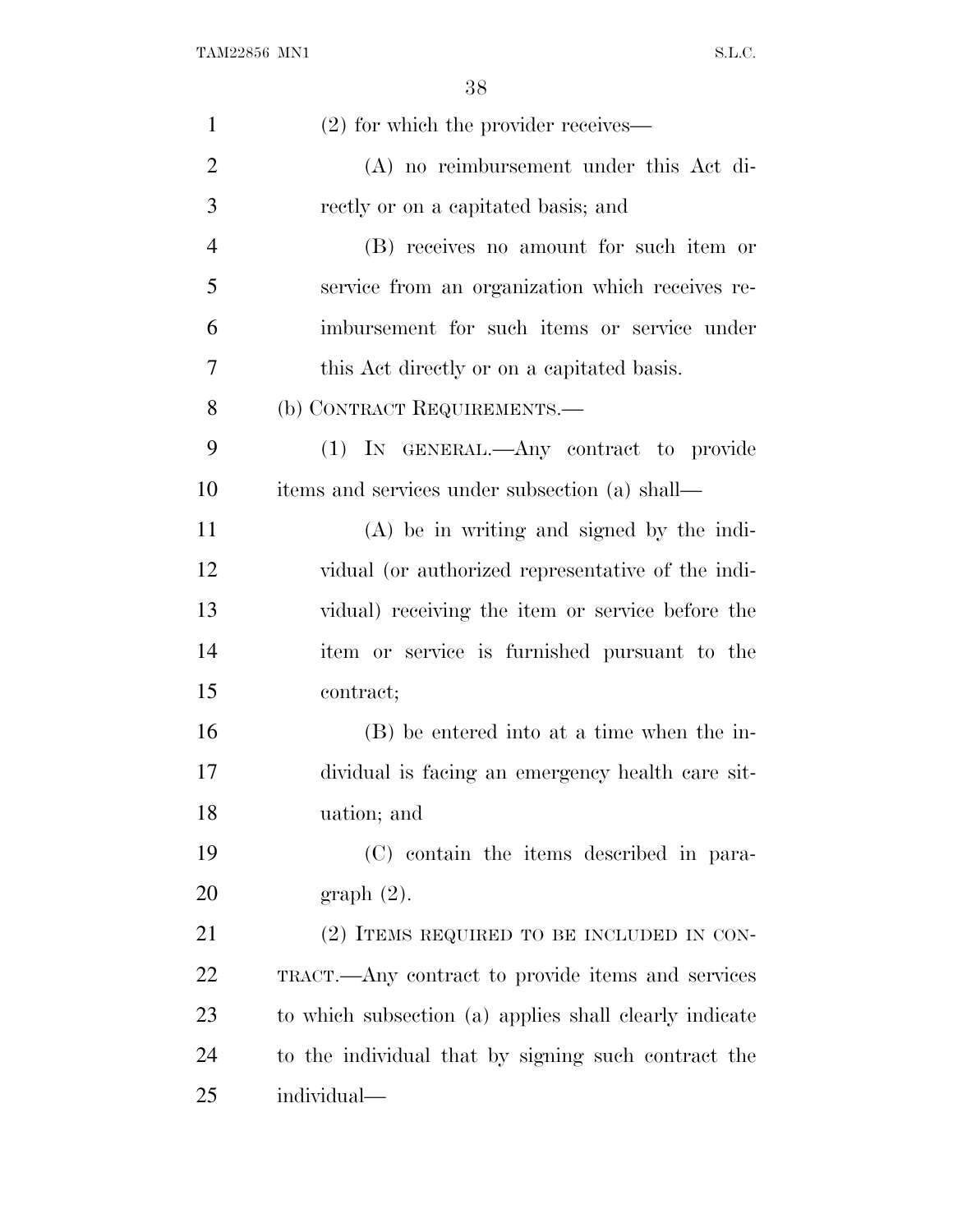(2) for which the provider receives—

(A) no reimbursement under this Act directly or on a capitated basis; and

(B) receives no amount for such item or service from an organization which receives reimbursement for such items or service under this Act directly or on a capitated basis.

(b) CONTRACT REQUIREMENTS.—

(1) IN GENERAL.—Any contract to provide items and services under subsection (a) shall—

(A) be in writing and signed by the individual (or authorized representative of the individual) receiving the item or service before the item or service is furnished pursuant to the contract;

(B) be entered into at a time when the individual is facing an emergency health care situation; and

(C) contain the items described in paragraph (2).

(2) ITEMS REQUIRED TO BE INCLUDED IN CONTRACT.—Any contract to provide items and services to which subsection (a) applies shall clearly indicate to the individual that by signing such contract the individual—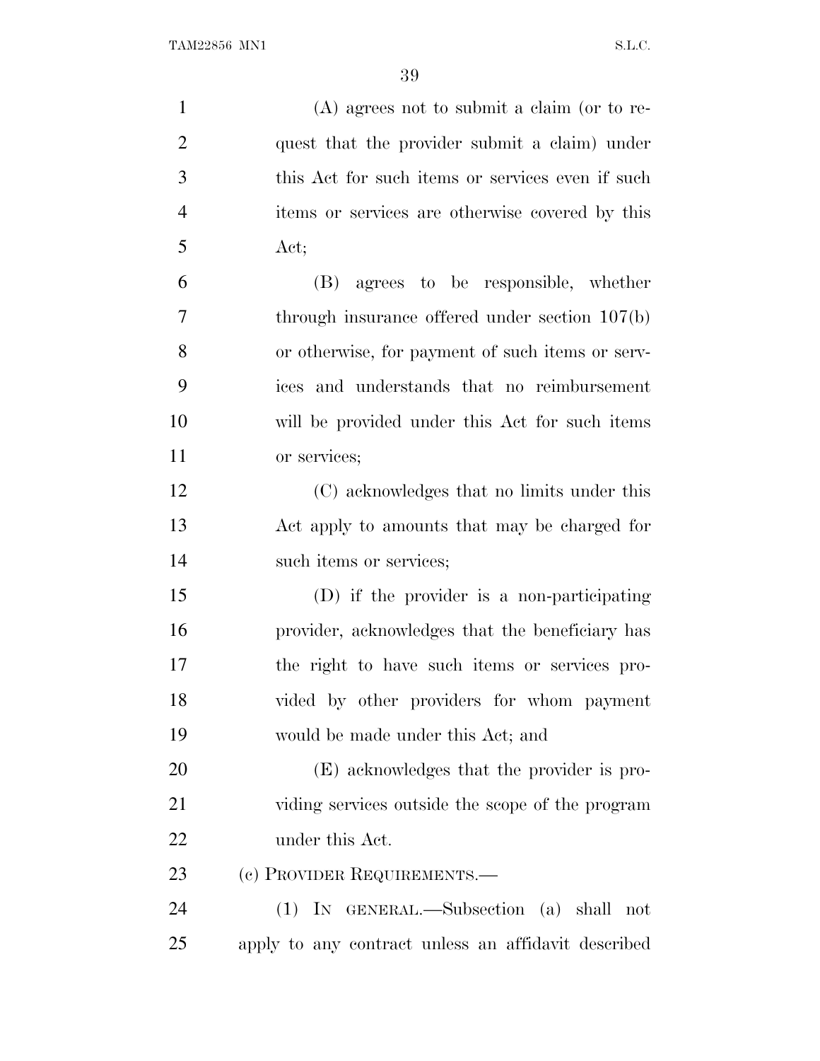(A) agrees not to submit a claim (or to request that the provider submit a claim) under this Act for such items or services even if such items or services are otherwise covered by this Act;

(B) agrees to be responsible, whether through insurance offered under section 107(b) or otherwise, for payment of such items or services and understands that no reimbursement will be provided under this Act for such items or services;

(C) acknowledges that no limits under this Act apply to amounts that may be charged for such items or services;

(D) if the provider is a non-participating provider, acknowledges that the beneficiary has the right to have such items or services provided by other providers for whom payment would be made under this Act; and

(E) acknowledges that the provider is providing services outside the scope of the program under this Act.

(c) PROVIDER REQUIREMENTS.—

(1) IN GENERAL.—Subsection (a) shall not apply to any contract unless an affidavit described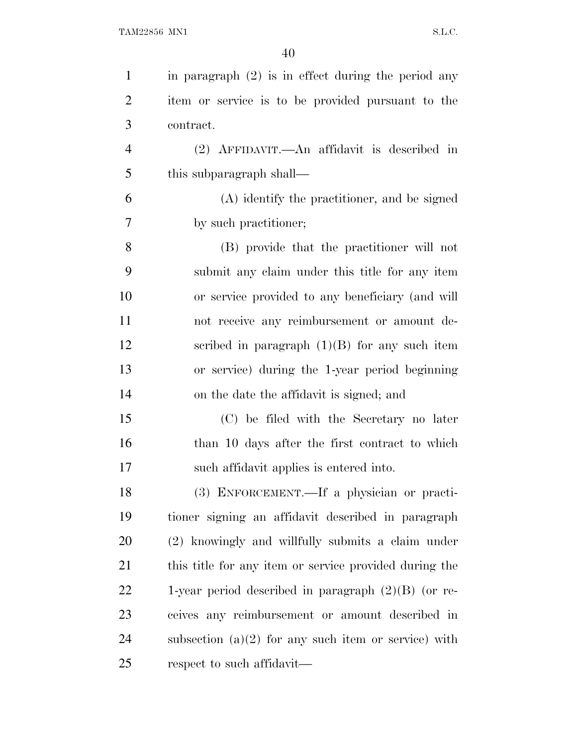in paragraph (2) is in effect during the period any item or service is to be provided pursuant to the contract.

(2) AFFIDAVIT.—An affidavit is described in this subparagraph shall—

(A) identify the practitioner, and be signed by such practitioner;

(B) provide that the practitioner will not submit any claim under this title for any item or service provided to any beneficiary (and will not receive any reimbursement or amount described in paragraph (1)(B) for any such item or service) during the 1-year period beginning on the date the affidavit is signed; and

(C) be filed with the Secretary no later than 10 days after the first contract to which such affidavit applies is entered into.

(3) ENFORCEMENT.—If a physician or practitioner signing an affidavit described in paragraph (2) knowingly and willfully submits a claim under this title for any item or service provided during the 1-year period described in paragraph (2)(B) (or receives any reimbursement or amount described in subsection (a)(2) for any such item or service) with respect to such affidavit—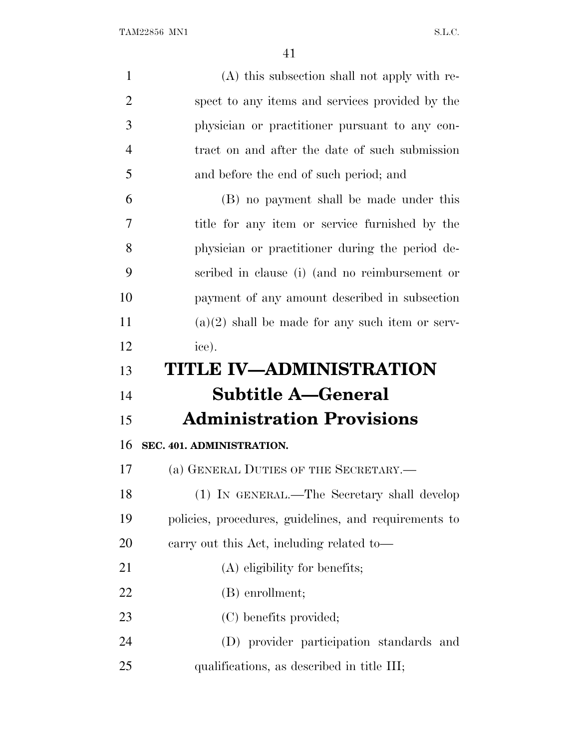(A) this subsection shall not apply with respect to any items and services provided by the physician or practitioner pursuant to any contract on and after the date of such submission and before the end of such period; and

(B) no payment shall be made under this title for any item or service furnished by the physician or practitioner during the period described in clause (i) (and no reimbursement or payment of any amount described in subsection (a)(2) shall be made for any such item or service).

# TITLE IV—ADMINISTRATION

## Subtitle A—General Administration Provisions

### SEC. 401. ADMINISTRATION.

(a) GENERAL DUTIES OF THE SECRETARY.—

(1) IN GENERAL.—The Secretary shall develop policies, procedures, guidelines, and requirements to carry out this Act, including related to—

(A) eligibility for benefits;

(B) enrollment;

(C) benefits provided;

(D) provider participation standards and qualifications, as described in title III;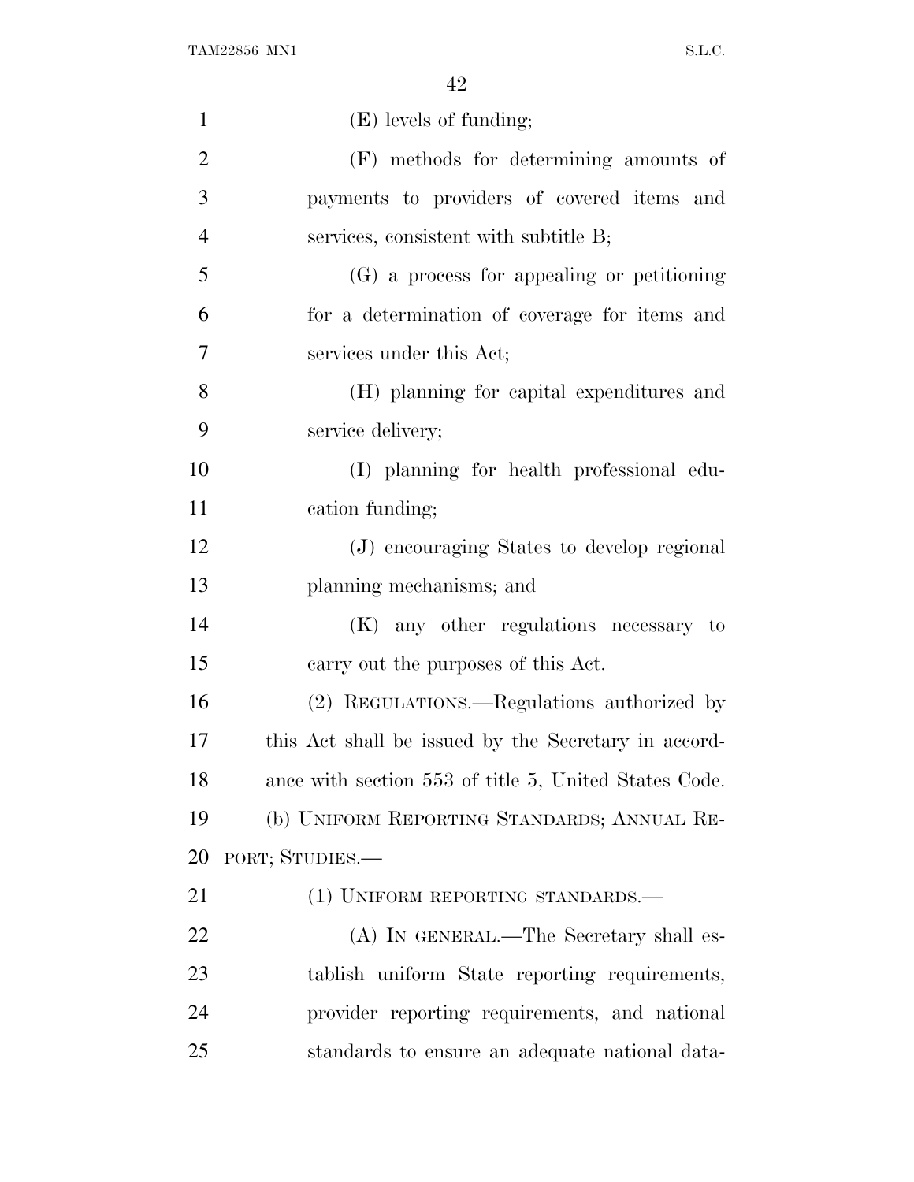(E) levels of funding;

(F) methods for determining amounts of payments to providers of covered items and services, consistent with subtitle B;

(G) a process for appealing or petitioning for a determination of coverage for items and services under this Act;

(H) planning for capital expenditures and service delivery;

(I) planning for health professional education funding;

(J) encouraging States to develop regional planning mechanisms; and

(K) any other regulations necessary to carry out the purposes of this Act.

(2) REGULATIONS.—Regulations authorized by this Act shall be issued by the Secretary in accordance with section 553 of title 5, United States Code.

(b) UNIFORM REPORTING STANDARDS; ANNUAL REPORT; STUDIES.—

(1) UNIFORM REPORTING STANDARDS.—

(A) IN GENERAL.—The Secretary shall establish uniform State reporting requirements, provider reporting requirements, and national standards to ensure an adequate national data-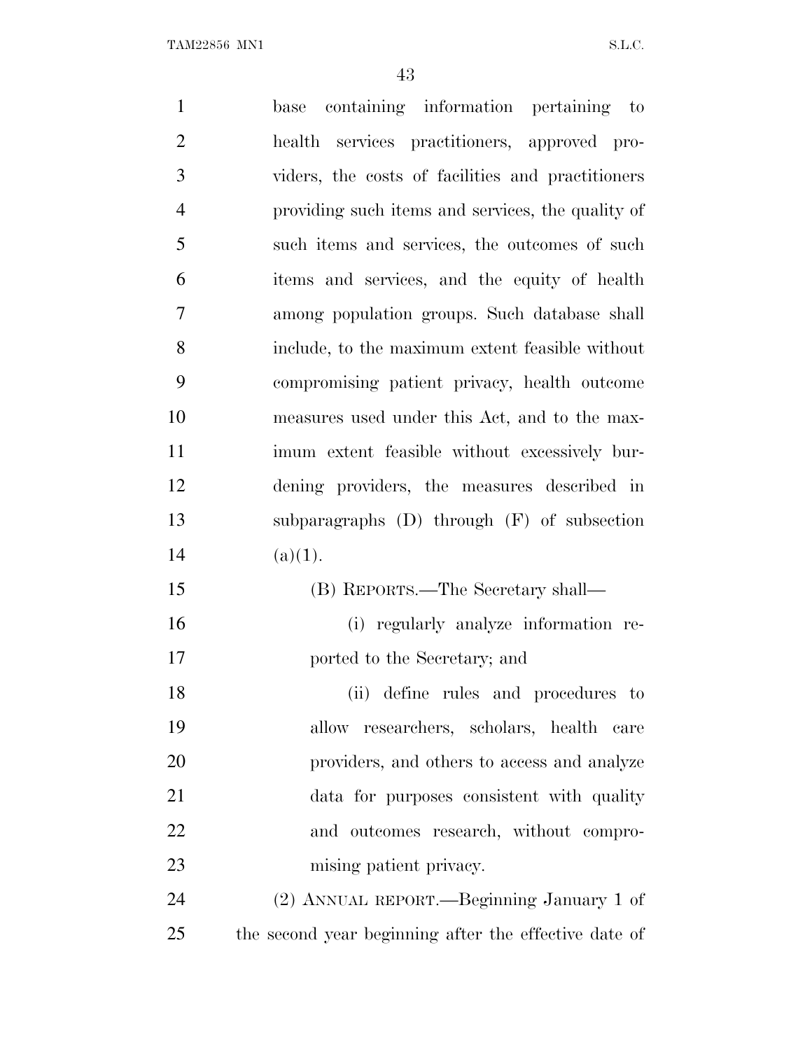base containing information pertaining to health services practitioners, approved providers, the costs of facilities and practitioners providing such items and services, the quality of such items and services, the outcomes of such items and services, and the equity of health among population groups. Such database shall include, to the maximum extent feasible without compromising patient privacy, health outcome measures used under this Act, and to the maximum extent feasible without excessively burdening providers, the measures described in subparagraphs (D) through (F) of subsection (a)(1).

(B) REPORTS.—The Secretary shall—

(i) regularly analyze information reported to the Secretary; and

(ii) define rules and procedures to allow researchers, scholars, health care providers, and others to access and analyze data for purposes consistent with quality and outcomes research, without compromising patient privacy.

(2) ANNUAL REPORT.—Beginning January 1 of the second year beginning after the effective date of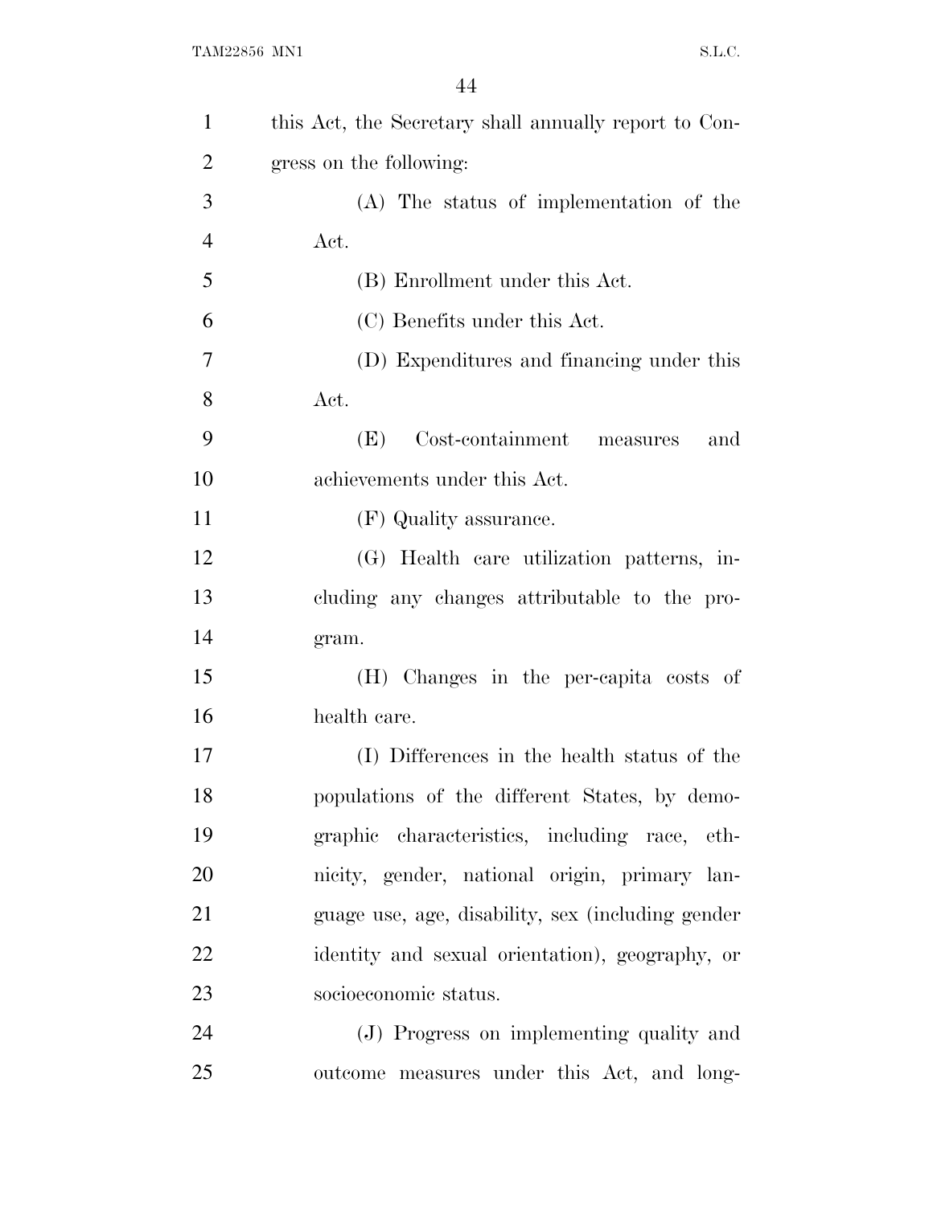this Act, the Secretary shall annually report to Congress on the following:

(A) The status of implementation of the Act.

(B) Enrollment under this Act.

(C) Benefits under this Act.

(D) Expenditures and financing under this Act.

(E) Cost-containment measures and achievements under this Act.

(F) Quality assurance.

(G) Health care utilization patterns, including any changes attributable to the program.

(H) Changes in the per-capita costs of health care.

(I) Differences in the health status of the populations of the different States, by demographic characteristics, including race, ethnicity, gender, national origin, primary language use, age, disability, sex (including gender identity and sexual orientation), geography, or socioeconomic status.

(J) Progress on implementing quality and outcome measures under this Act, and long-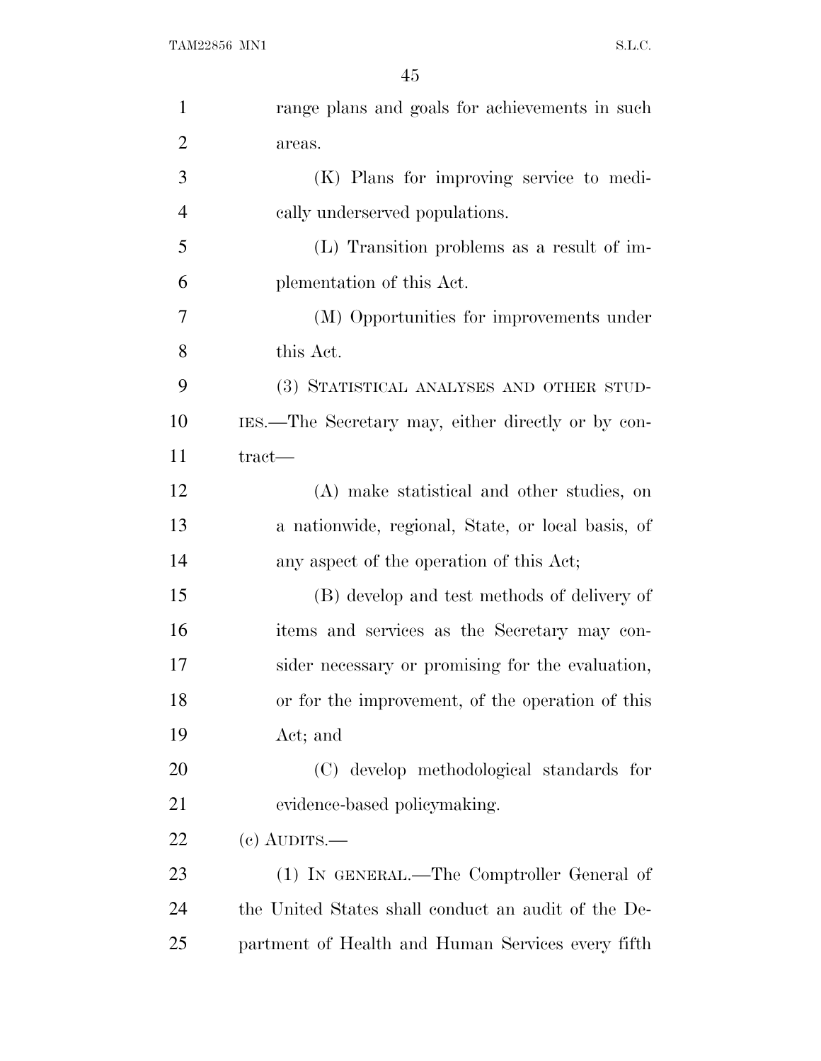range plans and goals for achievements in such areas.

(K) Plans for improving service to medically underserved populations.

(L) Transition problems as a result of implementation of this Act.

(M) Opportunities for improvements under this Act.

(3) STATISTICAL ANALYSES AND OTHER STUDIES.—The Secretary may, either directly or by contract—

(A) make statistical and other studies, on a nationwide, regional, State, or local basis, of any aspect of the operation of this Act;

(B) develop and test methods of delivery of items and services as the Secretary may consider necessary or promising for the evaluation, or for the improvement, of the operation of this Act; and

(C) develop methodological standards for evidence-based policymaking.

(c) AUDITS.—

(1) IN GENERAL.—The Comptroller General of the United States shall conduct an audit of the Department of Health and Human Services every fifth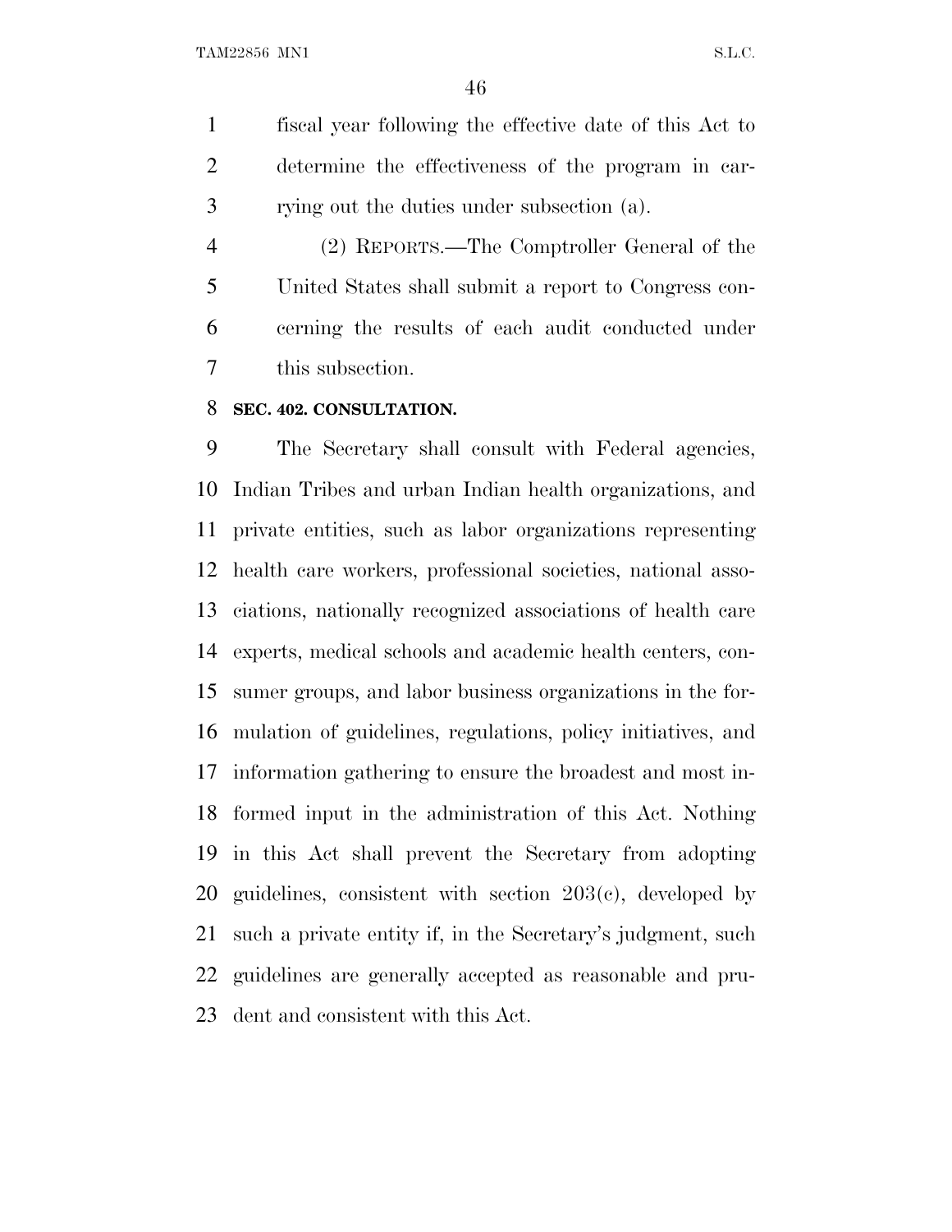fiscal year following the effective date of this Act to determine the effectiveness of the program in carrying out the duties under subsection (a).

(2) REPORTS.—The Comptroller General of the United States shall submit a report to Congress concerning the results of each audit conducted under this subsection.

**SEC. 402. CONSULTATION.**

The Secretary shall consult with Federal agencies, Indian Tribes and urban Indian health organizations, and private entities, such as labor organizations representing health care workers, professional societies, national associations, nationally recognized associations of health care experts, medical schools and academic health centers, consumer groups, and labor business organizations in the formulation of guidelines, regulations, policy initiatives, and information gathering to ensure the broadest and most informed input in the administration of this Act. Nothing in this Act shall prevent the Secretary from adopting guidelines, consistent with section 203(c), developed by such a private entity if, in the Secretary's judgment, such guidelines are generally accepted as reasonable and prudent and consistent with this Act.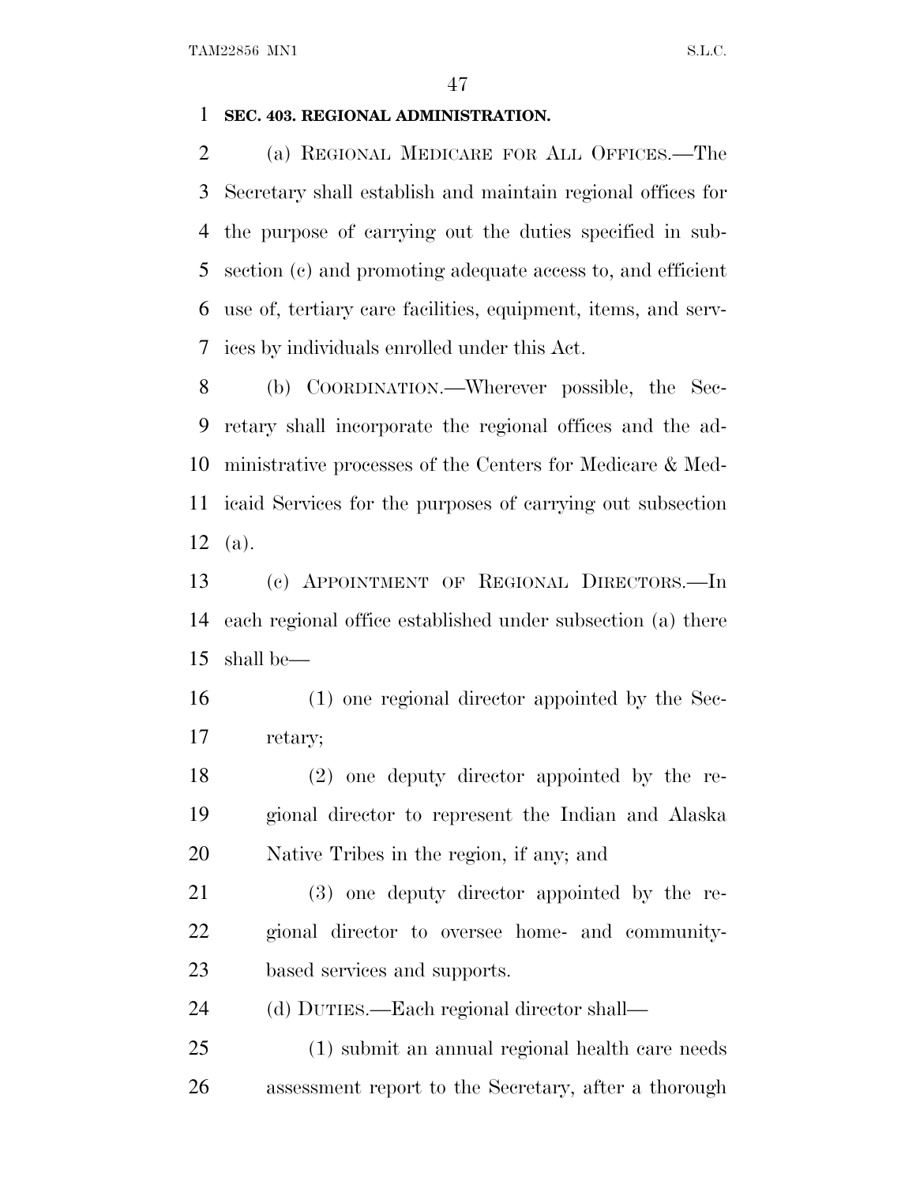**SEC. 403. REGIONAL ADMINISTRATION.**

(a) REGIONAL MEDICARE FOR ALL OFFICES.—The Secretary shall establish and maintain regional offices for the purpose of carrying out the duties specified in subsection (c) and promoting adequate access to, and efficient use of, tertiary care facilities, equipment, items, and services by individuals enrolled under this Act.

(b) COORDINATION.—Wherever possible, the Secretary shall incorporate the regional offices and the administrative processes of the Centers for Medicare & Medicaid Services for the purposes of carrying out subsection (a).

(c) APPOINTMENT OF REGIONAL DIRECTORS.—In each regional office established under subsection (a) there shall be—

(1) one regional director appointed by the Secretary;

(2) one deputy director appointed by the regional director to represent the Indian and Alaska Native Tribes in the region, if any; and

(3) one deputy director appointed by the regional director to oversee home- and community-based services and supports.

(d) DUTIES.—Each regional director shall—

(1) submit an annual regional health care needs assessment report to the Secretary, after a thorough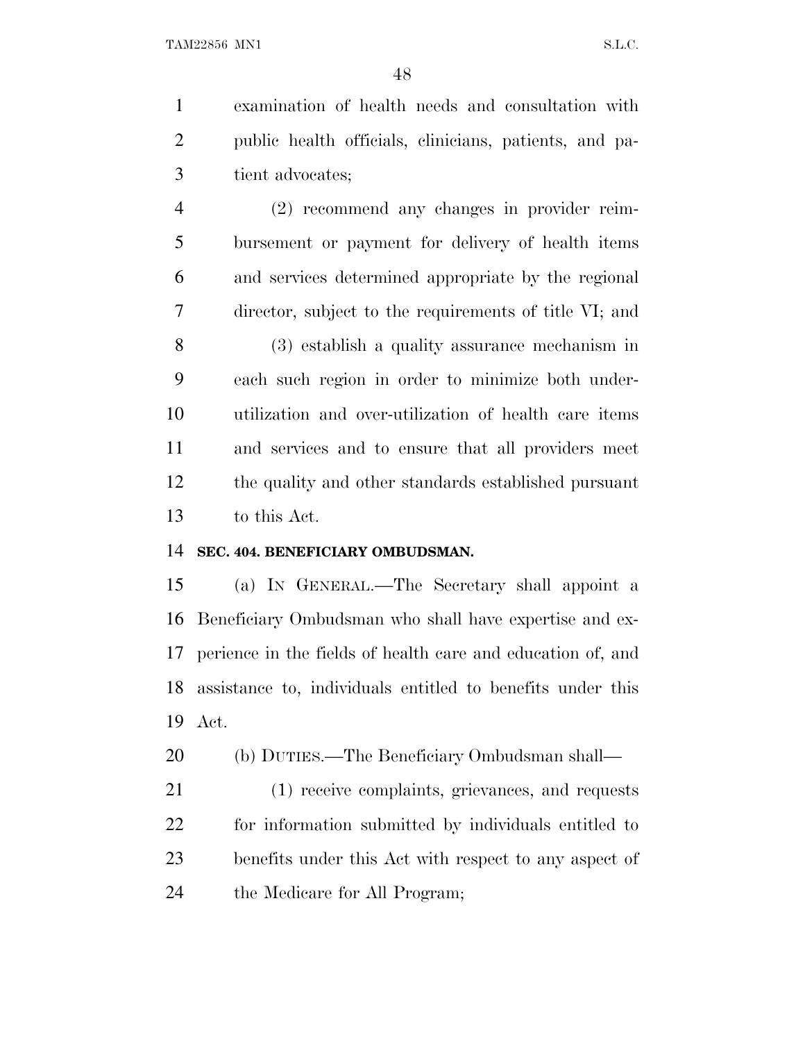examination of health needs and consultation with public health officials, clinicians, patients, and patient advocates;

(2) recommend any changes in provider reimbursement or payment for delivery of health items and services determined appropriate by the regional director, subject to the requirements of title VI; and

(3) establish a quality assurance mechanism in each such region in order to minimize both under-utilization and over-utilization of health care items and services and to ensure that all providers meet the quality and other standards established pursuant to this Act.

**SEC. 404. BENEFICIARY OMBUDSMAN.**

(a) IN GENERAL.—The Secretary shall appoint a Beneficiary Ombudsman who shall have expertise and experience in the fields of health care and education of, and assistance to, individuals entitled to benefits under this Act.

(b) DUTIES.—The Beneficiary Ombudsman shall—

(1) receive complaints, grievances, and requests for information submitted by individuals entitled to benefits under this Act with respect to any aspect of the Medicare for All Program;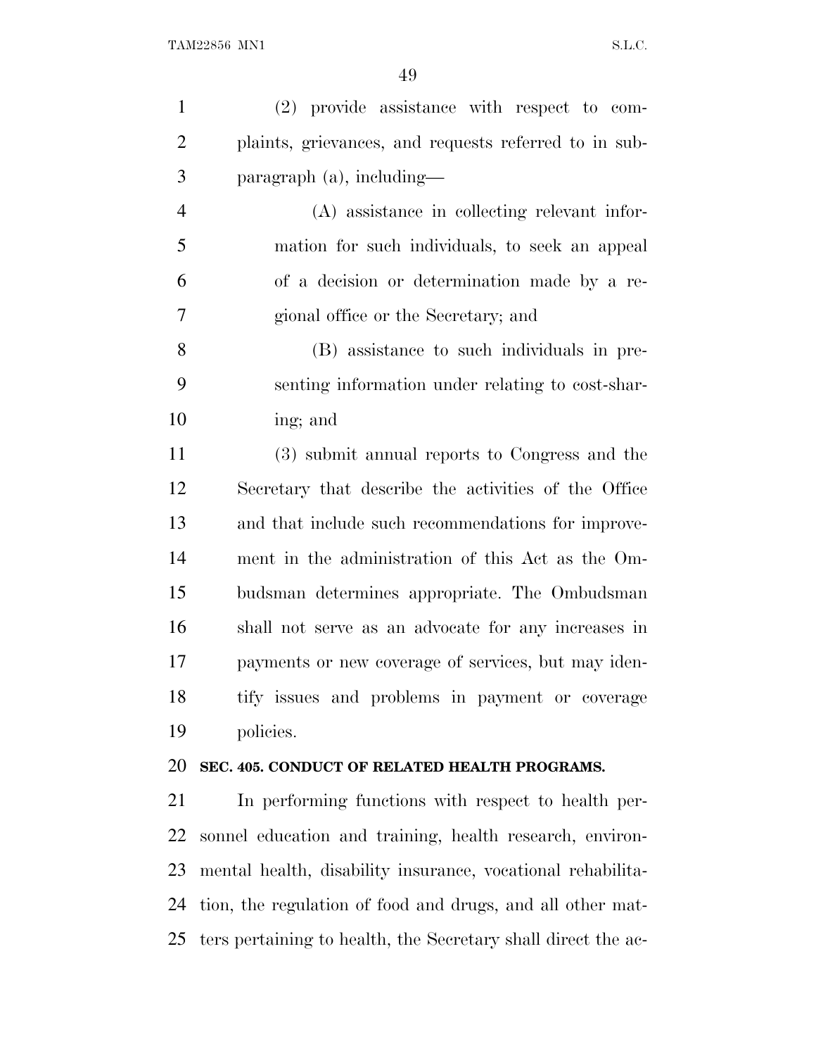(2) provide assistance with respect to complaints, grievances, and requests referred to in subparagraph (a), including—

(A) assistance in collecting relevant information for such individuals, to seek an appeal of a decision or determination made by a regional office or the Secretary; and

(B) assistance to such individuals in presenting information under relating to cost-sharing; and

(3) submit annual reports to Congress and the Secretary that describe the activities of the Office and that include such recommendations for improvement in the administration of this Act as the Ombudsman determines appropriate. The Ombudsman shall not serve as an advocate for any increases in payments or new coverage of services, but may identify issues and problems in payment or coverage policies.

**SEC. 405. CONDUCT OF RELATED HEALTH PROGRAMS.**

In performing functions with respect to health personnel education and training, health research, environmental health, disability insurance, vocational rehabilitation, the regulation of food and drugs, and all other matters pertaining to health, the Secretary shall direct the ac-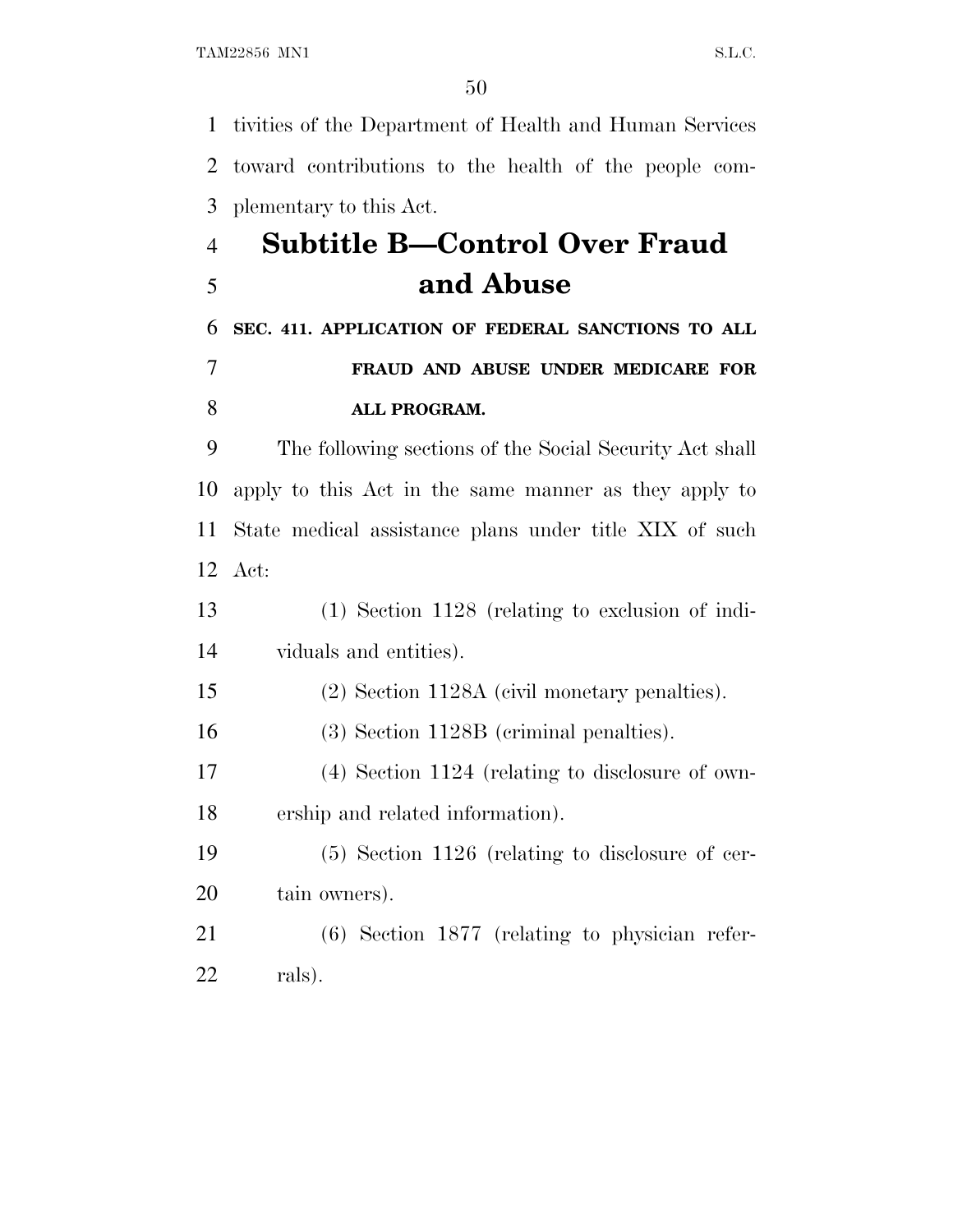tivities of the Department of Health and Human Services toward contributions to the health of the people complementary to this Act.

## Subtitle B—Control Over Fraud and Abuse

**SEC. 411. APPLICATION OF FEDERAL SANCTIONS TO ALL FRAUD AND ABUSE UNDER MEDICARE FOR ALL PROGRAM.**

The following sections of the Social Security Act shall apply to this Act in the same manner as they apply to State medical assistance plans under title XIX of such Act:

(1) Section 1128 (relating to exclusion of individuals and entities).

(2) Section 1128A (civil monetary penalties).

(3) Section 1128B (criminal penalties).

(4) Section 1124 (relating to disclosure of ownership and related information).

(5) Section 1126 (relating to disclosure of certain owners).

(6) Section 1877 (relating to physician referrals).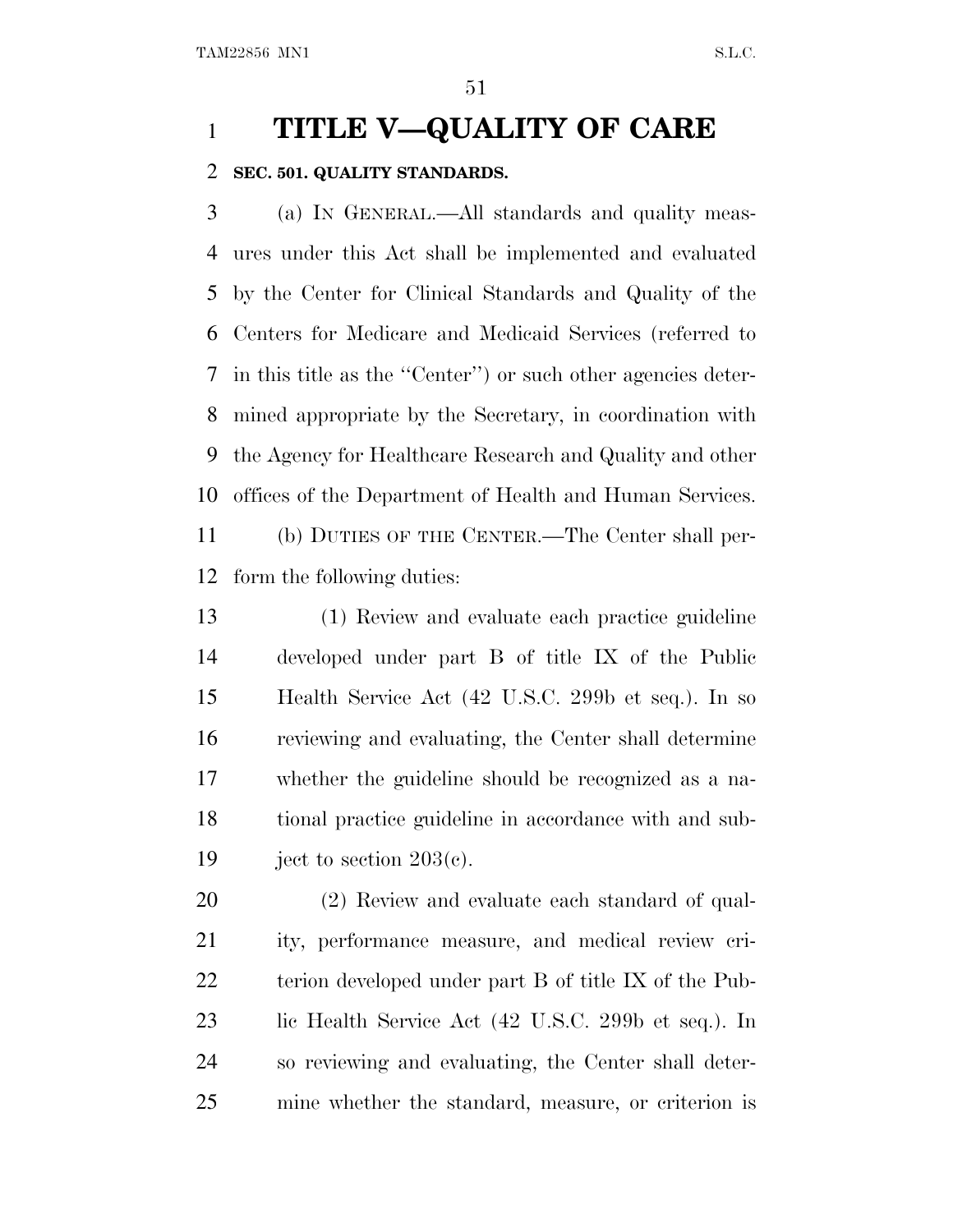# TITLE V—QUALITY OF CARE

## SEC. 501. QUALITY STANDARDS.

(a) IN GENERAL.—All standards and quality measures under this Act shall be implemented and evaluated by the Center for Clinical Standards and Quality of the Centers for Medicare and Medicaid Services (referred to in this title as the "Center") or such other agencies determined appropriate by the Secretary, in coordination with the Agency for Healthcare Research and Quality and other offices of the Department of Health and Human Services.

(b) DUTIES OF THE CENTER.—The Center shall perform the following duties:

(1) Review and evaluate each practice guideline developed under part B of title IX of the Public Health Service Act (42 U.S.C. 299b et seq.). In so reviewing and evaluating, the Center shall determine whether the guideline should be recognized as a national practice guideline in accordance with and subject to section 203(c).

(2) Review and evaluate each standard of quality, performance measure, and medical review criterion developed under part B of title IX of the Public Health Service Act (42 U.S.C. 299b et seq.). In so reviewing and evaluating, the Center shall determine whether the standard, measure, or criterion is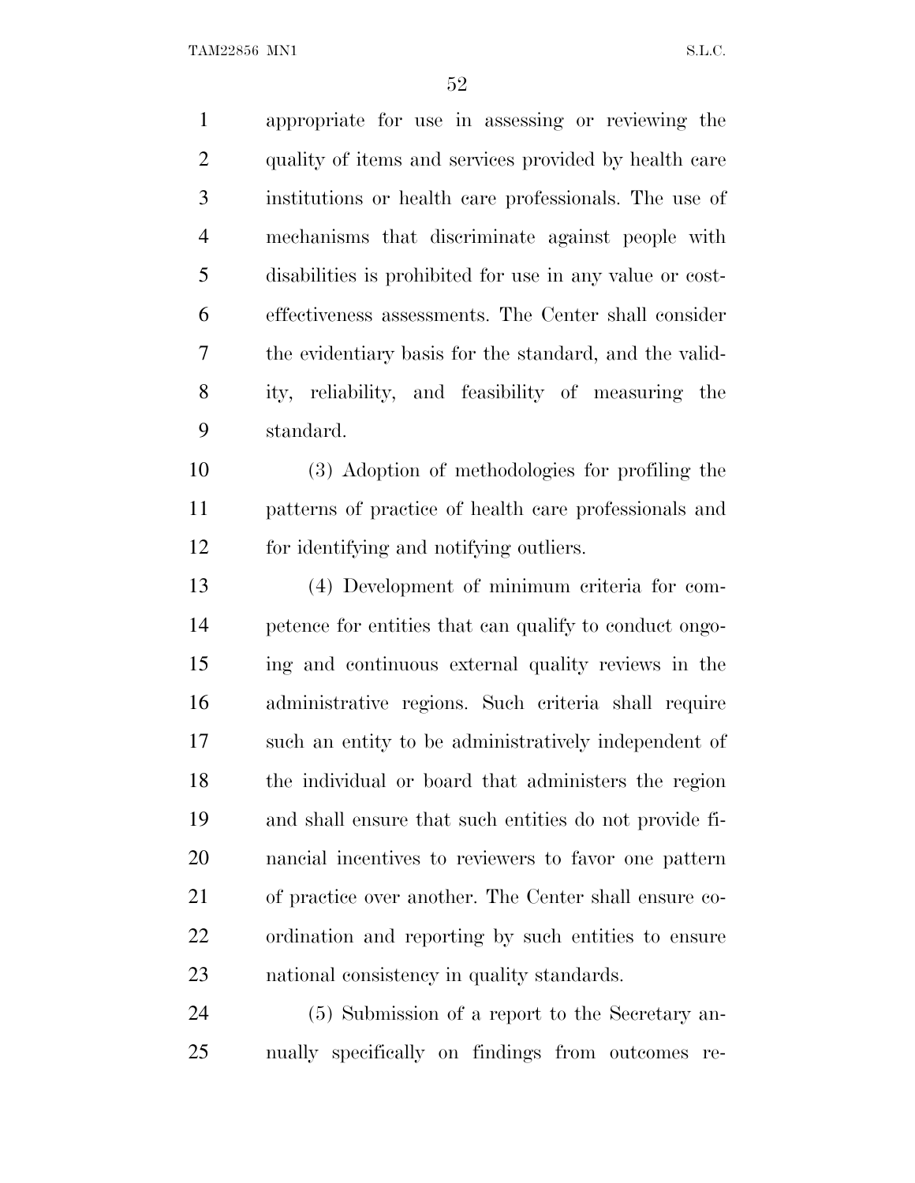appropriate for use in assessing or reviewing the quality of items and services provided by health care institutions or health care professionals. The use of mechanisms that discriminate against people with disabilities is prohibited for use in any value or cost-effectiveness assessments. The Center shall consider the evidentiary basis for the standard, and the validity, reliability, and feasibility of measuring the standard.

(3) Adoption of methodologies for profiling the patterns of practice of health care professionals and for identifying and notifying outliers.

(4) Development of minimum criteria for competence for entities that can qualify to conduct ongoing and continuous external quality reviews in the administrative regions. Such criteria shall require such an entity to be administratively independent of the individual or board that administers the region and shall ensure that such entities do not provide financial incentives to reviewers to favor one pattern of practice over another. The Center shall ensure coordination and reporting by such entities to ensure national consistency in quality standards.

(5) Submission of a report to the Secretary annually specifically on findings from outcomes re-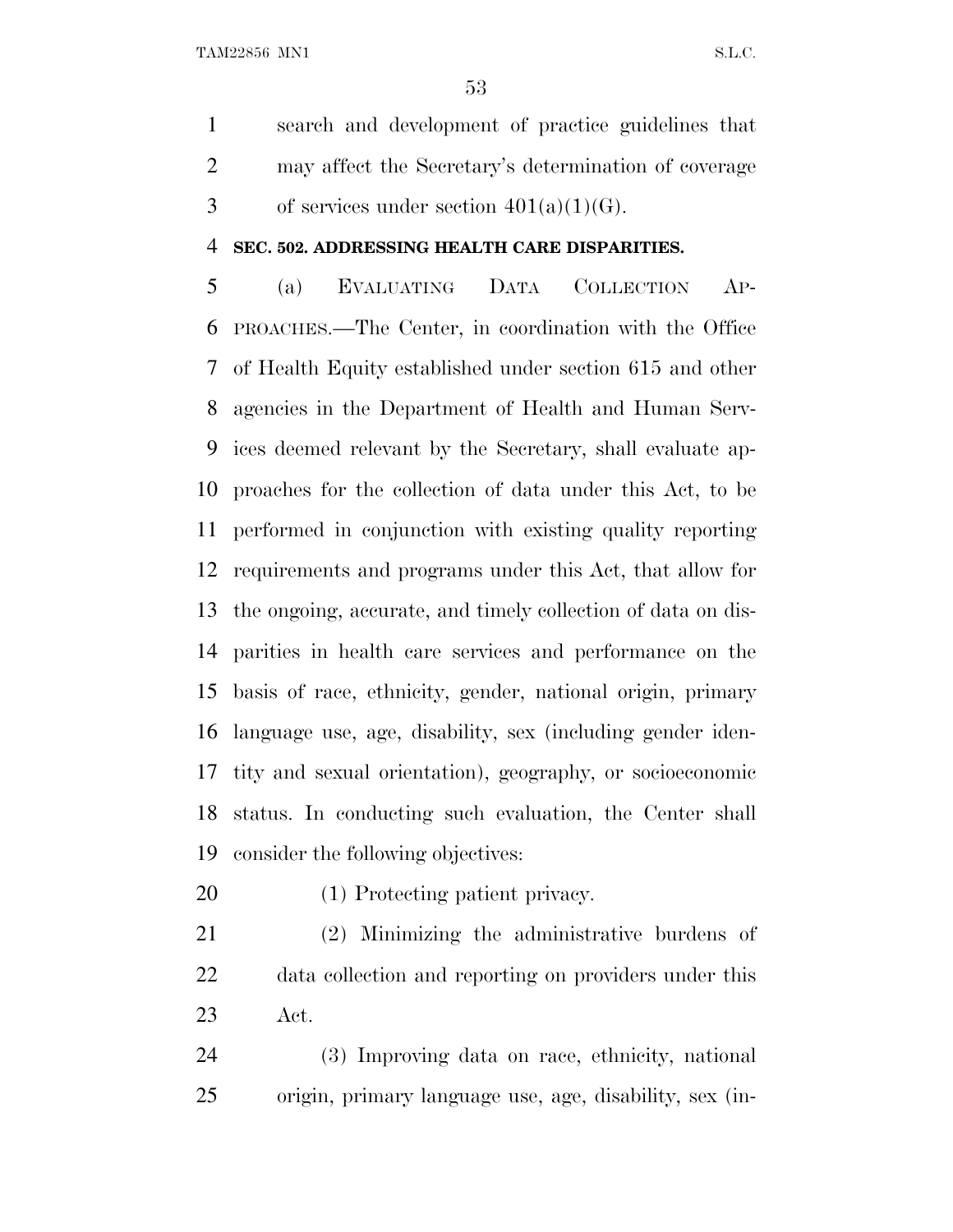search and development of practice guidelines that may affect the Secretary's determination of coverage of services under section 401(a)(1)(G).

**SEC. 502. ADDRESSING HEALTH CARE DISPARITIES.**

(a) EVALUATING DATA COLLECTION APPROACHES.—The Center, in coordination with the Office of Health Equity established under section 615 and other agencies in the Department of Health and Human Services deemed relevant by the Secretary, shall evaluate approaches for the collection of data under this Act, to be performed in conjunction with existing quality reporting requirements and programs under this Act, that allow for the ongoing, accurate, and timely collection of data on disparities in health care services and performance on the basis of race, ethnicity, gender, national origin, primary language use, age, disability, sex (including gender identity and sexual orientation), geography, or socioeconomic status. In conducting such evaluation, the Center shall consider the following objectives:

(1) Protecting patient privacy.

(2) Minimizing the administrative burdens of data collection and reporting on providers under this Act.

(3) Improving data on race, ethnicity, national origin, primary language use, age, disability, sex (in-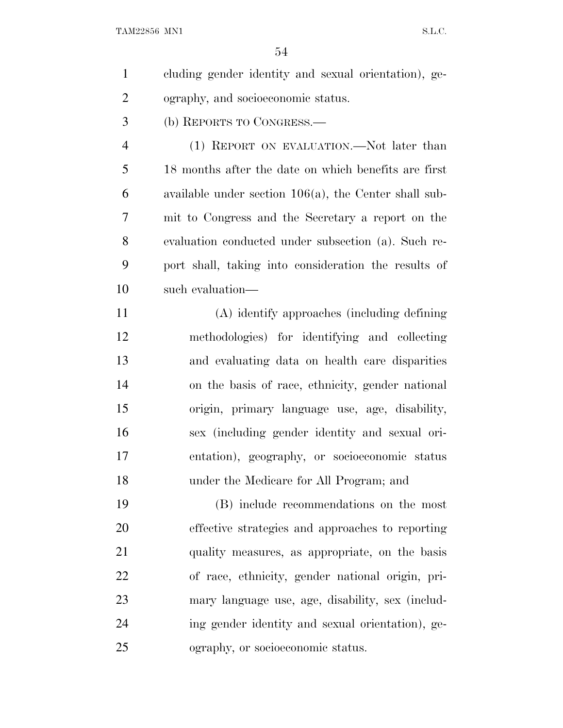cluding gender identity and sexual orientation), geography, and socioeconomic status.

(b) REPORTS TO CONGRESS.—

(1) REPORT ON EVALUATION.—Not later than 18 months after the date on which benefits are first available under section 106(a), the Center shall submit to Congress and the Secretary a report on the evaluation conducted under subsection (a). Such report shall, taking into consideration the results of such evaluation—

(A) identify approaches (including defining methodologies) for identifying and collecting and evaluating data on health care disparities on the basis of race, ethnicity, gender national origin, primary language use, age, disability, sex (including gender identity and sexual orientation), geography, or socioeconomic status under the Medicare for All Program; and

(B) include recommendations on the most effective strategies and approaches to reporting quality measures, as appropriate, on the basis of race, ethnicity, gender national origin, primary language use, age, disability, sex (including gender identity and sexual orientation), geography, or socioeconomic status.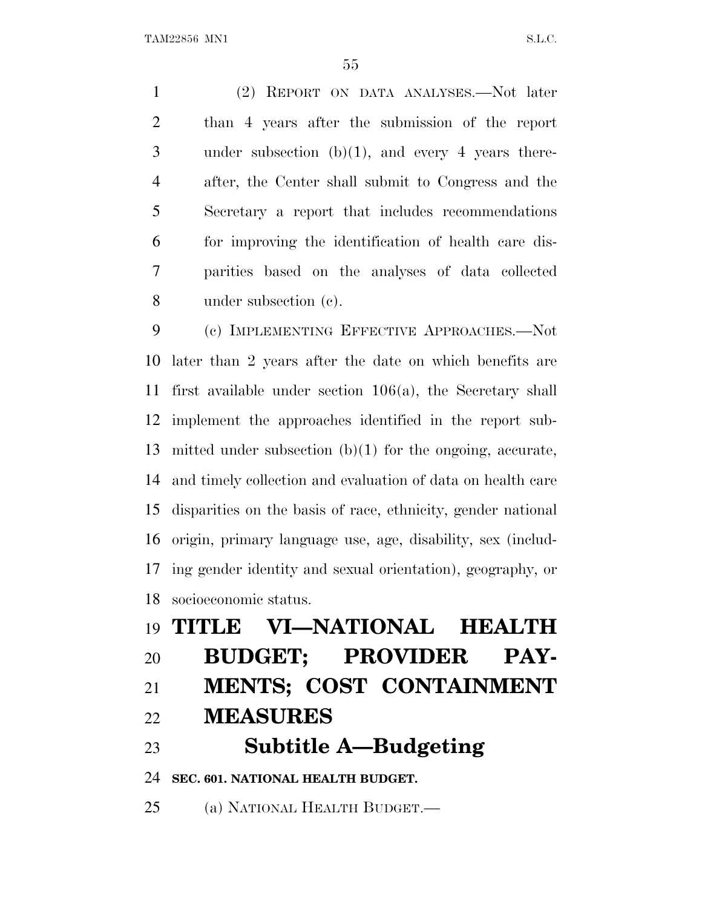(2) REPORT ON DATA ANALYSES.—Not later than 4 years after the submission of the report under subsection (b)(1), and every 4 years thereafter, the Center shall submit to Congress and the Secretary a report that includes recommendations for improving the identification of health care disparities based on the analyses of data collected under subsection (c).

(c) IMPLEMENTING EFFECTIVE APPROACHES.—Not later than 2 years after the date on which benefits are first available under section 106(a), the Secretary shall implement the approaches identified in the report submitted under subsection (b)(1) for the ongoing, accurate, and timely collection and evaluation of data on health care disparities on the basis of race, ethnicity, gender national origin, primary language use, age, disability, sex (including gender identity and sexual orientation), geography, or socioeconomic status.

# TITLE VI—NATIONAL HEALTH BUDGET; PROVIDER PAYMENTS; COST CONTAINMENT MEASURES

## Subtitle A—Budgeting

### SEC. 601. NATIONAL HEALTH BUDGET.

(a) NATIONAL HEALTH BUDGET.—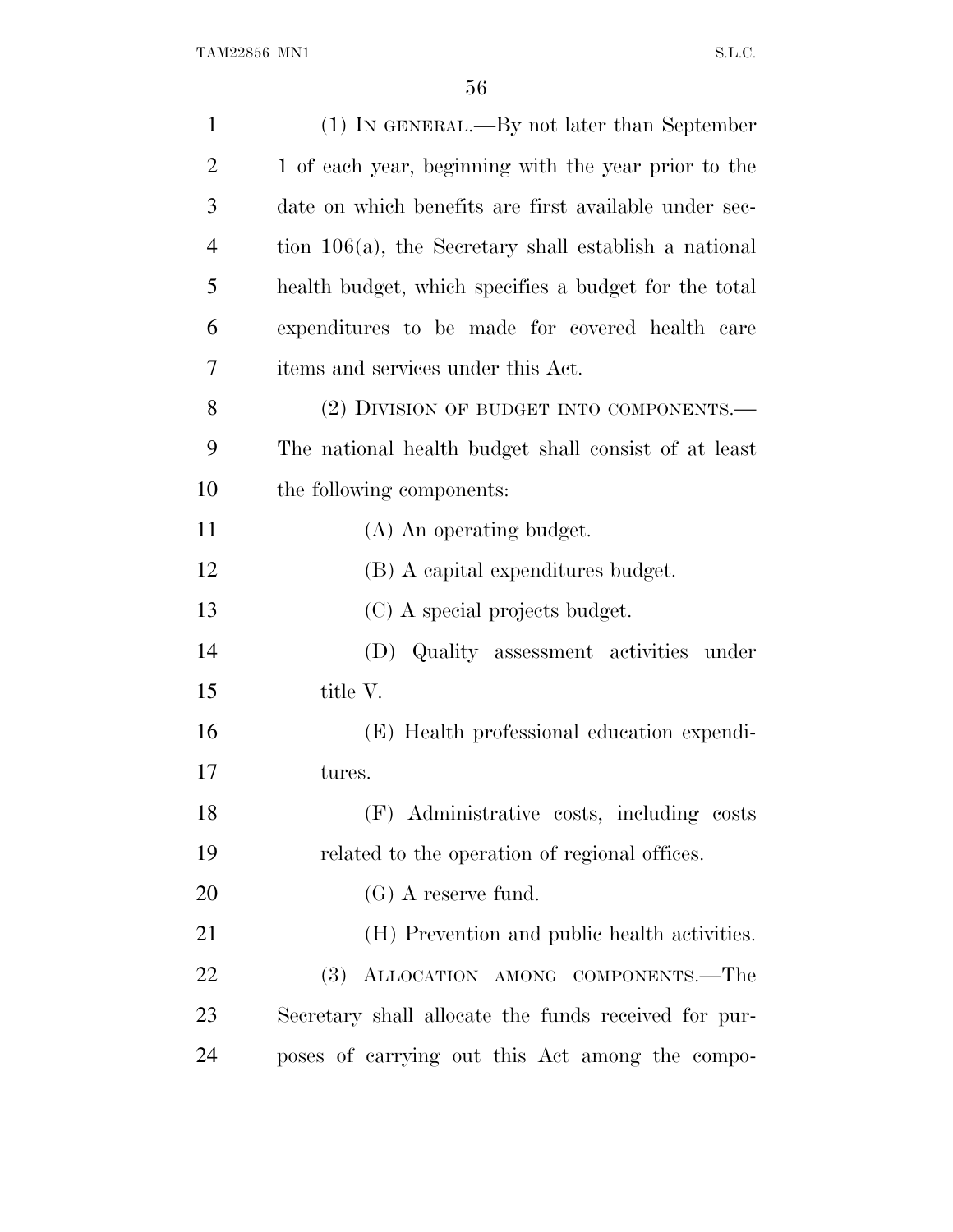(1) IN GENERAL.—By not later than September 1 of each year, beginning with the year prior to the date on which benefits are first available under section 106(a), the Secretary shall establish a national health budget, which specifies a budget for the total expenditures to be made for covered health care items and services under this Act.

(2) DIVISION OF BUDGET INTO COMPONENTS.—The national health budget shall consist of at least the following components:

(A) An operating budget.

(B) A capital expenditures budget.

(C) A special projects budget.

(D) Quality assessment activities under title V.

(E) Health professional education expenditures.

(F) Administrative costs, including costs related to the operation of regional offices.

(G) A reserve fund.

(H) Prevention and public health activities.

(3) ALLOCATION AMONG COMPONENTS.—The Secretary shall allocate the funds received for purposes of carrying out this Act among the compo-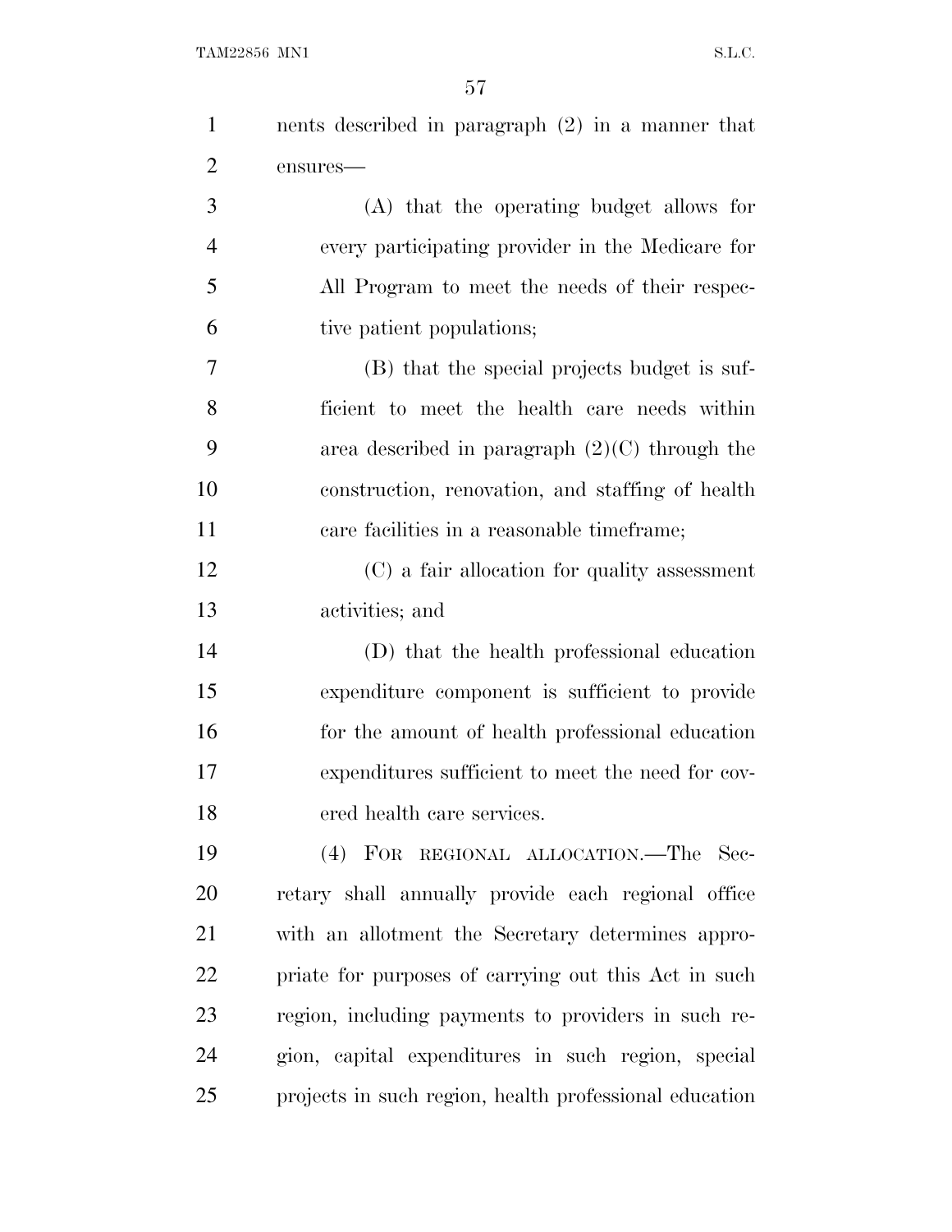nents described in paragraph (2) in a manner that ensures—

(A) that the operating budget allows for every participating provider in the Medicare for All Program to meet the needs of their respective patient populations;

(B) that the special projects budget is sufficient to meet the health care needs within area described in paragraph (2)(C) through the construction, renovation, and staffing of health care facilities in a reasonable timeframe;

(C) a fair allocation for quality assessment activities; and

(D) that the health professional education expenditure component is sufficient to provide for the amount of health professional education expenditures sufficient to meet the need for covered health care services.

(4) FOR REGIONAL ALLOCATION.—The Secretary shall annually provide each regional office with an allotment the Secretary determines appropriate for purposes of carrying out this Act in such region, including payments to providers in such region, capital expenditures in such region, special projects in such region, health professional education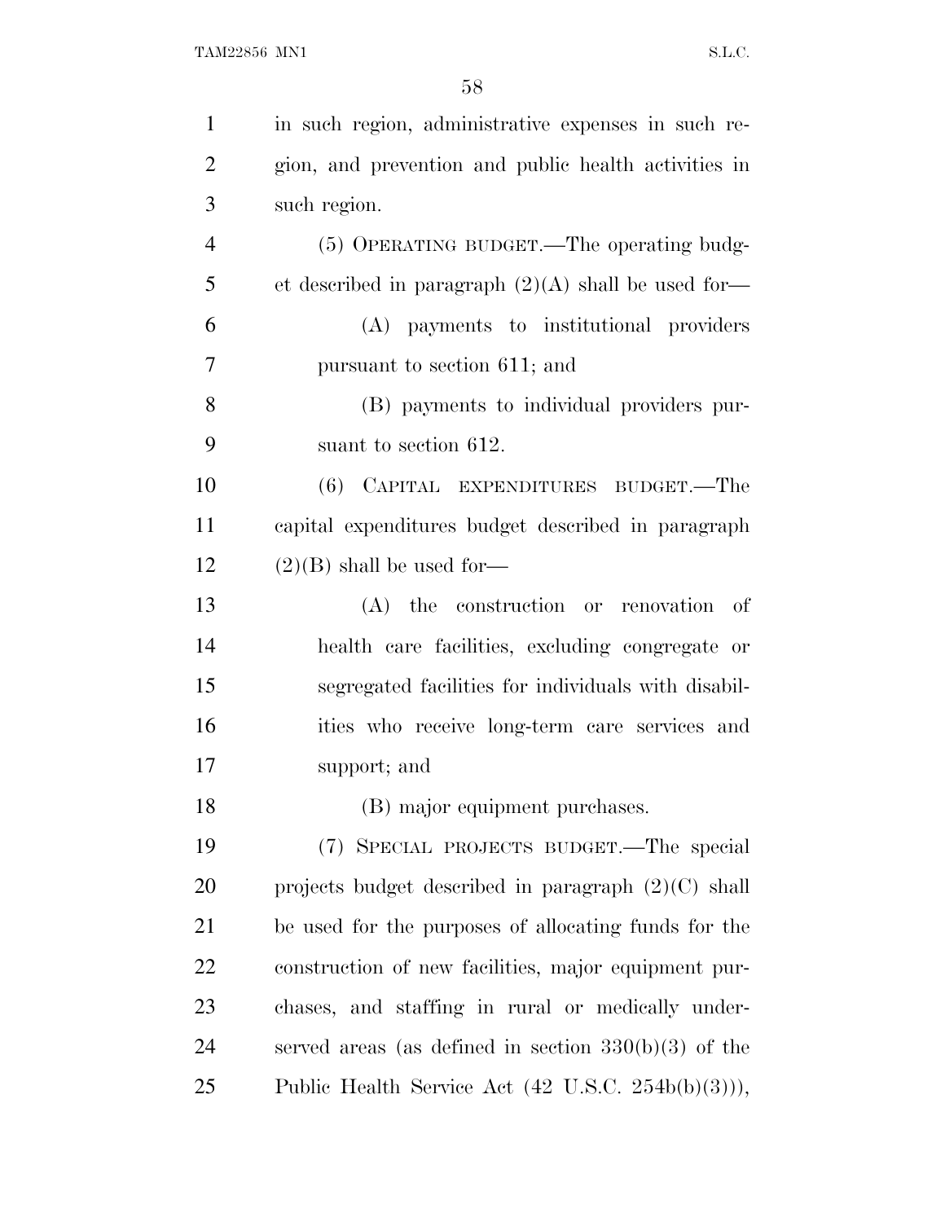in such region, administrative expenses in such region, and prevention and public health activities in such region.

(5) OPERATING BUDGET.—The operating budget described in paragraph (2)(A) shall be used for—

(A) payments to institutional providers pursuant to section 611; and

(B) payments to individual providers pursuant to section 612.

(6) CAPITAL EXPENDITURES BUDGET.—The capital expenditures budget described in paragraph (2)(B) shall be used for—

(A) the construction or renovation of health care facilities, excluding congregate or segregated facilities for individuals with disabilities who receive long-term care services and support; and

(B) major equipment purchases.

(7) SPECIAL PROJECTS BUDGET.—The special projects budget described in paragraph (2)(C) shall be used for the purposes of allocating funds for the construction of new facilities, major equipment purchases, and staffing in rural or medically underserved areas (as defined in section 330(b)(3) of the Public Health Service Act (42 U.S.C. 254b(b)(3))),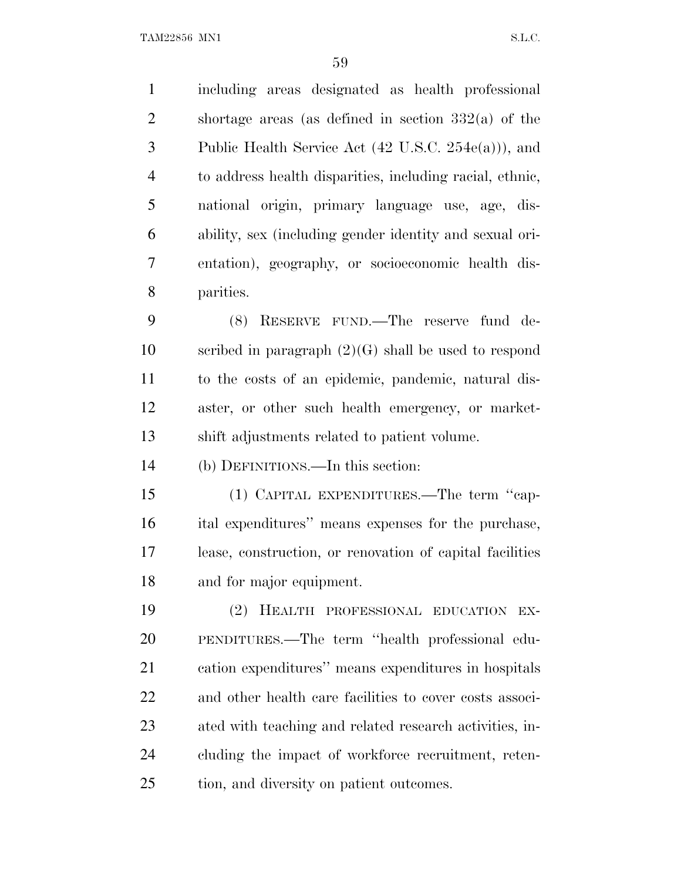including areas designated as health professional shortage areas (as defined in section 332(a) of the Public Health Service Act (42 U.S.C. 254e(a))), and to address health disparities, including racial, ethnic, national origin, primary language use, age, disability, sex (including gender identity and sexual orientation), geography, or socioeconomic health disparities.

(8) RESERVE FUND.—The reserve fund described in paragraph (2)(G) shall be used to respond to the costs of an epidemic, pandemic, natural disaster, or other such health emergency, or market-shift adjustments related to patient volume.

(b) DEFINITIONS.—In this section:

(1) CAPITAL EXPENDITURES.—The term ''capital expenditures'' means expenses for the purchase, lease, construction, or renovation of capital facilities and for major equipment.

(2) HEALTH PROFESSIONAL EDUCATION EXPENDITURES.—The term ''health professional education expenditures'' means expenditures in hospitals and other health care facilities to cover costs associated with teaching and related research activities, including the impact of workforce recruitment, retention, and diversity on patient outcomes.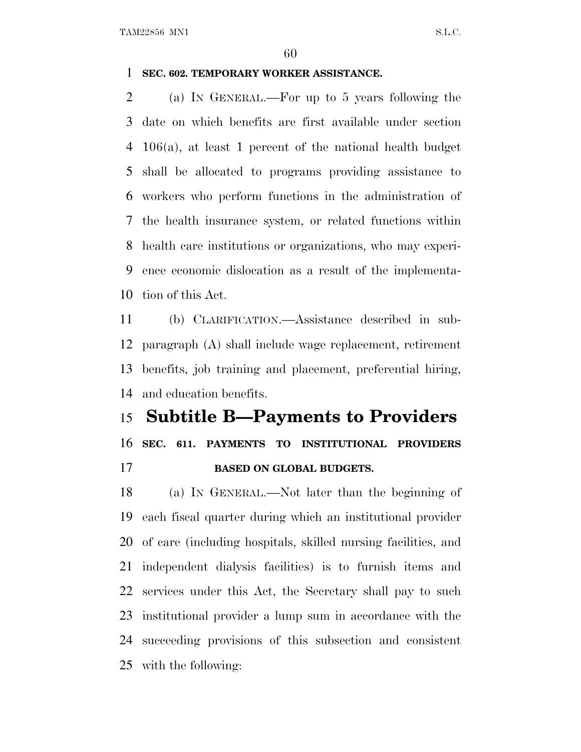**SEC. 602. TEMPORARY WORKER ASSISTANCE.**

(a) IN GENERAL.—For up to 5 years following the date on which benefits are first available under section 106(a), at least 1 percent of the national health budget shall be allocated to programs providing assistance to workers who perform functions in the administration of the health insurance system, or related functions within health care institutions or organizations, who may experience economic dislocation as a result of the implementation of this Act.

(b) CLARIFICATION.—Assistance described in subparagraph (A) shall include wage replacement, retirement benefits, job training and placement, preferential hiring, and education benefits.

## Subtitle B—Payments to Providers

**SEC. 611. PAYMENTS TO INSTITUTIONAL PROVIDERS BASED ON GLOBAL BUDGETS.**

(a) IN GENERAL.—Not later than the beginning of each fiscal quarter during which an institutional provider of care (including hospitals, skilled nursing facilities, and independent dialysis facilities) is to furnish items and services under this Act, the Secretary shall pay to such institutional provider a lump sum in accordance with the succeeding provisions of this subsection and consistent with the following: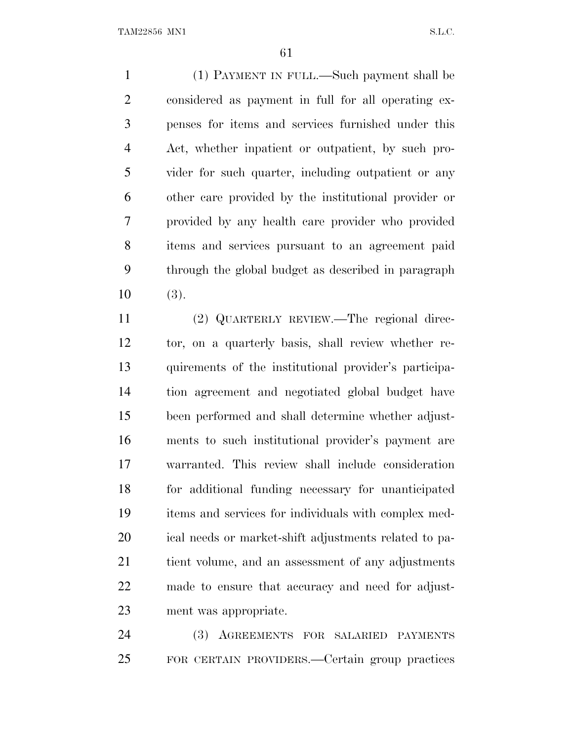(1) PAYMENT IN FULL.—Such payment shall be considered as payment in full for all operating expenses for items and services furnished under this Act, whether inpatient or outpatient, by such provider for such quarter, including outpatient or any other care provided by the institutional provider or provided by any health care provider who provided items and services pursuant to an agreement paid through the global budget as described in paragraph (3).

(2) QUARTERLY REVIEW.—The regional director, on a quarterly basis, shall review whether requirements of the institutional provider's participation agreement and negotiated global budget have been performed and shall determine whether adjustments to such institutional provider's payment are warranted. This review shall include consideration for additional funding necessary for unanticipated items and services for individuals with complex medical needs or market-shift adjustments related to patient volume, and an assessment of any adjustments made to ensure that accuracy and need for adjustment was appropriate.

(3) AGREEMENTS FOR SALARIED PAYMENTS FOR CERTAIN PROVIDERS.—Certain group practices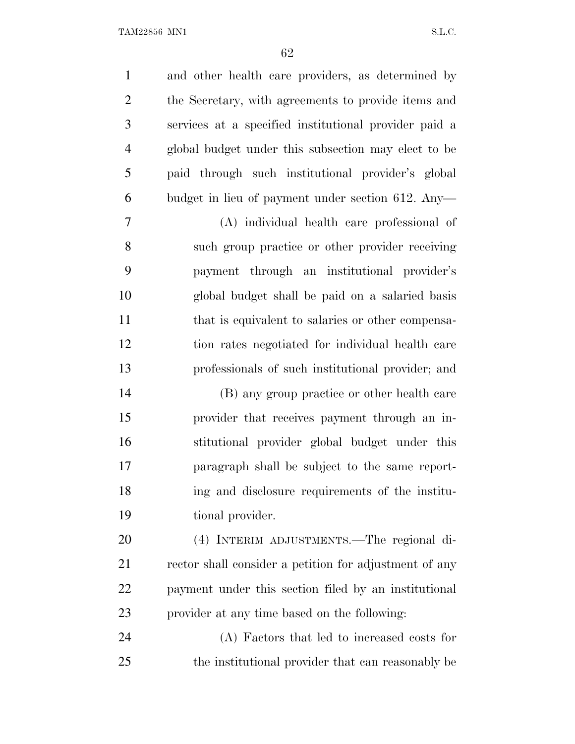and other health care providers, as determined by the Secretary, with agreements to provide items and services at a specified institutional provider paid a global budget under this subsection may elect to be paid through such institutional provider's global budget in lieu of payment under section 612. Any—

(A) individual health care professional of such group practice or other provider receiving payment through an institutional provider's global budget shall be paid on a salaried basis that is equivalent to salaries or other compensation rates negotiated for individual health care professionals of such institutional provider; and

(B) any group practice or other health care provider that receives payment through an institutional provider global budget under this paragraph shall be subject to the same reporting and disclosure requirements of the institutional provider.

(4) INTERIM ADJUSTMENTS.—The regional director shall consider a petition for adjustment of any payment under this section filed by an institutional provider at any time based on the following:

(A) Factors that led to increased costs for the institutional provider that can reasonably be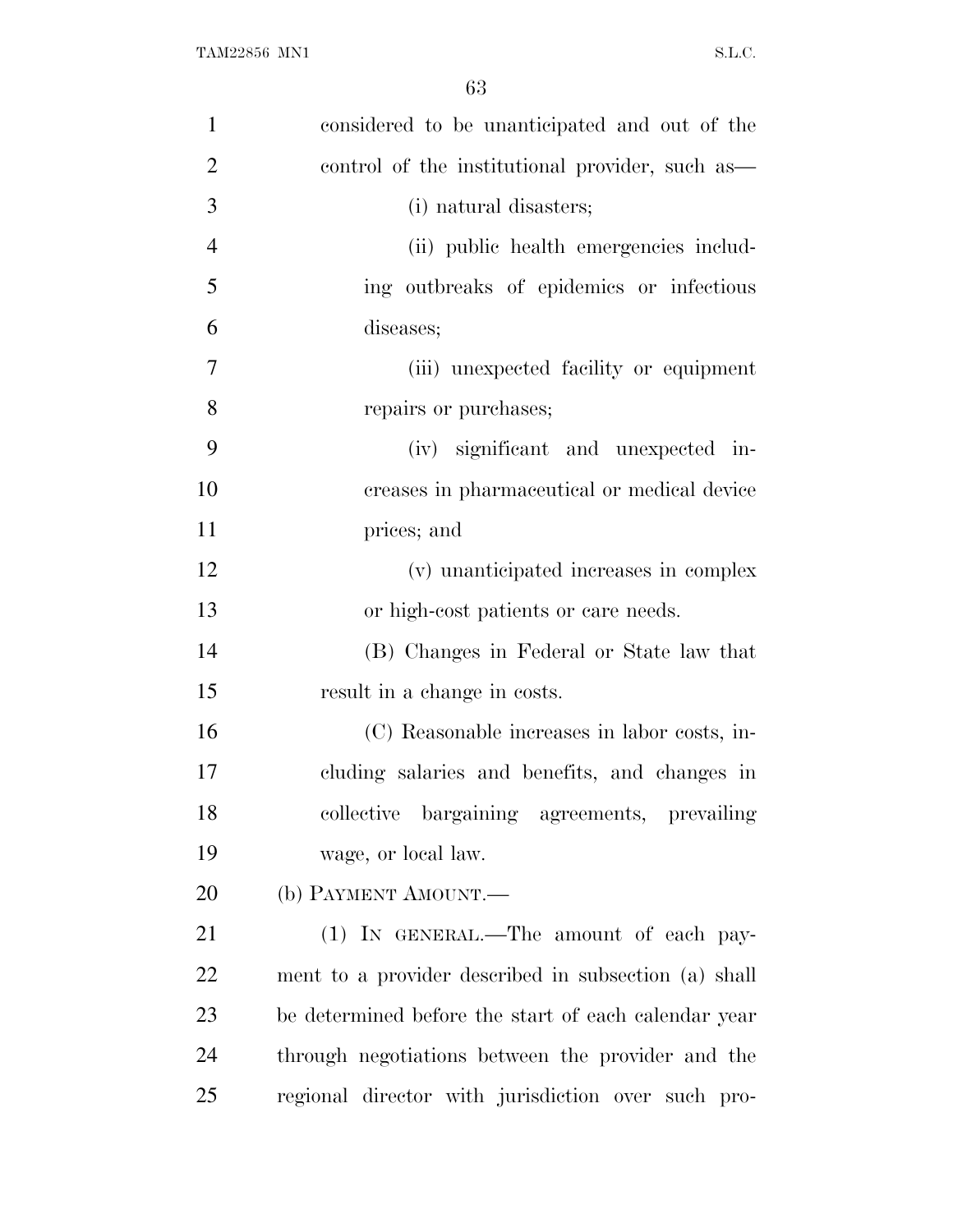considered to be unanticipated and out of the control of the institutional provider, such as—

(i) natural disasters;

(ii) public health emergencies including outbreaks of epidemics or infectious diseases;

(iii) unexpected facility or equipment repairs or purchases;

(iv) significant and unexpected increases in pharmaceutical or medical device prices; and

(v) unanticipated increases in complex or high-cost patients or care needs.

(B) Changes in Federal or State law that result in a change in costs.

(C) Reasonable increases in labor costs, including salaries and benefits, and changes in collective bargaining agreements, prevailing wage, or local law.

(b) PAYMENT AMOUNT.—

(1) IN GENERAL.—The amount of each payment to a provider described in subsection (a) shall be determined before the start of each calendar year through negotiations between the provider and the regional director with jurisdiction over such pro-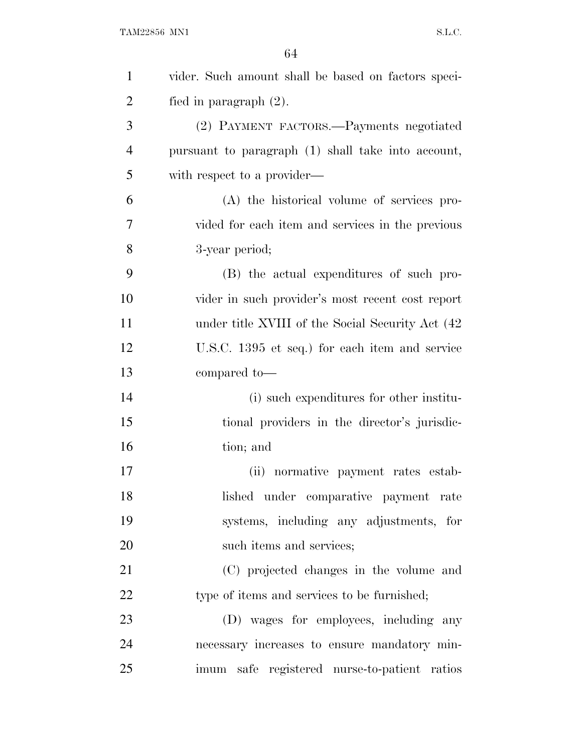vider. Such amount shall be based on factors specified in paragraph (2).

(2) PAYMENT FACTORS.—Payments negotiated pursuant to paragraph (1) shall take into account, with respect to a provider—

(A) the historical volume of services provided for each item and services in the previous 3-year period;

(B) the actual expenditures of such provider in such provider's most recent cost report under title XVIII of the Social Security Act (42 U.S.C. 1395 et seq.) for each item and service compared to—

(i) such expenditures for other institutional providers in the director's jurisdiction; and

(ii) normative payment rates established under comparative payment rate systems, including any adjustments, for such items and services;

(C) projected changes in the volume and type of items and services to be furnished;

(D) wages for employees, including any necessary increases to ensure mandatory minimum safe registered nurse-to-patient ratios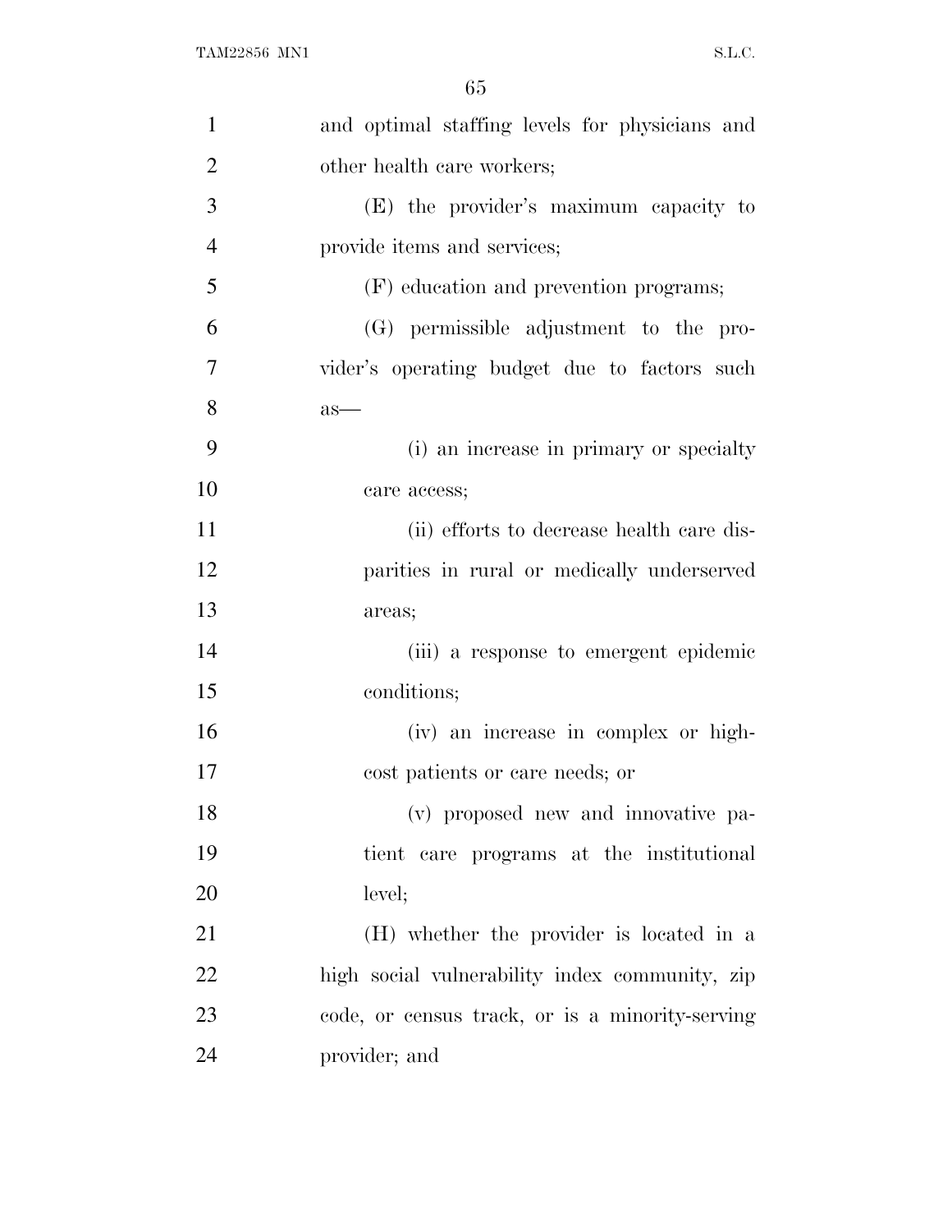and optimal staffing levels for physicians and other health care workers;

(E) the provider's maximum capacity to provide items and services;

(F) education and prevention programs;

(G) permissible adjustment to the provider's operating budget due to factors such as—

(i) an increase in primary or specialty care access;

(ii) efforts to decrease health care disparities in rural or medically underserved areas;

(iii) a response to emergent epidemic conditions;

(iv) an increase in complex or high-cost patients or care needs; or

(v) proposed new and innovative patient care programs at the institutional level;

(H) whether the provider is located in a high social vulnerability index community, zip code, or census track, or is a minority-serving provider; and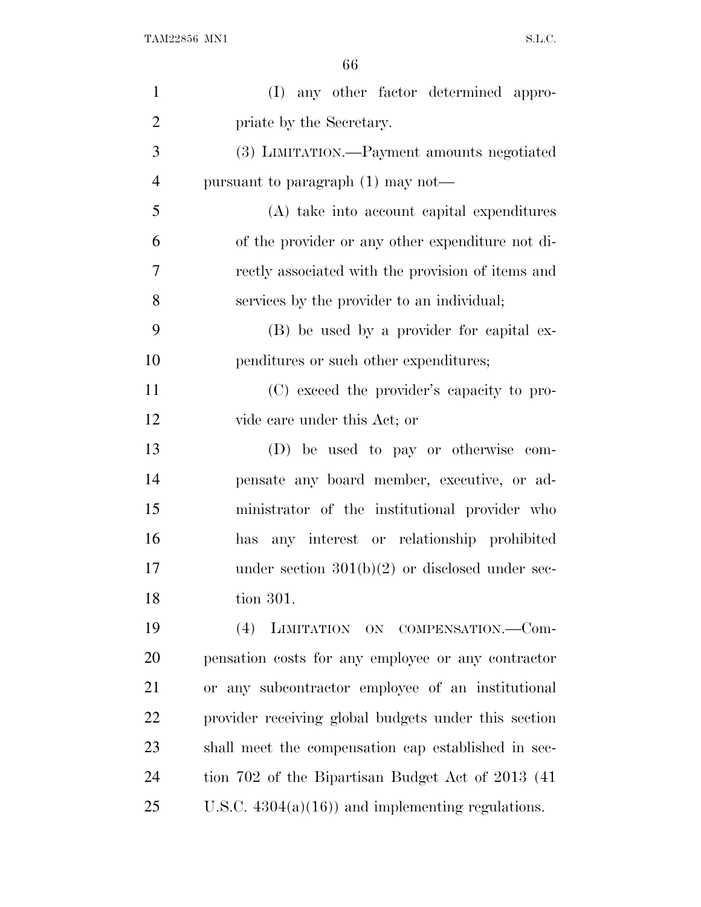(I) any other factor determined appropriate by the Secretary.

(3) LIMITATION.—Payment amounts negotiated pursuant to paragraph (1) may not—

(A) take into account capital expenditures of the provider or any other expenditure not directly associated with the provision of items and services by the provider to an individual;

(B) be used by a provider for capital expenditures or such other expenditures;

(C) exceed the provider's capacity to provide care under this Act; or

(D) be used to pay or otherwise compensate any board member, executive, or administrator of the institutional provider who has any interest or relationship prohibited under section 301(b)(2) or disclosed under section 301.

(4) LIMITATION ON COMPENSATION.—Compensation costs for any employee or any contractor or any subcontractor employee of an institutional provider receiving global budgets under this section shall meet the compensation cap established in section 702 of the Bipartisan Budget Act of 2013 (41 U.S.C. 4304(a)(16)) and implementing regulations.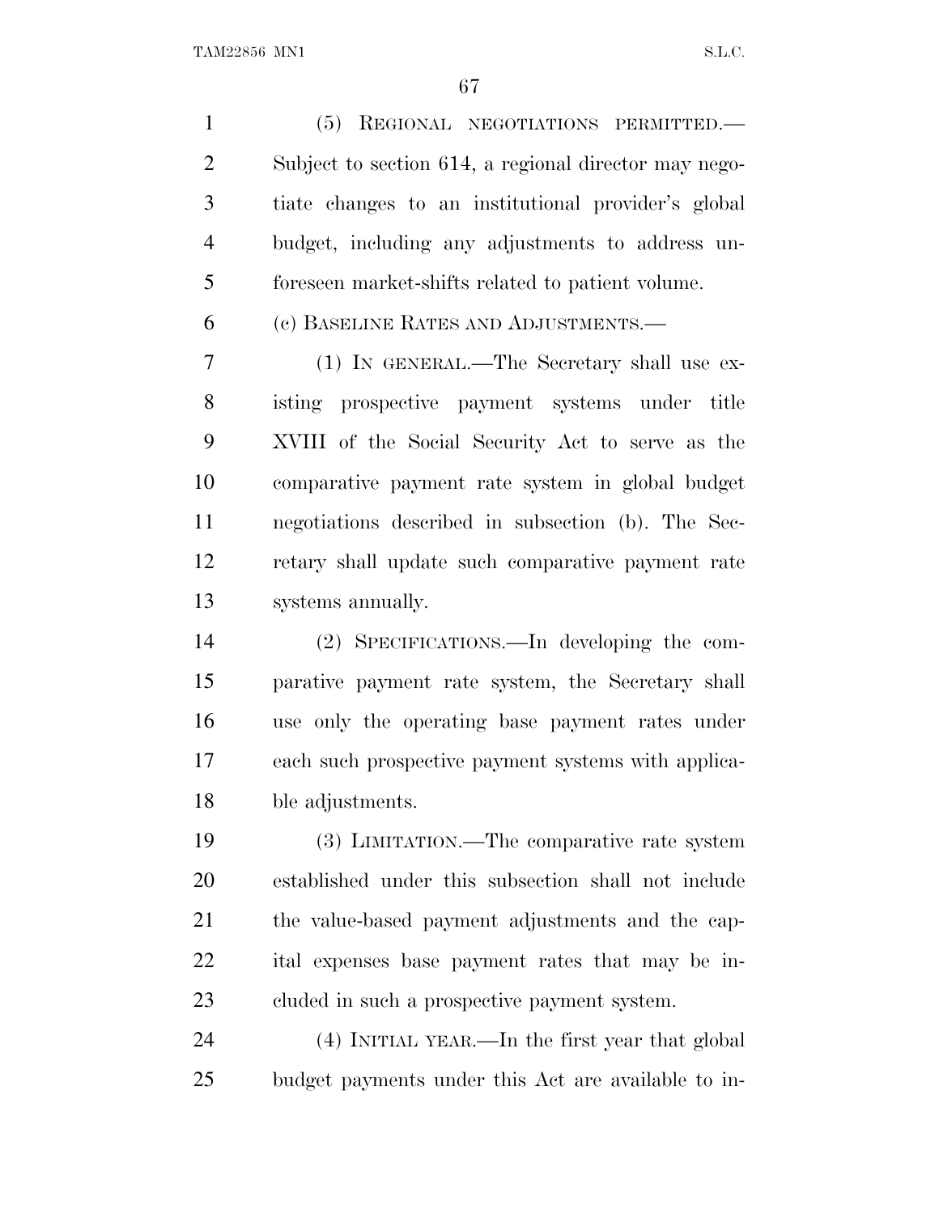(5) REGIONAL NEGOTIATIONS PERMITTED.—Subject to section 614, a regional director may negotiate changes to an institutional provider's global budget, including any adjustments to address unforeseen market-shifts related to patient volume.

(c) BASELINE RATES AND ADJUSTMENTS.—

(1) IN GENERAL.—The Secretary shall use existing prospective payment systems under title XVIII of the Social Security Act to serve as the comparative payment rate system in global budget negotiations described in subsection (b). The Secretary shall update such comparative payment rate systems annually.

(2) SPECIFICATIONS.—In developing the comparative payment rate system, the Secretary shall use only the operating base payment rates under each such prospective payment systems with applicable adjustments.

(3) LIMITATION.—The comparative rate system established under this subsection shall not include the value-based payment adjustments and the capital expenses base payment rates that may be included in such a prospective payment system.

(4) INITIAL YEAR.—In the first year that global budget payments under this Act are available to in-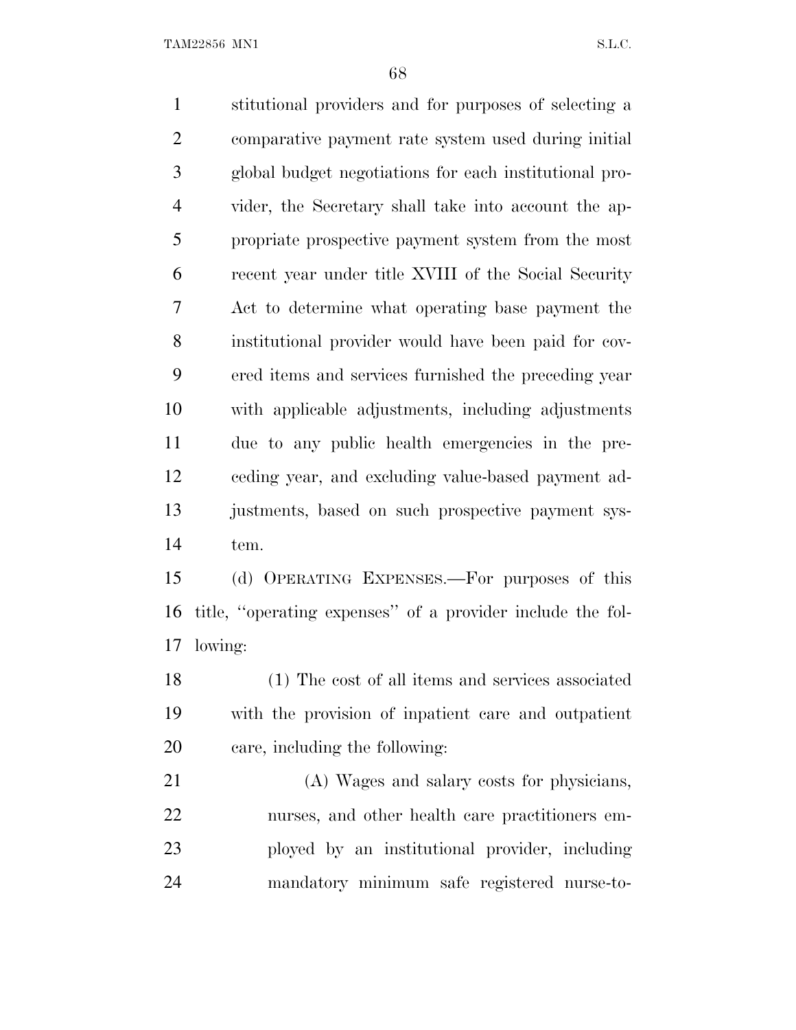stitutional providers and for purposes of selecting a comparative payment rate system used during initial global budget negotiations for each institutional provider, the Secretary shall take into account the appropriate prospective payment system from the most recent year under title XVIII of the Social Security Act to determine what operating base payment the institutional provider would have been paid for covered items and services furnished the preceding year with applicable adjustments, including adjustments due to any public health emergencies in the preceding year, and excluding value-based payment adjustments, based on such prospective payment system.

(d) OPERATING EXPENSES.—For purposes of this title, ''operating expenses'' of a provider include the following:

(1) The cost of all items and services associated with the provision of inpatient care and outpatient care, including the following:

(A) Wages and salary costs for physicians, nurses, and other health care practitioners employed by an institutional provider, including mandatory minimum safe registered nurse-to-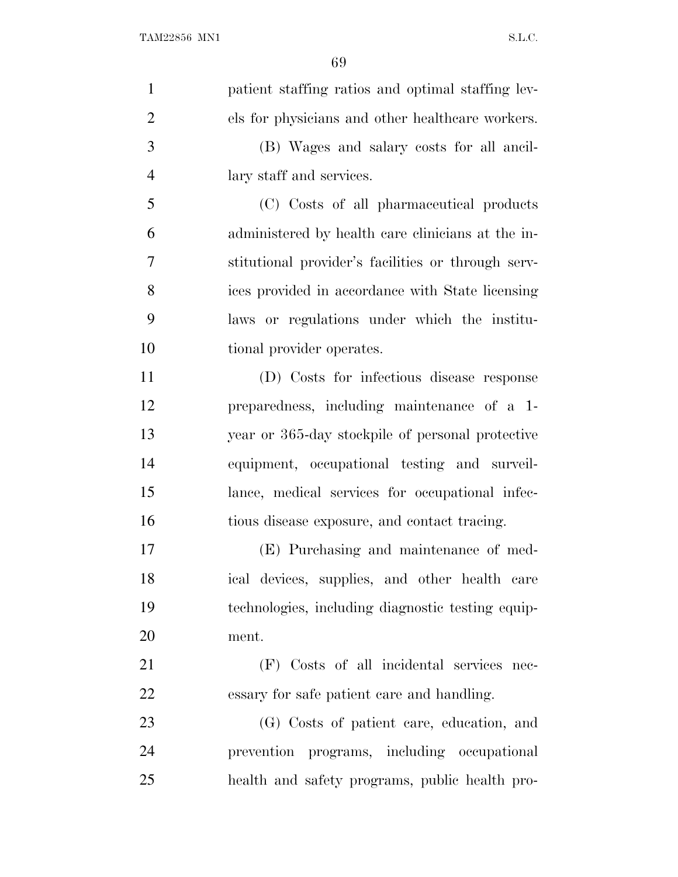patient staffing ratios and optimal staffing levels for physicians and other healthcare workers.

(B) Wages and salary costs for all ancillary staff and services.

(C) Costs of all pharmaceutical products administered by health care clinicians at the institutional provider's facilities or through services provided in accordance with State licensing laws or regulations under which the institutional provider operates.

(D) Costs for infectious disease response preparedness, including maintenance of a 1-year or 365-day stockpile of personal protective equipment, occupational testing and surveillance, medical services for occupational infectious disease exposure, and contact tracing.

(E) Purchasing and maintenance of medical devices, supplies, and other health care technologies, including diagnostic testing equipment.

(F) Costs of all incidental services necessary for safe patient care and handling.

(G) Costs of patient care, education, and prevention programs, including occupational health and safety programs, public health pro-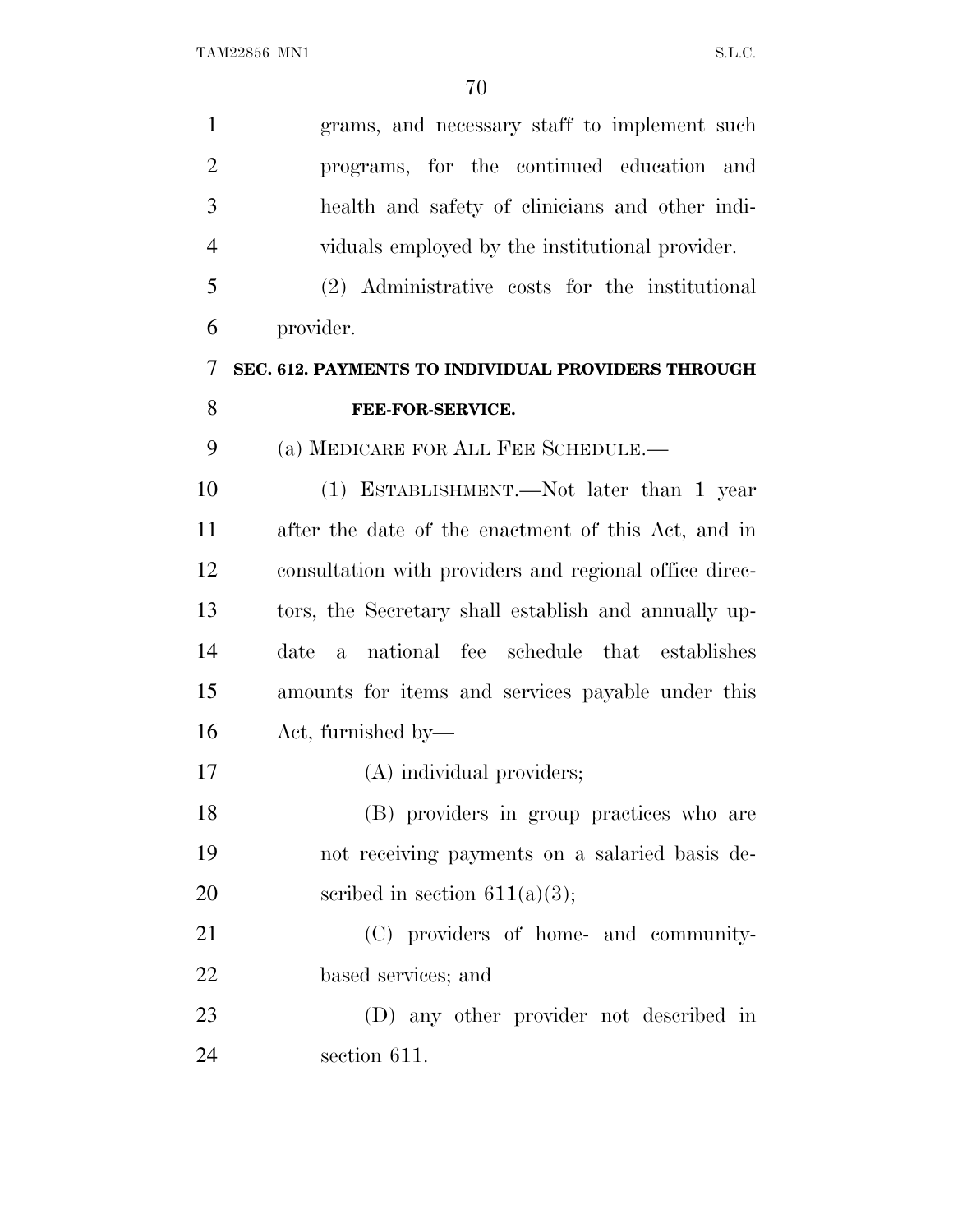grams, and necessary staff to implement such programs, for the continued education and health and safety of clinicians and other individuals employed by the institutional provider.

(2) Administrative costs for the institutional provider.

### SEC. 612. PAYMENTS TO INDIVIDUAL PROVIDERS THROUGH FEE-FOR-SERVICE.

(a) MEDICARE FOR ALL FEE SCHEDULE.—

(1) ESTABLISHMENT.—Not later than 1 year after the date of the enactment of this Act, and in consultation with providers and regional office directors, the Secretary shall establish and annually update a national fee schedule that establishes amounts for items and services payable under this Act, furnished by—

(A) individual providers;

(B) providers in group practices who are not receiving payments on a salaried basis described in section 611(a)(3);

(C) providers of home- and community-based services; and

(D) any other provider not described in section 611.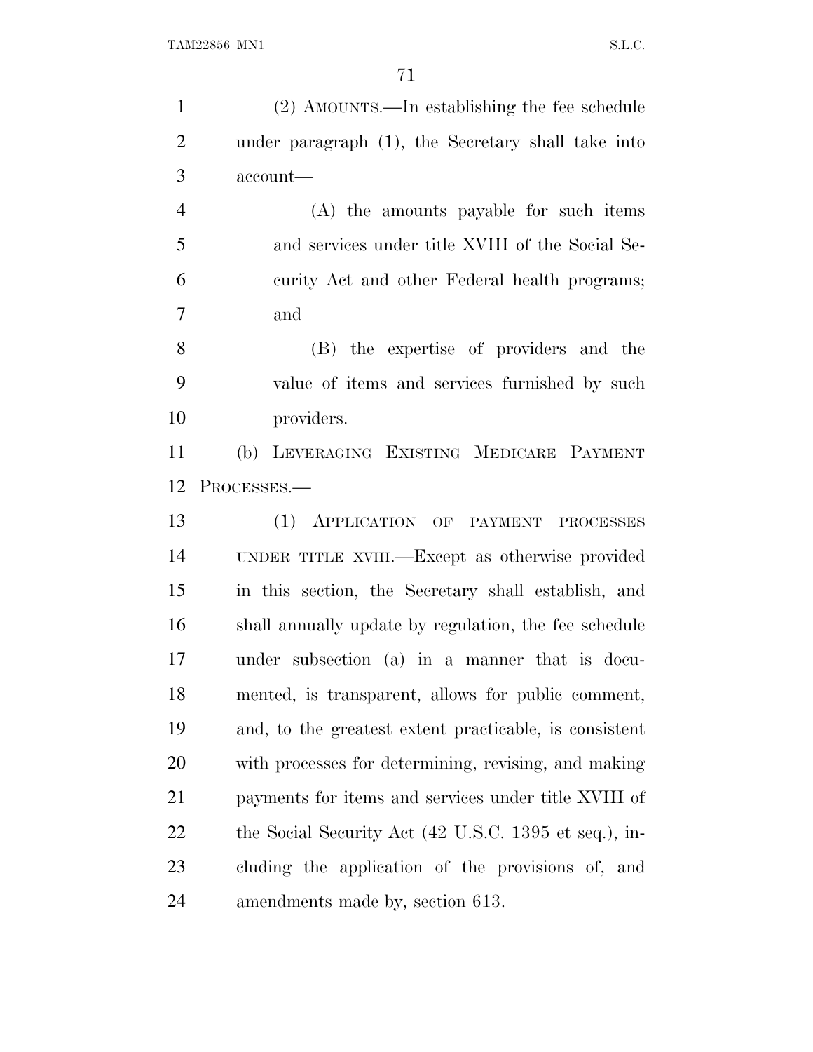(2) AMOUNTS.—In establishing the fee schedule under paragraph (1), the Secretary shall take into account—

(A) the amounts payable for such items and services under title XVIII of the Social Security Act and other Federal health programs; and

(B) the expertise of providers and the value of items and services furnished by such providers.

(b) LEVERAGING EXISTING MEDICARE PAYMENT PROCESSES.—

(1) APPLICATION OF PAYMENT PROCESSES UNDER TITLE XVIII.—Except as otherwise provided in this section, the Secretary shall establish, and shall annually update by regulation, the fee schedule under subsection (a) in a manner that is documented, is transparent, allows for public comment, and, to the greatest extent practicable, is consistent with processes for determining, revising, and making payments for items and services under title XVIII of the Social Security Act (42 U.S.C. 1395 et seq.), including the application of the provisions of, and amendments made by, section 613.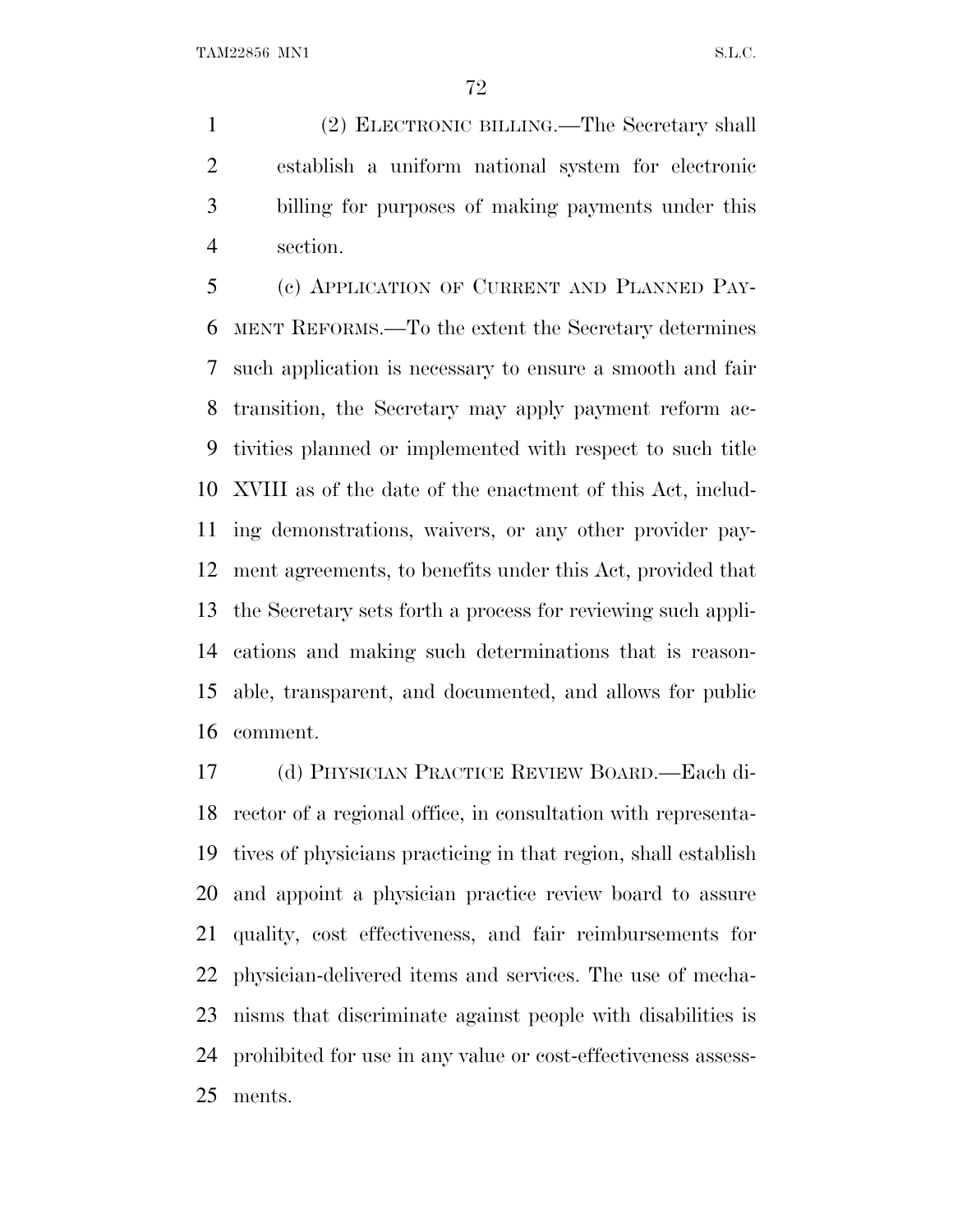(2) ELECTRONIC BILLING.—The Secretary shall establish a uniform national system for electronic billing for purposes of making payments under this section.

(c) APPLICATION OF CURRENT AND PLANNED PAYMENT REFORMS.—To the extent the Secretary determines such application is necessary to ensure a smooth and fair transition, the Secretary may apply payment reform activities planned or implemented with respect to such title XVIII as of the date of the enactment of this Act, including demonstrations, waivers, or any other provider payment agreements, to benefits under this Act, provided that the Secretary sets forth a process for reviewing such applications and making such determinations that is reasonable, transparent, and documented, and allows for public comment.

(d) PHYSICIAN PRACTICE REVIEW BOARD.—Each director of a regional office, in consultation with representatives of physicians practicing in that region, shall establish and appoint a physician practice review board to assure quality, cost effectiveness, and fair reimbursements for physician-delivered items and services. The use of mechanisms that discriminate against people with disabilities is prohibited for use in any value or cost-effectiveness assessments.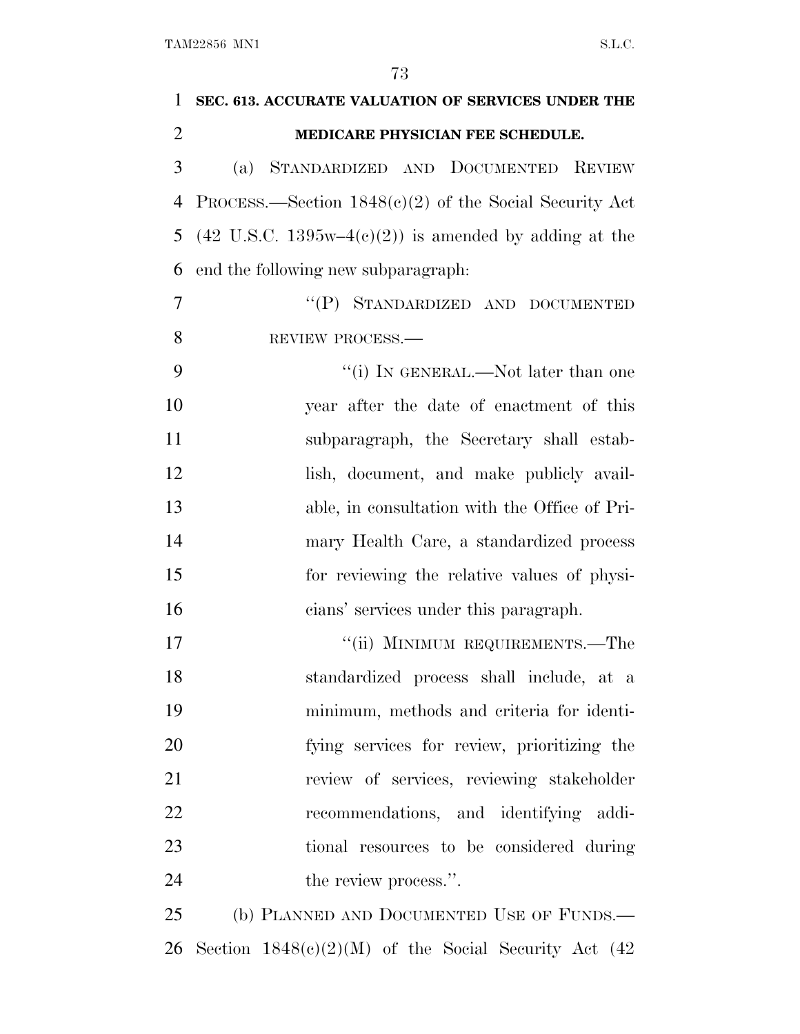**SEC. 613. ACCURATE VALUATION OF SERVICES UNDER THE MEDICARE PHYSICIAN FEE SCHEDULE.**

(a) STANDARDIZED AND DOCUMENTED REVIEW PROCESS.—Section 1848(c)(2) of the Social Security Act (42 U.S.C. 1395w–4(c)(2)) is amended by adding at the end the following new subparagraph:

> "(P) STANDARDIZED AND DOCUMENTED REVIEW PROCESS.—
>
> "(i) IN GENERAL.—Not later than one year after the date of enactment of this subparagraph, the Secretary shall establish, document, and make publicly available, in consultation with the Office of Primary Health Care, a standardized process for reviewing the relative values of physicians' services under this paragraph.
>
> "(ii) MINIMUM REQUIREMENTS.—The standardized process shall include, at a minimum, methods and criteria for identifying services for review, prioritizing the review of services, reviewing stakeholder recommendations, and identifying additional resources to be considered during the review process.".

(b) PLANNED AND DOCUMENTED USE OF FUNDS.—Section 1848(c)(2)(M) of the Social Security Act (42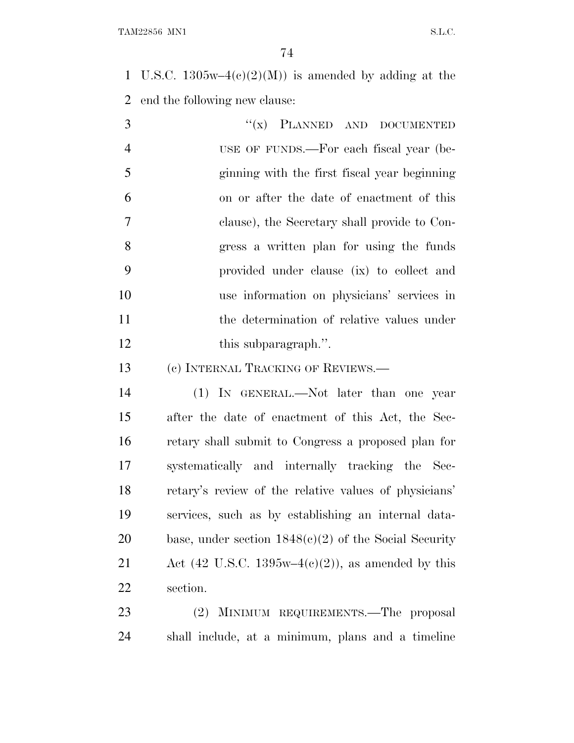U.S.C. 1305w–4(c)(2)(M)) is amended by adding at the end the following new clause:

> "(x) PLANNED AND DOCUMENTED USE OF FUNDS.—For each fiscal year (beginning with the first fiscal year beginning on or after the date of enactment of this clause), the Secretary shall provide to Congress a written plan for using the funds provided under clause (ix) to collect and use information on physicians' services in the determination of relative values under this subparagraph.".

(c) INTERNAL TRACKING OF REVIEWS.—

(1) IN GENERAL.—Not later than one year after the date of enactment of this Act, the Secretary shall submit to Congress a proposed plan for systematically and internally tracking the Secretary's review of the relative values of physicians' services, such as by establishing an internal database, under section 1848(c)(2) of the Social Security Act (42 U.S.C. 1395w–4(c)(2)), as amended by this section.

(2) MINIMUM REQUIREMENTS.—The proposal shall include, at a minimum, plans and a timeline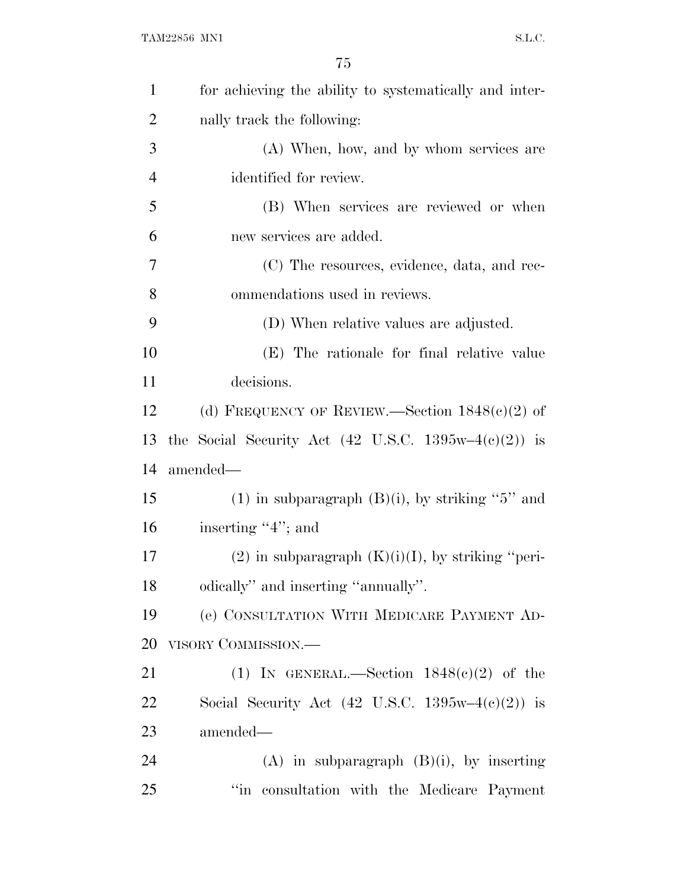for achieving the ability to systematically and internally track the following:

(A) When, how, and by whom services are identified for review.

(B) When services are reviewed or when new services are added.

(C) The resources, evidence, data, and recommendations used in reviews.

(D) When relative values are adjusted.

(E) The rationale for final relative value decisions.

(d) FREQUENCY OF REVIEW.—Section 1848(c)(2) of the Social Security Act (42 U.S.C. 1395w–4(c)(2)) is amended—

(1) in subparagraph (B)(i), by striking ''5'' and inserting ''4''; and

(2) in subparagraph (K)(i)(I), by striking ''periodically'' and inserting ''annually''.

(e) CONSULTATION WITH MEDICARE PAYMENT ADVISORY COMMISSION.—

(1) IN GENERAL.—Section 1848(c)(2) of the Social Security Act (42 U.S.C. 1395w–4(c)(2)) is amended—

(A) in subparagraph (B)(i), by inserting ''in consultation with the Medicare Payment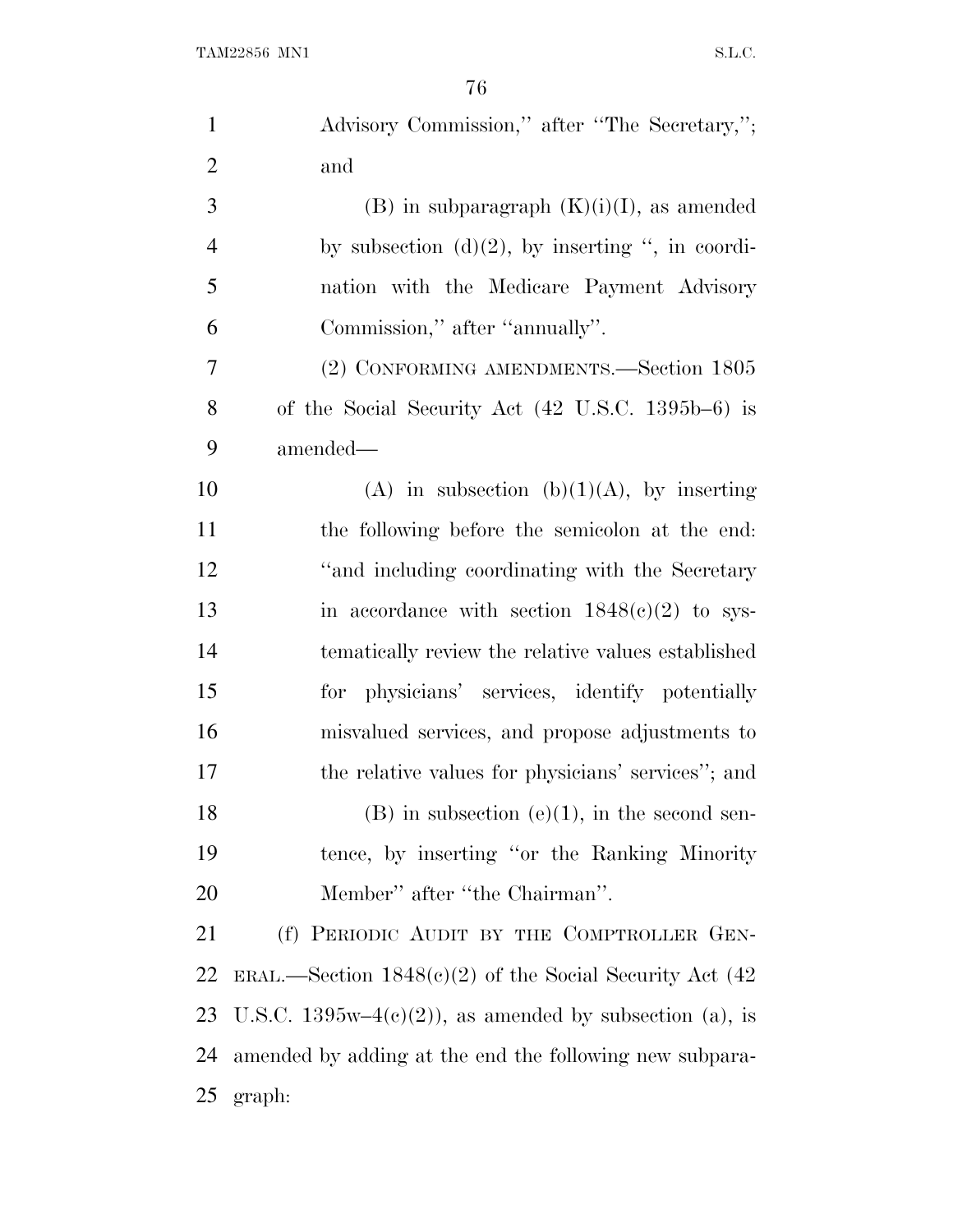Advisory Commission," after "The Secretary,"; and

(B) in subparagraph (K)(i)(I), as amended by subsection (d)(2), by inserting ", in coordination with the Medicare Payment Advisory Commission," after "annually".

(2) CONFORMING AMENDMENTS.—Section 1805 of the Social Security Act (42 U.S.C. 1395b–6) is amended—

(A) in subsection (b)(1)(A), by inserting the following before the semicolon at the end: "and including coordinating with the Secretary in accordance with section 1848(c)(2) to systematically review the relative values established for physicians' services, identify potentially misvalued services, and propose adjustments to the relative values for physicians' services"; and

(B) in subsection (e)(1), in the second sentence, by inserting "or the Ranking Minority Member" after "the Chairman".

(f) PERIODIC AUDIT BY THE COMPTROLLER GENERAL.—Section 1848(c)(2) of the Social Security Act (42 U.S.C. 1395w–4(c)(2)), as amended by subsection (a), is amended by adding at the end the following new subparagraph: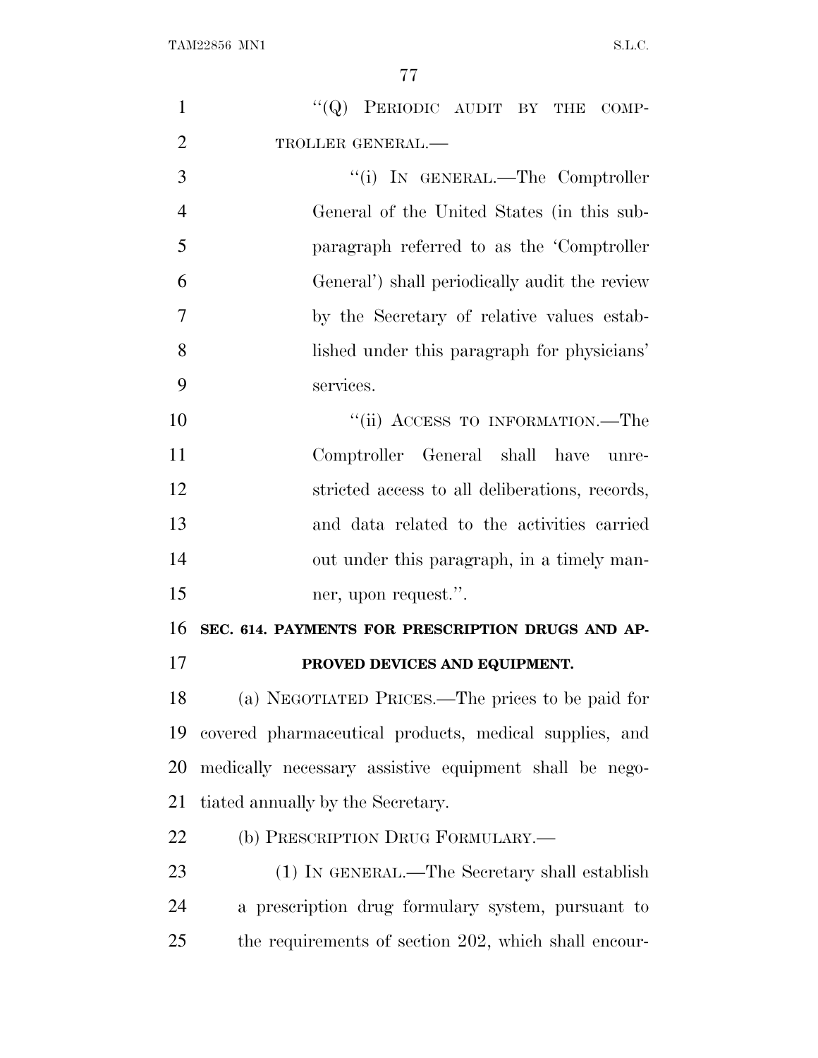"(Q) PERIODIC AUDIT BY THE COMPTROLLER GENERAL.—

"(i) IN GENERAL.—The Comptroller General of the United States (in this subparagraph referred to as the 'Comptroller General') shall periodically audit the review by the Secretary of relative values established under this paragraph for physicians' services.

"(ii) ACCESS TO INFORMATION.—The Comptroller General shall have unrestricted access to all deliberations, records, and data related to the activities carried out under this paragraph, in a timely manner, upon request.".

**SEC. 614. PAYMENTS FOR PRESCRIPTION DRUGS AND APPROVED DEVICES AND EQUIPMENT.**

(a) NEGOTIATED PRICES.—The prices to be paid for covered pharmaceutical products, medical supplies, and medically necessary assistive equipment shall be negotiated annually by the Secretary.

(b) PRESCRIPTION DRUG FORMULARY.—

(1) IN GENERAL.—The Secretary shall establish a prescription drug formulary system, pursuant to the requirements of section 202, which shall encour-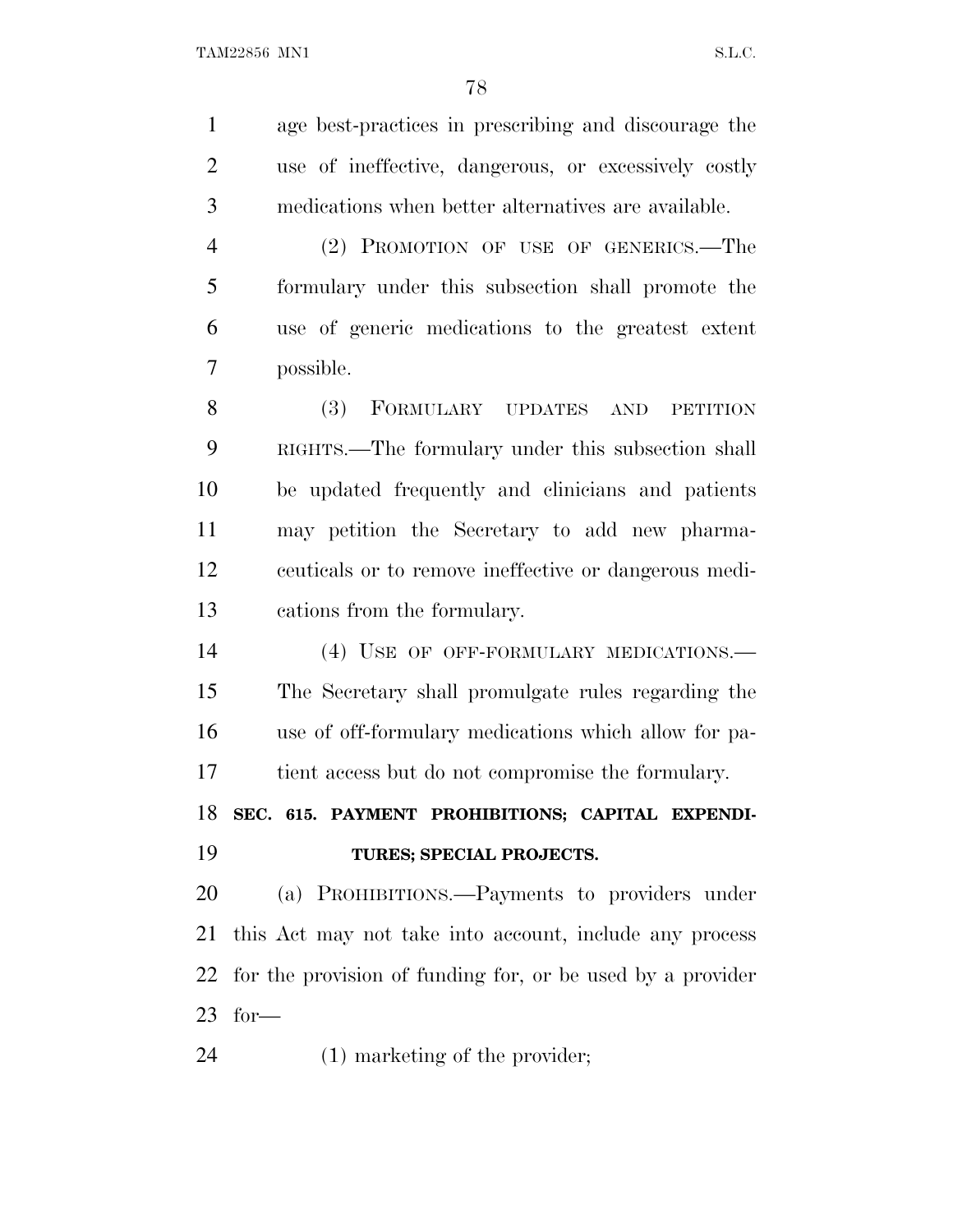age best-practices in prescribing and discourage the use of ineffective, dangerous, or excessively costly medications when better alternatives are available.

(2) PROMOTION OF USE OF GENERICS.—The formulary under this subsection shall promote the use of generic medications to the greatest extent possible.

(3) FORMULARY UPDATES AND PETITION RIGHTS.—The formulary under this subsection shall be updated frequently and clinicians and patients may petition the Secretary to add new pharmaceuticals or to remove ineffective or dangerous medications from the formulary.

(4) USE OF OFF-FORMULARY MEDICATIONS.—The Secretary shall promulgate rules regarding the use of off-formulary medications which allow for patient access but do not compromise the formulary.

**SEC. 615. PAYMENT PROHIBITIONS; CAPITAL EXPENDITURES; SPECIAL PROJECTS.**

(a) PROHIBITIONS.—Payments to providers under this Act may not take into account, include any process for the provision of funding for, or be used by a provider for—

(1) marketing of the provider;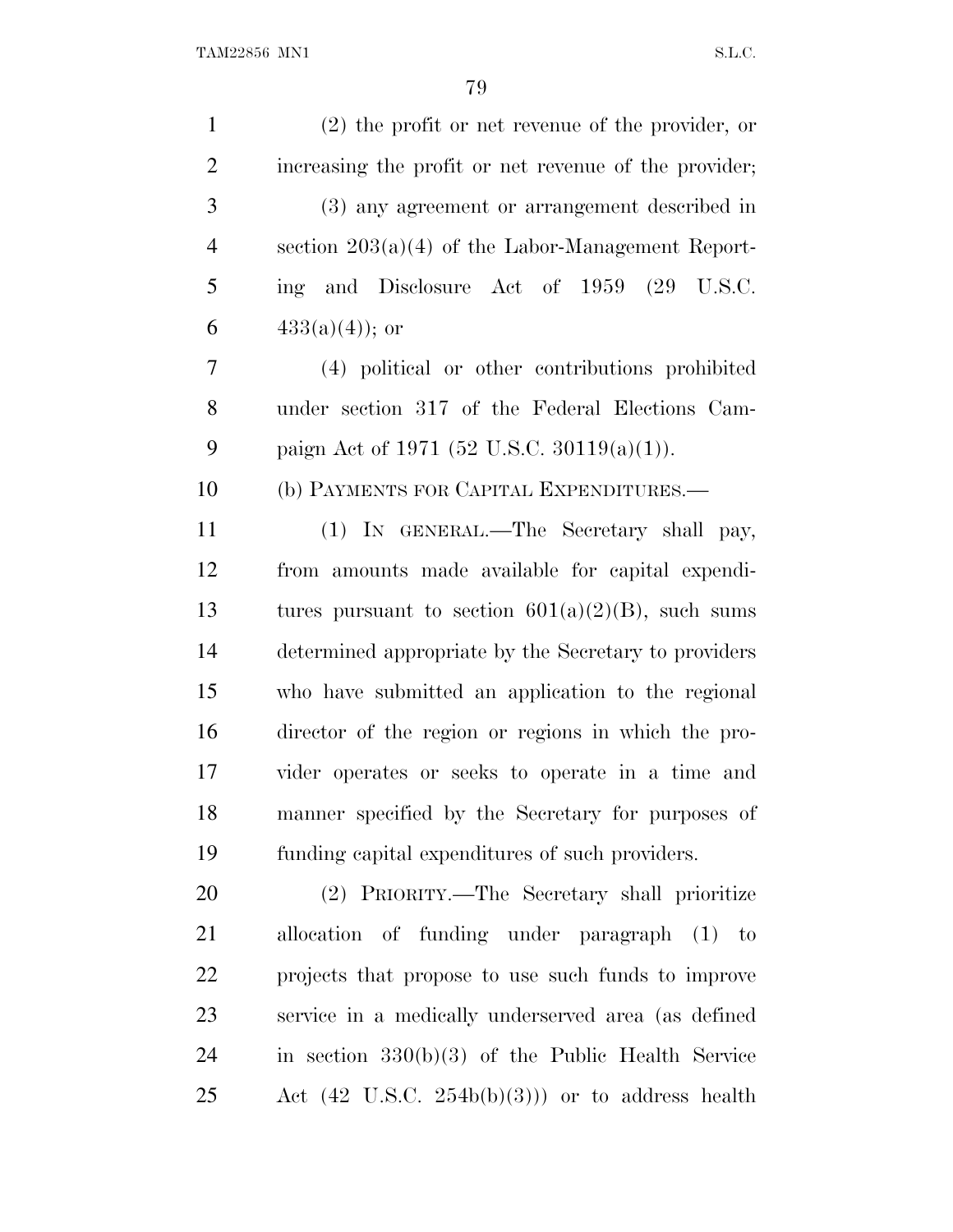(2) the profit or net revenue of the provider, or increasing the profit or net revenue of the provider;

(3) any agreement or arrangement described in section 203(a)(4) of the Labor-Management Reporting and Disclosure Act of 1959 (29 U.S.C. 433(a)(4)); or

(4) political or other contributions prohibited under section 317 of the Federal Elections Campaign Act of 1971 (52 U.S.C. 30119(a)(1)).

(b) PAYMENTS FOR CAPITAL EXPENDITURES.—

(1) IN GENERAL.—The Secretary shall pay, from amounts made available for capital expenditures pursuant to section 601(a)(2)(B), such sums determined appropriate by the Secretary to providers who have submitted an application to the regional director of the region or regions in which the provider operates or seeks to operate in a time and manner specified by the Secretary for purposes of funding capital expenditures of such providers.

(2) PRIORITY.—The Secretary shall prioritize allocation of funding under paragraph (1) to projects that propose to use such funds to improve service in a medically underserved area (as defined in section 330(b)(3) of the Public Health Service Act (42 U.S.C. 254b(b)(3))) or to address health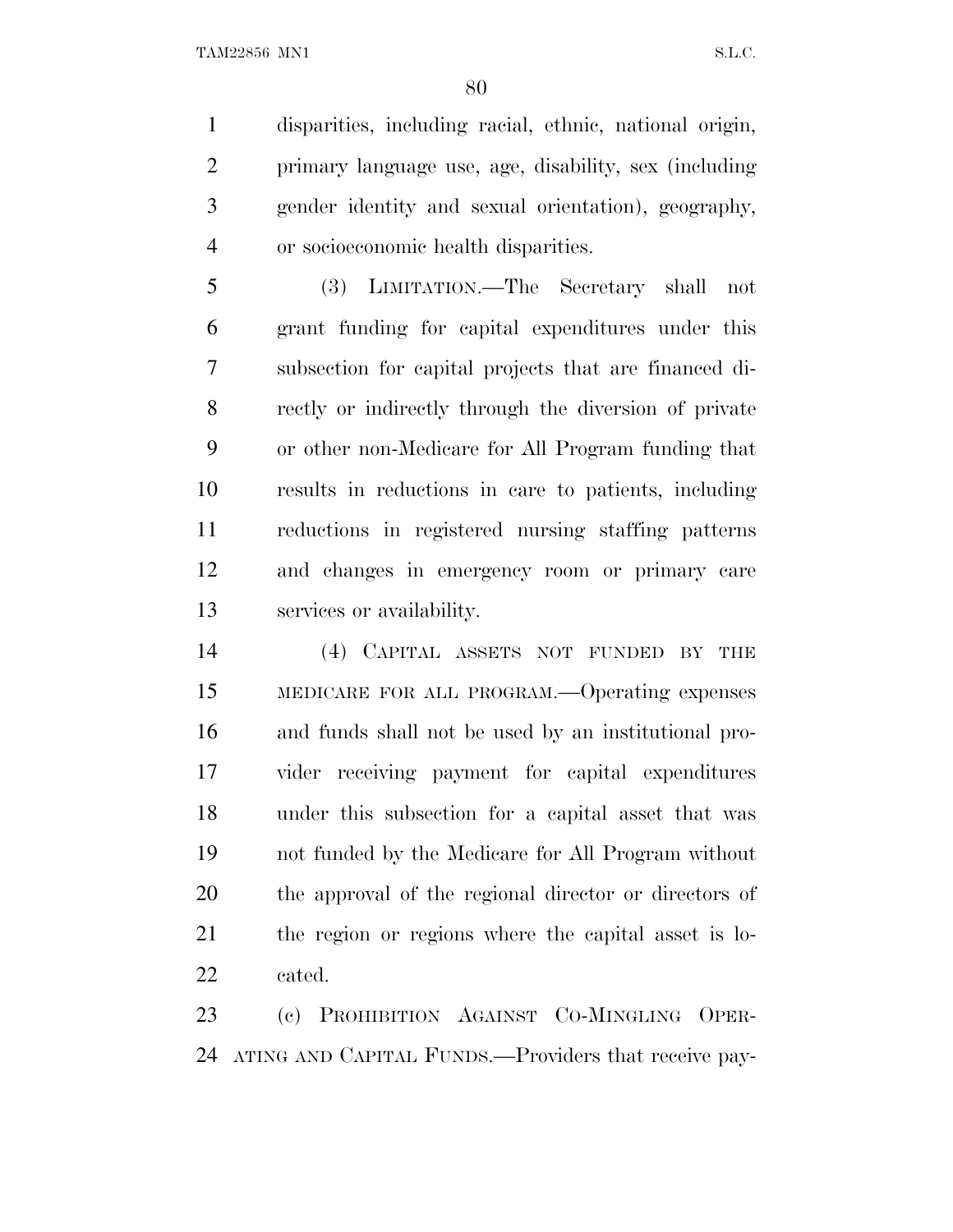disparities, including racial, ethnic, national origin, primary language use, age, disability, sex (including gender identity and sexual orientation), geography, or socioeconomic health disparities.

(3) LIMITATION.—The Secretary shall not grant funding for capital expenditures under this subsection for capital projects that are financed directly or indirectly through the diversion of private or other non-Medicare for All Program funding that results in reductions in care to patients, including reductions in registered nursing staffing patterns and changes in emergency room or primary care services or availability.

(4) CAPITAL ASSETS NOT FUNDED BY THE MEDICARE FOR ALL PROGRAM.—Operating expenses and funds shall not be used by an institutional provider receiving payment for capital expenditures under this subsection for a capital asset that was not funded by the Medicare for All Program without the approval of the regional director or directors of the region or regions where the capital asset is located.

(c) PROHIBITION AGAINST CO-MINGLING OPERATING AND CAPITAL FUNDS.—Providers that receive pay-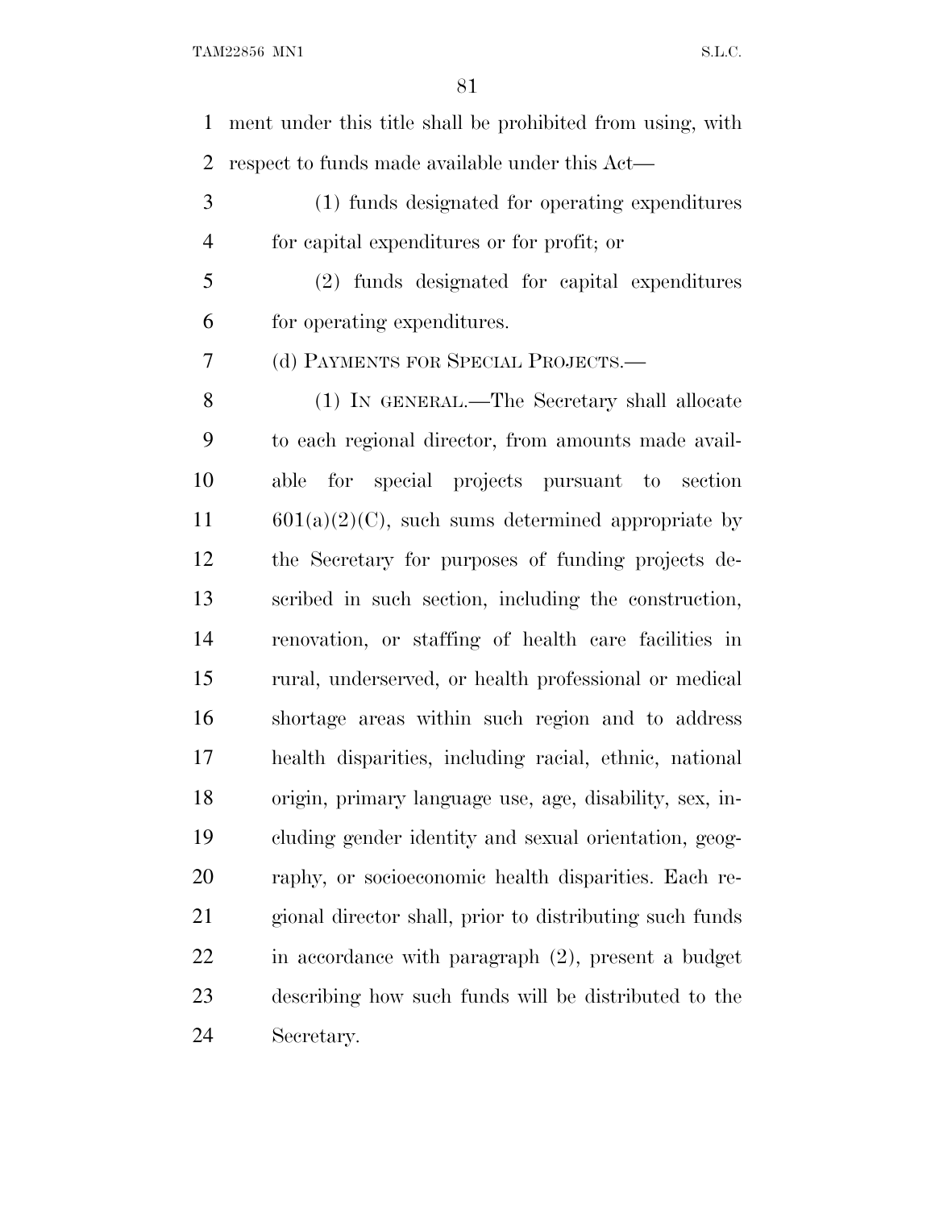ment under this title shall be prohibited from using, with respect to funds made available under this Act—

(1) funds designated for operating expenditures for capital expenditures or for profit; or

(2) funds designated for capital expenditures for operating expenditures.

(d) PAYMENTS FOR SPECIAL PROJECTS.—

(1) IN GENERAL.—The Secretary shall allocate to each regional director, from amounts made available for special projects pursuant to section 601(a)(2)(C), such sums determined appropriate by the Secretary for purposes of funding projects described in such section, including the construction, renovation, or staffing of health care facilities in rural, underserved, or health professional or medical shortage areas within such region and to address health disparities, including racial, ethnic, national origin, primary language use, age, disability, sex, including gender identity and sexual orientation, geography, or socioeconomic health disparities. Each regional director shall, prior to distributing such funds in accordance with paragraph (2), present a budget describing how such funds will be distributed to the Secretary.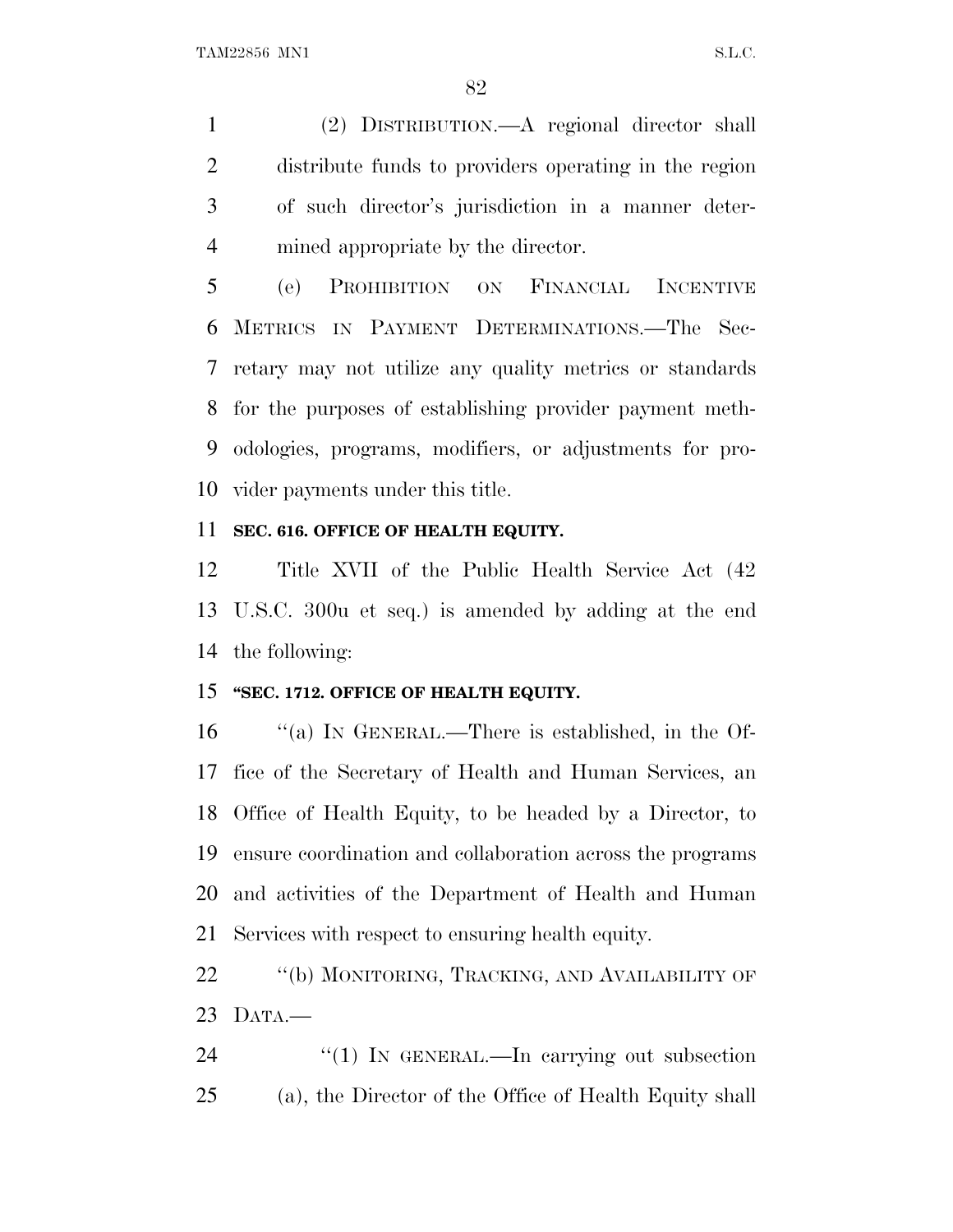(2) DISTRIBUTION.—A regional director shall distribute funds to providers operating in the region of such director's jurisdiction in a manner determined appropriate by the director.

(e) PROHIBITION ON FINANCIAL INCENTIVE METRICS IN PAYMENT DETERMINATIONS.—The Secretary may not utilize any quality metrics or standards for the purposes of establishing provider payment methodologies, programs, modifiers, or adjustments for provider payments under this title.

**SEC. 616. OFFICE OF HEALTH EQUITY.**

Title XVII of the Public Health Service Act (42 U.S.C. 300u et seq.) is amended by adding at the end the following:

**"SEC. 1712. OFFICE OF HEALTH EQUITY.**

"(a) IN GENERAL.—There is established, in the Office of the Secretary of Health and Human Services, an Office of Health Equity, to be headed by a Director, to ensure coordination and collaboration across the programs and activities of the Department of Health and Human Services with respect to ensuring health equity.

"(b) MONITORING, TRACKING, AND AVAILABILITY OF DATA.—

"(1) IN GENERAL.—In carrying out subsection (a), the Director of the Office of Health Equity shall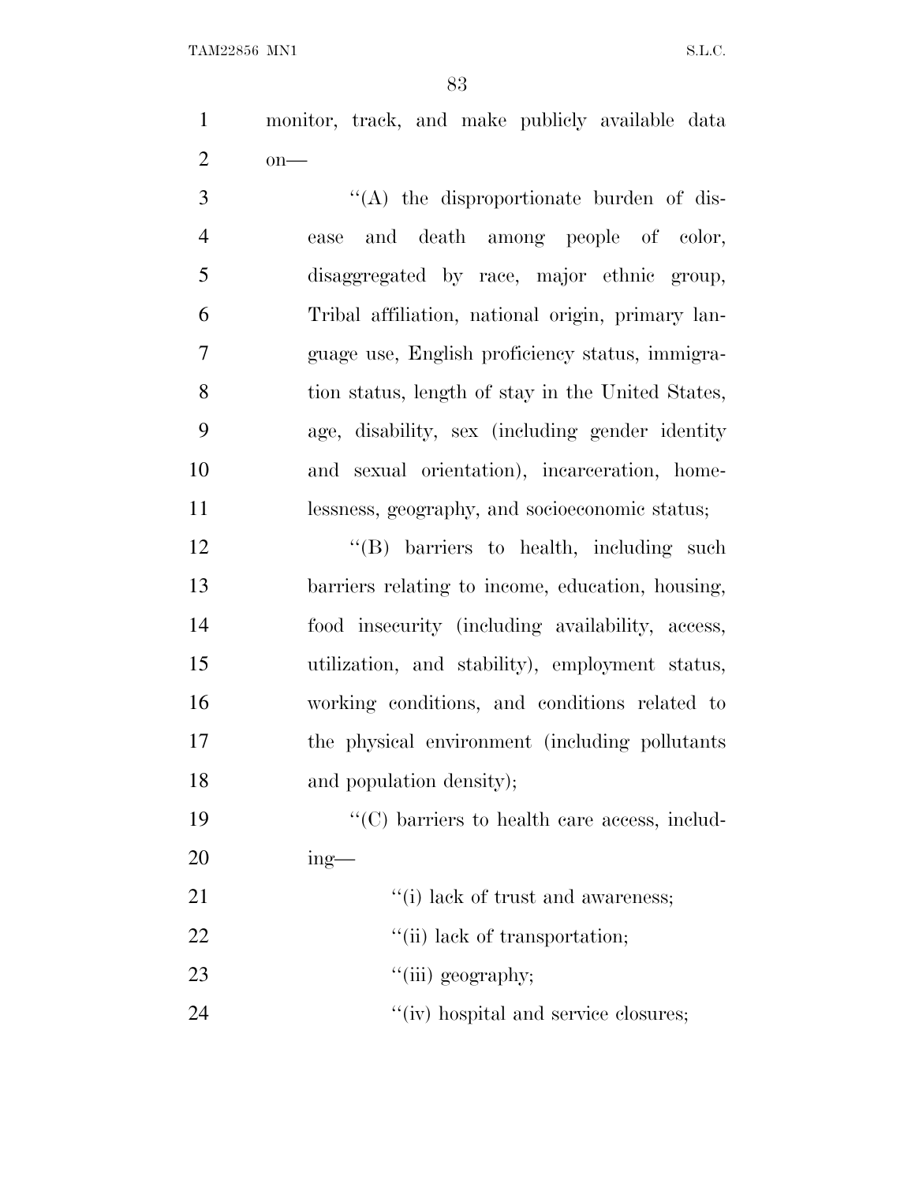monitor, track, and make publicly available data on—

''(A) the disproportionate burden of disease and death among people of color, disaggregated by race, major ethnic group, Tribal affiliation, national origin, primary language use, English proficiency status, immigration status, length of stay in the United States, age, disability, sex (including gender identity and sexual orientation), incarceration, homelessness, geography, and socioeconomic status;

''(B) barriers to health, including such barriers relating to income, education, housing, food insecurity (including availability, access, utilization, and stability), employment status, working conditions, and conditions related to the physical environment (including pollutants and population density);

''(C) barriers to health care access, including—

''(i) lack of trust and awareness;

''(ii) lack of transportation;

''(iii) geography;

''(iv) hospital and service closures;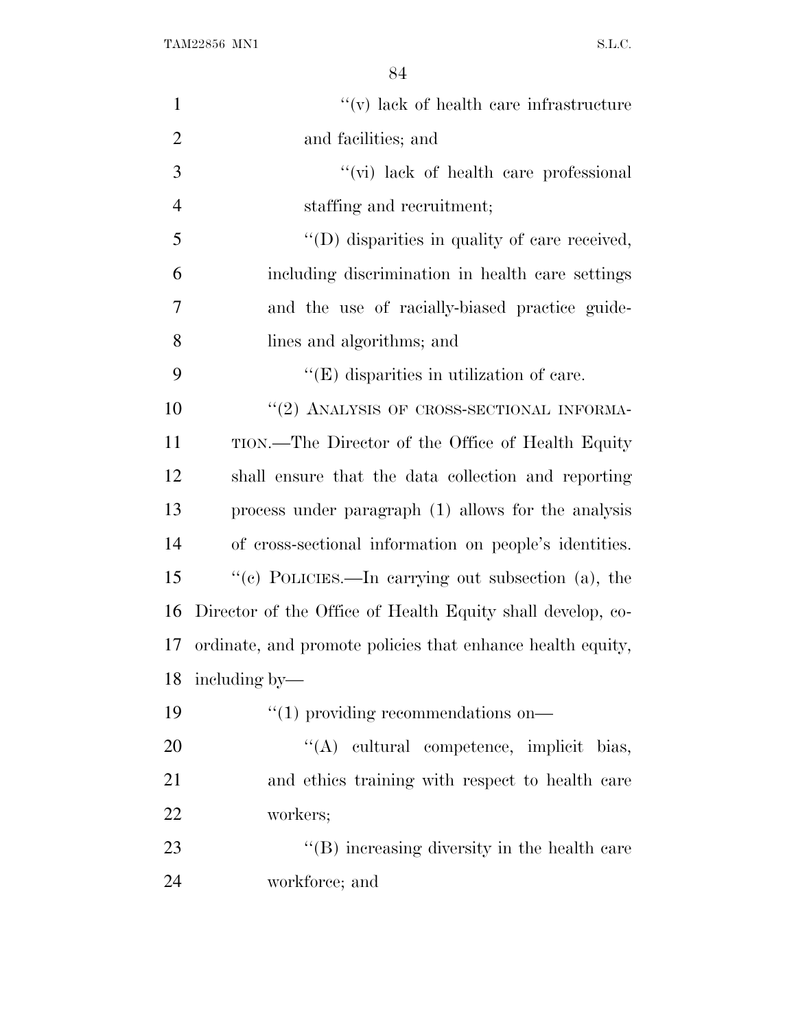''(v) lack of health care infrastructure and facilities; and

''(vi) lack of health care professional staffing and recruitment;

''(D) disparities in quality of care received, including discrimination in health care settings and the use of racially-biased practice guidelines and algorithms; and

''(E) disparities in utilization of care.

''(2) ANALYSIS OF CROSS-SECTIONAL INFORMATION.—The Director of the Office of Health Equity shall ensure that the data collection and reporting process under paragraph (1) allows for the analysis of cross-sectional information on people's identities.

''(c) POLICIES.—In carrying out subsection (a), the Director of the Office of Health Equity shall develop, coordinate, and promote policies that enhance health equity, including by—

''(1) providing recommendations on—

''(A) cultural competence, implicit bias, and ethics training with respect to health care workers;

''(B) increasing diversity in the health care workforce; and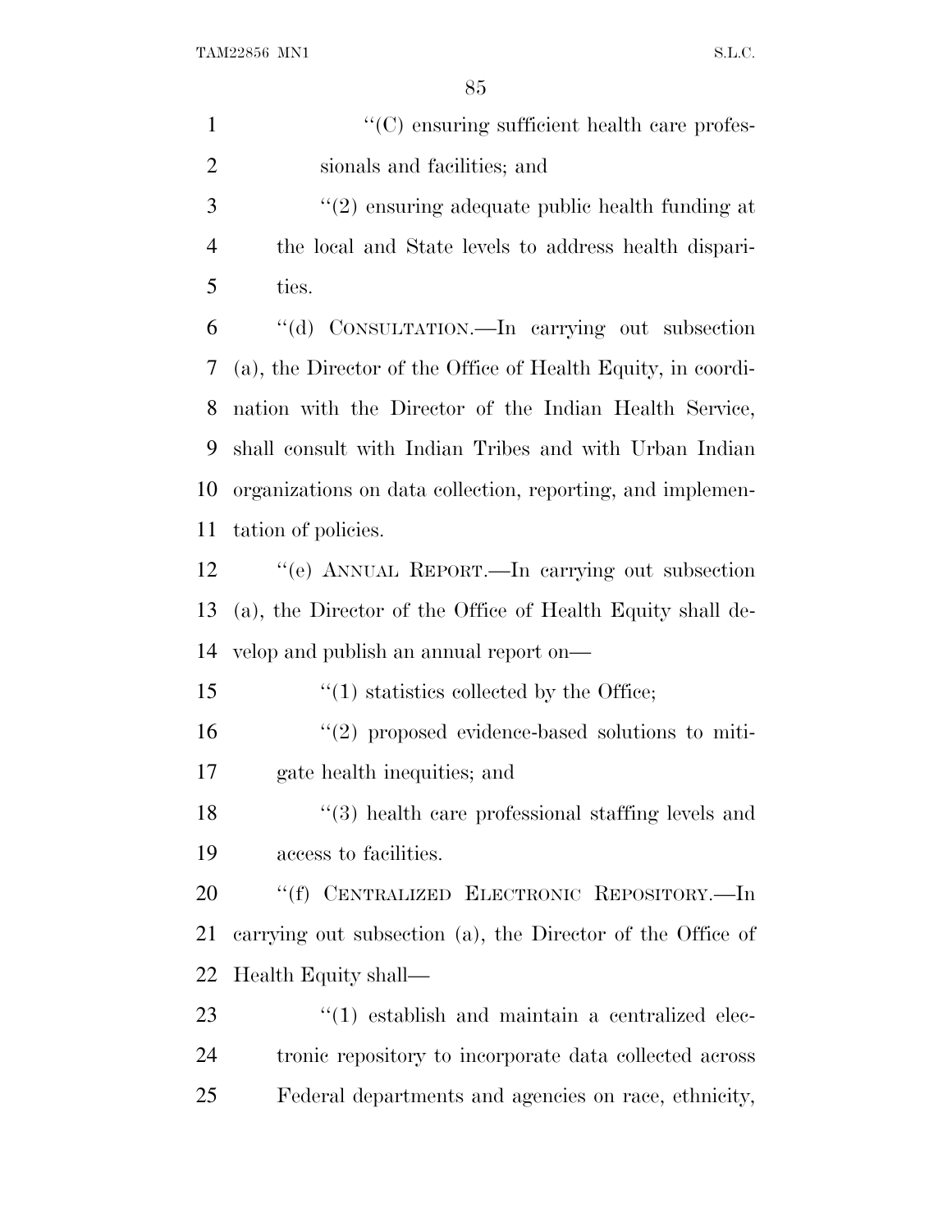''(C) ensuring sufficient health care professionals and facilities; and

''(2) ensuring adequate public health funding at the local and State levels to address health disparities.

''(d) CONSULTATION.—In carrying out subsection (a), the Director of the Office of Health Equity, in coordination with the Director of the Indian Health Service, shall consult with Indian Tribes and with Urban Indian organizations on data collection, reporting, and implementation of policies.

''(e) ANNUAL REPORT.—In carrying out subsection (a), the Director of the Office of Health Equity shall develop and publish an annual report on—

''(1) statistics collected by the Office;

''(2) proposed evidence-based solutions to mitigate health inequities; and

''(3) health care professional staffing levels and access to facilities.

''(f) CENTRALIZED ELECTRONIC REPOSITORY.—In carrying out subsection (a), the Director of the Office of Health Equity shall—

''(1) establish and maintain a centralized electronic repository to incorporate data collected across Federal departments and agencies on race, ethnicity,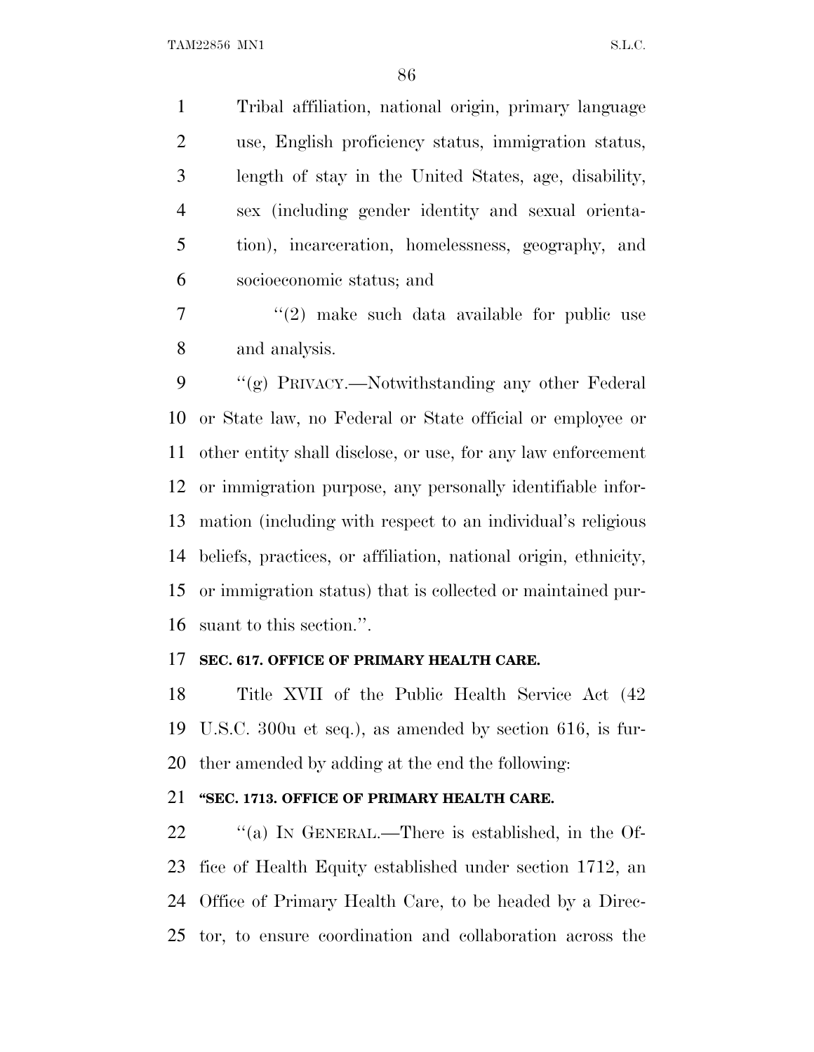Tribal affiliation, national origin, primary language use, English proficiency status, immigration status, length of stay in the United States, age, disability, sex (including gender identity and sexual orientation), incarceration, homelessness, geography, and socioeconomic status; and

''(2) make such data available for public use and analysis.

''(g) PRIVACY.—Notwithstanding any other Federal or State law, no Federal or State official or employee or other entity shall disclose, or use, for any law enforcement or immigration purpose, any personally identifiable information (including with respect to an individual's religious beliefs, practices, or affiliation, national origin, ethnicity, or immigration status) that is collected or maintained pursuant to this section.''.

**SEC. 617. OFFICE OF PRIMARY HEALTH CARE.**

Title XVII of the Public Health Service Act (42 U.S.C. 300u et seq.), as amended by section 616, is further amended by adding at the end the following:

**''SEC. 1713. OFFICE OF PRIMARY HEALTH CARE.**

''(a) IN GENERAL.—There is established, in the Office of Health Equity established under section 1712, an Office of Primary Health Care, to be headed by a Director, to ensure coordination and collaboration across the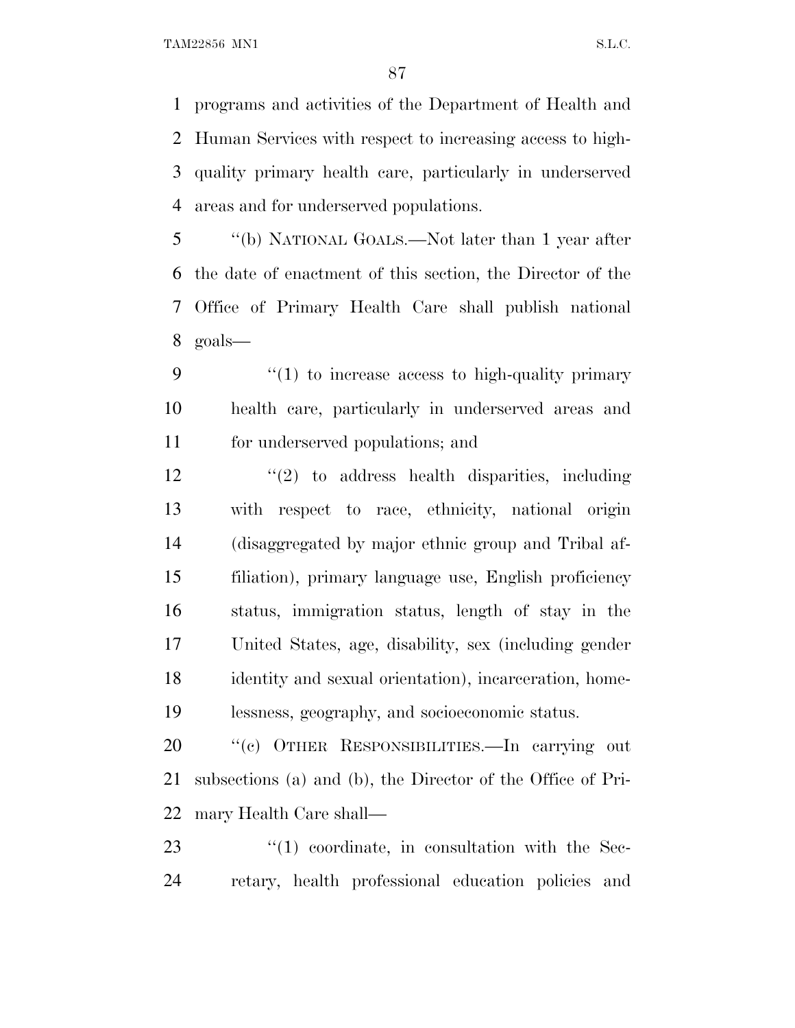programs and activities of the Department of Health and Human Services with respect to increasing access to high-quality primary health care, particularly in underserved areas and for underserved populations.

''(b) NATIONAL GOALS.—Not later than 1 year after the date of enactment of this section, the Director of the Office of Primary Health Care shall publish national goals—

''(1) to increase access to high-quality primary health care, particularly in underserved areas and for underserved populations; and

''(2) to address health disparities, including with respect to race, ethnicity, national origin (disaggregated by major ethnic group and Tribal affiliation), primary language use, English proficiency status, immigration status, length of stay in the United States, age, disability, sex (including gender identity and sexual orientation), incarceration, homelessness, geography, and socioeconomic status.

''(c) OTHER RESPONSIBILITIES.—In carrying out subsections (a) and (b), the Director of the Office of Primary Health Care shall—

''(1) coordinate, in consultation with the Secretary, health professional education policies and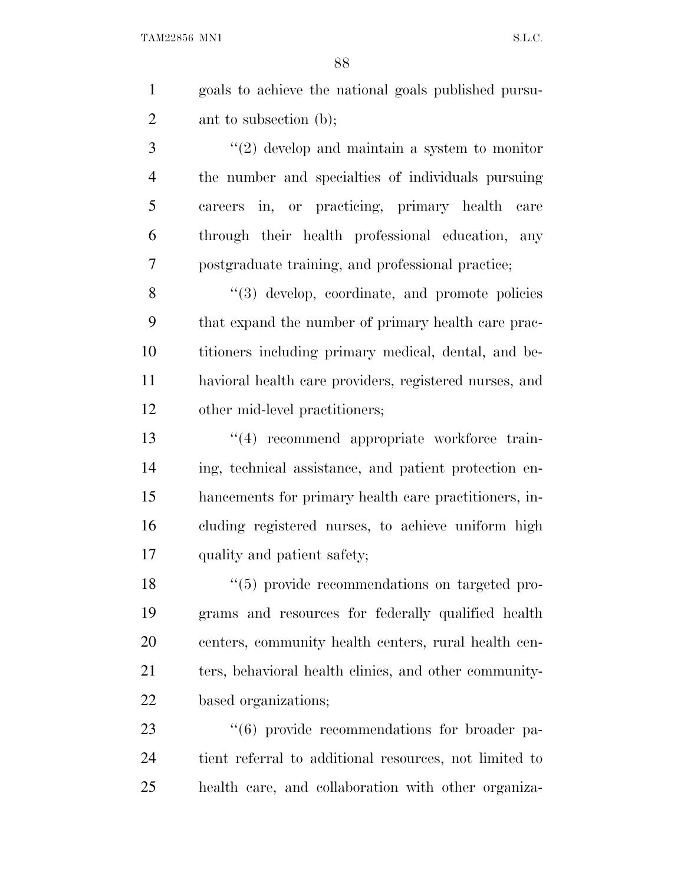goals to achieve the national goals published pursuant to subsection (b);

''(2) develop and maintain a system to monitor the number and specialties of individuals pursuing careers in, or practicing, primary health care through their health professional education, any postgraduate training, and professional practice;

''(3) develop, coordinate, and promote policies that expand the number of primary health care practitioners including primary medical, dental, and behavioral health care providers, registered nurses, and other mid-level practitioners;

''(4) recommend appropriate workforce training, technical assistance, and patient protection enhancements for primary health care practitioners, including registered nurses, to achieve uniform high quality and patient safety;

''(5) provide recommendations on targeted programs and resources for federally qualified health centers, community health centers, rural health centers, behavioral health clinics, and other community-based organizations;

''(6) provide recommendations for broader patient referral to additional resources, not limited to health care, and collaboration with other organiza-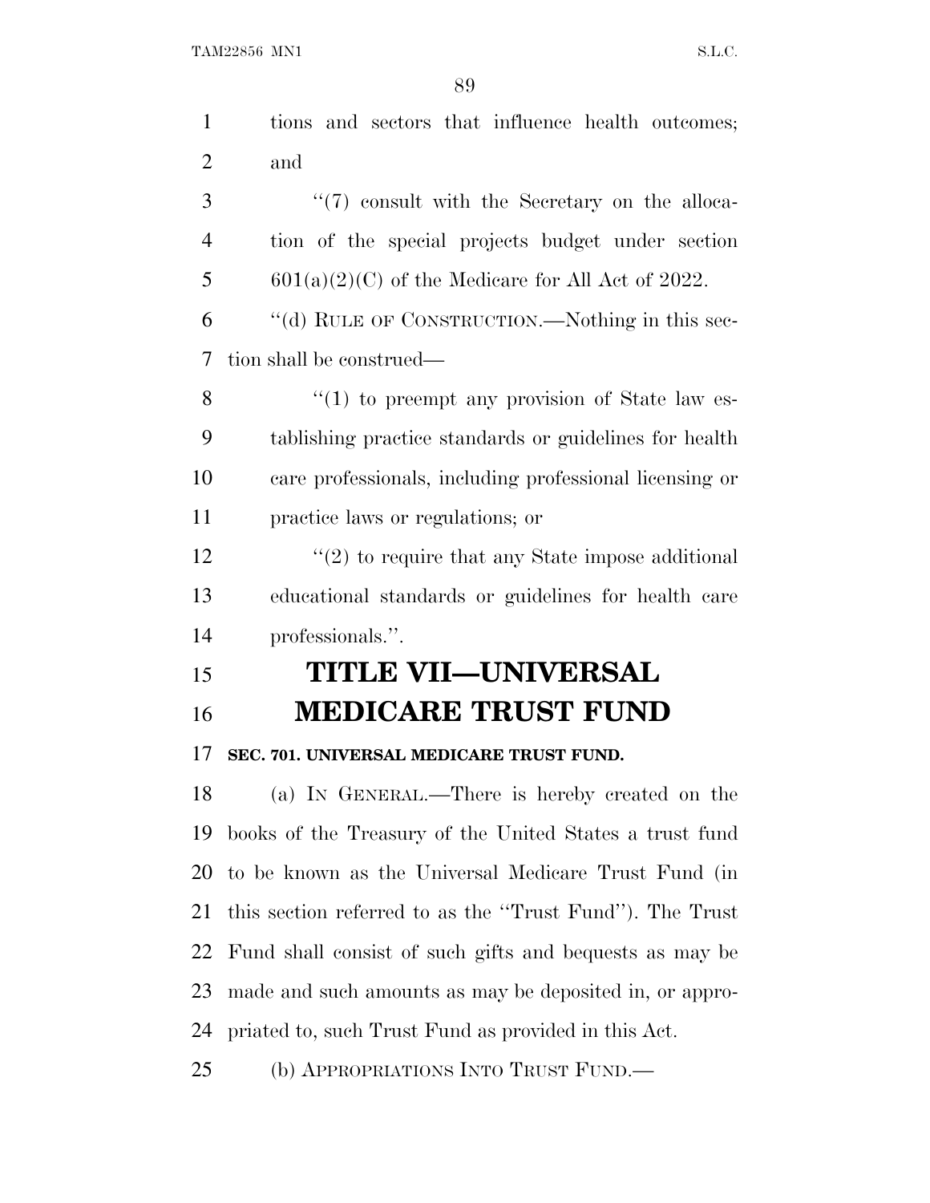tions and sectors that influence health outcomes; and

"(7) consult with the Secretary on the allocation of the special projects budget under section 601(a)(2)(C) of the Medicare for All Act of 2022.

"(d) RULE OF CONSTRUCTION.—Nothing in this section shall be construed—

"(1) to preempt any provision of State law establishing practice standards or guidelines for health care professionals, including professional licensing or practice laws or regulations; or

"(2) to require that any State impose additional educational standards or guidelines for health care professionals.".

# TITLE VII—UNIVERSAL MEDICARE TRUST FUND

### SEC. 701. UNIVERSAL MEDICARE TRUST FUND.

(a) IN GENERAL.—There is hereby created on the books of the Treasury of the United States a trust fund to be known as the Universal Medicare Trust Fund (in this section referred to as the "Trust Fund"). The Trust Fund shall consist of such gifts and bequests as may be made and such amounts as may be deposited in, or appropriated to, such Trust Fund as provided in this Act.

(b) APPROPRIATIONS INTO TRUST FUND.—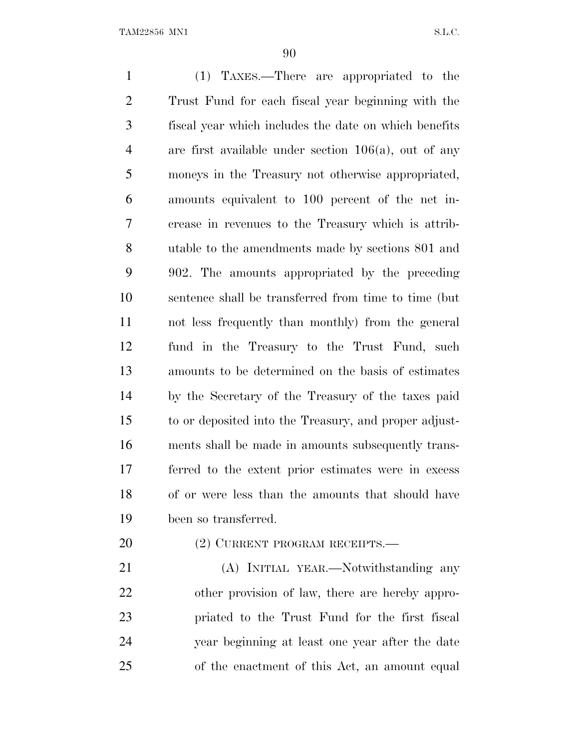(1) TAXES.—There are appropriated to the Trust Fund for each fiscal year beginning with the fiscal year which includes the date on which benefits are first available under section 106(a), out of any moneys in the Treasury not otherwise appropriated, amounts equivalent to 100 percent of the net increase in revenues to the Treasury which is attributable to the amendments made by sections 801 and 902. The amounts appropriated by the preceding sentence shall be transferred from time to time (but not less frequently than monthly) from the general fund in the Treasury to the Trust Fund, such amounts to be determined on the basis of estimates by the Secretary of the Treasury of the taxes paid to or deposited into the Treasury, and proper adjustments shall be made in amounts subsequently transferred to the extent prior estimates were in excess of or were less than the amounts that should have been so transferred.

(2) CURRENT PROGRAM RECEIPTS.—

(A) INITIAL YEAR.—Notwithstanding any other provision of law, there are hereby appropriated to the Trust Fund for the first fiscal year beginning at least one year after the date of the enactment of this Act, an amount equal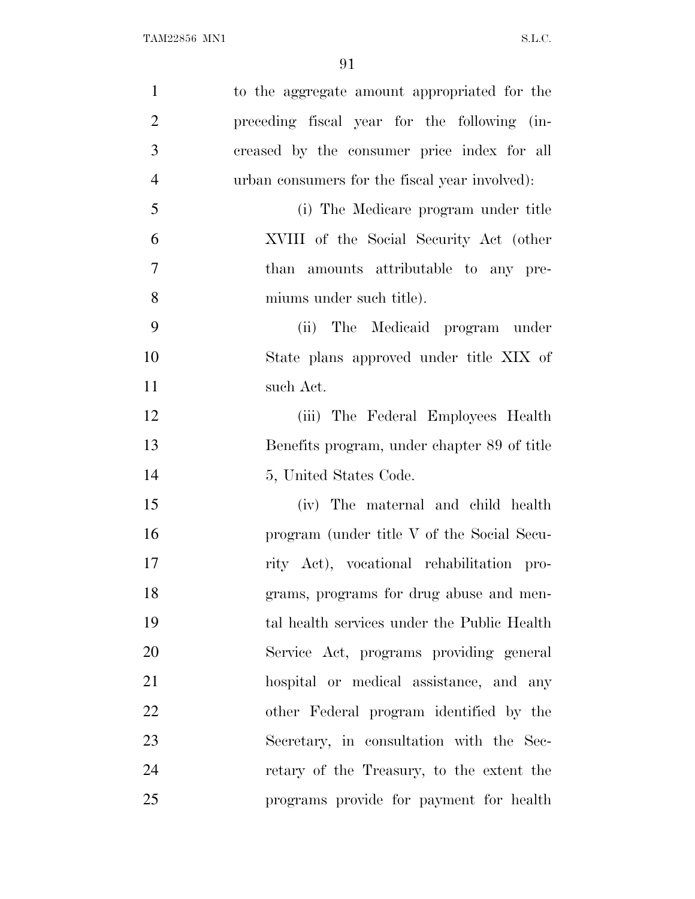to the aggregate amount appropriated for the preceding fiscal year for the following (increased by the consumer price index for all urban consumers for the fiscal year involved):

(i) The Medicare program under title XVIII of the Social Security Act (other than amounts attributable to any premiums under such title).

(ii) The Medicaid program under State plans approved under title XIX of such Act.

(iii) The Federal Employees Health Benefits program, under chapter 89 of title 5, United States Code.

(iv) The maternal and child health program (under title V of the Social Security Act), vocational rehabilitation programs, programs for drug abuse and mental health services under the Public Health Service Act, programs providing general hospital or medical assistance, and any other Federal program identified by the Secretary, in consultation with the Secretary of the Treasury, to the extent the programs provide for payment for health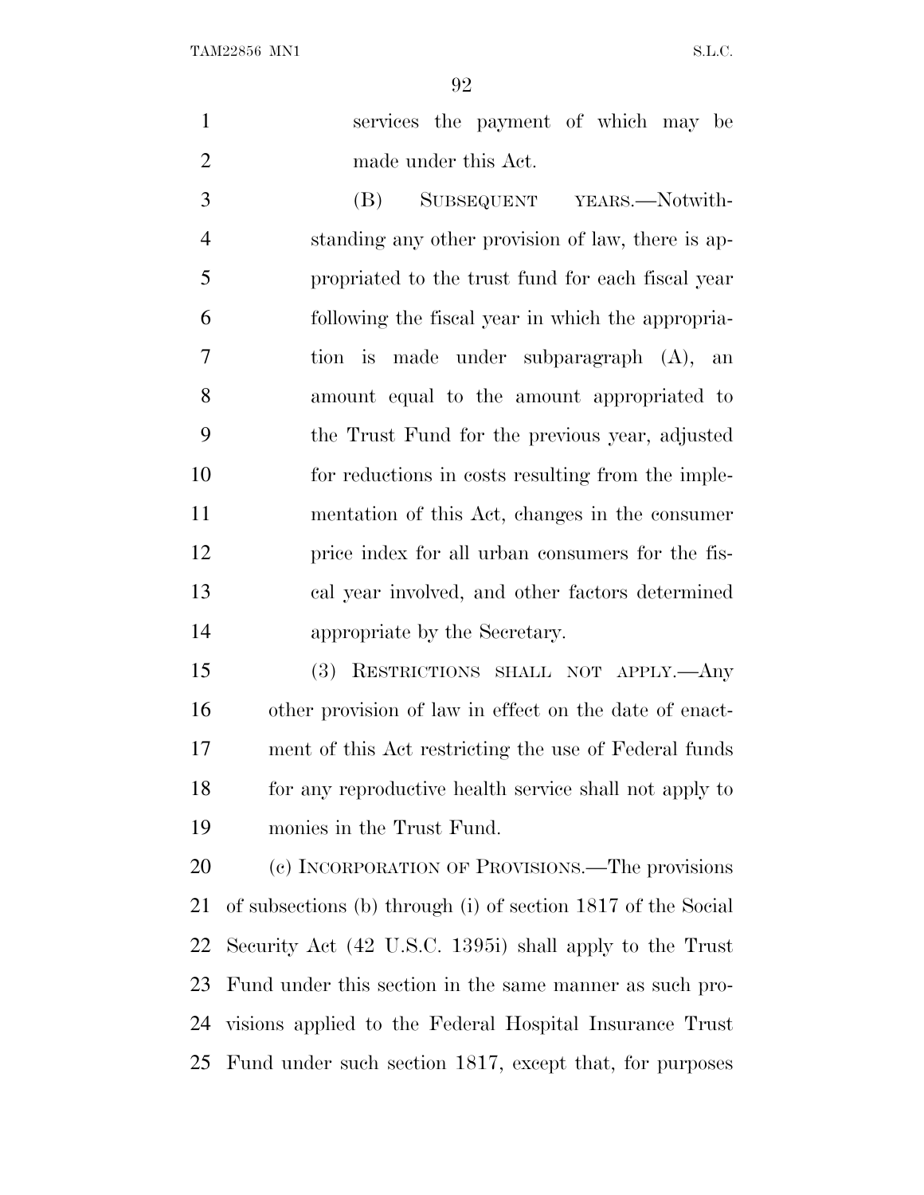services the payment of which may be made under this Act.

(B) SUBSEQUENT YEARS.—Notwithstanding any other provision of law, there is appropriated to the trust fund for each fiscal year following the fiscal year in which the appropriation is made under subparagraph (A), an amount equal to the amount appropriated to the Trust Fund for the previous year, adjusted for reductions in costs resulting from the implementation of this Act, changes in the consumer price index for all urban consumers for the fiscal year involved, and other factors determined appropriate by the Secretary.

(3) RESTRICTIONS SHALL NOT APPLY.—Any other provision of law in effect on the date of enactment of this Act restricting the use of Federal funds for any reproductive health service shall not apply to monies in the Trust Fund.

(c) INCORPORATION OF PROVISIONS.—The provisions of subsections (b) through (i) of section 1817 of the Social Security Act (42 U.S.C. 1395i) shall apply to the Trust Fund under this section in the same manner as such provisions applied to the Federal Hospital Insurance Trust Fund under such section 1817, except that, for purposes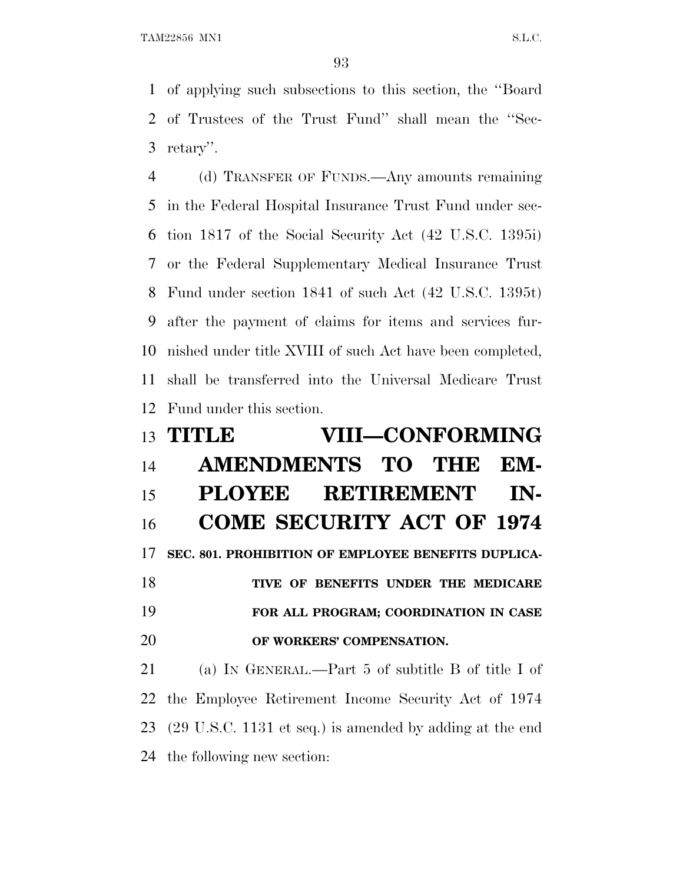of applying such subsections to this section, the ''Board of Trustees of the Trust Fund'' shall mean the ''Secretary''.

(d) TRANSFER OF FUNDS.—Any amounts remaining in the Federal Hospital Insurance Trust Fund under section 1817 of the Social Security Act (42 U.S.C. 1395i) or the Federal Supplementary Medical Insurance Trust Fund under section 1841 of such Act (42 U.S.C. 1395t) after the payment of claims for items and services furnished under title XVIII of such Act have been completed, shall be transferred into the Universal Medicare Trust Fund under this section.

# TITLE VIII—CONFORMING AMENDMENTS TO THE EMPLOYEE RETIREMENT INCOME SECURITY ACT OF 1974

### SEC. 801. PROHIBITION OF EMPLOYEE BENEFITS DUPLICATIVE OF BENEFITS UNDER THE MEDICARE FOR ALL PROGRAM; COORDINATION IN CASE OF WORKERS' COMPENSATION.

(a) IN GENERAL.—Part 5 of subtitle B of title I of the Employee Retirement Income Security Act of 1974 (29 U.S.C. 1131 et seq.) is amended by adding at the end the following new section: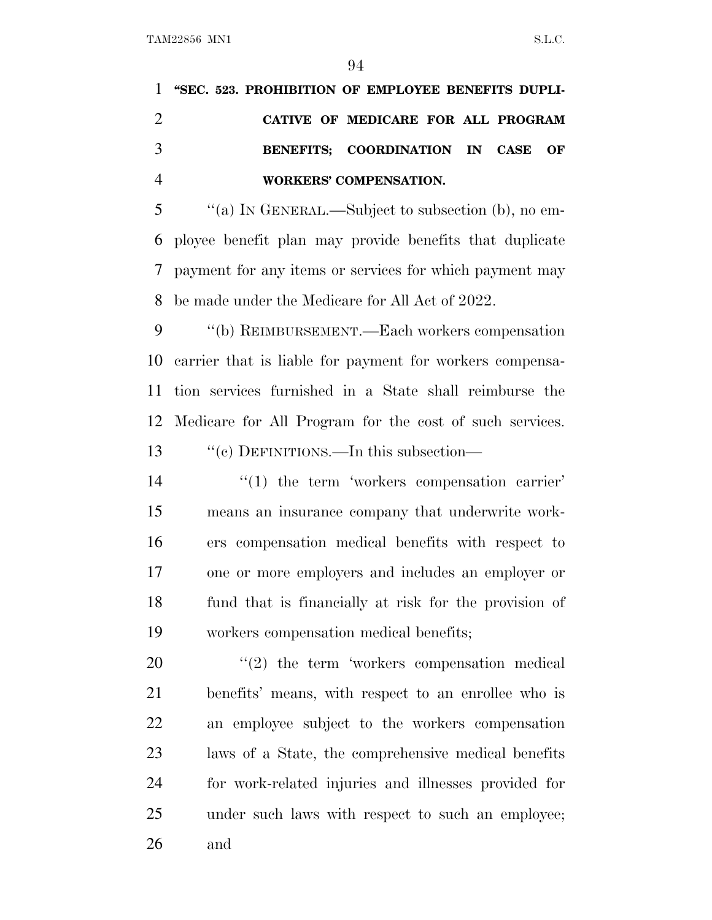**"SEC. 523. PROHIBITION OF EMPLOYEE BENEFITS DUPLICATIVE OF MEDICARE FOR ALL PROGRAM BENEFITS; COORDINATION IN CASE OF WORKERS' COMPENSATION.**

"(a) IN GENERAL.—Subject to subsection (b), no employee benefit plan may provide benefits that duplicate payment for any items or services for which payment may be made under the Medicare for All Act of 2022.

"(b) REIMBURSEMENT.—Each workers compensation carrier that is liable for payment for workers compensation services furnished in a State shall reimburse the Medicare for All Program for the cost of such services.

"(c) DEFINITIONS.—In this subsection—

"(1) the term 'workers compensation carrier' means an insurance company that underwrite workers compensation medical benefits with respect to one or more employers and includes an employer or fund that is financially at risk for the provision of workers compensation medical benefits;

"(2) the term 'workers compensation medical benefits' means, with respect to an enrollee who is an employee subject to the workers compensation laws of a State, the comprehensive medical benefits for work-related injuries and illnesses provided for under such laws with respect to such an employee; and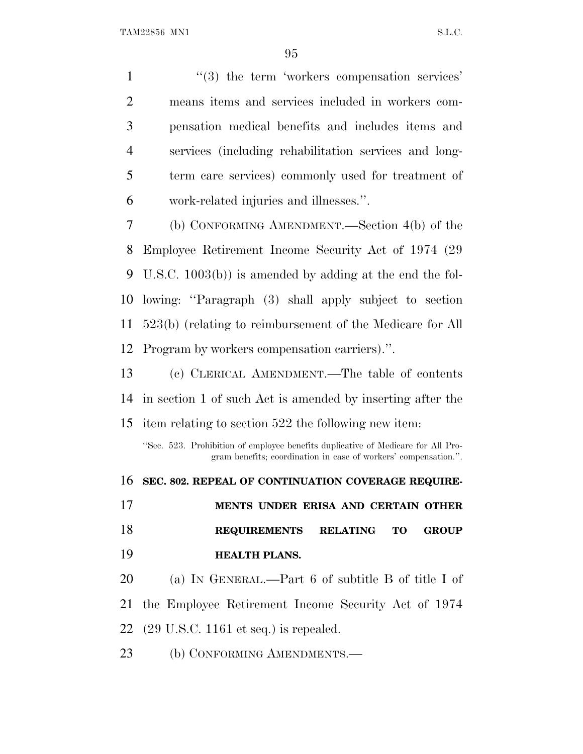"(3) the term 'workers compensation services' means items and services included in workers compensation medical benefits and includes items and services (including rehabilitation services and long-term care services) commonly used for treatment of work-related injuries and illnesses.".

(b) CONFORMING AMENDMENT.—Section 4(b) of the Employee Retirement Income Security Act of 1974 (29 U.S.C. 1003(b)) is amended by adding at the end the following: "Paragraph (3) shall apply subject to section 523(b) (relating to reimbursement of the Medicare for All Program by workers compensation carriers).".

(c) CLERICAL AMENDMENT.—The table of contents in section 1 of such Act is amended by inserting after the item relating to section 522 the following new item:

"Sec. 523. Prohibition of employee benefits duplicative of Medicare for All Program benefits; coordination in case of workers' compensation.".

**SEC. 802. REPEAL OF CONTINUATION COVERAGE REQUIREMENTS UNDER ERISA AND CERTAIN OTHER REQUIREMENTS RELATING TO GROUP HEALTH PLANS.**

(a) IN GENERAL.—Part 6 of subtitle B of title I of the Employee Retirement Income Security Act of 1974 (29 U.S.C. 1161 et seq.) is repealed.

(b) CONFORMING AMENDMENTS.—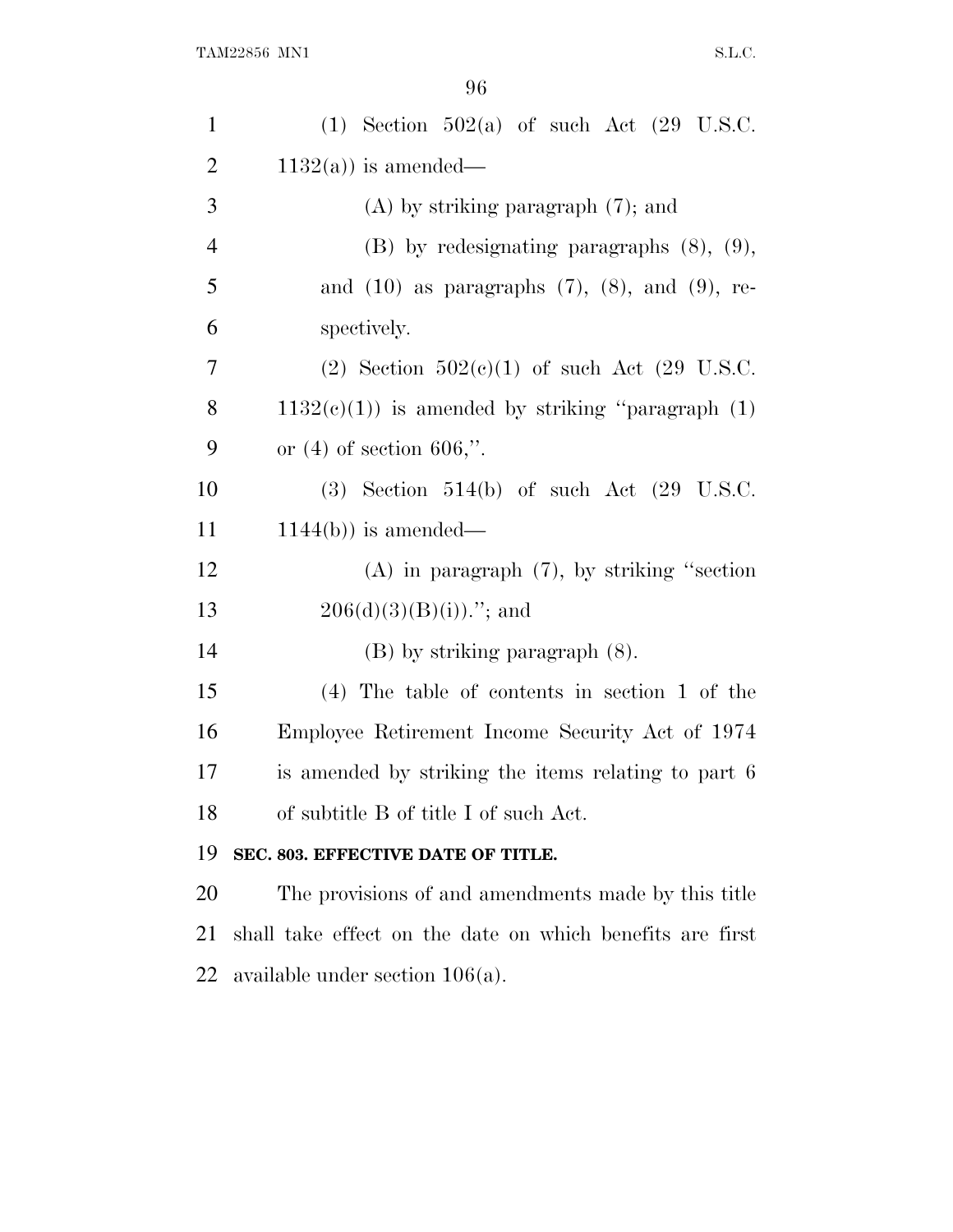(1) Section 502(a) of such Act (29 U.S.C. 1132(a)) is amended—

(A) by striking paragraph (7); and

(B) by redesignating paragraphs (8), (9), and (10) as paragraphs (7), (8), and (9), respectively.

(2) Section 502(c)(1) of such Act (29 U.S.C. 1132(c)(1)) is amended by striking ''paragraph (1) or (4) of section 606,''.

(3) Section 514(b) of such Act (29 U.S.C. 1144(b)) is amended—

(A) in paragraph (7), by striking ''section 206(d)(3)(B)(i)).''; and

(B) by striking paragraph (8).

(4) The table of contents in section 1 of the Employee Retirement Income Security Act of 1974 is amended by striking the items relating to part 6 of subtitle B of title I of such Act.

**SEC. 803. EFFECTIVE DATE OF TITLE.**

The provisions of and amendments made by this title shall take effect on the date on which benefits are first available under section 106(a).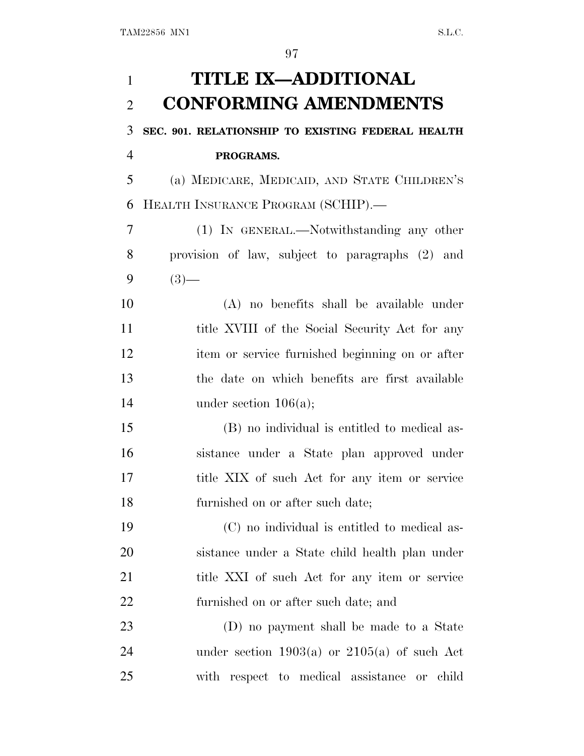# TITLE IX—ADDITIONAL CONFORMING AMENDMENTS

**SEC. 901. RELATIONSHIP TO EXISTING FEDERAL HEALTH PROGRAMS.**

(a) MEDICARE, MEDICAID, AND STATE CHILDREN'S HEALTH INSURANCE PROGRAM (SCHIP).—

(1) IN GENERAL.—Notwithstanding any other provision of law, subject to paragraphs (2) and (3)—

(A) no benefits shall be available under title XVIII of the Social Security Act for any item or service furnished beginning on or after the date on which benefits are first available under section 106(a);

(B) no individual is entitled to medical assistance under a State plan approved under title XIX of such Act for any item or service furnished on or after such date;

(C) no individual is entitled to medical assistance under a State child health plan under title XXI of such Act for any item or service furnished on or after such date; and

(D) no payment shall be made to a State under section 1903(a) or 2105(a) of such Act with respect to medical assistance or child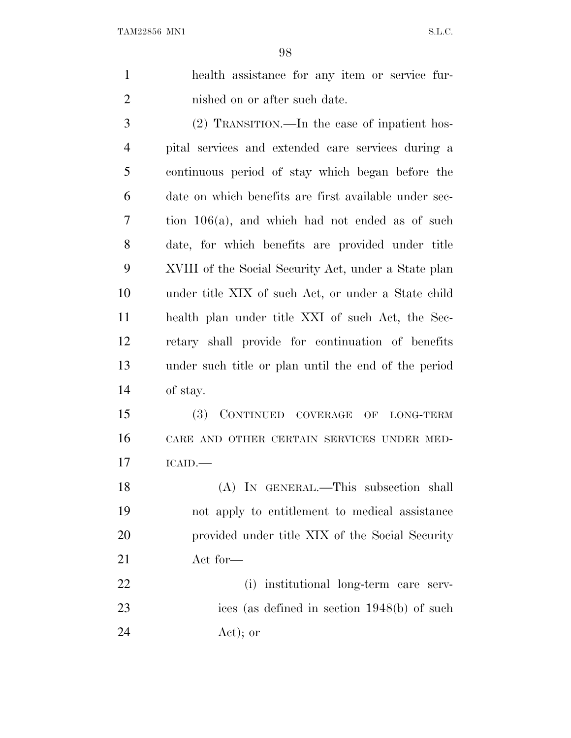health assistance for any item or service furnished on or after such date.

(2) TRANSITION.—In the case of inpatient hospital services and extended care services during a continuous period of stay which began before the date on which benefits are first available under section 106(a), and which had not ended as of such date, for which benefits are provided under title XVIII of the Social Security Act, under a State plan under title XIX of such Act, or under a State child health plan under title XXI of such Act, the Secretary shall provide for continuation of benefits under such title or plan until the end of the period of stay.

(3) CONTINUED COVERAGE OF LONG-TERM CARE AND OTHER CERTAIN SERVICES UNDER MEDICAID.—

(A) IN GENERAL.—This subsection shall not apply to entitlement to medical assistance provided under title XIX of the Social Security Act for—

(i) institutional long-term care services (as defined in section 1948(b) of such Act); or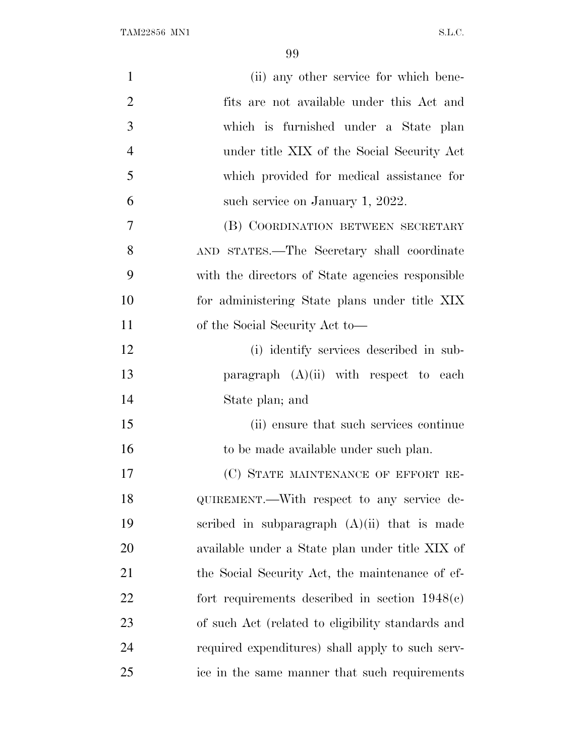(ii) any other service for which benefits are not available under this Act and which is furnished under a State plan under title XIX of the Social Security Act which provided for medical assistance for such service on January 1, 2022.

(B) COORDINATION BETWEEN SECRETARY AND STATES.—The Secretary shall coordinate with the directors of State agencies responsible for administering State plans under title XIX of the Social Security Act to—

(i) identify services described in subparagraph (A)(ii) with respect to each State plan; and

(ii) ensure that such services continue to be made available under such plan.

(C) STATE MAINTENANCE OF EFFORT REQUIREMENT.—With respect to any service described in subparagraph (A)(ii) that is made available under a State plan under title XIX of the Social Security Act, the maintenance of effort requirements described in section 1948(c) of such Act (related to eligibility standards and required expenditures) shall apply to such service in the same manner that such requirements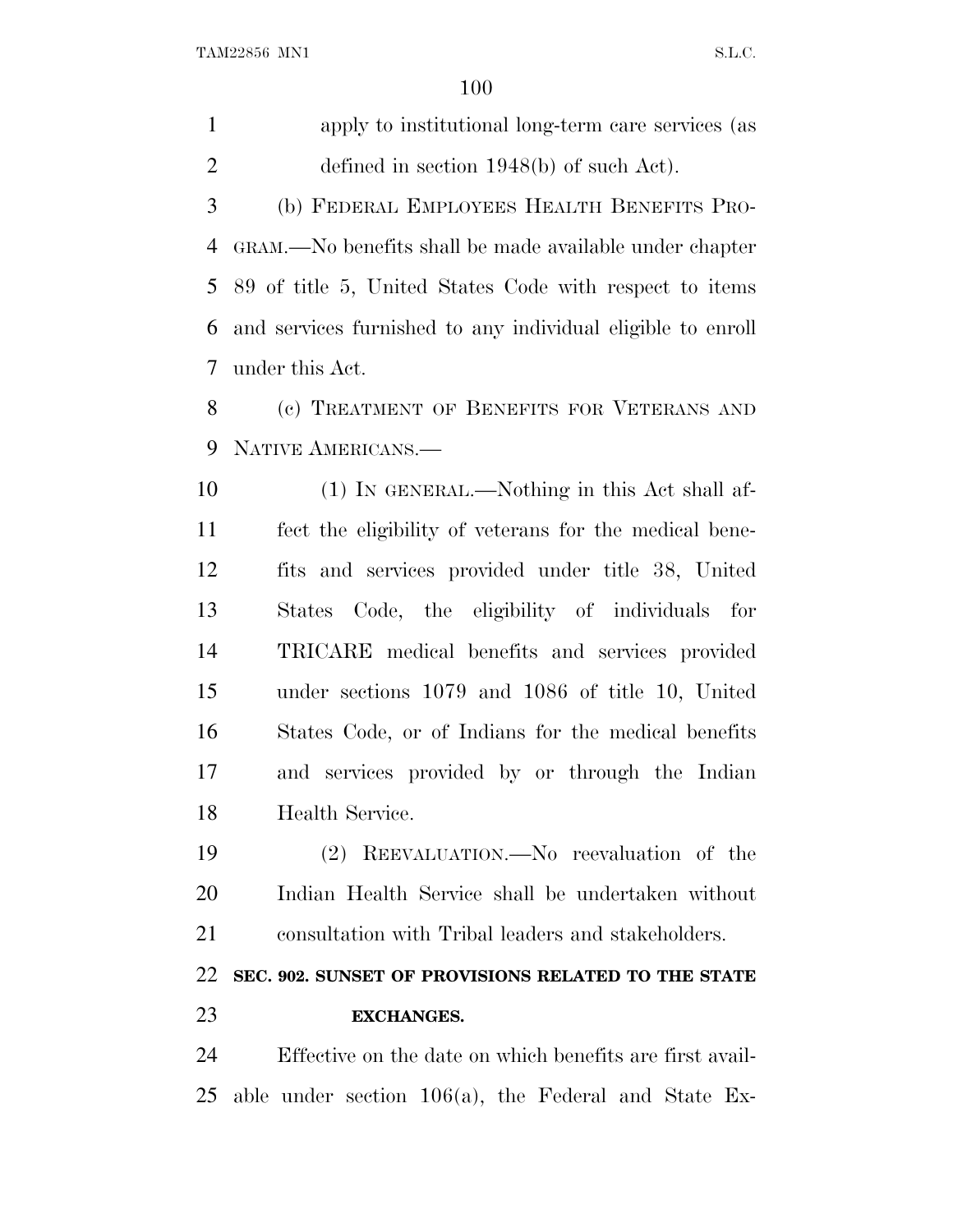apply to institutional long-term care services (as defined in section 1948(b) of such Act).

(b) FEDERAL EMPLOYEES HEALTH BENEFITS PROGRAM.—No benefits shall be made available under chapter 89 of title 5, United States Code with respect to items and services furnished to any individual eligible to enroll under this Act.

(c) TREATMENT OF BENEFITS FOR VETERANS AND NATIVE AMERICANS.—

(1) IN GENERAL.—Nothing in this Act shall affect the eligibility of veterans for the medical benefits and services provided under title 38, United States Code, the eligibility of individuals for TRICARE medical benefits and services provided under sections 1079 and 1086 of title 10, United States Code, or of Indians for the medical benefits and services provided by or through the Indian Health Service.

(2) REEVALUATION.—No reevaluation of the Indian Health Service shall be undertaken without consultation with Tribal leaders and stakeholders.

**SEC. 902. SUNSET OF PROVISIONS RELATED TO THE STATE EXCHANGES.**

Effective on the date on which benefits are first available under section 106(a), the Federal and State Ex-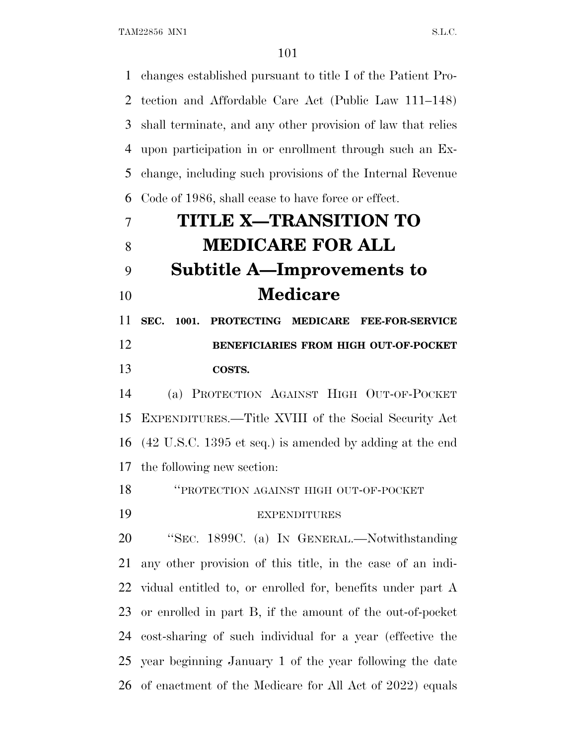changes established pursuant to title I of the Patient Protection and Affordable Care Act (Public Law 111–148) shall terminate, and any other provision of law that relies upon participation in or enrollment through such an Exchange, including such provisions of the Internal Revenue Code of 1986, shall cease to have force or effect.

# TITLE X—TRANSITION TO MEDICARE FOR ALL

## Subtitle A—Improvements to Medicare

### SEC. 1001. PROTECTING MEDICARE FEE-FOR-SERVICE BENEFICIARIES FROM HIGH OUT-OF-POCKET COSTS.

(a) PROTECTION AGAINST HIGH OUT-OF-POCKET EXPENDITURES.—Title XVIII of the Social Security Act (42 U.S.C. 1395 et seq.) is amended by adding at the end the following new section:

"PROTECTION AGAINST HIGH OUT-OF-POCKET EXPENDITURES

"SEC. 1899C. (a) IN GENERAL.—Notwithstanding any other provision of this title, in the case of an individual entitled to, or enrolled for, benefits under part A or enrolled in part B, if the amount of the out-of-pocket cost-sharing of such individual for a year (effective the year beginning January 1 of the year following the date of enactment of the Medicare for All Act of 2022) equals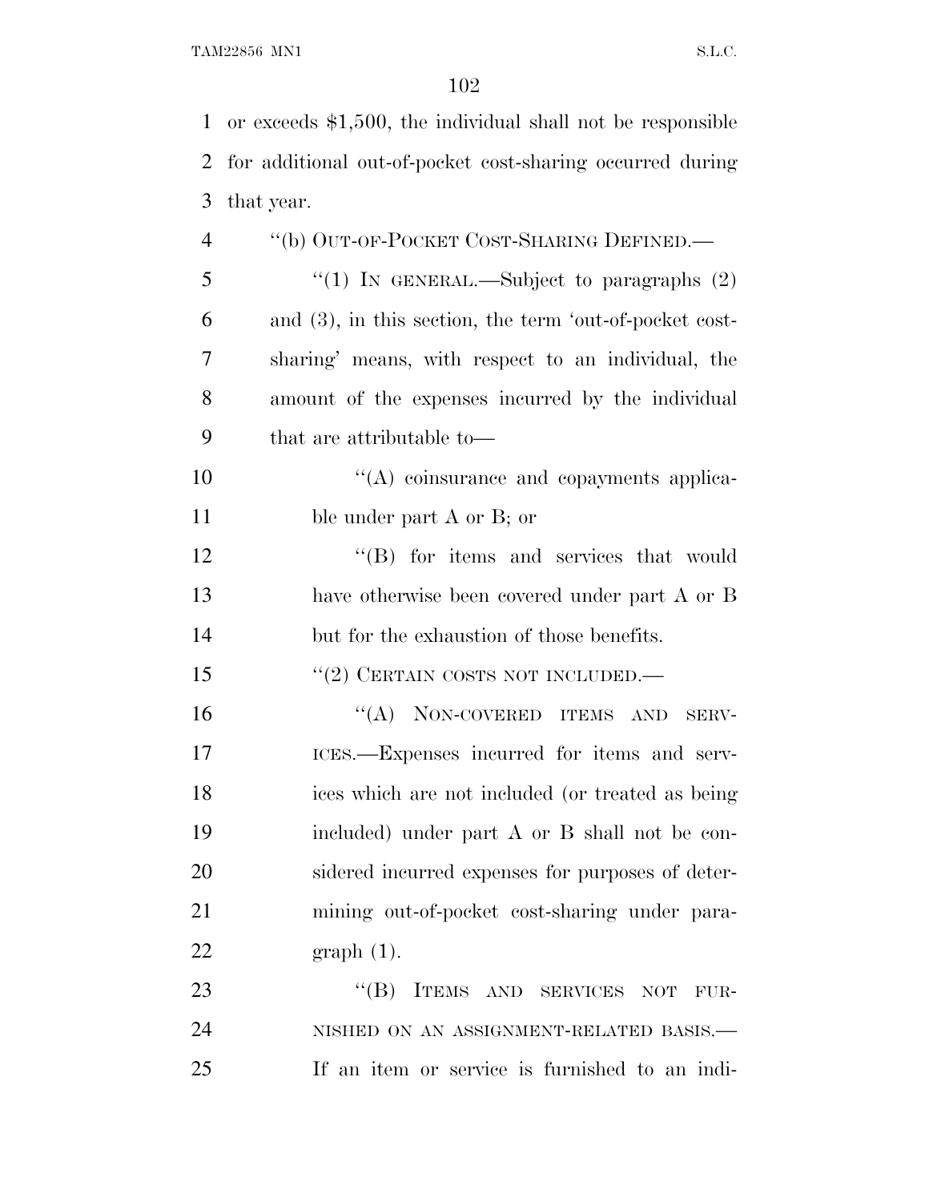or exceeds $1,500, the individual shall not be responsible for additional out-of-pocket cost-sharing occurred during that year.

"(b) OUT-OF-POCKET COST-SHARING DEFINED.—

"(1) IN GENERAL.—Subject to paragraphs (2) and (3), in this section, the term 'out-of-pocket cost-sharing' means, with respect to an individual, the amount of the expenses incurred by the individual that are attributable to—

"(A) coinsurance and copayments applicable under part A or B; or

"(B) for items and services that would have otherwise been covered under part A or B but for the exhaustion of those benefits.

"(2) CERTAIN COSTS NOT INCLUDED.—

"(A) NON-COVERED ITEMS AND SERVICES.—Expenses incurred for items and services which are not included (or treated as being included) under part A or B shall not be considered incurred expenses for purposes of determining out-of-pocket cost-sharing under paragraph (1).

"(B) ITEMS AND SERVICES NOT FURNISHED ON AN ASSIGNMENT-RELATED BASIS.— If an item or service is furnished to an indi-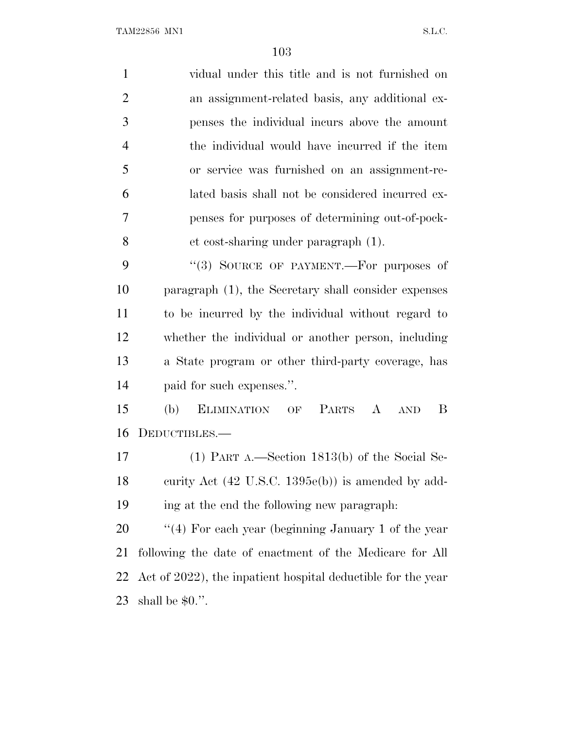vidual under this title and is not furnished on an assignment-related basis, any additional expenses the individual incurs above the amount the individual would have incurred if the item or service was furnished on an assignment-related basis shall not be considered incurred expenses for purposes of determining out-of-pocket cost-sharing under paragraph (1).

"(3) SOURCE OF PAYMENT.—For purposes of paragraph (1), the Secretary shall consider expenses to be incurred by the individual without regard to whether the individual or another person, including a State program or other third-party coverage, has paid for such expenses.".

(b) ELIMINATION OF PARTS A AND B DEDUCTIBLES.—

(1) PART A.—Section 1813(b) of the Social Security Act (42 U.S.C. 1395e(b)) is amended by adding at the end the following new paragraph:

"(4) For each year (beginning January 1 of the year following the date of enactment of the Medicare for All Act of 2022), the inpatient hospital deductible for the year shall be $0.".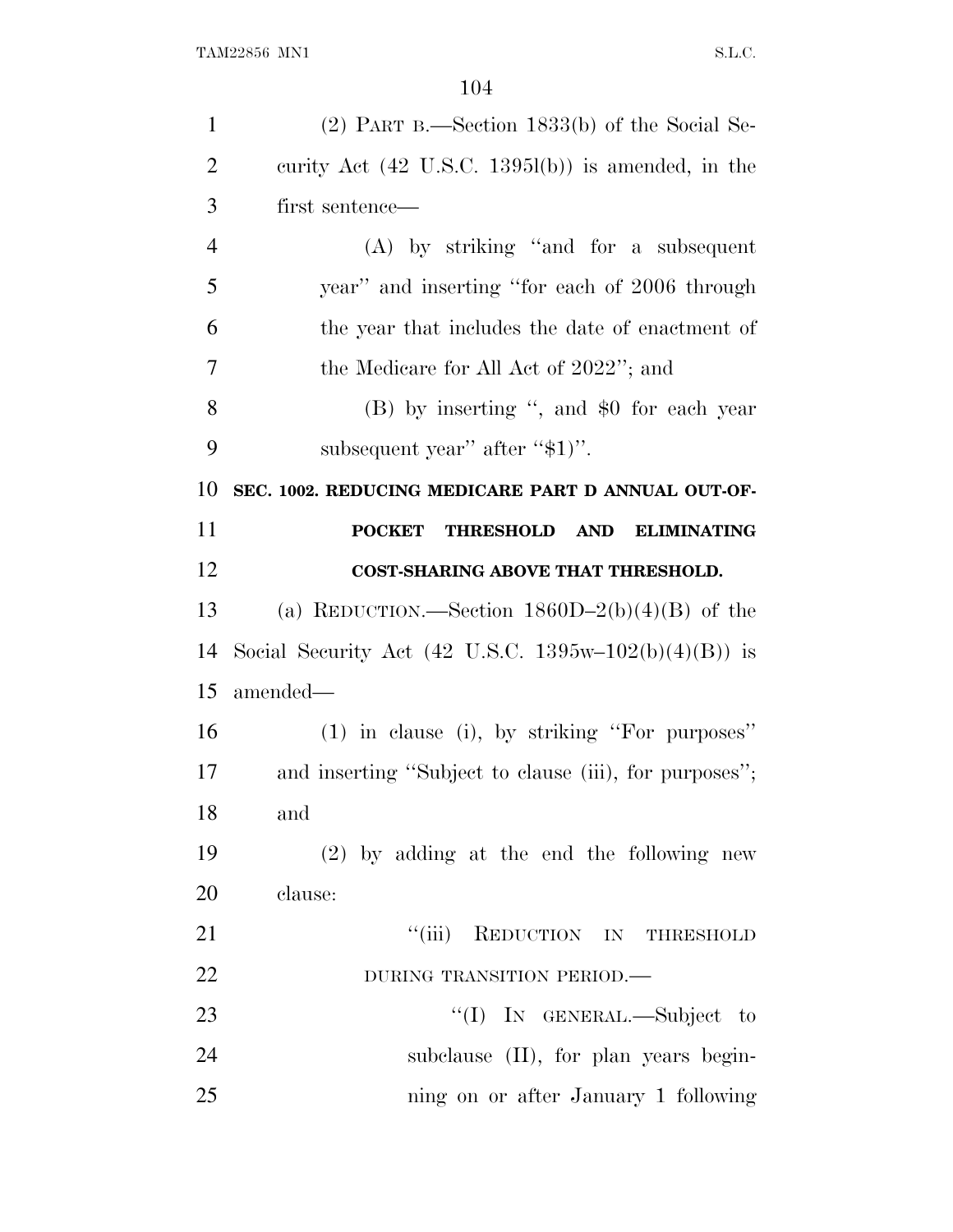(2) PART B.—Section 1833(b) of the Social Security Act (42 U.S.C. 1395l(b)) is amended, in the first sentence—

(A) by striking "and for a subsequent year" and inserting "for each of 2006 through the year that includes the date of enactment of the Medicare for All Act of 2022"; and

(B) by inserting ", and $0 for each year subsequent year" after "$1)".

**SEC. 1002. REDUCING MEDICARE PART D ANNUAL OUT-OF-POCKET THRESHOLD AND ELIMINATING COST-SHARING ABOVE THAT THRESHOLD.**

(a) REDUCTION.—Section 1860D–2(b)(4)(B) of the Social Security Act (42 U.S.C. 1395w–102(b)(4)(B)) is amended—

(1) in clause (i), by striking "For purposes" and inserting "Subject to clause (iii), for purposes"; and

(2) by adding at the end the following new clause:

"(iii) REDUCTION IN THRESHOLD DURING TRANSITION PERIOD.—

"(I) IN GENERAL.—Subject to subclause (II), for plan years beginning on or after January 1 following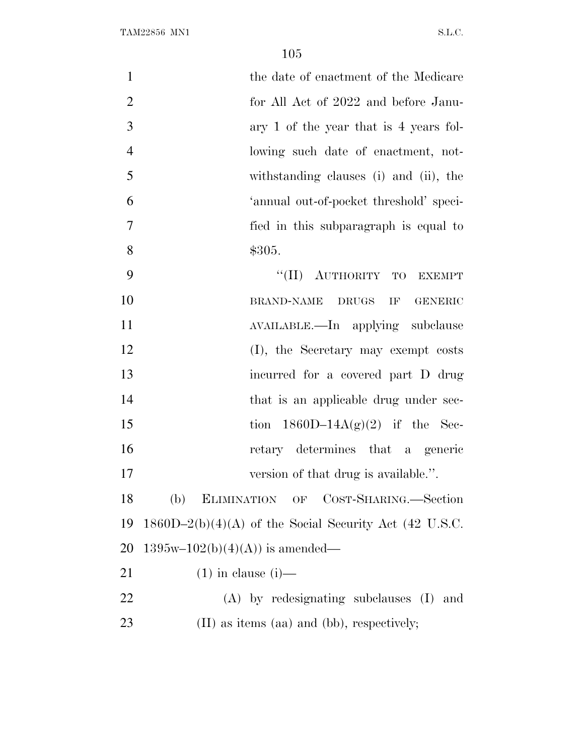the date of enactment of the Medicare for All Act of 2022 and before January 1 of the year that is 4 years following such date of enactment, notwithstanding clauses (i) and (ii), the 'annual out-of-pocket threshold' specified in this subparagraph is equal to $305.

"(II) AUTHORITY TO EXEMPT BRAND-NAME DRUGS IF GENERIC AVAILABLE.—In applying subclause (I), the Secretary may exempt costs incurred for a covered part D drug that is an applicable drug under section 1860D–14A(g)(2) if the Secretary determines that a generic version of that drug is available.".

(b) ELIMINATION OF COST-SHARING.—Section 1860D–2(b)(4)(A) of the Social Security Act (42 U.S.C. 1395w–102(b)(4)(A)) is amended—

(1) in clause (i)—

(A) by redesignating subclauses (I) and (II) as items (aa) and (bb), respectively;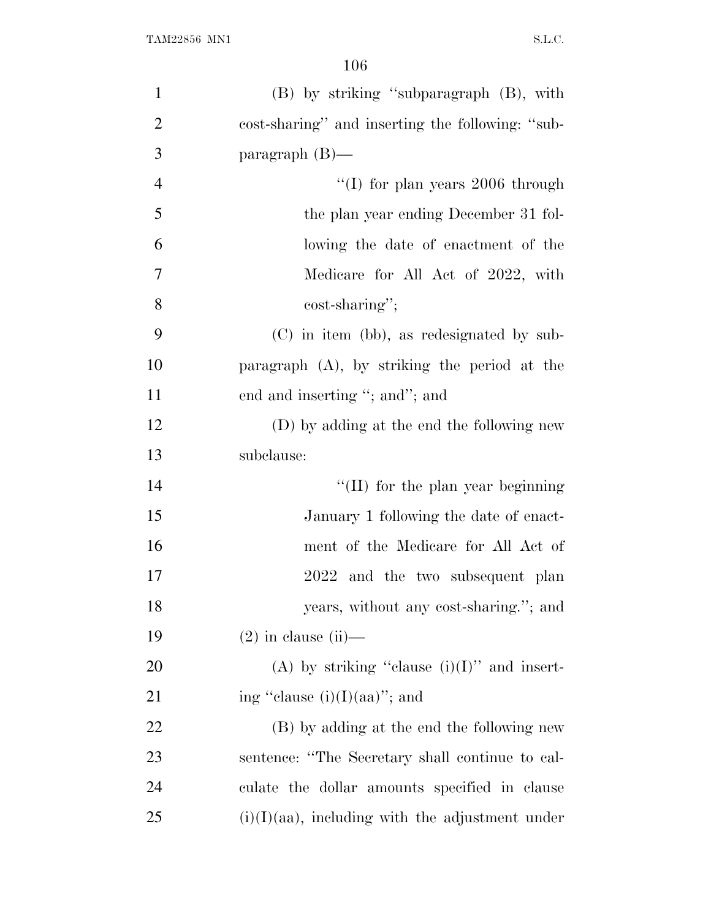(B) by striking "subparagraph (B), with cost-sharing" and inserting the following: "subparagraph (B)—

"(I) for plan years 2006 through the plan year ending December 31 following the date of enactment of the Medicare for All Act of 2022, with cost-sharing";

(C) in item (bb), as redesignated by subparagraph (A), by striking the period at the end and inserting "; and"; and

(D) by adding at the end the following new subclause:

"(II) for the plan year beginning January 1 following the date of enactment of the Medicare for All Act of 2022 and the two subsequent plan years, without any cost-sharing."; and

(2) in clause (ii)—

(A) by striking "clause (i)(I)" and inserting "clause (i)(I)(aa)"; and

(B) by adding at the end the following new sentence: "The Secretary shall continue to calculate the dollar amounts specified in clause (i)(I)(aa), including with the adjustment under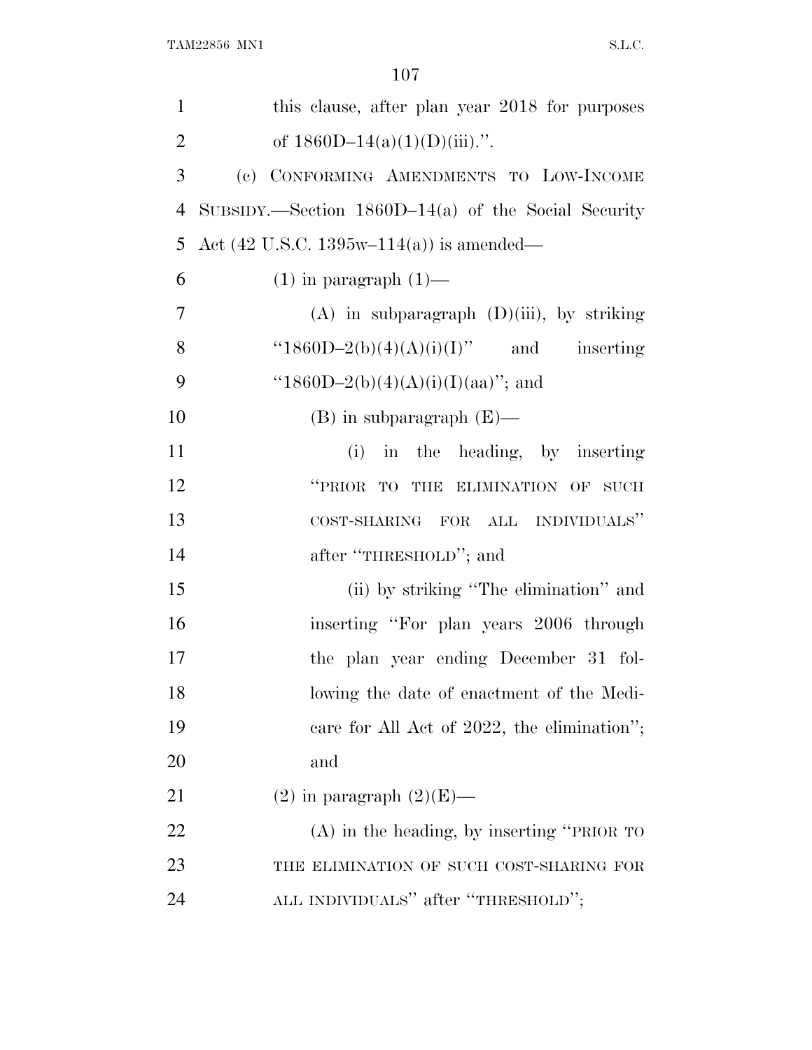this clause, after plan year 2018 for purposes of 1860D–14(a)(1)(D)(iii).''.

(c) CONFORMING AMENDMENTS TO LOW-INCOME SUBSIDY.—Section 1860D–14(a) of the Social Security Act (42 U.S.C. 1395w–114(a)) is amended—

(1) in paragraph (1)—

(A) in subparagraph (D)(iii), by striking ''1860D–2(b)(4)(A)(i)(I)'' and inserting ''1860D–2(b)(4)(A)(i)(I)(aa)''; and

(B) in subparagraph (E)—

(i) in the heading, by inserting ''PRIOR TO THE ELIMINATION OF SUCH COST-SHARING FOR ALL INDIVIDUALS'' after ''THRESHOLD''; and

(ii) by striking ''The elimination'' and inserting ''For plan years 2006 through the plan year ending December 31 following the date of enactment of the Medicare for All Act of 2022, the elimination''; and

(2) in paragraph (2)(E)—

(A) in the heading, by inserting ''PRIOR TO THE ELIMINATION OF SUCH COST-SHARING FOR ALL INDIVIDUALS'' after ''THRESHOLD'';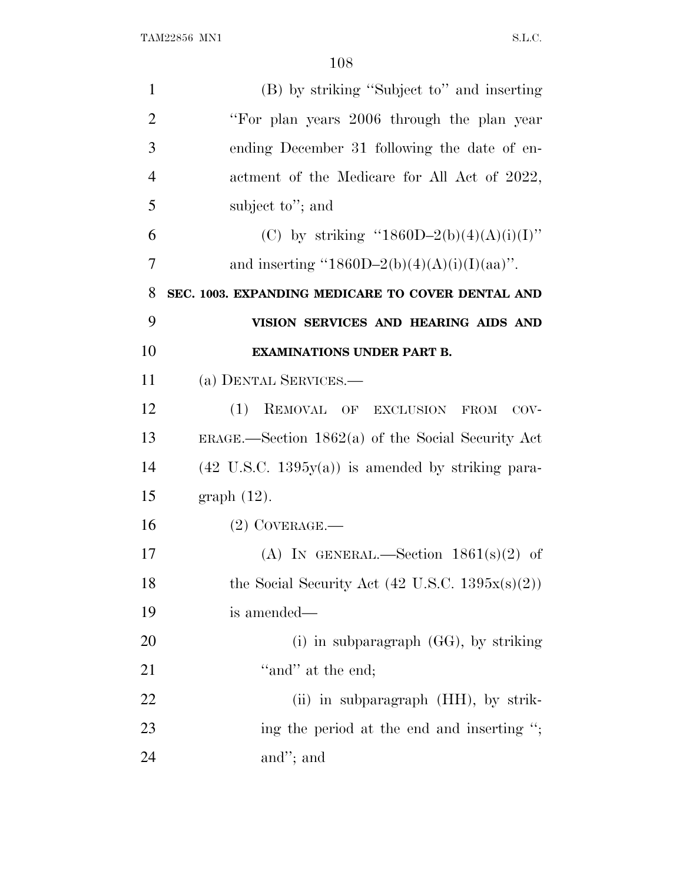(B) by striking "Subject to" and inserting "For plan years 2006 through the plan year ending December 31 following the date of enactment of the Medicare for All Act of 2022, subject to"; and

(C) by striking "1860D–2(b)(4)(A)(i)(I)" and inserting "1860D–2(b)(4)(A)(i)(I)(aa)".

**SEC. 1003. EXPANDING MEDICARE TO COVER DENTAL AND VISION SERVICES AND HEARING AIDS AND EXAMINATIONS UNDER PART B.**

(a) DENTAL SERVICES.—

(1) REMOVAL OF EXCLUSION FROM COVERAGE.—Section 1862(a) of the Social Security Act (42 U.S.C. 1395y(a)) is amended by striking paragraph (12).

(2) COVERAGE.—

(A) IN GENERAL.—Section 1861(s)(2) of the Social Security Act (42 U.S.C. 1395x(s)(2)) is amended—

(i) in subparagraph (GG), by striking "and" at the end;

(ii) in subparagraph (HH), by striking the period at the end and inserting "; and"; and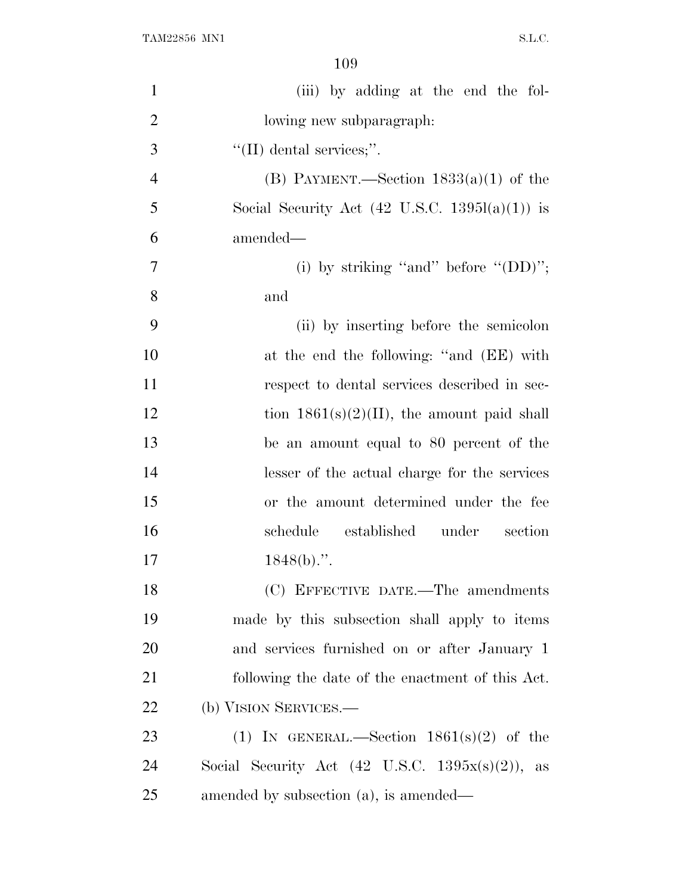(iii) by adding at the end the following new subparagraph:

"(II) dental services;".

(B) PAYMENT.—Section 1833(a)(1) of the Social Security Act (42 U.S.C. 1395l(a)(1)) is amended—

(i) by striking "and" before "(DD)"; and

(ii) by inserting before the semicolon at the end the following: "and (EE) with respect to dental services described in section 1861(s)(2)(II), the amount paid shall be an amount equal to 80 percent of the lesser of the actual charge for the services or the amount determined under the fee schedule established under section 1848(b).".

(C) EFFECTIVE DATE.—The amendments made by this subsection shall apply to items and services furnished on or after January 1 following the date of the enactment of this Act.

(b) VISION SERVICES.—

(1) IN GENERAL.—Section 1861(s)(2) of the Social Security Act (42 U.S.C. 1395x(s)(2)), as amended by subsection (a), is amended—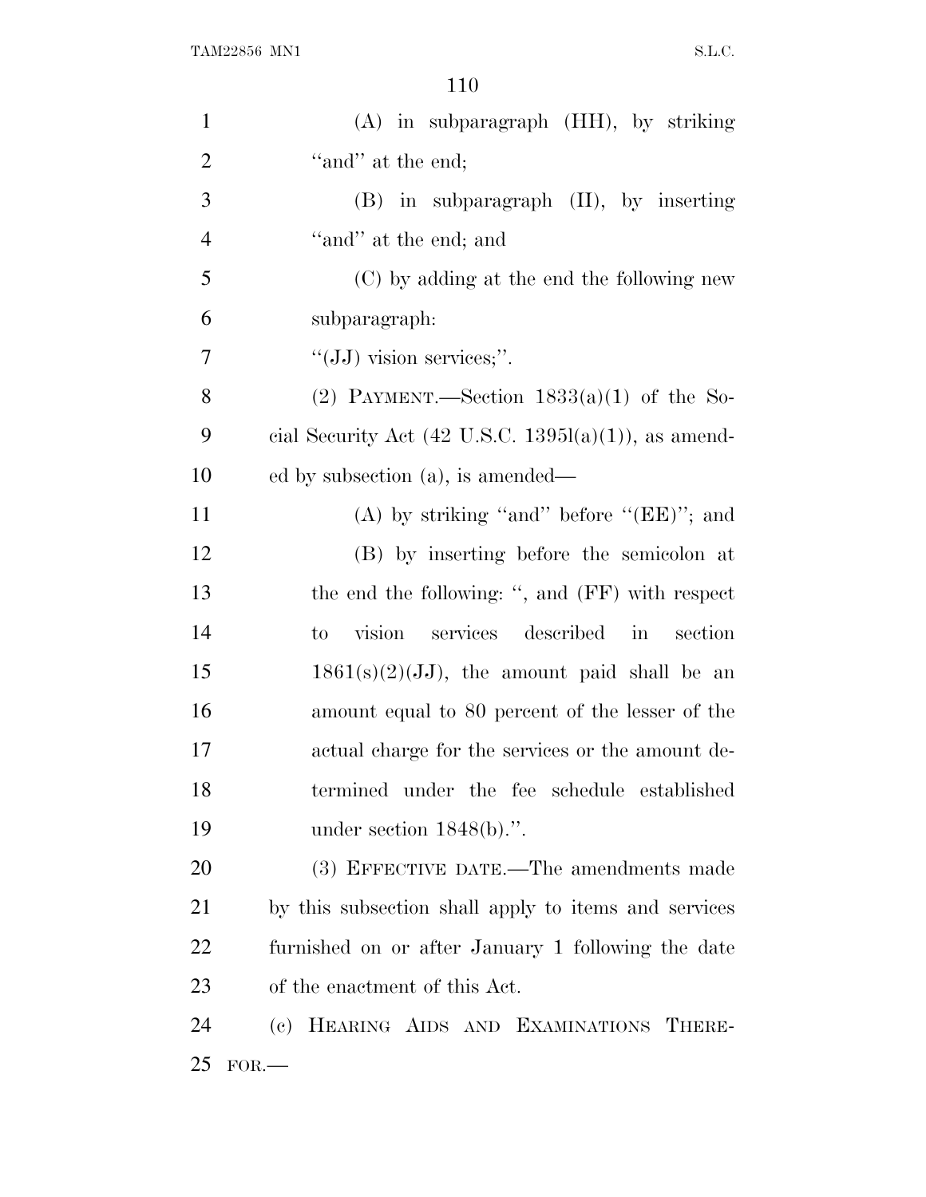(A) in subparagraph (HH), by striking "and" at the end;

(B) in subparagraph (II), by inserting "and" at the end; and

(C) by adding at the end the following new subparagraph:

"(JJ) vision services;".

(2) PAYMENT.—Section 1833(a)(1) of the Social Security Act (42 U.S.C. 1395l(a)(1)), as amended by subsection (a), is amended—

(A) by striking "and" before "(EE)"; and

(B) by inserting before the semicolon at the end the following: ", and (FF) with respect to vision services described in section 1861(s)(2)(JJ), the amount paid shall be an amount equal to 80 percent of the lesser of the actual charge for the services or the amount determined under the fee schedule established under section 1848(b).".

(3) EFFECTIVE DATE.—The amendments made by this subsection shall apply to items and services furnished on or after January 1 following the date of the enactment of this Act.

(c) HEARING AIDS AND EXAMINATIONS THEREFOR.—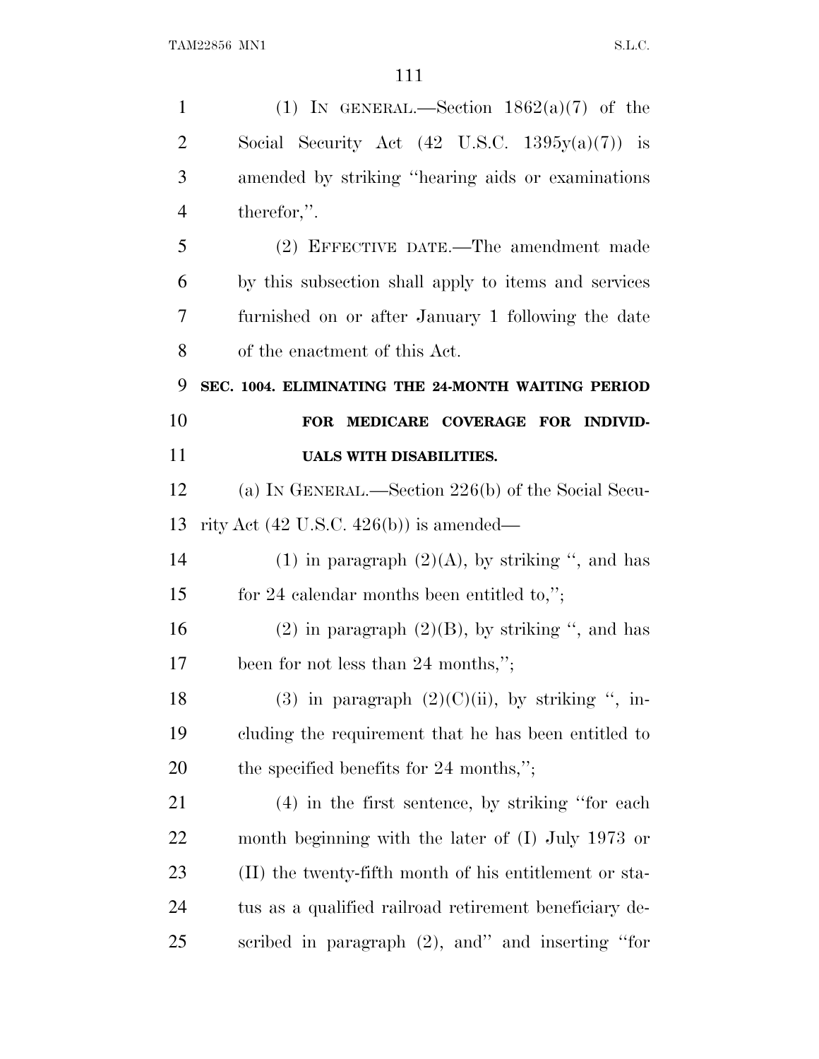(1) IN GENERAL.—Section 1862(a)(7) of the Social Security Act (42 U.S.C. 1395y(a)(7)) is amended by striking ''hearing aids or examinations therefor,''.

(2) EFFECTIVE DATE.—The amendment made by this subsection shall apply to items and services furnished on or after January 1 following the date of the enactment of this Act.

**SEC. 1004. ELIMINATING THE 24-MONTH WAITING PERIOD FOR MEDICARE COVERAGE FOR INDIVIDUALS WITH DISABILITIES.**

(a) IN GENERAL.—Section 226(b) of the Social Security Act (42 U.S.C. 426(b)) is amended—

(1) in paragraph (2)(A), by striking '', and has for 24 calendar months been entitled to,'';

(2) in paragraph (2)(B), by striking '', and has been for not less than 24 months,'';

(3) in paragraph (2)(C)(ii), by striking '', including the requirement that he has been entitled to the specified benefits for 24 months,'';

(4) in the first sentence, by striking ''for each month beginning with the later of (I) July 1973 or (II) the twenty-fifth month of his entitlement or status as a qualified railroad retirement beneficiary described in paragraph (2), and'' and inserting ''for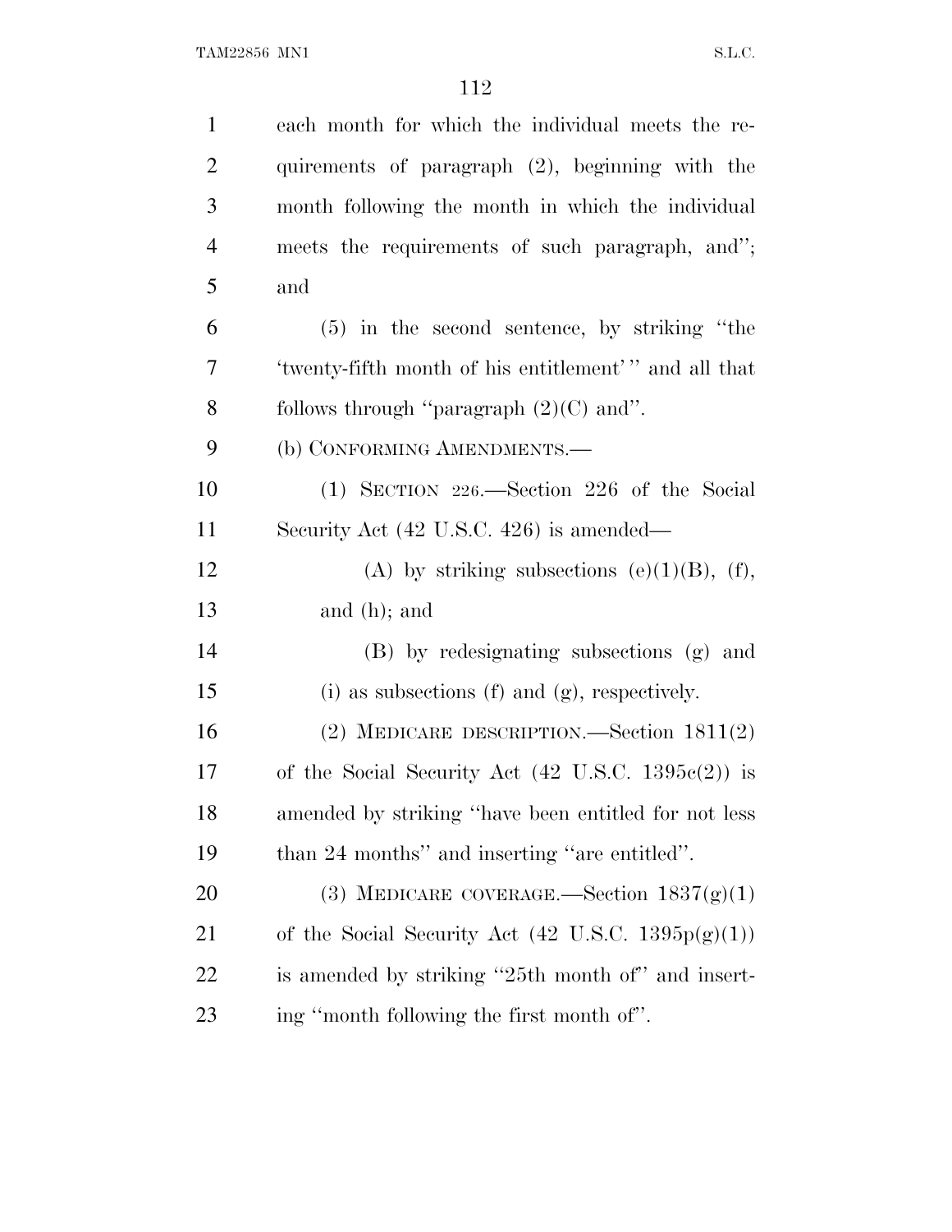each month for which the individual meets the requirements of paragraph (2), beginning with the month following the month in which the individual meets the requirements of such paragraph, and''; and

(5) in the second sentence, by striking ''the 'twenty-fifth month of his entitlement' '' and all that follows through ''paragraph (2)(C) and''.

(b) CONFORMING AMENDMENTS.—

(1) SECTION 226.—Section 226 of the Social Security Act (42 U.S.C. 426) is amended—

(A) by striking subsections (e)(1)(B), (f), and (h); and

(B) by redesignating subsections (g) and (i) as subsections (f) and (g), respectively.

(2) MEDICARE DESCRIPTION.—Section 1811(2) of the Social Security Act (42 U.S.C. 1395c(2)) is amended by striking ''have been entitled for not less than 24 months'' and inserting ''are entitled''.

(3) MEDICARE COVERAGE.—Section 1837(g)(1) of the Social Security Act (42 U.S.C. 1395p(g)(1)) is amended by striking ''25th month of'' and inserting ''month following the first month of''.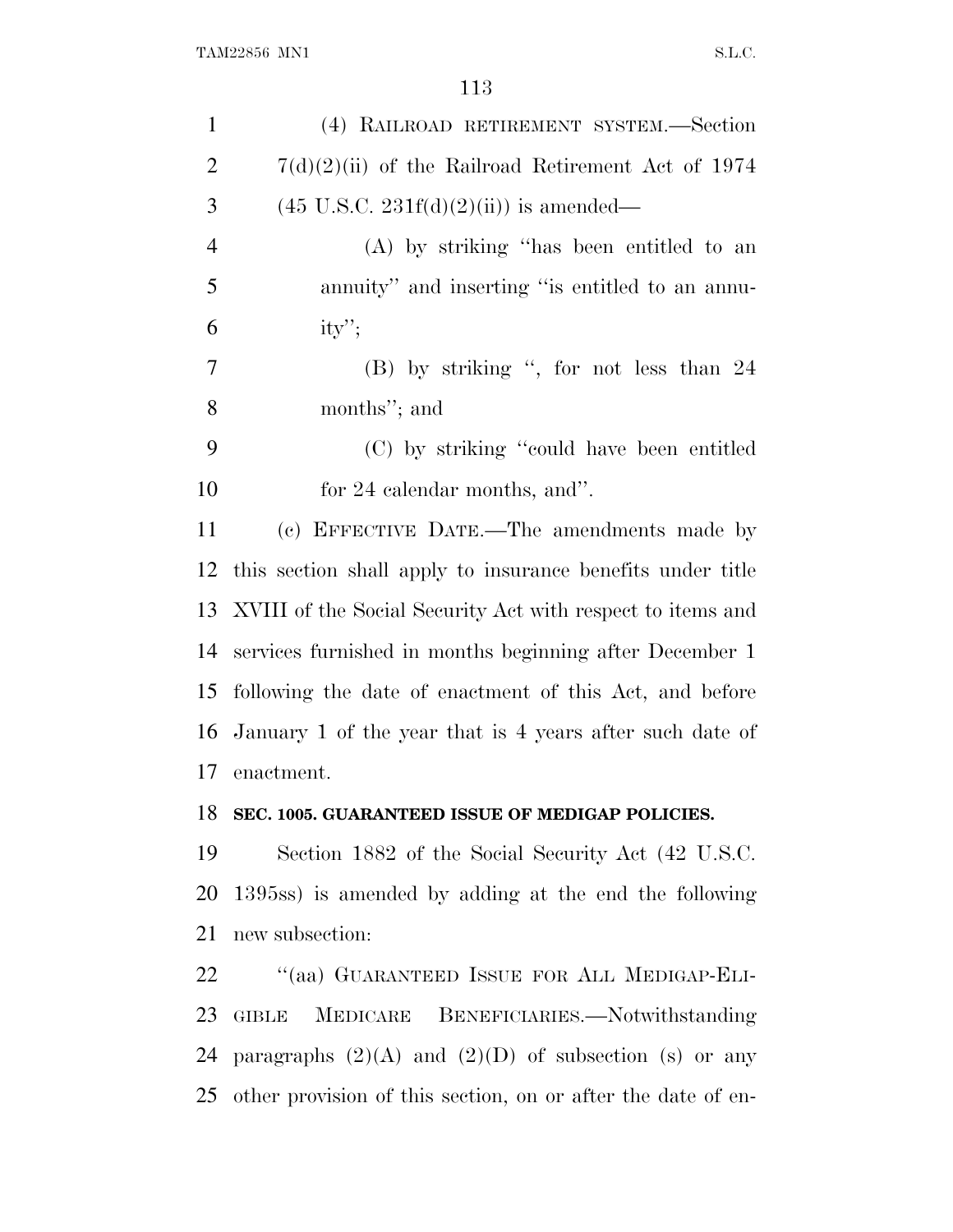(4) RAILROAD RETIREMENT SYSTEM.—Section 7(d)(2)(ii) of the Railroad Retirement Act of 1974 (45 U.S.C. 231f(d)(2)(ii)) is amended—

(A) by striking ''has been entitled to an annuity'' and inserting ''is entitled to an annuity'';

(B) by striking '', for not less than 24 months''; and

(C) by striking ''could have been entitled for 24 calendar months, and''.

(c) EFFECTIVE DATE.—The amendments made by this section shall apply to insurance benefits under title XVIII of the Social Security Act with respect to items and services furnished in months beginning after December 1 following the date of enactment of this Act, and before January 1 of the year that is 4 years after such date of enactment.

**SEC. 1005. GUARANTEED ISSUE OF MEDIGAP POLICIES.**

Section 1882 of the Social Security Act (42 U.S.C. 1395ss) is amended by adding at the end the following new subsection:

''(aa) GUARANTEED ISSUE FOR ALL MEDIGAP-ELIGIBLE MEDICARE BENEFICIARIES.—Notwithstanding paragraphs (2)(A) and (2)(D) of subsection (s) or any other provision of this section, on or after the date of en-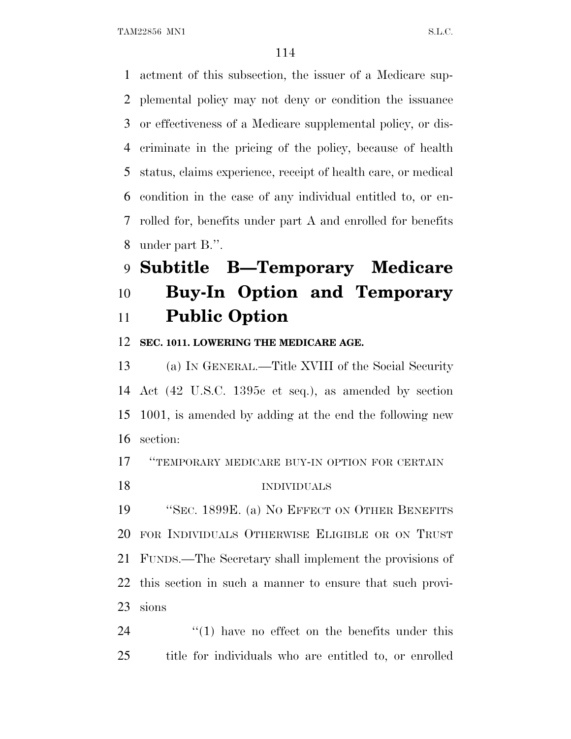actment of this subsection, the issuer of a Medicare supplemental policy may not deny or condition the issuance or effectiveness of a Medicare supplemental policy, or discriminate in the pricing of the policy, because of health status, claims experience, receipt of health care, or medical condition in the case of any individual entitled to, or enrolled for, benefits under part A and enrolled for benefits under part B.''.

# Subtitle B—Temporary Medicare Buy-In Option and Temporary Public Option

**SEC. 1011. LOWERING THE MEDICARE AGE.**

(a) IN GENERAL.—Title XVIII of the Social Security Act (42 U.S.C. 1395c et seq.), as amended by section 1001, is amended by adding at the end the following new section:

''TEMPORARY MEDICARE BUY-IN OPTION FOR CERTAIN INDIVIDUALS

''SEC. 1899E. (a) NO EFFECT ON OTHER BENEFITS FOR INDIVIDUALS OTHERWISE ELIGIBLE OR ON TRUST FUNDS.—The Secretary shall implement the provisions of this section in such a manner to ensure that such provisions

''(1) have no effect on the benefits under this title for individuals who are entitled to, or enrolled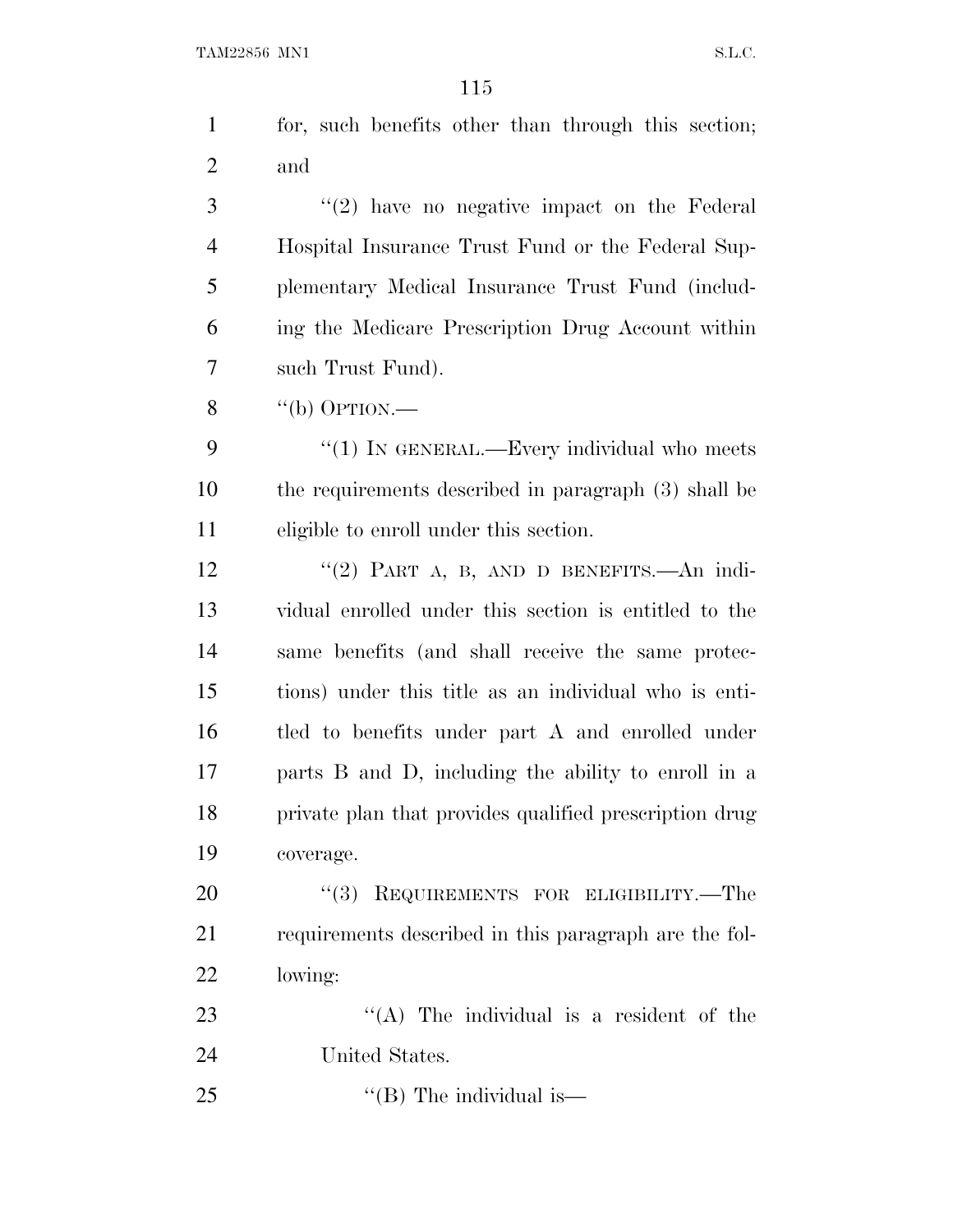for, such benefits other than through this section; and

"(2) have no negative impact on the Federal Hospital Insurance Trust Fund or the Federal Supplementary Medical Insurance Trust Fund (including the Medicare Prescription Drug Account within such Trust Fund).

"(b) OPTION.—

"(1) IN GENERAL.—Every individual who meets the requirements described in paragraph (3) shall be eligible to enroll under this section.

"(2) PART A, B, AND D BENEFITS.—An individual enrolled under this section is entitled to the same benefits (and shall receive the same protections) under this title as an individual who is entitled to benefits under part A and enrolled under parts B and D, including the ability to enroll in a private plan that provides qualified prescription drug coverage.

"(3) REQUIREMENTS FOR ELIGIBILITY.—The requirements described in this paragraph are the following:

"(A) The individual is a resident of the United States.

"(B) The individual is—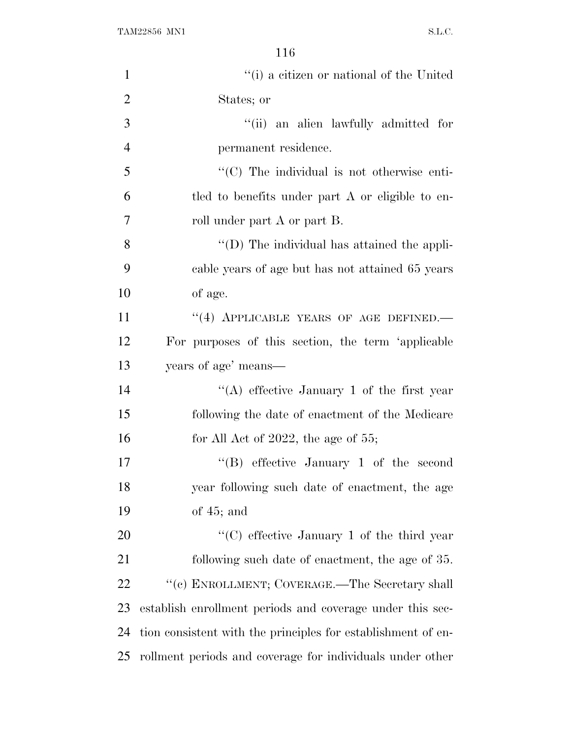"(i) a citizen or national of the United States; or

"(ii) an alien lawfully admitted for permanent residence.

"(C) The individual is not otherwise entitled to benefits under part A or eligible to enroll under part A or part B.

"(D) The individual has attained the applicable years of age but has not attained 65 years of age.

"(4) APPLICABLE YEARS OF AGE DEFINED.— For purposes of this section, the term 'applicable years of age' means—

"(A) effective January 1 of the first year following the date of enactment of the Medicare for All Act of 2022, the age of 55;

"(B) effective January 1 of the second year following such date of enactment, the age of 45; and

"(C) effective January 1 of the third year following such date of enactment, the age of 35.

"(c) ENROLLMENT; COVERAGE.—The Secretary shall establish enrollment periods and coverage under this section consistent with the principles for establishment of enrollment periods and coverage for individuals under other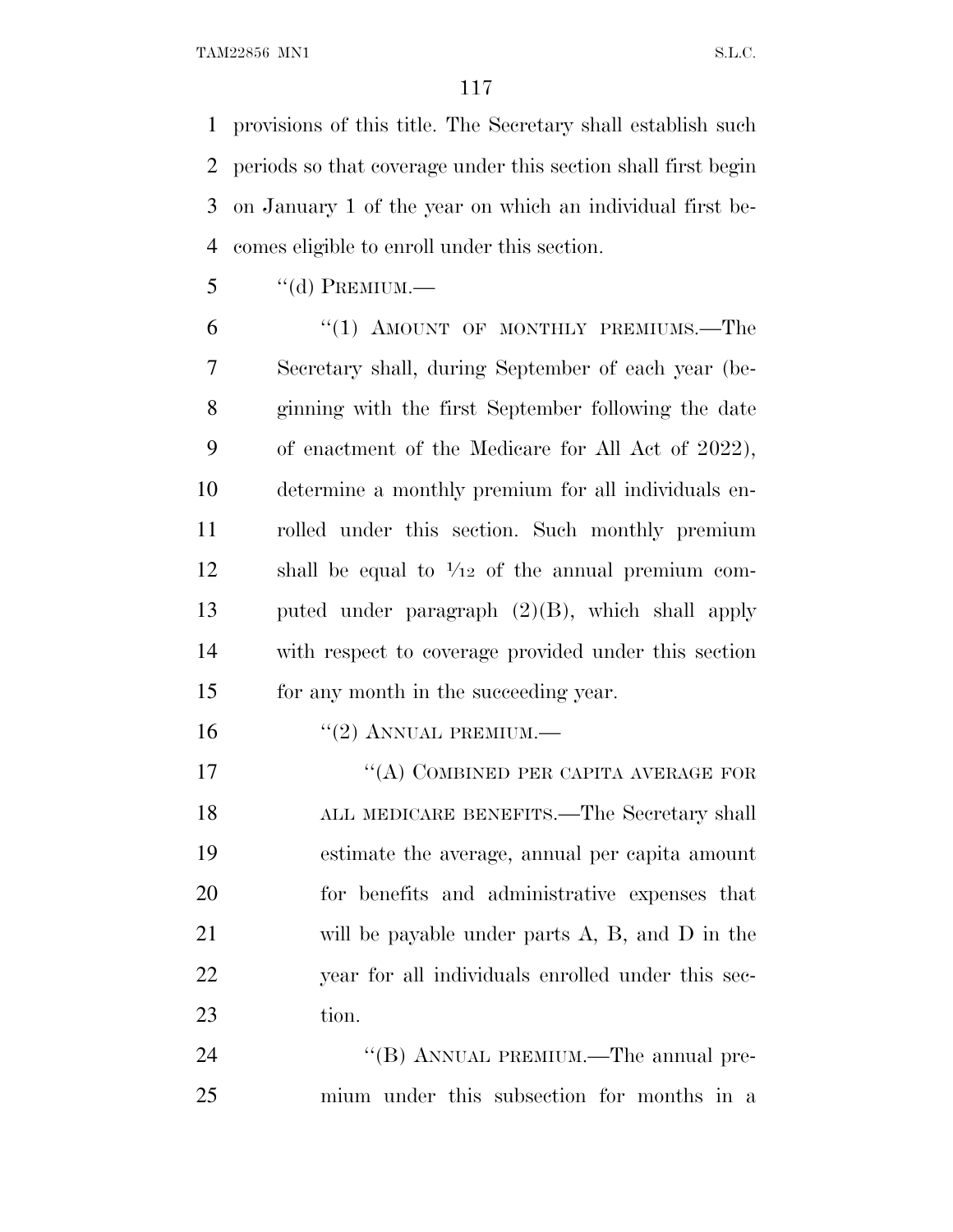provisions of this title. The Secretary shall establish such periods so that coverage under this section shall first begin on January 1 of the year on which an individual first becomes eligible to enroll under this section.

''(d) PREMIUM.—

''(1) AMOUNT OF MONTHLY PREMIUMS.—The Secretary shall, during September of each year (beginning with the first September following the date of enactment of the Medicare for All Act of 2022), determine a monthly premium for all individuals enrolled under this section. Such monthly premium shall be equal to $1/12$ of the annual premium computed under paragraph (2)(B), which shall apply with respect to coverage provided under this section for any month in the succeeding year.

''(2) ANNUAL PREMIUM.—

''(A) COMBINED PER CAPITA AVERAGE FOR ALL MEDICARE BENEFITS.—The Secretary shall estimate the average, annual per capita amount for benefits and administrative expenses that will be payable under parts A, B, and D in the year for all individuals enrolled under this section.

''(B) ANNUAL PREMIUM.—The annual premium under this subsection for months in a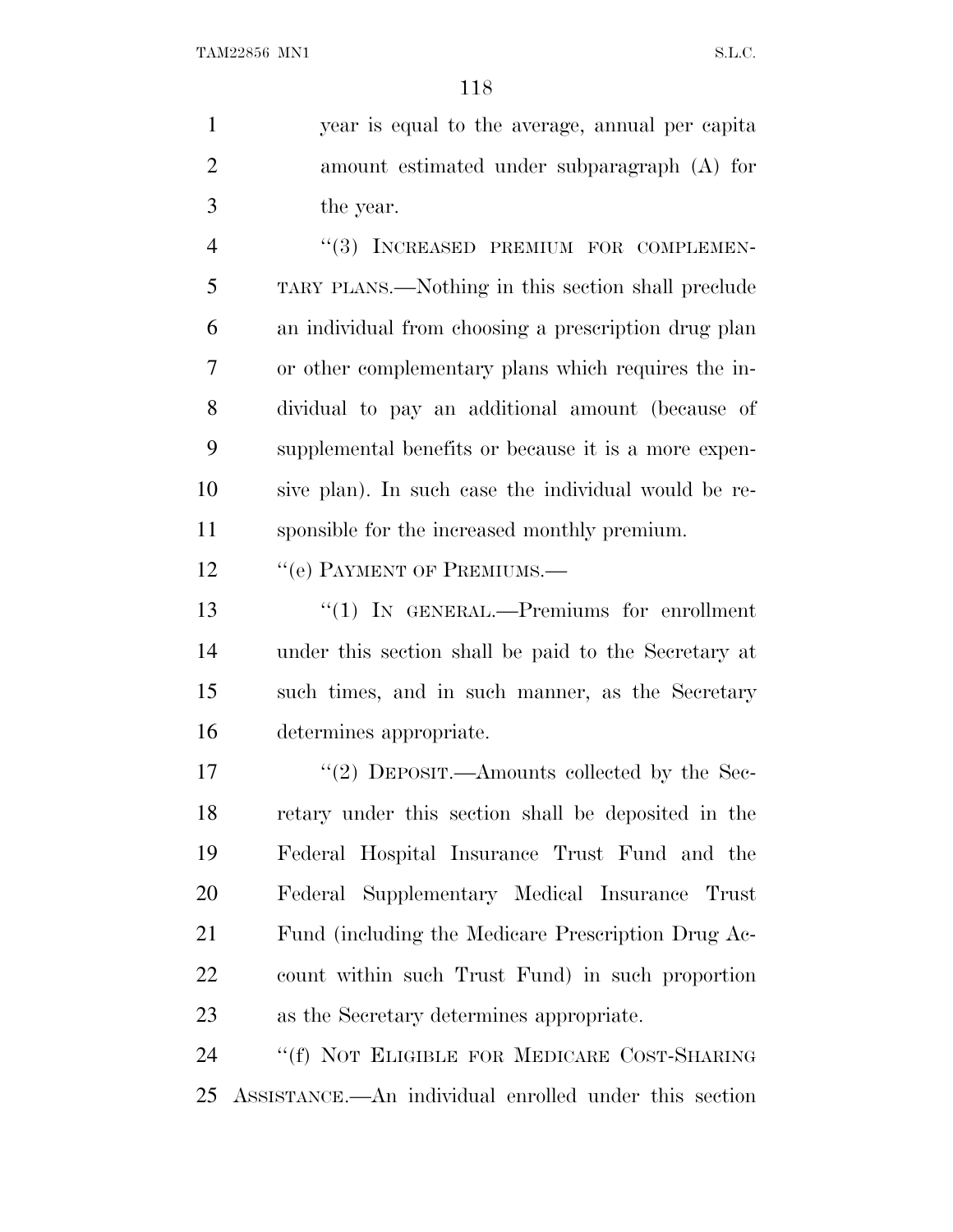year is equal to the average, annual per capita amount estimated under subparagraph (A) for the year.

"(3) INCREASED PREMIUM FOR COMPLEMENTARY PLANS.—Nothing in this section shall preclude an individual from choosing a prescription drug plan or other complementary plans which requires the individual to pay an additional amount (because of supplemental benefits or because it is a more expensive plan). In such case the individual would be responsible for the increased monthly premium.

"(e) PAYMENT OF PREMIUMS.—

"(1) IN GENERAL.—Premiums for enrollment under this section shall be paid to the Secretary at such times, and in such manner, as the Secretary determines appropriate.

"(2) DEPOSIT.—Amounts collected by the Secretary under this section shall be deposited in the Federal Hospital Insurance Trust Fund and the Federal Supplementary Medical Insurance Trust Fund (including the Medicare Prescription Drug Account within such Trust Fund) in such proportion as the Secretary determines appropriate.

"(f) NOT ELIGIBLE FOR MEDICARE COST-SHARING ASSISTANCE.—An individual enrolled under this section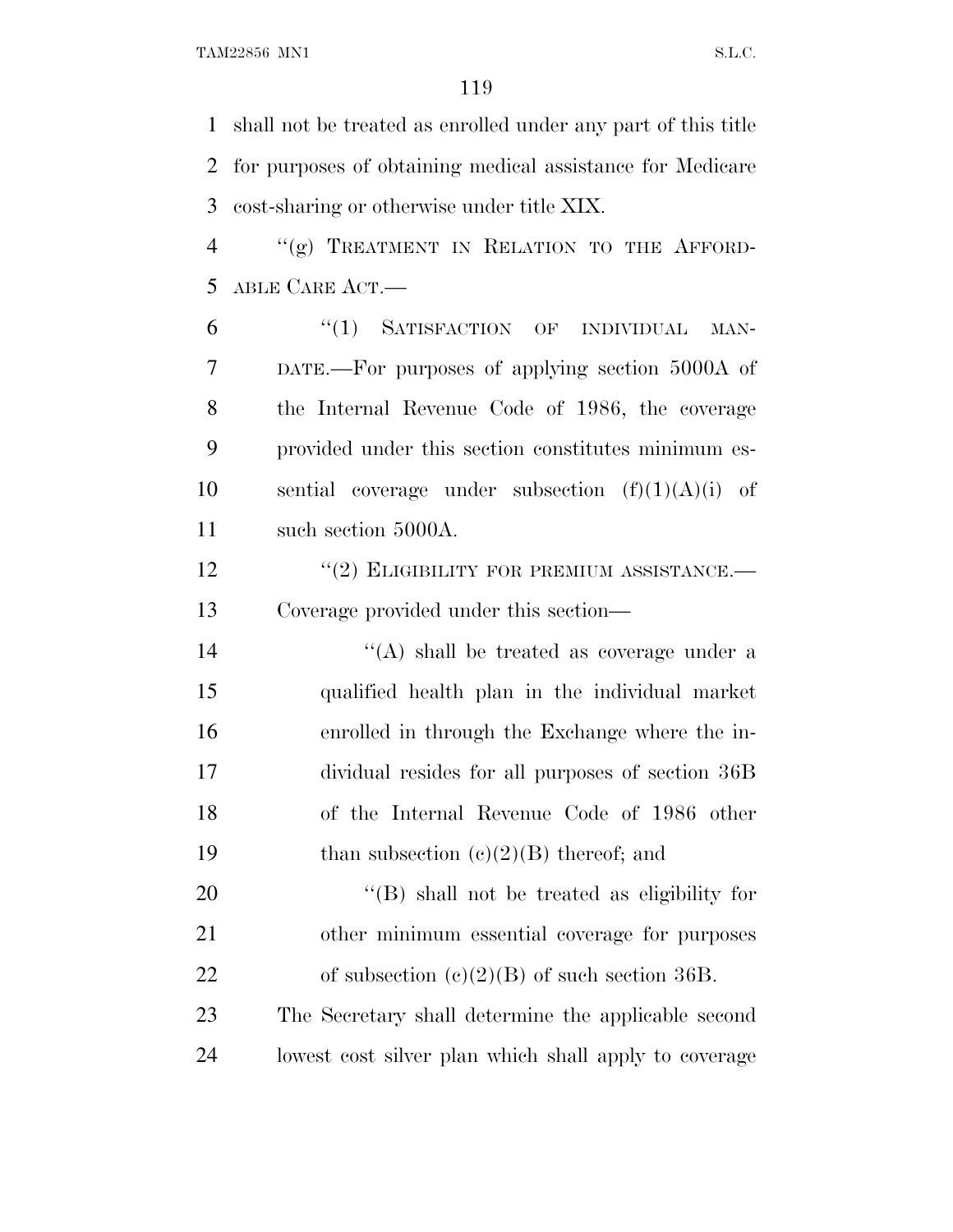shall not be treated as enrolled under any part of this title for purposes of obtaining medical assistance for Medicare cost-sharing or otherwise under title XIX.

"(g) TREATMENT IN RELATION TO THE AFFORDABLE CARE ACT.—

"(1) SATISFACTION OF INDIVIDUAL MANDATE.—For purposes of applying section 5000A of the Internal Revenue Code of 1986, the coverage provided under this section constitutes minimum essential coverage under subsection (f)(1)(A)(i) of such section 5000A.

"(2) ELIGIBILITY FOR PREMIUM ASSISTANCE.—Coverage provided under this section—

"(A) shall be treated as coverage under a qualified health plan in the individual market enrolled in through the Exchange where the individual resides for all purposes of section 36B of the Internal Revenue Code of 1986 other than subsection (c)(2)(B) thereof; and

"(B) shall not be treated as eligibility for other minimum essential coverage for purposes of subsection (c)(2)(B) of such section 36B.

The Secretary shall determine the applicable second lowest cost silver plan which shall apply to coverage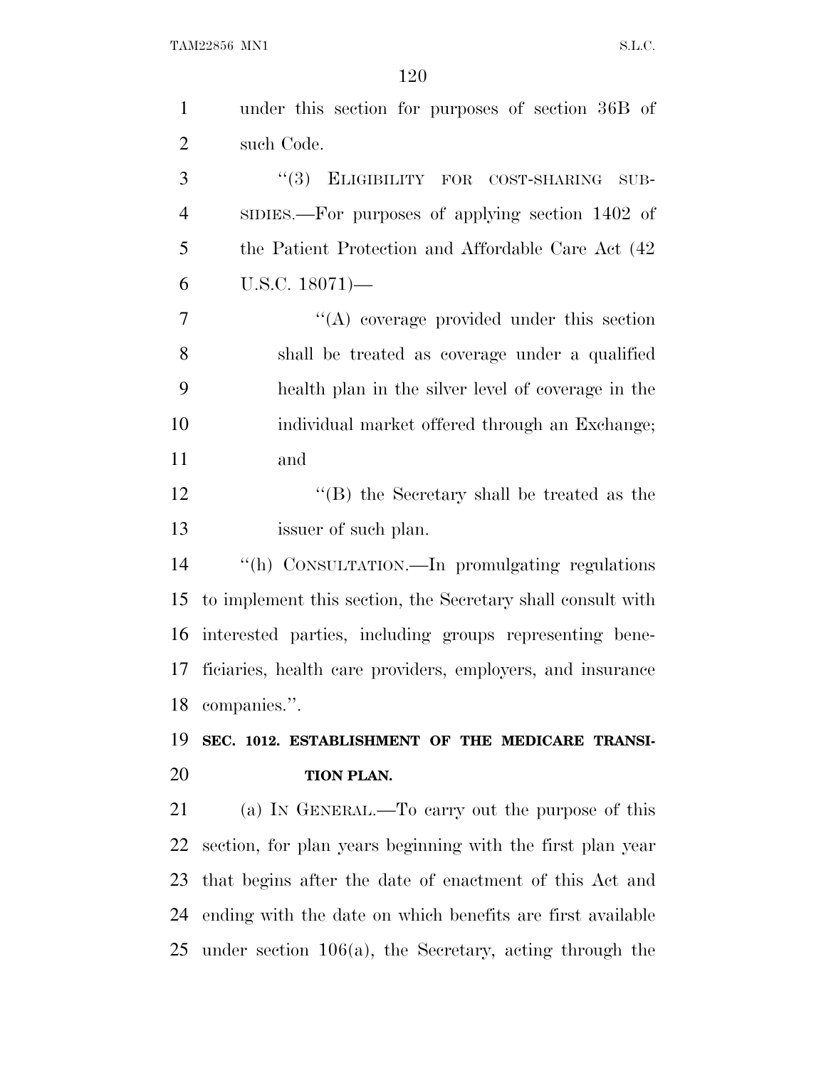under this section for purposes of section 36B of such Code.

"(3) ELIGIBILITY FOR COST-SHARING SUBSIDIES.—For purposes of applying section 1402 of the Patient Protection and Affordable Care Act (42 U.S.C. 18071)—

"(A) coverage provided under this section shall be treated as coverage under a qualified health plan in the silver level of coverage in the individual market offered through an Exchange; and

"(B) the Secretary shall be treated as the issuer of such plan.

"(h) CONSULTATION.—In promulgating regulations to implement this section, the Secretary shall consult with interested parties, including groups representing beneficiaries, health care providers, employers, and insurance companies.".

**SEC. 1012. ESTABLISHMENT OF THE MEDICARE TRANSITION PLAN.**

(a) IN GENERAL.—To carry out the purpose of this section, for plan years beginning with the first plan year that begins after the date of enactment of this Act and ending with the date on which benefits are first available under section 106(a), the Secretary, acting through the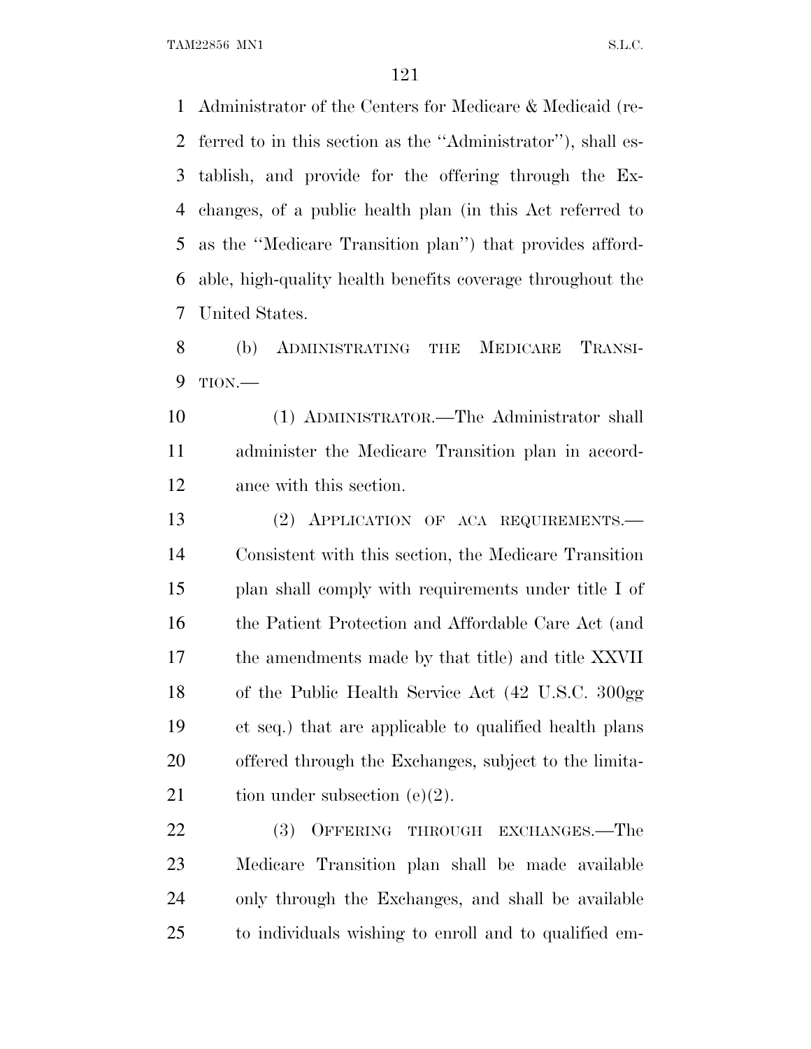Administrator of the Centers for Medicare & Medicaid (referred to in this section as the ''Administrator''), shall establish, and provide for the offering through the Exchanges, of a public health plan (in this Act referred to as the ''Medicare Transition plan'') that provides affordable, high-quality health benefits coverage throughout the United States.

(b) ADMINISTRATING THE MEDICARE TRANSITION.—

(1) ADMINISTRATOR.—The Administrator shall administer the Medicare Transition plan in accordance with this section.

(2) APPLICATION OF ACA REQUIREMENTS.—Consistent with this section, the Medicare Transition plan shall comply with requirements under title I of the Patient Protection and Affordable Care Act (and the amendments made by that title) and title XXVII of the Public Health Service Act (42 U.S.C. 300gg et seq.) that are applicable to qualified health plans offered through the Exchanges, subject to the limitation under subsection (e)(2).

(3) OFFERING THROUGH EXCHANGES.—The Medicare Transition plan shall be made available only through the Exchanges, and shall be available to individuals wishing to enroll and to qualified em-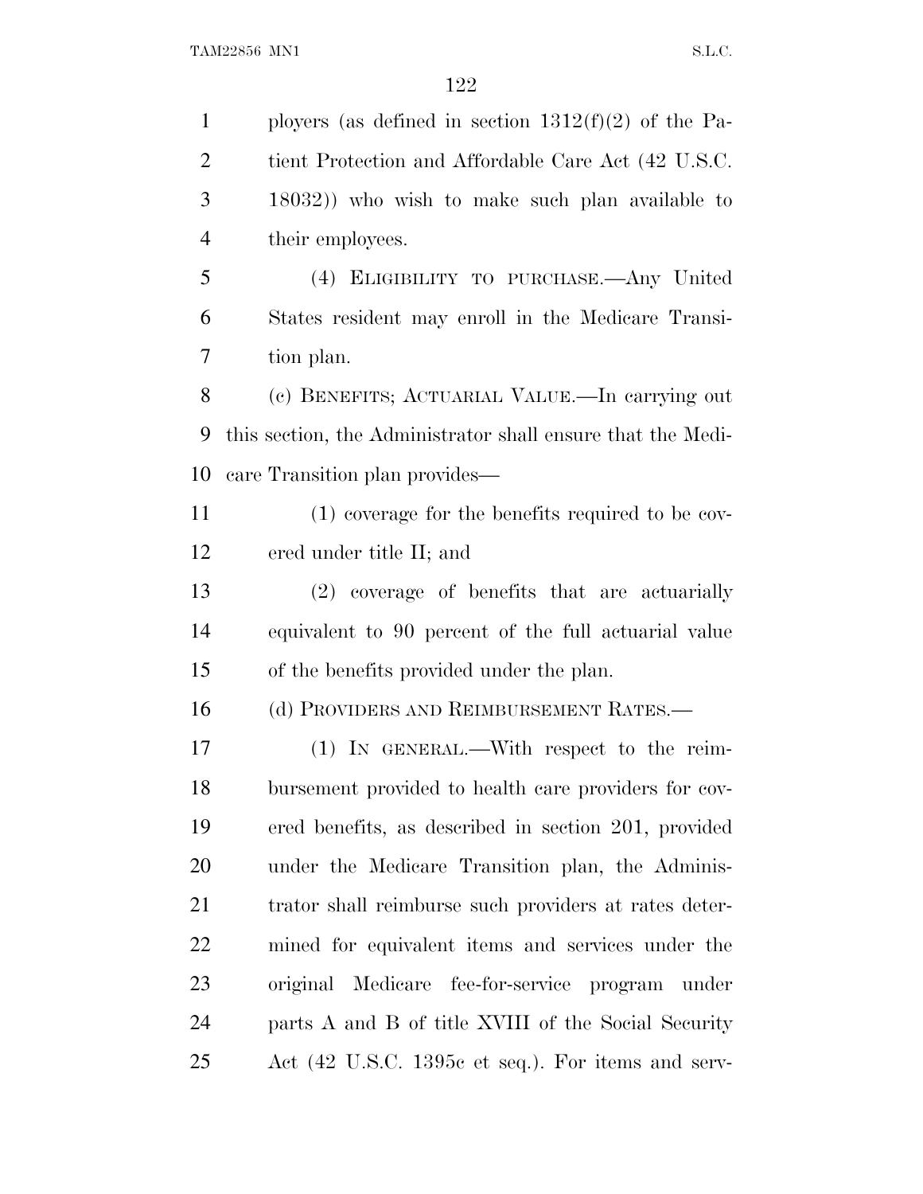ployers (as defined in section 1312(f)(2) of the Patient Protection and Affordable Care Act (42 U.S.C. 18032)) who wish to make such plan available to their employees.

(4) ELIGIBILITY TO PURCHASE.—Any United States resident may enroll in the Medicare Transition plan.

(c) BENEFITS; ACTUARIAL VALUE.—In carrying out this section, the Administrator shall ensure that the Medicare Transition plan provides—

(1) coverage for the benefits required to be covered under title II; and

(2) coverage of benefits that are actuarially equivalent to 90 percent of the full actuarial value of the benefits provided under the plan.

(d) PROVIDERS AND REIMBURSEMENT RATES.—

(1) IN GENERAL.—With respect to the reimbursement provided to health care providers for covered benefits, as described in section 201, provided under the Medicare Transition plan, the Administrator shall reimburse such providers at rates determined for equivalent items and services under the original Medicare fee-for-service program under parts A and B of title XVIII of the Social Security Act (42 U.S.C. 1395c et seq.). For items and serv-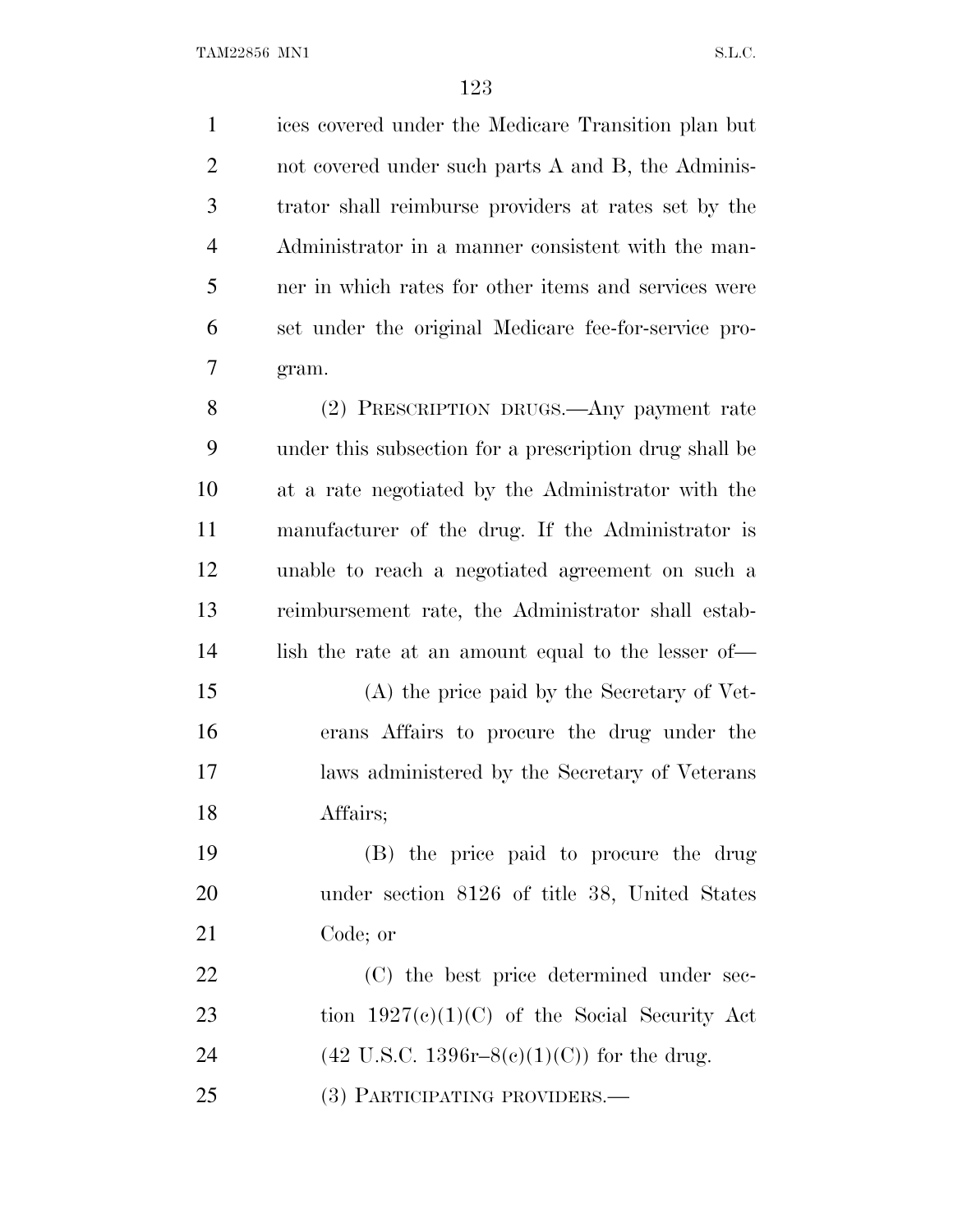ices covered under the Medicare Transition plan but not covered under such parts A and B, the Administrator shall reimburse providers at rates set by the Administrator in a manner consistent with the manner in which rates for other items and services were set under the original Medicare fee-for-service program.

(2) PRESCRIPTION DRUGS.—Any payment rate under this subsection for a prescription drug shall be at a rate negotiated by the Administrator with the manufacturer of the drug. If the Administrator is unable to reach a negotiated agreement on such a reimbursement rate, the Administrator shall establish the rate at an amount equal to the lesser of—

(A) the price paid by the Secretary of Veterans Affairs to procure the drug under the laws administered by the Secretary of Veterans Affairs;

(B) the price paid to procure the drug under section 8126 of title 38, United States Code; or

(C) the best price determined under section 1927(c)(1)(C) of the Social Security Act (42 U.S.C. 1396r–8(c)(1)(C)) for the drug.

(3) PARTICIPATING PROVIDERS.—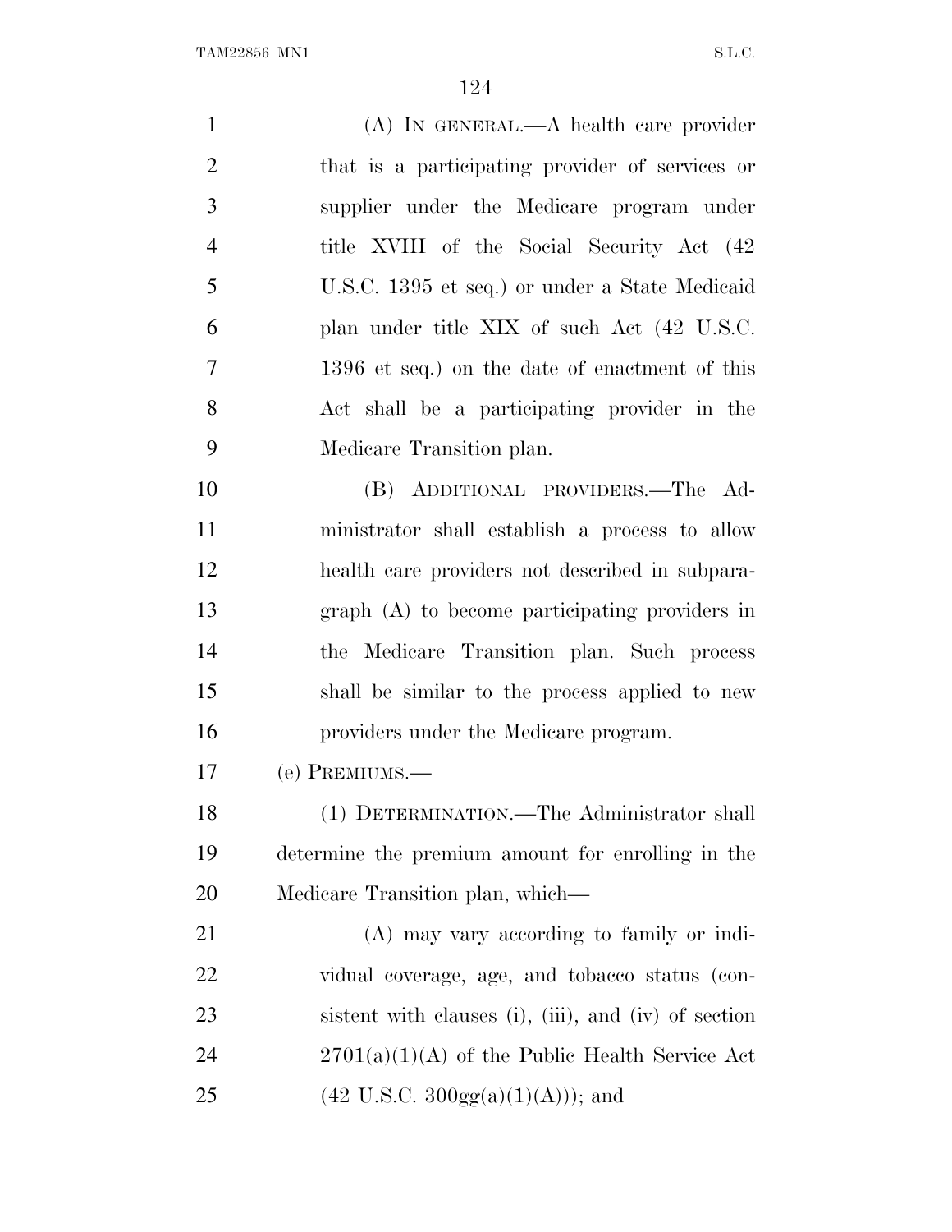(A) IN GENERAL.—A health care provider that is a participating provider of services or supplier under the Medicare program under title XVIII of the Social Security Act (42 U.S.C. 1395 et seq.) or under a State Medicaid plan under title XIX of such Act (42 U.S.C. 1396 et seq.) on the date of enactment of this Act shall be a participating provider in the Medicare Transition plan.

(B) ADDITIONAL PROVIDERS.—The Administrator shall establish a process to allow health care providers not described in subparagraph (A) to become participating providers in the Medicare Transition plan. Such process shall be similar to the process applied to new providers under the Medicare program.

(e) PREMIUMS.—

(1) DETERMINATION.—The Administrator shall determine the premium amount for enrolling in the Medicare Transition plan, which—

(A) may vary according to family or individual coverage, age, and tobacco status (consistent with clauses (i), (iii), and (iv) of section 2701(a)(1)(A) of the Public Health Service Act (42 U.S.C. 300gg(a)(1)(A))); and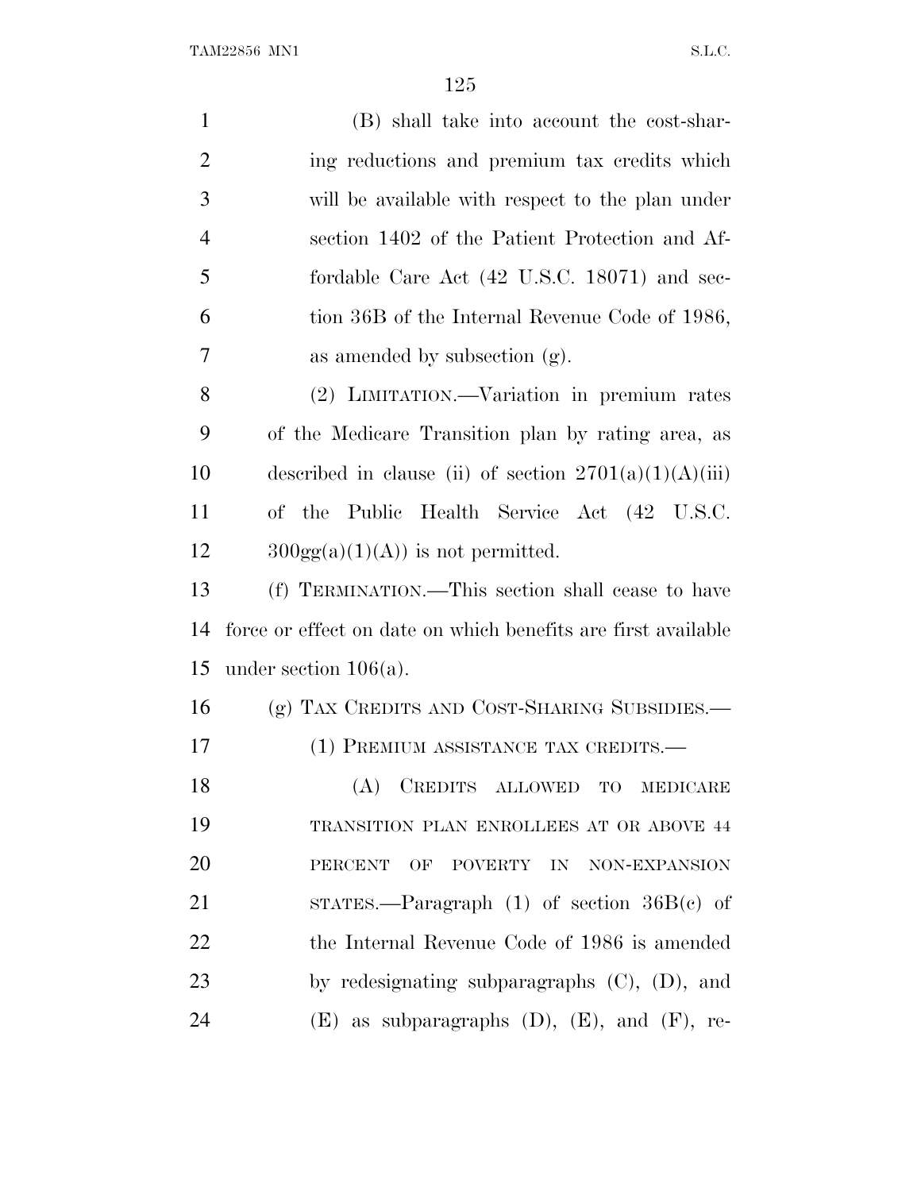(B) shall take into account the cost-sharing reductions and premium tax credits which will be available with respect to the plan under section 1402 of the Patient Protection and Affordable Care Act (42 U.S.C. 18071) and section 36B of the Internal Revenue Code of 1986, as amended by subsection (g).

(2) LIMITATION.—Variation in premium rates of the Medicare Transition plan by rating area, as described in clause (ii) of section 2701(a)(1)(A)(iii) of the Public Health Service Act (42 U.S.C. 300gg(a)(1)(A)) is not permitted.

(f) TERMINATION.—This section shall cease to have force or effect on date on which benefits are first available under section 106(a).

(g) TAX CREDITS AND COST-SHARING SUBSIDIES.—

(1) PREMIUM ASSISTANCE TAX CREDITS.—

(A) CREDITS ALLOWED TO MEDICARE TRANSITION PLAN ENROLLEES AT OR ABOVE 44 PERCENT OF POVERTY IN NON-EXPANSION STATES.—Paragraph (1) of section 36B(c) of the Internal Revenue Code of 1986 is amended by redesignating subparagraphs (C), (D), and (E) as subparagraphs (D), (E), and (F), re-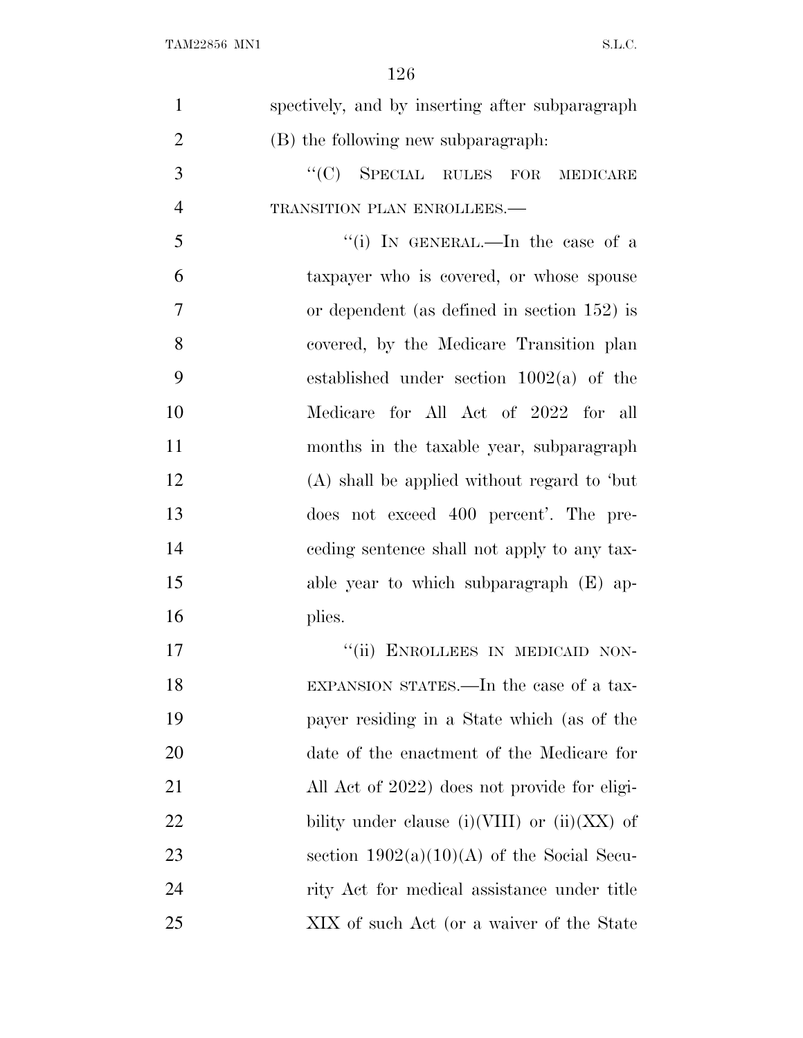spectively, and by inserting after subparagraph (B) the following new subparagraph:

"(C) SPECIAL RULES FOR MEDICARE TRANSITION PLAN ENROLLEES.—

"(i) IN GENERAL.—In the case of a taxpayer who is covered, or whose spouse or dependent (as defined in section 152) is covered, by the Medicare Transition plan established under section 1002(a) of the Medicare for All Act of 2022 for all months in the taxable year, subparagraph (A) shall be applied without regard to 'but does not exceed 400 percent'. The preceding sentence shall not apply to any taxable year to which subparagraph (E) applies.

"(ii) ENROLLEES IN MEDICAID NON-EXPANSION STATES.—In the case of a taxpayer residing in a State which (as of the date of the enactment of the Medicare for All Act of 2022) does not provide for eligibility under clause (i)(VIII) or (ii)(XX) of section 1902(a)(10)(A) of the Social Security Act for medical assistance under title XIX of such Act (or a waiver of the State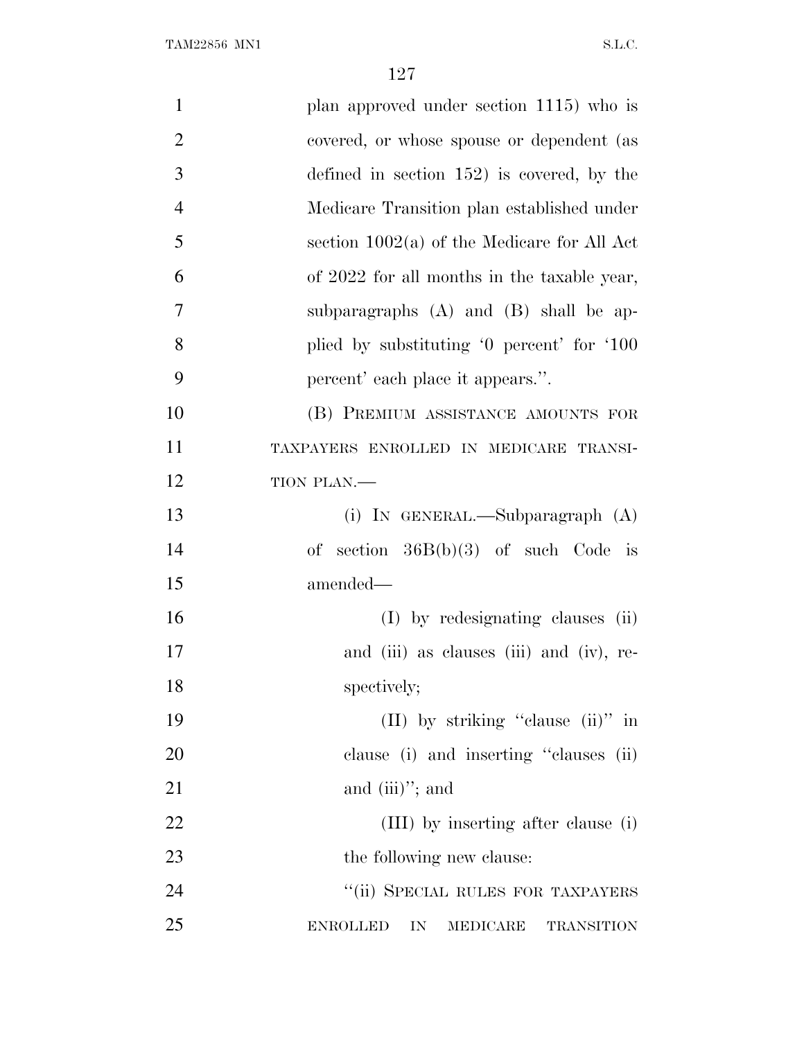plan approved under section 1115) who is covered, or whose spouse or dependent (as defined in section 152) is covered, by the Medicare Transition plan established under section 1002(a) of the Medicare for All Act of 2022 for all months in the taxable year, subparagraphs (A) and (B) shall be applied by substituting '0 percent' for '100 percent' each place it appears.''.

(B) PREMIUM ASSISTANCE AMOUNTS FOR TAXPAYERS ENROLLED IN MEDICARE TRANSITION PLAN.—

(i) IN GENERAL.—Subparagraph (A) of section 36B(b)(3) of such Code is amended—

(I) by redesignating clauses (ii) and (iii) as clauses (iii) and (iv), respectively;

(II) by striking ''clause (ii)'' in clause (i) and inserting ''clauses (ii) and (iii)''; and

(III) by inserting after clause (i) the following new clause:

''(ii) SPECIAL RULES FOR TAXPAYERS ENROLLED IN MEDICARE TRANSITION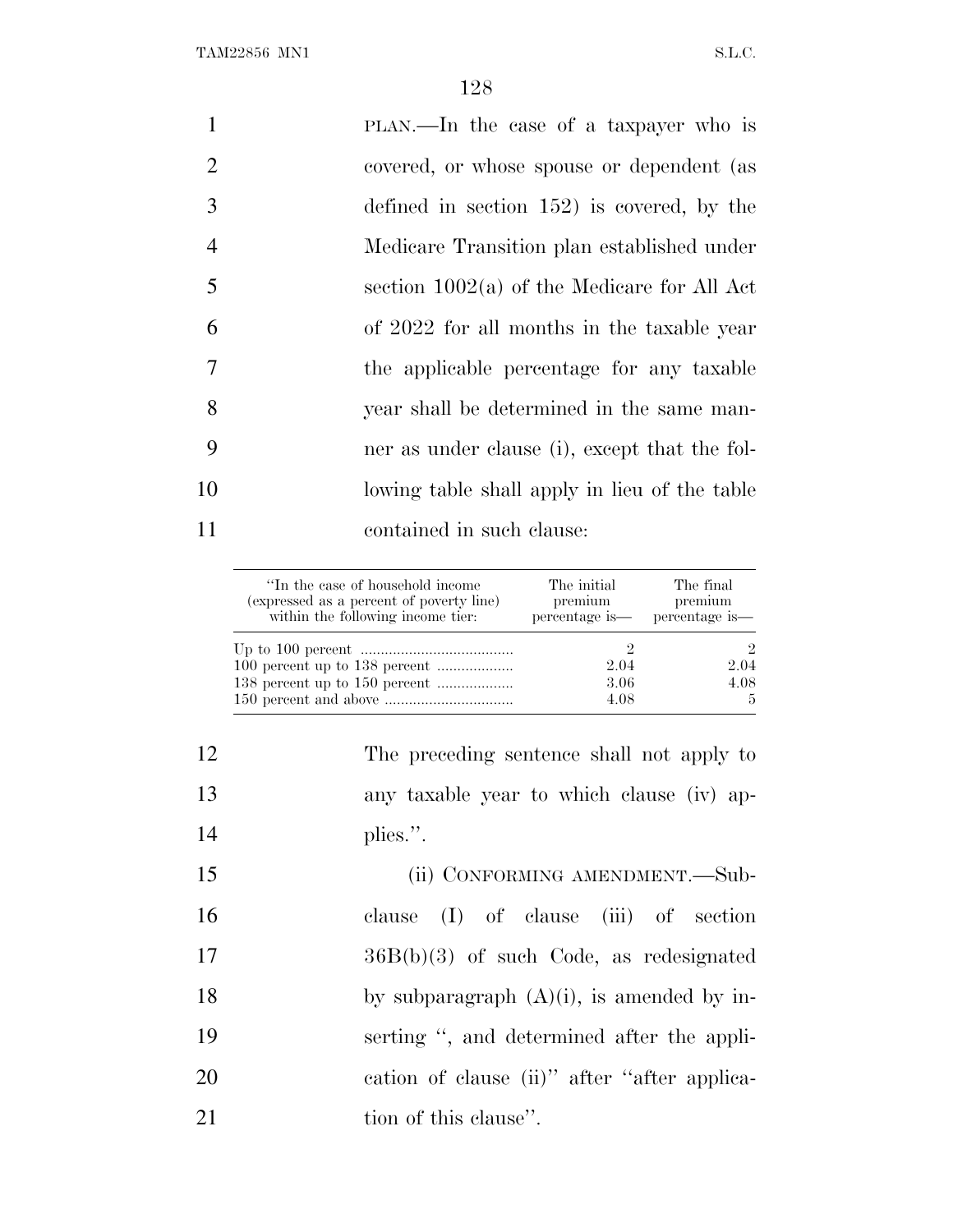PLAN.—In the case of a taxpayer who is covered, or whose spouse or dependent (as defined in section 152) is covered, by the Medicare Transition plan established under section 1002(a) of the Medicare for All Act of 2022 for all months in the taxable year the applicable percentage for any taxable year shall be determined in the same manner as under clause (i), except that the following table shall apply in lieu of the table contained in such clause:

| ''In the case of household income (expressed as a percent of poverty line) within the following income tier: | The initial premium percentage is— | The final premium percentage is— |
|---|---|---|
| Up to 100 percent | 2 | 2 |
| 100 percent up to 138 percent | 2.04 | 2.04 |
| 138 percent up to 150 percent | 3.06 | 4.08 |
| 150 percent and above | 4.08 | 5 |

The preceding sentence shall not apply to any taxable year to which clause (iv) applies.''.

(ii) CONFORMING AMENDMENT.—Subclause (I) of clause (iii) of section 36B(b)(3) of such Code, as redesignated by subparagraph (A)(i), is amended by inserting '', and determined after the application of clause (ii)'' after ''after application of this clause''.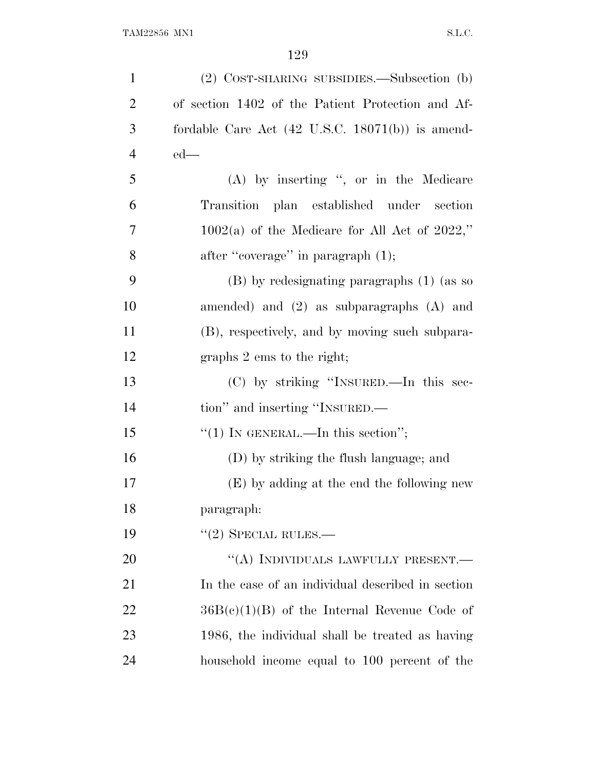(2) COST-SHARING SUBSIDIES.—Subsection (b) of section 1402 of the Patient Protection and Affordable Care Act (42 U.S.C. 18071(b)) is amended—

(A) by inserting ", or in the Medicare Transition plan established under section 1002(a) of the Medicare for All Act of 2022," after "coverage" in paragraph (1);

(B) by redesignating paragraphs (1) (as so amended) and (2) as subparagraphs (A) and (B), respectively, and by moving such subparagraphs 2 ems to the right;

(C) by striking "INSURED.—In this section" and inserting "INSURED.—

"(1) IN GENERAL.—In this section";

(D) by striking the flush language; and

(E) by adding at the end the following new paragraph:

"(2) SPECIAL RULES.—

"(A) INDIVIDUALS LAWFULLY PRESENT.—In the case of an individual described in section 36B(c)(1)(B) of the Internal Revenue Code of 1986, the individual shall be treated as having household income equal to 100 percent of the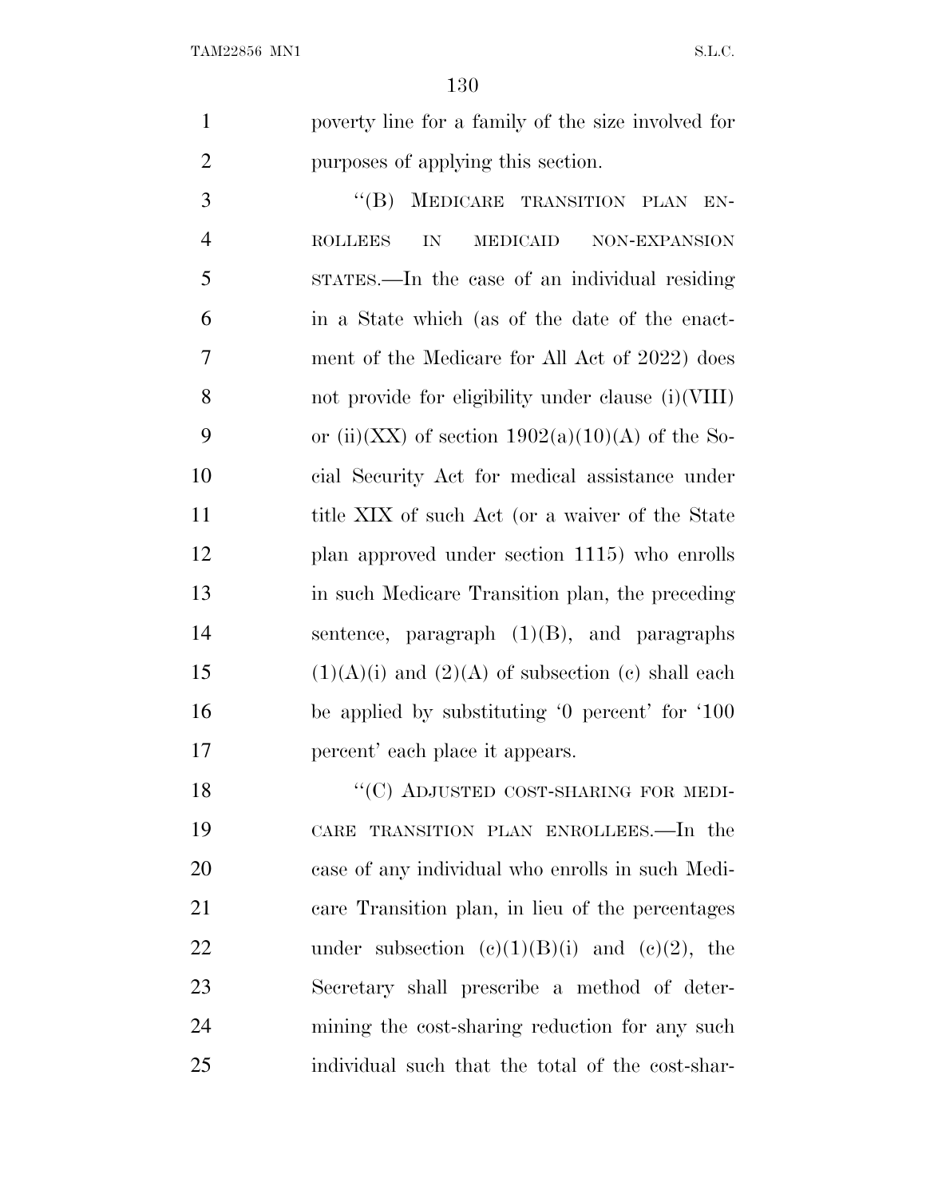poverty line for a family of the size involved for purposes of applying this section.

"(B) MEDICARE TRANSITION PLAN ENROLLEES IN MEDICAID NON-EXPANSION STATES.—In the case of an individual residing in a State which (as of the date of the enactment of the Medicare for All Act of 2022) does not provide for eligibility under clause (i)(VIII) or (ii)(XX) of section 1902(a)(10)(A) of the Social Security Act for medical assistance under title XIX of such Act (or a waiver of the State plan approved under section 1115) who enrolls in such Medicare Transition plan, the preceding sentence, paragraph (1)(B), and paragraphs (1)(A)(i) and (2)(A) of subsection (c) shall each be applied by substituting '0 percent' for '100 percent' each place it appears.

"(C) ADJUSTED COST-SHARING FOR MEDICARE TRANSITION PLAN ENROLLEES.—In the case of any individual who enrolls in such Medicare Transition plan, in lieu of the percentages under subsection (c)(1)(B)(i) and (c)(2), the Secretary shall prescribe a method of determining the cost-sharing reduction for any such individual such that the total of the cost-shar-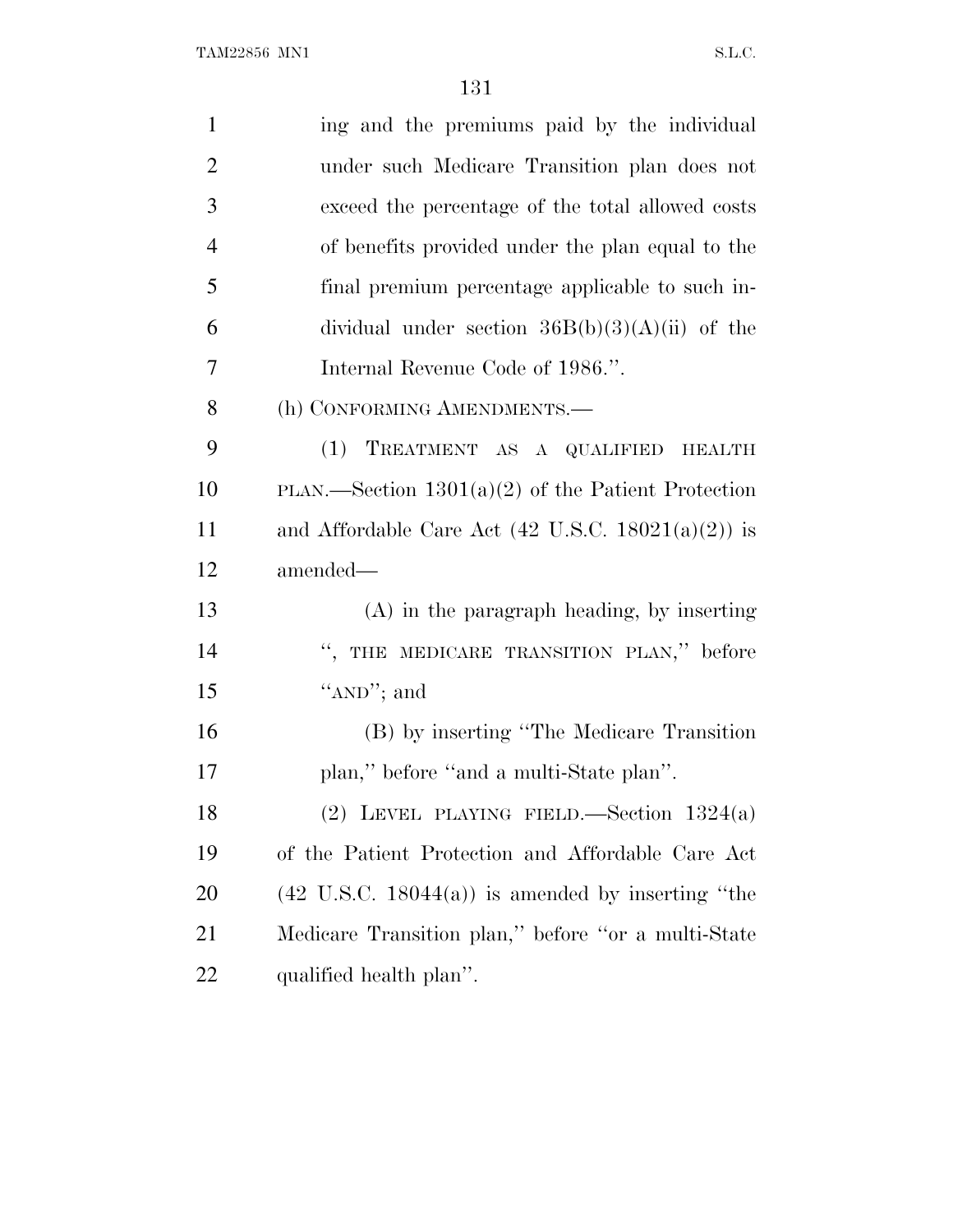ing and the premiums paid by the individual under such Medicare Transition plan does not exceed the percentage of the total allowed costs of benefits provided under the plan equal to the final premium percentage applicable to such individual under section 36B(b)(3)(A)(ii) of the Internal Revenue Code of 1986.''.

(h) CONFORMING AMENDMENTS.—

(1) TREATMENT AS A QUALIFIED HEALTH PLAN.—Section 1301(a)(2) of the Patient Protection and Affordable Care Act (42 U.S.C. 18021(a)(2)) is amended—

(A) in the paragraph heading, by inserting '', THE MEDICARE TRANSITION PLAN,'' before ''AND''; and

(B) by inserting ''The Medicare Transition plan,'' before ''and a multi-State plan''.

(2) LEVEL PLAYING FIELD.—Section 1324(a) of the Patient Protection and Affordable Care Act (42 U.S.C. 18044(a)) is amended by inserting ''the Medicare Transition plan,'' before ''or a multi-State qualified health plan''.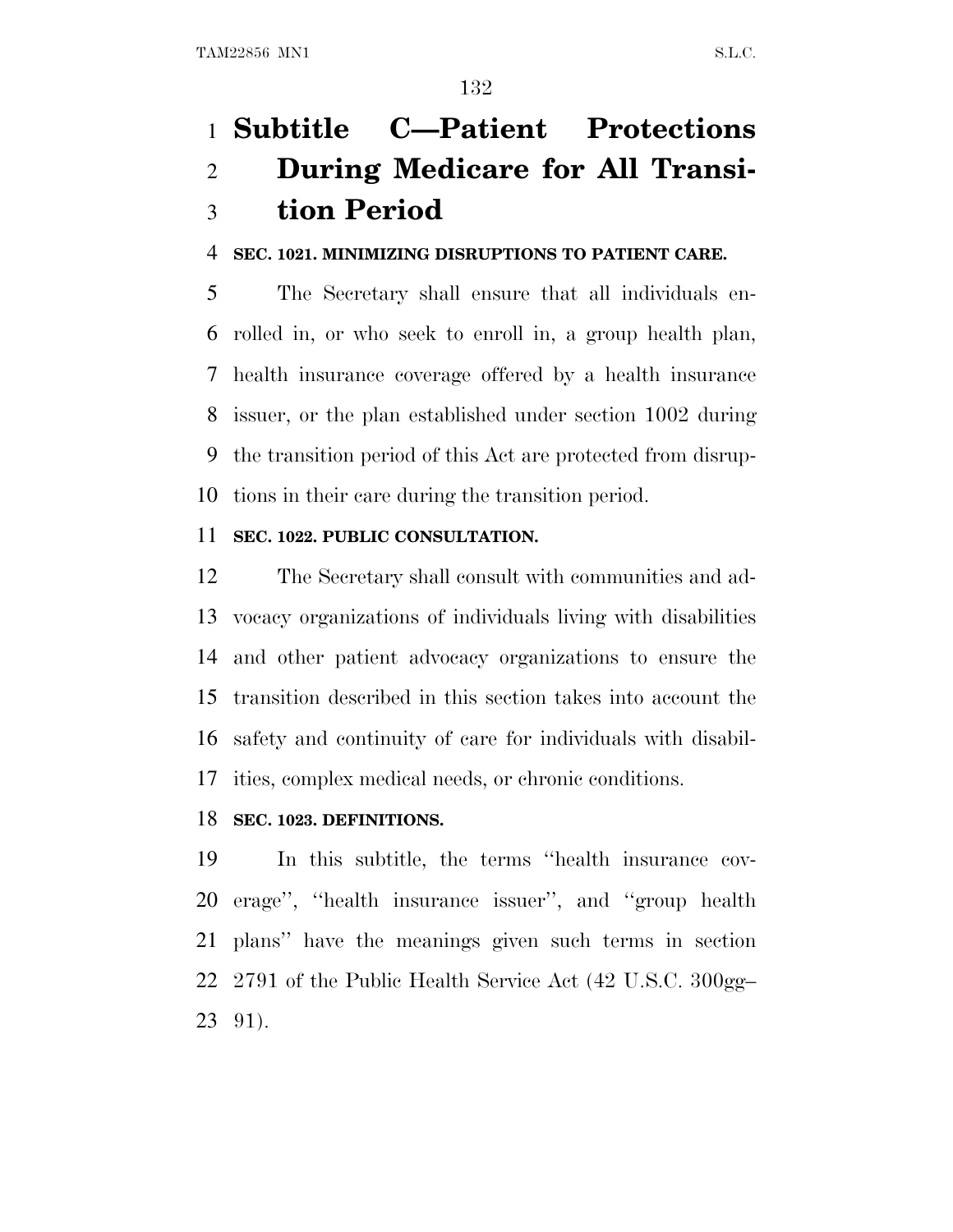# Subtitle C—Patient Protections During Medicare for All Transition Period

**SEC. 1021. MINIMIZING DISRUPTIONS TO PATIENT CARE.**

The Secretary shall ensure that all individuals enrolled in, or who seek to enroll in, a group health plan, health insurance coverage offered by a health insurance issuer, or the plan established under section 1002 during the transition period of this Act are protected from disruptions in their care during the transition period.

**SEC. 1022. PUBLIC CONSULTATION.**

The Secretary shall consult with communities and advocacy organizations of individuals living with disabilities and other patient advocacy organizations to ensure the transition described in this section takes into account the safety and continuity of care for individuals with disabilities, complex medical needs, or chronic conditions.

**SEC. 1023. DEFINITIONS.**

In this subtitle, the terms ''health insurance coverage'', ''health insurance issuer'', and ''group health plans'' have the meanings given such terms in section 2791 of the Public Health Service Act (42 U.S.C. 300gg–91).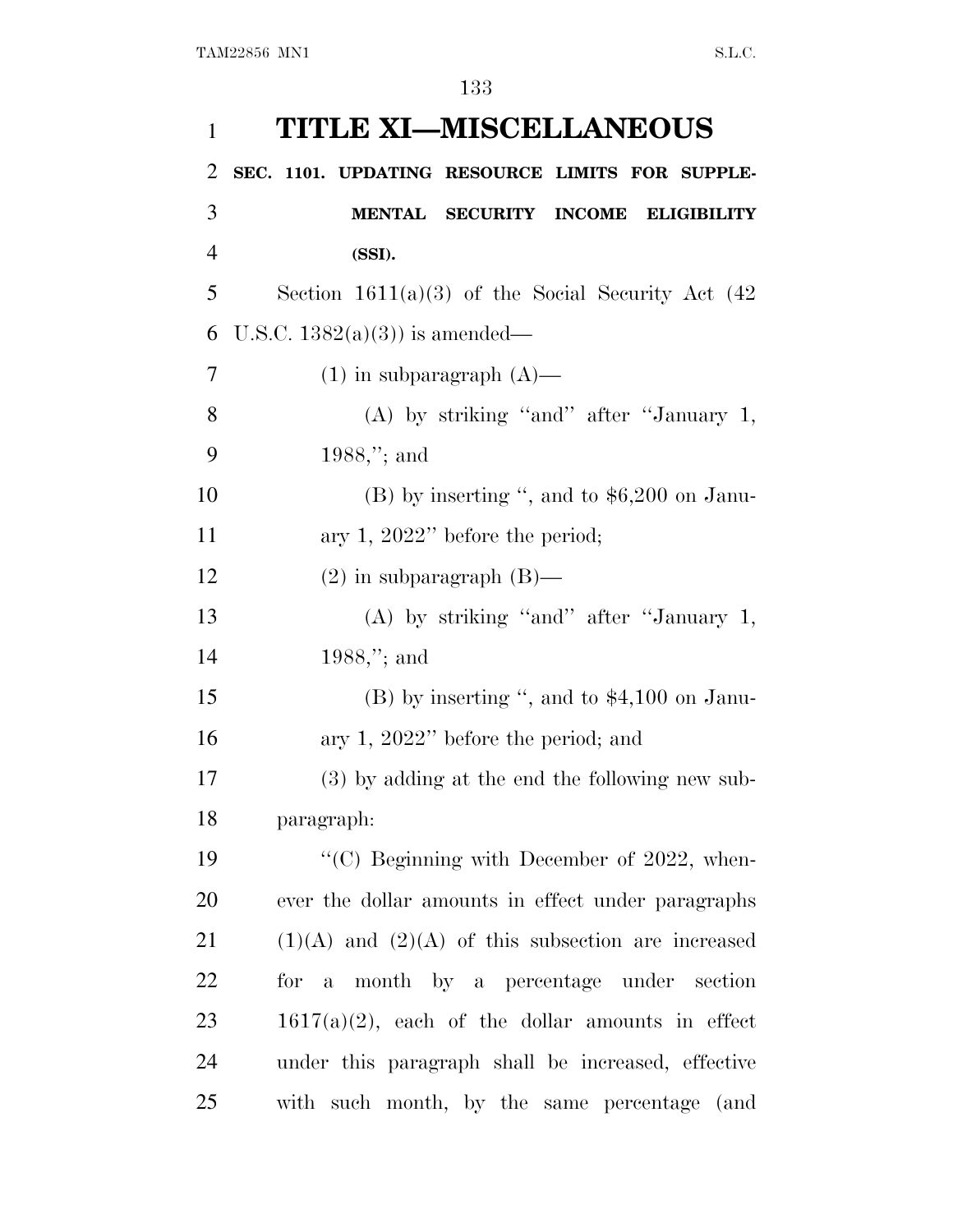# TITLE XI—MISCELLANEOUS

## SEC. 1101. UPDATING RESOURCE LIMITS FOR SUPPLEMENTAL SECURITY INCOME ELIGIBILITY (SSI).

Section 1611(a)(3) of the Social Security Act (42 U.S.C. 1382(a)(3)) is amended—

(1) in subparagraph (A)—

(A) by striking ‘‘and’’ after ‘‘January 1, 1988,’’; and

(B) by inserting ‘‘, and to $6,200 on January 1, 2022’’ before the period;

(2) in subparagraph (B)—

(A) by striking ‘‘and’’ after ‘‘January 1, 1988,’’; and

(B) by inserting ‘‘, and to $4,100 on January 1, 2022’’ before the period; and

(3) by adding at the end the following new subparagraph:

‘‘(C) Beginning with December of 2022, whenever the dollar amounts in effect under paragraphs (1)(A) and (2)(A) of this subsection are increased for a month by a percentage under section 1617(a)(2), each of the dollar amounts in effect under this paragraph shall be increased, effective with such month, by the same percentage (and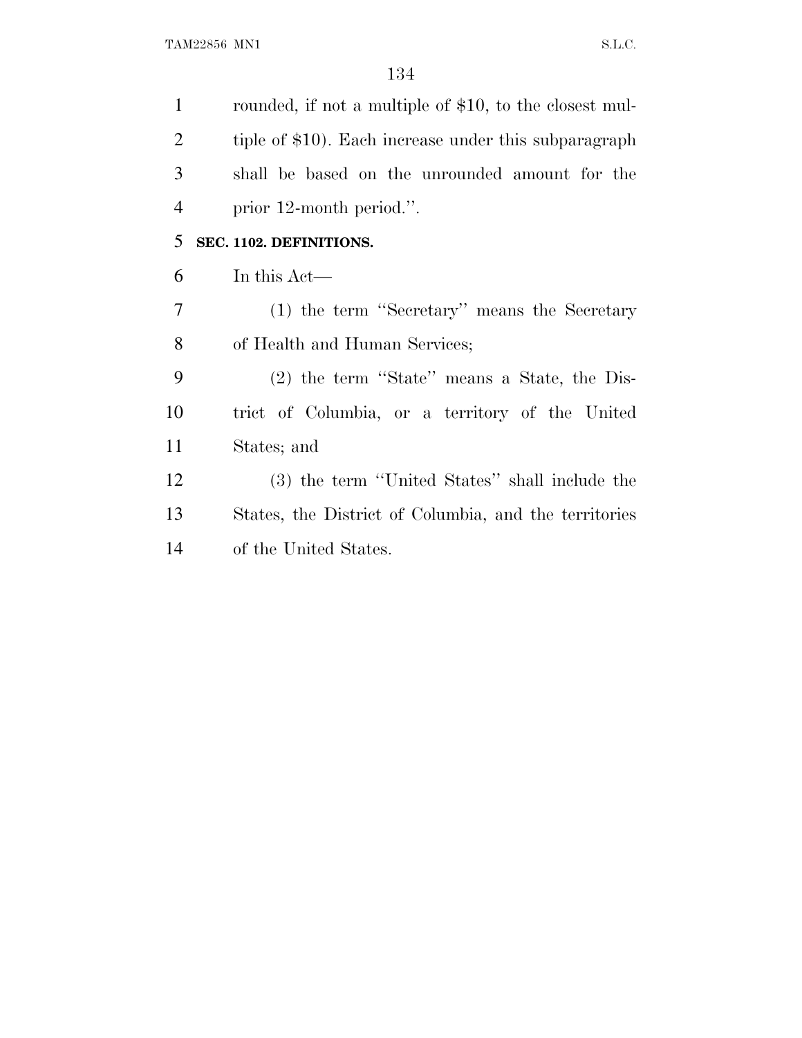rounded, if not a multiple of $10, to the closest multiple of $10). Each increase under this subparagraph shall be based on the unrounded amount for the prior 12-month period.''.

**SEC. 1102. DEFINITIONS.**

In this Act—

(1) the term ''Secretary'' means the Secretary of Health and Human Services;

(2) the term ''State'' means a State, the District of Columbia, or a territory of the United States; and

(3) the term ''United States'' shall include the States, the District of Columbia, and the territories of the United States.